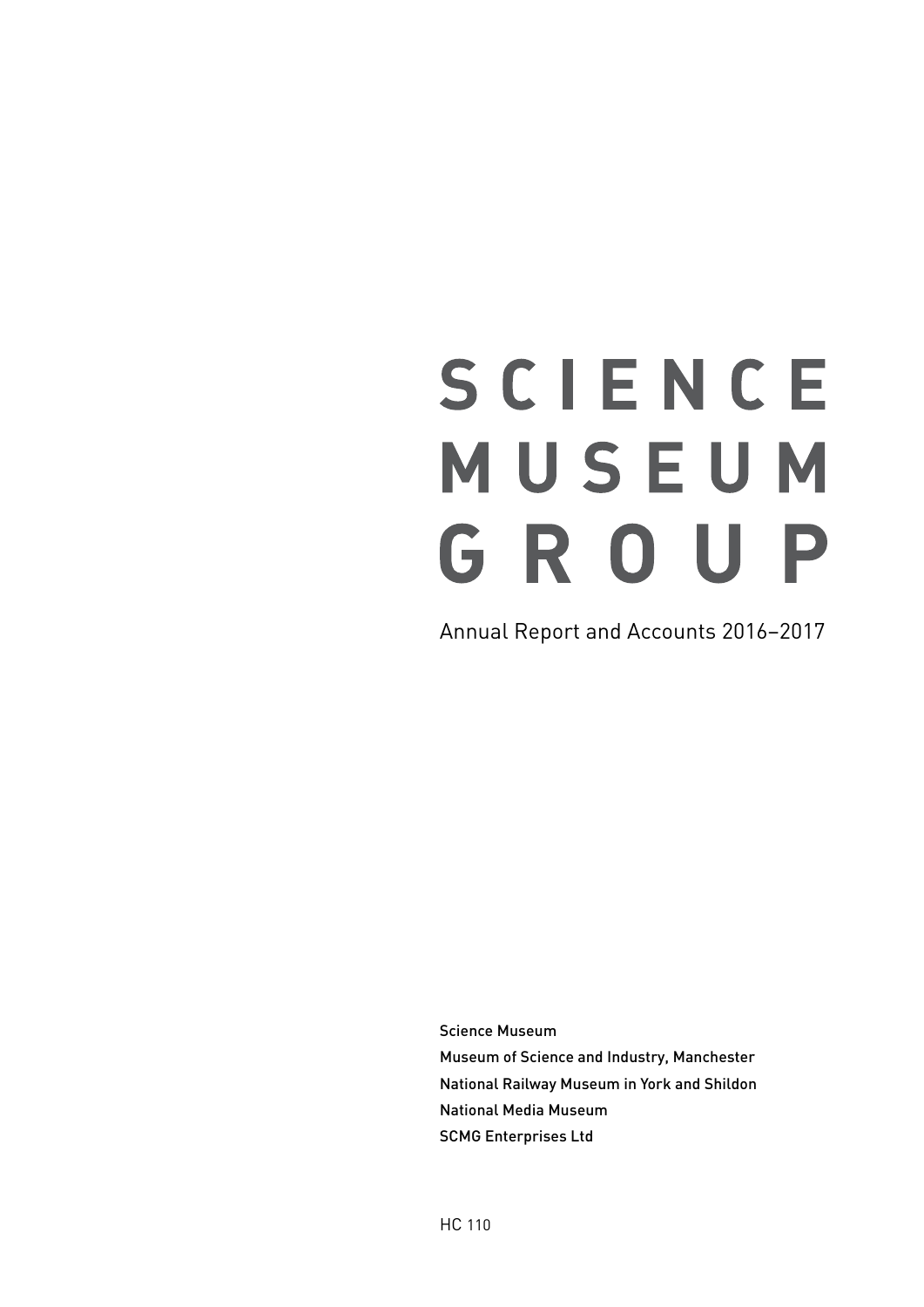# SCIENCE MUSEUM GROUP

Annual Report and Accounts 2016–2017

Science Museum

Museum of Science and Industry, Manchester

National Railway Museum in York and Shildon

National Media Museum

SCMG Enterprises Ltd

HC 110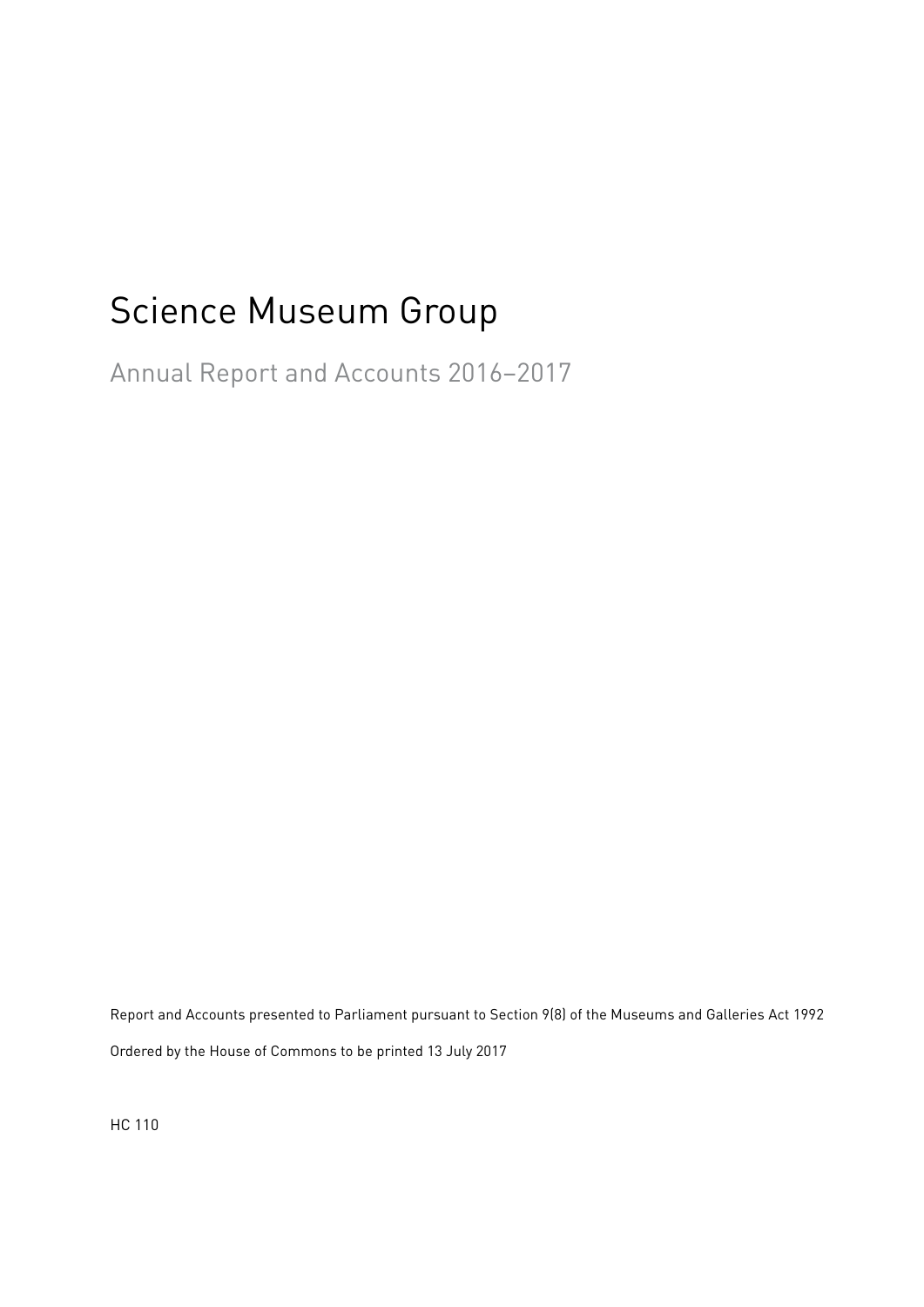# Science Museum Group

## Annual Report and Accounts 2016–2017

Report and Accounts presented to Parliament pursuant to Section 9(8) of the Museums and Galleries Act 1992

Ordered by the House of Commons to be printed 13 July 2017

HC 110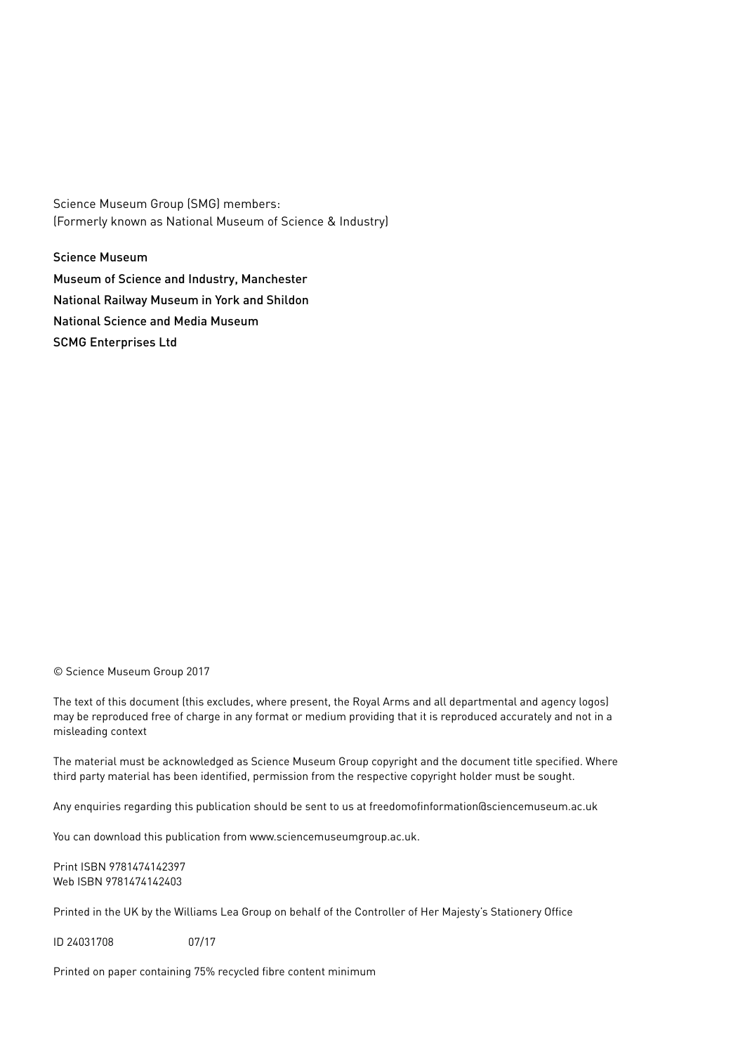Science Museum Group (SMG) members:
(Formerly known as National Museum of Science & Industry)

**Science Museum**
**Museum of Science and Industry, Manchester**
**National Railway Museum in York and Shildon**
**National Science and Media Museum**
**SCMG Enterprises Ltd**

© Science Museum Group 2017

The text of this document (this excludes, where present, the Royal Arms and all departmental and agency logos) may be reproduced free of charge in any format or medium providing that it is reproduced accurately and not in a misleading context

The material must be acknowledged as Science Museum Group copyright and the document title specified. Where third party material has been identified, permission from the respective copyright holder must be sought.

Any enquiries regarding this publication should be sent to us at freedomofinformation@sciencemuseum.ac.uk

You can download this publication from www.sciencemuseumgroup.ac.uk.

Print ISBN 9781474142397
Web ISBN 9781474142403

Printed in the UK by the Williams Lea Group on behalf of the Controller of Her Majesty's Stationery Office

ID 24031708 07/17

Printed on paper containing 75% recycled fibre content minimum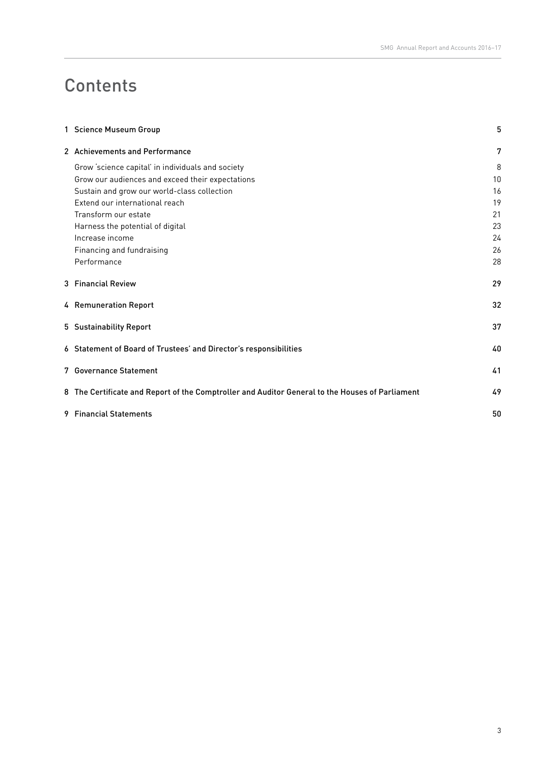# Contents

| | |
|---|---|
| **1 Science Museum Group** | **5** |
| **2 Achievements and Performance** | **7** |
| Grow 'science capital' in individuals and society | 8 |
| Grow our audiences and exceed their expectations | 10 |
| Sustain and grow our world-class collection | 16 |
| Extend our international reach | 19 |
| Transform our estate | 21 |
| Harness the potential of digital | 23 |
| Increase income | 24 |
| Financing and fundraising | 26 |
| Performance | 28 |
| **3 Financial Review** | **29** |
| **4 Remuneration Report** | **32** |
| **5 Sustainability Report** | **37** |
| **6 Statement of Board of Trustees' and Director's responsibilities** | **40** |
| **7 Governance Statement** | **41** |
| **8 The Certificate and Report of the Comptroller and Auditor General to the Houses of Parliament** | **49** |
| **9 Financial Statements** | **50** |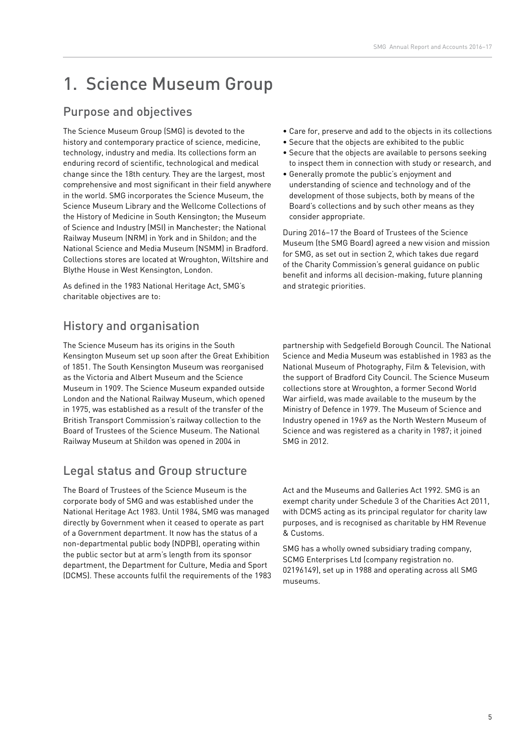# 1. Science Museum Group

## Purpose and objectives

The Science Museum Group (SMG) is devoted to the history and contemporary practice of science, medicine, technology, industry and media. Its collections form an enduring record of scientific, technological and medical change since the 18th century. They are the largest, most comprehensive and most significant in their field anywhere in the world. SMG incorporates the Science Museum, the Science Museum Library and the Wellcome Collections of the History of Medicine in South Kensington; the Museum of Science and Industry (MSI) in Manchester; the National Railway Museum (NRM) in York and in Shildon; and the National Science and Media Museum (NSMM) in Bradford. Collections stores are located at Wroughton, Wiltshire and Blythe House in West Kensington, London.

As defined in the 1983 National Heritage Act, SMG's charitable objectives are to:

- Care for, preserve and add to the objects in its collections
- Secure that the objects are exhibited to the public
- Secure that the objects are available to persons seeking to inspect them in connection with study or research, and
- Generally promote the public's enjoyment and understanding of science and technology and of the development of those subjects, both by means of the Board's collections and by such other means as they consider appropriate.

During 2016–17 the Board of Trustees of the Science Museum (the SMG Board) agreed a new vision and mission for SMG, as set out in section 2, which takes due regard of the Charity Commission's general guidance on public benefit and informs all decision-making, future planning and strategic priorities.

## History and organisation

The Science Museum has its origins in the South Kensington Museum set up soon after the Great Exhibition of 1851. The South Kensington Museum was reorganised as the Victoria and Albert Museum and the Science Museum in 1909. The Science Museum expanded outside London and the National Railway Museum, which opened in 1975, was established as a result of the transfer of the British Transport Commission's railway collection to the Board of Trustees of the Science Museum. The National Railway Museum at Shildon was opened in 2004 in partnership with Sedgefield Borough Council. The National Science and Media Museum was established in 1983 as the National Museum of Photography, Film & Television, with the support of Bradford City Council. The Science Museum collections store at Wroughton, a former Second World War airfield, was made available to the museum by the Ministry of Defence in 1979. The Museum of Science and Industry opened in 1969 as the North Western Museum of Science and was registered as a charity in 1987; it joined SMG in 2012.

## Legal status and Group structure

The Board of Trustees of the Science Museum is the corporate body of SMG and was established under the National Heritage Act 1983. Until 1984, SMG was managed directly by Government when it ceased to operate as part of a Government department. It now has the status of a non-departmental public body (NDPB), operating within the public sector but at arm's length from its sponsor department, the Department for Culture, Media and Sport (DCMS). These accounts fulfil the requirements of the 1983 Act and the Museums and Galleries Act 1992. SMG is an exempt charity under Schedule 3 of the Charities Act 2011, with DCMS acting as its principal regulator for charity law purposes, and is recognised as charitable by HM Revenue & Customs.

SMG has a wholly owned subsidiary trading company, SCMG Enterprises Ltd (company registration no. 02196149), set up in 1988 and operating across all SMG museums.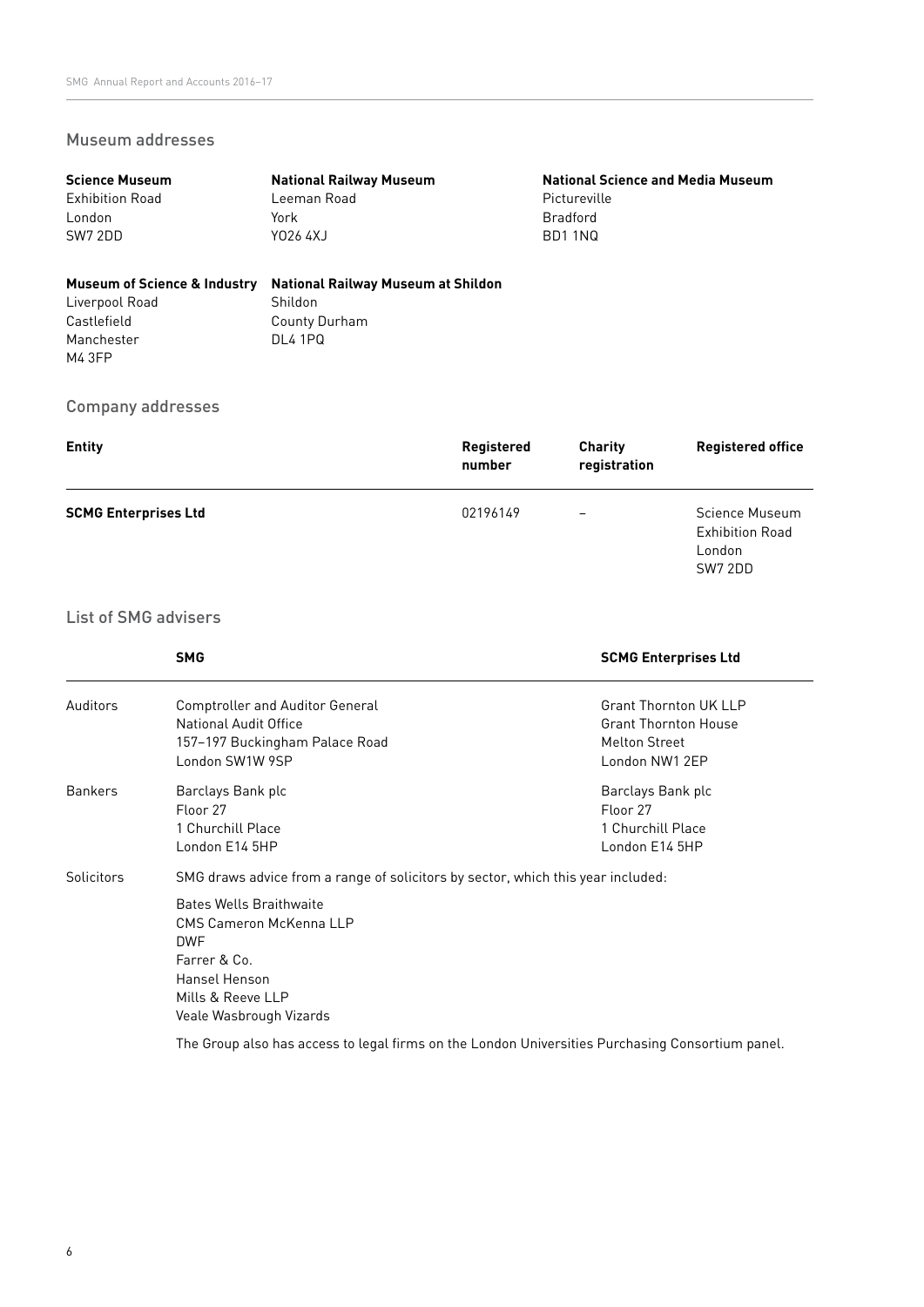## Museum addresses

**Science Museum**
Exhibition Road
London
SW7 2DD

**National Railway Museum**
Leeman Road
York
YO26 4XJ

**National Science and Media Museum**
Pictureville
Bradford
BD1 1NQ

**Museum of Science & Industry**
Liverpool Road
Castlefield
Manchester
M4 3FP

**National Railway Museum at Shildon**
Shildon
County Durham
DL4 1PQ

## Company addresses

| Entity | Registered number | Charity registration | Registered office |
|---|---|---|---|
| **SCMG Enterprises Ltd** | 02196149 | – | Science Museum<br>Exhibition Road<br>London<br>SW7 2DD |

## List of SMG advisers

| | SMG | SCMG Enterprises Ltd |
|---|---|---|
| Auditors | Comptroller and Auditor General<br>National Audit Office<br>157–197 Buckingham Palace Road<br>London SW1W 9SP | Grant Thornton UK LLP<br>Grant Thornton House<br>Melton Street<br>London NW1 2EP |
| Bankers | Barclays Bank plc<br>Floor 27<br>1 Churchill Place<br>London E14 5HP | Barclays Bank plc<br>Floor 27<br>1 Churchill Place<br>London E14 5HP |
| Solicitors | SMG draws advice from a range of solicitors by sector, which this year included:<br><br>Bates Wells Braithwaite<br>CMS Cameron McKenna LLP<br>DWF<br>Farrer & Co.<br>Hansel Henson<br>Mills & Reeve LLP<br>Veale Wasbrough Vizards<br><br>The Group also has access to legal firms on the London Universities Purchasing Consortium panel. | |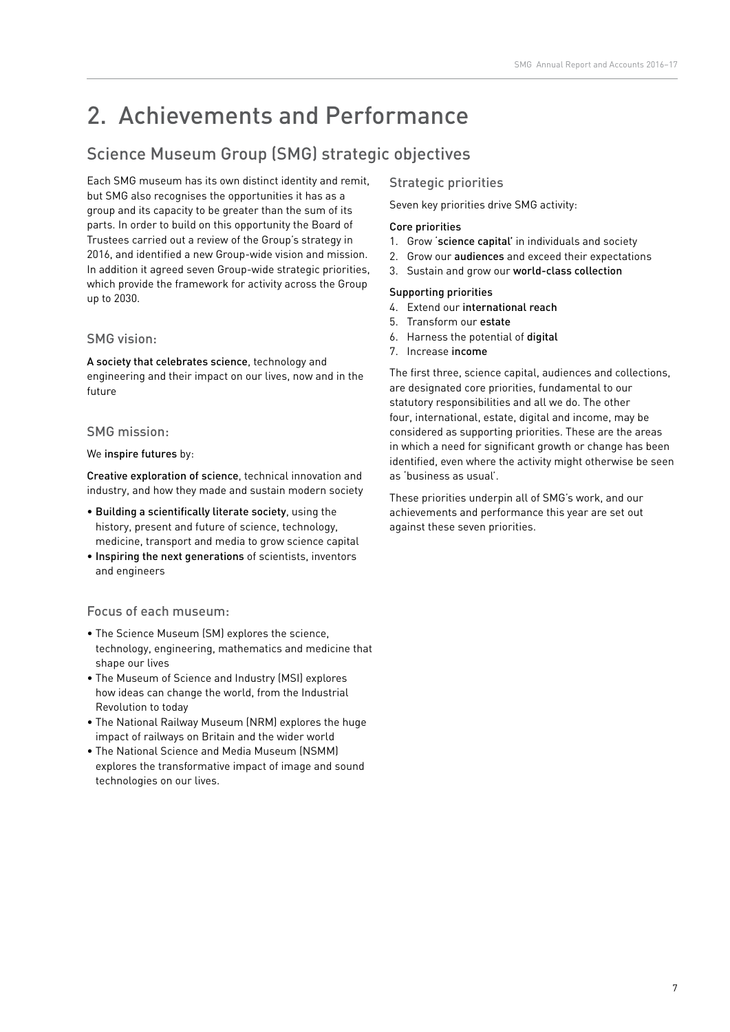# 2. Achievements and Performance

## Science Museum Group (SMG) strategic objectives

Each SMG museum has its own distinct identity and remit, but SMG also recognises the opportunities it has as a group and its capacity to be greater than the sum of its parts. In order to build on this opportunity the Board of Trustees carried out a review of the Group's strategy in 2016, and identified a new Group-wide vision and mission. In addition it agreed seven Group-wide strategic priorities, which provide the framework for activity across the Group up to 2030.

### SMG vision:

A society that celebrates science, technology and engineering and their impact on our lives, now and in the future

### SMG mission:

We inspire futures by:

Creative exploration of science, technical innovation and industry, and how they made and sustain modern society

- Building a scientifically literate society, using the history, present and future of science, technology, medicine, transport and media to grow science capital
- Inspiring the next generations of scientists, inventors and engineers

### Focus of each museum:

- The Science Museum (SM) explores the science, technology, engineering, mathematics and medicine that shape our lives
- The Museum of Science and Industry (MSI) explores how ideas can change the world, from the Industrial Revolution to today
- The National Railway Museum (NRM) explores the huge impact of railways on Britain and the wider world
- The National Science and Media Museum (NSMM) explores the transformative impact of image and sound technologies on our lives.

### Strategic priorities

Seven key priorities drive SMG activity:

**Core priorities**

1. Grow 'science capital' in individuals and society
2. Grow our audiences and exceed their expectations
3. Sustain and grow our world-class collection

**Supporting priorities**

4. Extend our international reach
5. Transform our estate
6. Harness the potential of digital
7. Increase income

The first three, science capital, audiences and collections, are designated core priorities, fundamental to our statutory responsibilities and all we do. The other four, international, estate, digital and income, may be considered as supporting priorities. These are the areas in which a need for significant growth or change has been identified, even where the activity might otherwise be seen as 'business as usual'.

These priorities underpin all of SMG's work, and our achievements and performance this year are set out against these seven priorities.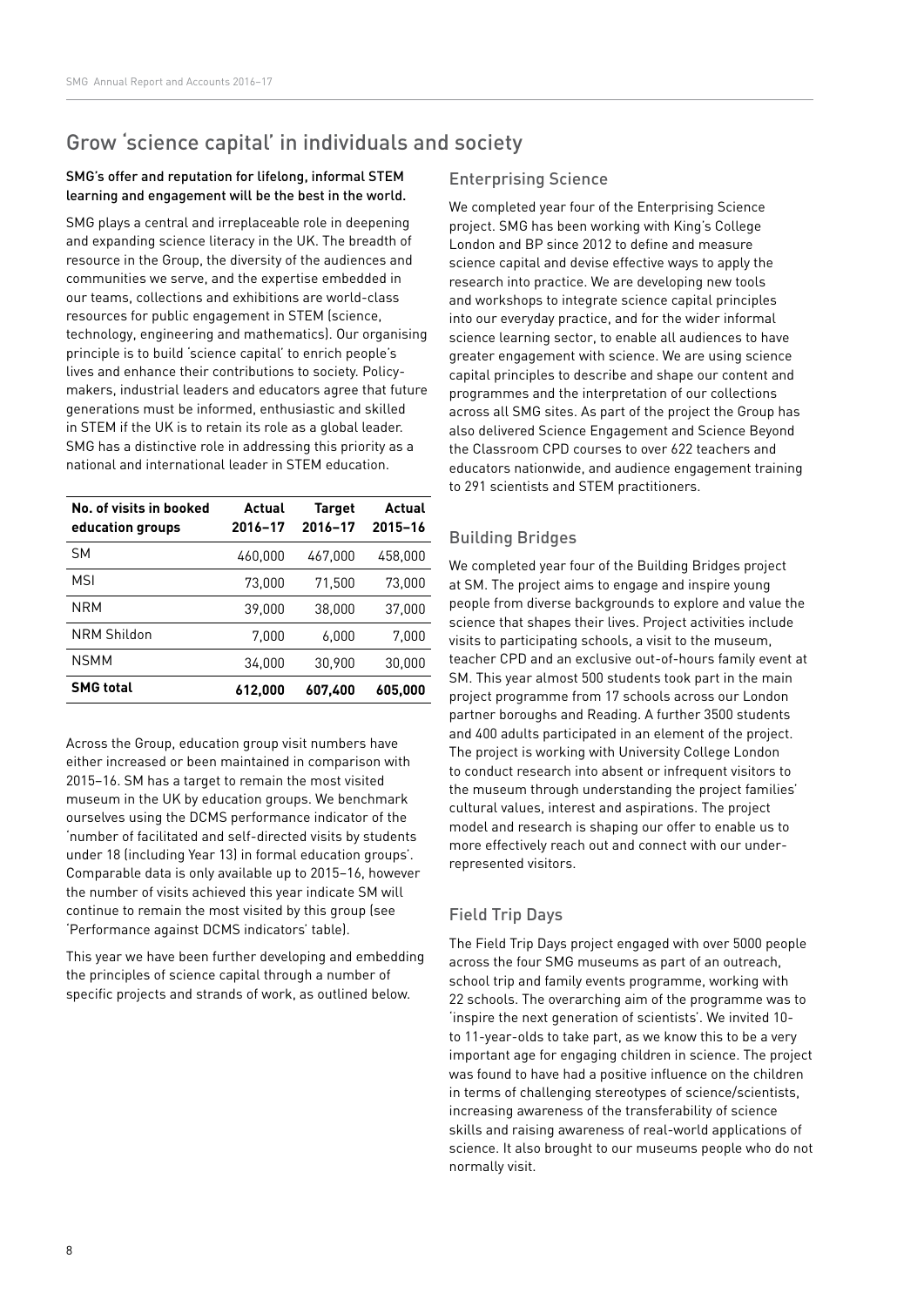## Grow 'science capital' in individuals and society

**SMG's offer and reputation for lifelong, informal STEM learning and engagement will be the best in the world.**

SMG plays a central and irreplaceable role in deepening and expanding science literacy in the UK. The breadth of resource in the Group, the diversity of the audiences and communities we serve, and the expertise embedded in our teams, collections and exhibitions are world-class resources for public engagement in STEM (science, technology, engineering and mathematics). Our organising principle is to build 'science capital' to enrich people's lives and enhance their contributions to society. Policy-makers, industrial leaders and educators agree that future generations must be informed, enthusiastic and skilled in STEM if the UK is to retain its role as a global leader. SMG has a distinctive role in addressing this priority as a national and international leader in STEM education.

| No. of visits in booked education groups | Actual 2016–17 | Target 2016–17 | Actual 2015–16 |
|---|---|---|---|
| SM | 460,000 | 467,000 | 458,000 |
| MSI | 73,000 | 71,500 | 73,000 |
| NRM | 39,000 | 38,000 | 37,000 |
| NRM Shildon | 7,000 | 6,000 | 7,000 |
| NSMM | 34,000 | 30,900 | 30,000 |
| **SMG total** | **612,000** | **607,400** | **605,000** |

Across the Group, education group visit numbers have either increased or been maintained in comparison with 2015–16. SM has a target to remain the most visited museum in the UK by education groups. We benchmark ourselves using the DCMS performance indicator of the 'number of facilitated and self-directed visits by students under 18 (including Year 13) in formal education groups'. Comparable data is only available up to 2015–16, however the number of visits achieved this year indicate SM will continue to remain the most visited by this group (see 'Performance against DCMS indicators' table).

This year we have been further developing and embedding the principles of science capital through a number of specific projects and strands of work, as outlined below.

### Enterprising Science

We completed year four of the Enterprising Science project. SMG has been working with King's College London and BP since 2012 to define and measure science capital and devise effective ways to apply the research into practice. We are developing new tools and workshops to integrate science capital principles into our everyday practice, and for the wider informal science learning sector, to enable all audiences to have greater engagement with science. We are using science capital principles to describe and shape our content and programmes and the interpretation of our collections across all SMG sites. As part of the project the Group has also delivered Science Engagement and Science Beyond the Classroom CPD courses to over 622 teachers and educators nationwide, and audience engagement training to 291 scientists and STEM practitioners.

### Building Bridges

We completed year four of the Building Bridges project at SM. The project aims to engage and inspire young people from diverse backgrounds to explore and value the science that shapes their lives. Project activities include visits to participating schools, a visit to the museum, teacher CPD and an exclusive out-of-hours family event at SM. This year almost 500 students took part in the main project programme from 17 schools across our London partner boroughs and Reading. A further 3500 students and 400 adults participated in an element of the project. The project is working with University College London to conduct research into absent or infrequent visitors to the museum through understanding the project families' cultural values, interest and aspirations. The project model and research is shaping our offer to enable us to more effectively reach out and connect with our under-represented visitors.

### Field Trip Days

The Field Trip Days project engaged with over 5000 people across the four SMG museums as part of an outreach, school trip and family events programme, working with 22 schools. The overarching aim of the programme was to 'inspire the next generation of scientists'. We invited 10- to 11-year-olds to take part, as we know this to be a very important age for engaging children in science. The project was found to have had a positive influence on the children in terms of challenging stereotypes of science/scientists, increasing awareness of the transferability of science skills and raising awareness of real-world applications of science. It also brought to our museums people who do not normally visit.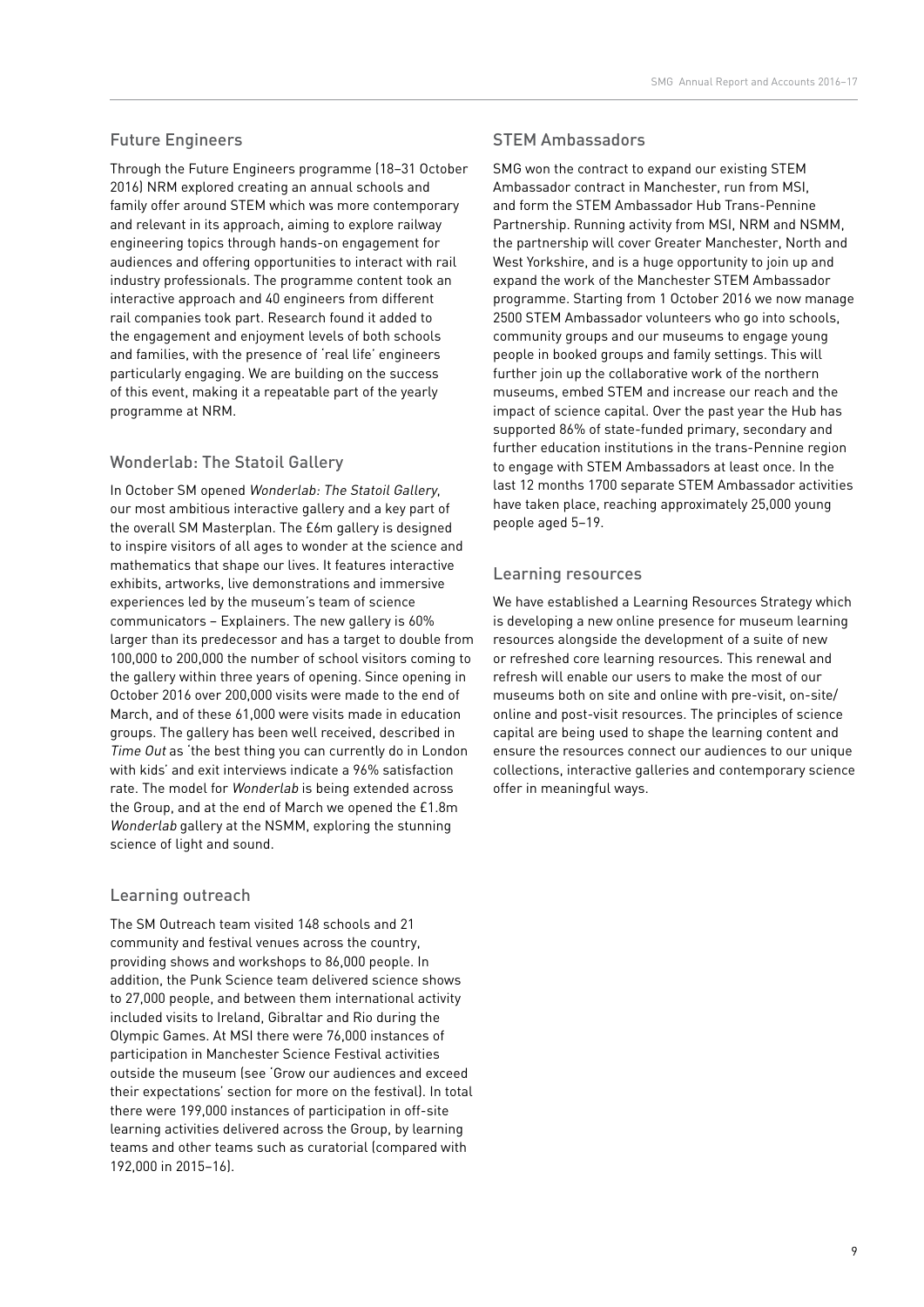## Future Engineers

Through the Future Engineers programme (18–31 October 2016) NRM explored creating an annual schools and family offer around STEM which was more contemporary and relevant in its approach, aiming to explore railway engineering topics through hands-on engagement for audiences and offering opportunities to interact with rail industry professionals. The programme content took an interactive approach and 40 engineers from different rail companies took part. Research found it added to the engagement and enjoyment levels of both schools and families, with the presence of 'real life' engineers particularly engaging. We are building on the success of this event, making it a repeatable part of the yearly programme at NRM.

## Wonderlab: The Statoil Gallery

In October SM opened *Wonderlab: The Statoil Gallery*, our most ambitious interactive gallery and a key part of the overall SM Masterplan. The £6m gallery is designed to inspire visitors of all ages to wonder at the science and mathematics that shape our lives. It features interactive exhibits, artworks, live demonstrations and immersive experiences led by the museum's team of science communicators – Explainers. The new gallery is 60% larger than its predecessor and has a target to double from 100,000 to 200,000 the number of school visitors coming to the gallery within three years of opening. Since opening in October 2016 over 200,000 visits were made to the end of March, and of these 61,000 were visits made in education groups. The gallery has been well received, described in *Time Out* as 'the best thing you can currently do in London with kids' and exit interviews indicate a 96% satisfaction rate. The model for *Wonderlab* is being extended across the Group, and at the end of March we opened the £1.8m *Wonderlab* gallery at the NSMM, exploring the stunning science of light and sound.

## Learning outreach

The SM Outreach team visited 148 schools and 21 community and festival venues across the country, providing shows and workshops to 86,000 people. In addition, the Punk Science team delivered science shows to 27,000 people, and between them international activity included visits to Ireland, Gibraltar and Rio during the Olympic Games. At MSI there were 76,000 instances of participation in Manchester Science Festival activities outside the museum (see 'Grow our audiences and exceed their expectations' section for more on the festival). In total there were 199,000 instances of participation in off-site learning activities delivered across the Group, by learning teams and other teams such as curatorial (compared with 192,000 in 2015–16).

## STEM Ambassadors

SMG won the contract to expand our existing STEM Ambassador contract in Manchester, run from MSI, and form the STEM Ambassador Hub Trans-Pennine Partnership. Running activity from MSI, NRM and NSMM, the partnership will cover Greater Manchester, North and West Yorkshire, and is a huge opportunity to join up and expand the work of the Manchester STEM Ambassador programme. Starting from 1 October 2016 we now manage 2500 STEM Ambassador volunteers who go into schools, community groups and our museums to engage young people in booked groups and family settings. This will further join up the collaborative work of the northern museums, embed STEM and increase our reach and the impact of science capital. Over the past year the Hub has supported 86% of state-funded primary, secondary and further education institutions in the trans-Pennine region to engage with STEM Ambassadors at least once. In the last 12 months 1700 separate STEM Ambassador activities have taken place, reaching approximately 25,000 young people aged 5–19.

## Learning resources

We have established a Learning Resources Strategy which is developing a new online presence for museum learning resources alongside the development of a suite of new or refreshed core learning resources. This renewal and refresh will enable our users to make the most of our museums both on site and online with pre-visit, on-site/online and post-visit resources. The principles of science capital are being used to shape the learning content and ensure the resources connect our audiences to our unique collections, interactive galleries and contemporary science offer in meaningful ways.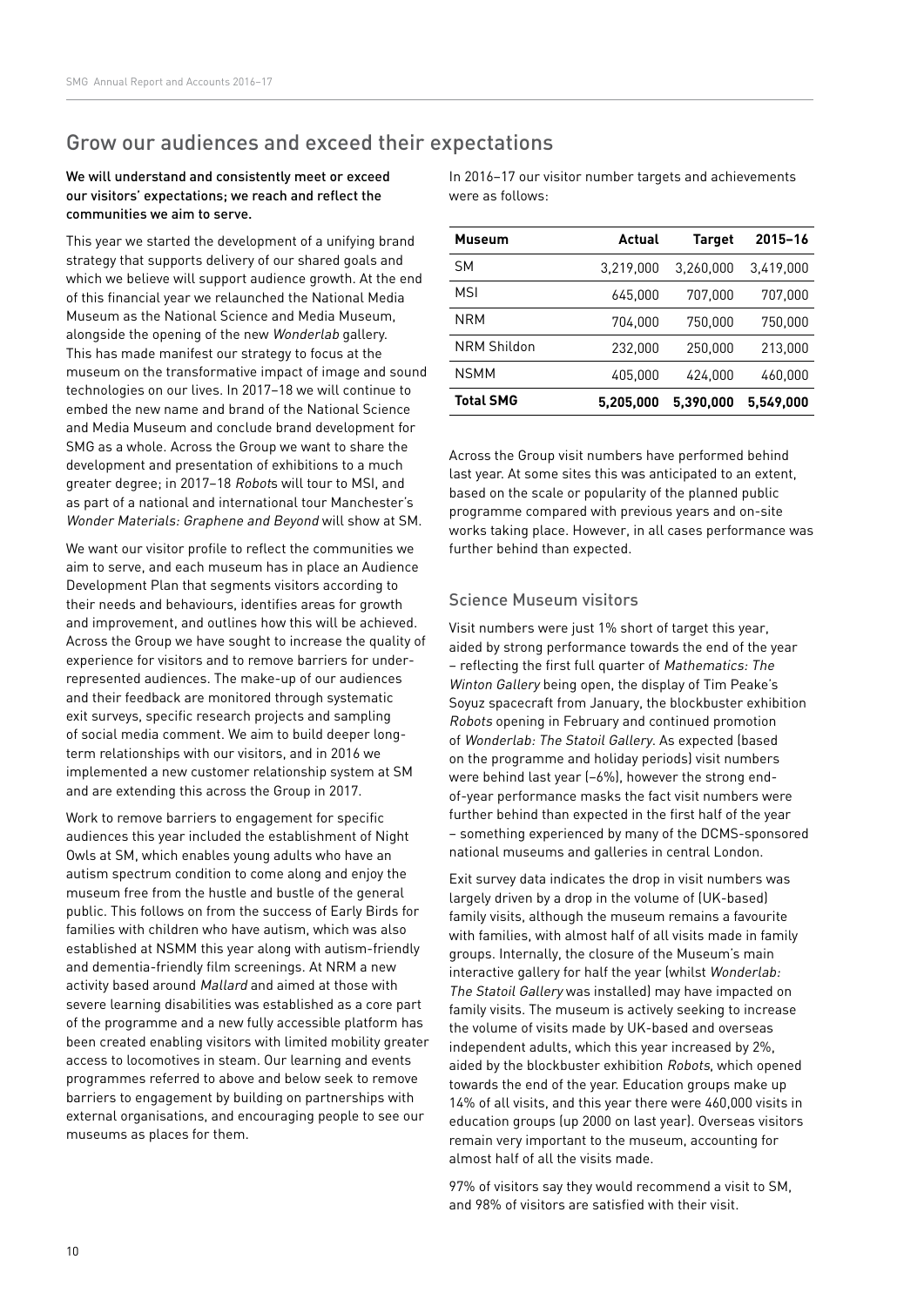## Grow our audiences and exceed their expectations

**We will understand and consistently meet or exceed our visitors' expectations; we reach and reflect the communities we aim to serve.**

This year we started the development of a unifying brand strategy that supports delivery of our shared goals and which we believe will support audience growth. At the end of this financial year we relaunched the National Media Museum as the National Science and Media Museum, alongside the opening of the new *Wonderlab* gallery. This has made manifest our strategy to focus at the museum on the transformative impact of image and sound technologies on our lives. In 2017–18 we will continue to embed the new name and brand of the National Science and Media Museum and conclude brand development for SMG as a whole. Across the Group we want to share the development and presentation of exhibitions to a much greater degree; in 2017–18 *Robots* will tour to MSI, and as part of a national and international tour Manchester's *Wonder Materials: Graphene and Beyond* will show at SM.

We want our visitor profile to reflect the communities we aim to serve, and each museum has in place an Audience Development Plan that segments visitors according to their needs and behaviours, identifies areas for growth and improvement, and outlines how this will be achieved. Across the Group we have sought to increase the quality of experience for visitors and to remove barriers for under-represented audiences. The make-up of our audiences and their feedback are monitored through systematic exit surveys, specific research projects and sampling of social media comment. We aim to build deeper long-term relationships with our visitors, and in 2016 we implemented a new customer relationship system at SM and are extending this across the Group in 2017.

Work to remove barriers to engagement for specific audiences this year included the establishment of Night Owls at SM, which enables young adults who have an autism spectrum condition to come along and enjoy the museum free from the hustle and bustle of the general public. This follows on from the success of Early Birds for families with children who have autism, which was also established at NSMM this year along with autism-friendly and dementia-friendly film screenings. At NRM a new activity based around *Mallard* and aimed at those with severe learning disabilities was established as a core part of the programme and a new fully accessible platform has been created enabling visitors with limited mobility greater access to locomotives in steam. Our learning and events programmes referred to above and below seek to remove barriers to engagement by building on partnerships with external organisations, and encouraging people to see our museums as places for them.

In 2016–17 our visitor number targets and achievements were as follows:

| Museum | Actual | Target | 2015–16 |
|---|---|---|---|
| SM | 3,219,000 | 3,260,000 | 3,419,000 |
| MSI | 645,000 | 707,000 | 707,000 |
| NRM | 704,000 | 750,000 | 750,000 |
| NRM Shildon | 232,000 | 250,000 | 213,000 |
| NSMM | 405,000 | 424,000 | 460,000 |
| **Total SMG** | **5,205,000** | **5,390,000** | **5,549,000** |

Across the Group visit numbers have performed behind last year. At some sites this was anticipated to an extent, based on the scale or popularity of the planned public programme compared with previous years and on-site works taking place. However, in all cases performance was further behind than expected.

### Science Museum visitors

Visit numbers were just 1% short of target this year, aided by strong performance towards the end of the year – reflecting the first full quarter of *Mathematics: The Winton Gallery* being open, the display of Tim Peake's Soyuz spacecraft from January, the blockbuster exhibition *Robots* opening in February and continued promotion of *Wonderlab: The Statoil Gallery*. As expected (based on the programme and holiday periods) visit numbers were behind last year (–6%), however the strong end-of-year performance masks the fact visit numbers were further behind than expected in the first half of the year – something experienced by many of the DCMS-sponsored national museums and galleries in central London.

Exit survey data indicates the drop in visit numbers was largely driven by a drop in the volume of (UK-based) family visits, although the museum remains a favourite with families, with almost half of all visits made in family groups. Internally, the closure of the Museum's main interactive gallery for half the year (whilst *Wonderlab: The Statoil Gallery* was installed) may have impacted on family visits. The museum is actively seeking to increase the volume of visits made by UK-based and overseas independent adults, which this year increased by 2%, aided by the blockbuster exhibition *Robots*, which opened towards the end of the year. Education groups make up 14% of all visits, and this year there were 460,000 visits in education groups (up 2000 on last year). Overseas visitors remain very important to the museum, accounting for almost half of all the visits made.

97% of visitors say they would recommend a visit to SM, and 98% of visitors are satisfied with their visit.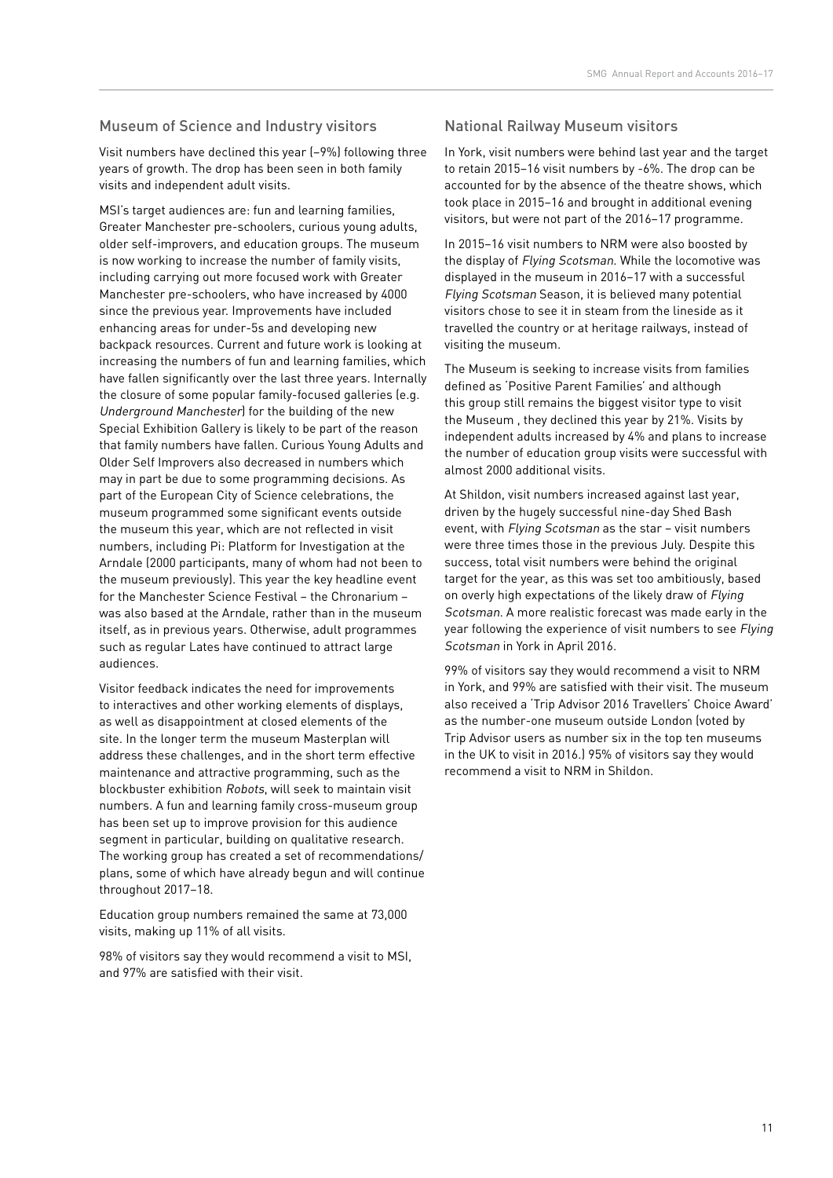## Museum of Science and Industry visitors

Visit numbers have declined this year (–9%) following three years of growth. The drop has been seen in both family visits and independent adult visits.

MSI's target audiences are: fun and learning families, Greater Manchester pre-schoolers, curious young adults, older self-improvers, and education groups. The museum is now working to increase the number of family visits, including carrying out more focused work with Greater Manchester pre-schoolers, who have increased by 4000 since the previous year. Improvements have included enhancing areas for under-5s and developing new backpack resources. Current and future work is looking at increasing the numbers of fun and learning families, which have fallen significantly over the last three years. Internally the closure of some popular family-focused galleries (e.g. *Underground Manchester*) for the building of the new Special Exhibition Gallery is likely to be part of the reason that family numbers have fallen. Curious Young Adults and Older Self Improvers also decreased in numbers which may in part be due to some programming decisions. As part of the European City of Science celebrations, the museum programmed some significant events outside the museum this year, which are not reflected in visit numbers, including Pi: Platform for Investigation at the Arndale (2000 participants, many of whom had not been to the museum previously). This year the key headline event for the Manchester Science Festival – the Chronarium – was also based at the Arndale, rather than in the museum itself, as in previous years. Otherwise, adult programmes such as regular Lates have continued to attract large audiences.

Visitor feedback indicates the need for improvements to interactives and other working elements of displays, as well as disappointment at closed elements of the site. In the longer term the museum Masterplan will address these challenges, and in the short term effective maintenance and attractive programming, such as the blockbuster exhibition *Robots*, will seek to maintain visit numbers. A fun and learning family cross-museum group has been set up to improve provision for this audience segment in particular, building on qualitative research. The working group has created a set of recommendations/plans, some of which have already begun and will continue throughout 2017–18.

Education group numbers remained the same at 73,000 visits, making up 11% of all visits.

98% of visitors say they would recommend a visit to MSI, and 97% are satisfied with their visit.

## National Railway Museum visitors

In York, visit numbers were behind last year and the target to retain 2015–16 visit numbers by -6%. The drop can be accounted for by the absence of the theatre shows, which took place in 2015–16 and brought in additional evening visitors, but were not part of the 2016–17 programme.

In 2015–16 visit numbers to NRM were also boosted by the display of *Flying Scotsman*. While the locomotive was displayed in the museum in 2016–17 with a successful *Flying Scotsman* Season, it is believed many potential visitors chose to see it in steam from the lineside as it travelled the country or at heritage railways, instead of visiting the museum.

The Museum is seeking to increase visits from families defined as 'Positive Parent Families' and although this group still remains the biggest visitor type to visit the Museum , they declined this year by 21%. Visits by independent adults increased by 4% and plans to increase the number of education group visits were successful with almost 2000 additional visits.

At Shildon, visit numbers increased against last year, driven by the hugely successful nine-day Shed Bash event, with *Flying Scotsman* as the star – visit numbers were three times those in the previous July. Despite this success, total visit numbers were behind the original target for the year, as this was set too ambitiously, based on overly high expectations of the likely draw of *Flying Scotsman*. A more realistic forecast was made early in the year following the experience of visit numbers to see *Flying Scotsman* in York in April 2016.

99% of visitors say they would recommend a visit to NRM in York, and 99% are satisfied with their visit. The museum also received a 'Trip Advisor 2016 Travellers' Choice Award' as the number-one museum outside London (voted by Trip Advisor users as number six in the top ten museums in the UK to visit in 2016.) 95% of visitors say they would recommend a visit to NRM in Shildon.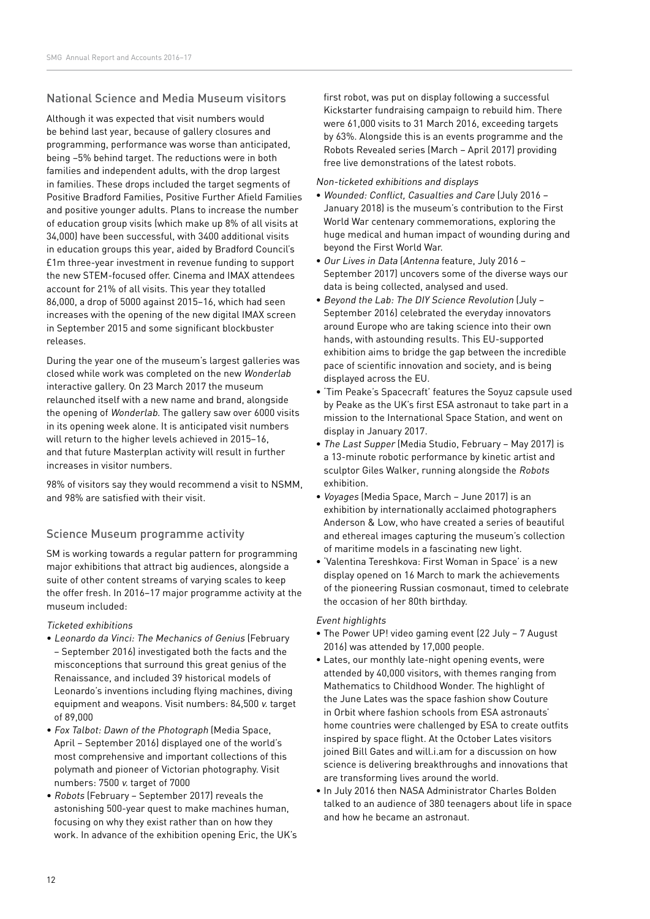## National Science and Media Museum visitors

Although it was expected that visit numbers would be behind last year, because of gallery closures and programming, performance was worse than anticipated, being –5% behind target. The reductions were in both families and independent adults, with the drop largest in families. These drops included the target segments of Positive Bradford Families, Positive Further Afield Families and positive younger adults. Plans to increase the number of education group visits (which make up 8% of all visits at 34,000) have been successful, with 3400 additional visits in education groups this year, aided by Bradford Council's £1m three-year investment in revenue funding to support the new STEM-focused offer. Cinema and IMAX attendees account for 21% of all visits. This year they totalled 86,000, a drop of 5000 against 2015–16, which had seen increases with the opening of the new digital IMAX screen in September 2015 and some significant blockbuster releases.

During the year one of the museum's largest galleries was closed while work was completed on the new *Wonderlab* interactive gallery. On 23 March 2017 the museum relaunched itself with a new name and brand, alongside the opening of *Wonderlab*. The gallery saw over 6000 visits in its opening week alone. It is anticipated visit numbers will return to the higher levels achieved in 2015–16, and that future Masterplan activity will result in further increases in visitor numbers.

98% of visitors say they would recommend a visit to NSMM, and 98% are satisfied with their visit.

## Science Museum programme activity

SM is working towards a regular pattern for programming major exhibitions that attract big audiences, alongside a suite of other content streams of varying scales to keep the offer fresh. In 2016–17 major programme activity at the museum included:

*Ticketed exhibitions*

- *Leonardo da Vinci: The Mechanics of Genius* (February – September 2016) investigated both the facts and the misconceptions that surround this great genius of the Renaissance, and included 39 historical models of Leonardo's inventions including flying machines, diving equipment and weapons. Visit numbers: 84,500 *v.* target of 89,000
- *Fox Talbot: Dawn of the Photograph* (Media Space, April – September 2016) displayed one of the world's most comprehensive and important collections of this polymath and pioneer of Victorian photography. Visit numbers: 7500 *v.* target of 7000
- *Robots* (February – September 2017) reveals the astonishing 500-year quest to make machines human, focusing on why they exist rather than on how they work. In advance of the exhibition opening Eric, the UK's first robot, was put on display following a successful Kickstarter fundraising campaign to rebuild him. There were 61,000 visits to 31 March 2016, exceeding targets by 63%. Alongside this is an events programme and the Robots Revealed series (March – April 2017) providing free live demonstrations of the latest robots.

*Non-ticketed exhibitions and displays*

- *Wounded: Conflict, Casualties and Care* (July 2016 – January 2018) is the museum's contribution to the First World War centenary commemorations, exploring the huge medical and human impact of wounding during and beyond the First World War.
- *Our Lives in Data* (*Antenna* feature, July 2016 – September 2017) uncovers some of the diverse ways our data is being collected, analysed and used.
- *Beyond the Lab: The DIY Science Revolution* (July – September 2016) celebrated the everyday innovators around Europe who are taking science into their own hands, with astounding results. This EU-supported exhibition aims to bridge the gap between the incredible pace of scientific innovation and society, and is being displayed across the EU.
- 'Tim Peake's Spacecraft' features the Soyuz capsule used by Peake as the UK's first ESA astronaut to take part in a mission to the International Space Station, and went on display in January 2017.
- *The Last Supper* (Media Studio, February – May 2017) is a 13-minute robotic performance by kinetic artist and sculptor Giles Walker, running alongside the *Robots* exhibition.
- *Voyages* (Media Space, March – June 2017) is an exhibition by internationally acclaimed photographers Anderson & Low, who have created a series of beautiful and ethereal images capturing the museum's collection of maritime models in a fascinating new light.
- 'Valentina Tereshkova: First Woman in Space' is a new display opened on 16 March to mark the achievements of the pioneering Russian cosmonaut, timed to celebrate the occasion of her 80th birthday.

*Event highlights*

- The Power UP! video gaming event (22 July – 7 August 2016) was attended by 17,000 people.
- Lates, our monthly late-night opening events, were attended by 40,000 visitors, with themes ranging from Mathematics to Childhood Wonder. The highlight of the June Lates was the space fashion show Couture in Orbit where fashion schools from ESA astronauts' home countries were challenged by ESA to create outfits inspired by space flight. At the October Lates visitors joined Bill Gates and will.i.am for a discussion on how science is delivering breakthroughs and innovations that are transforming lives around the world.
- In July 2016 then NASA Administrator Charles Bolden talked to an audience of 380 teenagers about life in space and how he became an astronaut.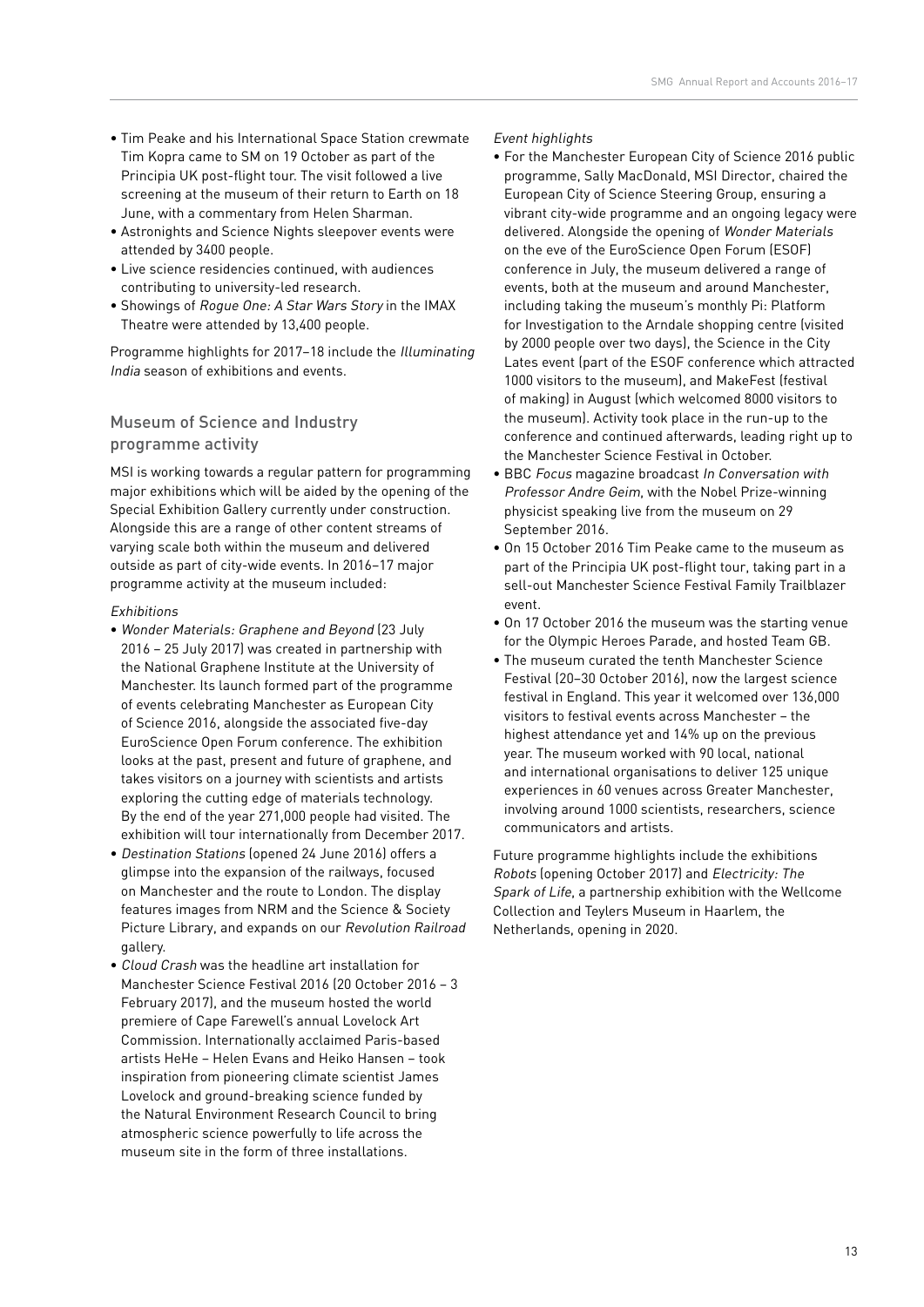- Tim Peake and his International Space Station crewmate Tim Kopra came to SM on 19 October as part of the Principia UK post-flight tour. The visit followed a live screening at the museum of their return to Earth on 18 June, with a commentary from Helen Sharman.
- Astronights and Science Nights sleepover events were attended by 3400 people.
- Live science residencies continued, with audiences contributing to university-led research.
- Showings of *Rogue One: A Star Wars Story* in the IMAX Theatre were attended by 13,400 people.

Programme highlights for 2017–18 include the *Illuminating India* season of exhibitions and events.

## Museum of Science and Industry programme activity

MSI is working towards a regular pattern for programming major exhibitions which will be aided by the opening of the Special Exhibition Gallery currently under construction. Alongside this are a range of other content streams of varying scale both within the museum and delivered outside as part of city-wide events. In 2016–17 major programme activity at the museum included:

*Exhibitions*

- *Wonder Materials: Graphene and Beyond* (23 July 2016 – 25 July 2017) was created in partnership with the National Graphene Institute at the University of Manchester. Its launch formed part of the programme of events celebrating Manchester as European City of Science 2016, alongside the associated five-day EuroScience Open Forum conference. The exhibition looks at the past, present and future of graphene, and takes visitors on a journey with scientists and artists exploring the cutting edge of materials technology. By the end of the year 271,000 people had visited. The exhibition will tour internationally from December 2017.
- *Destination Stations* (opened 24 June 2016) offers a glimpse into the expansion of the railways, focused on Manchester and the route to London. The display features images from NRM and the Science & Society Picture Library, and expands on our *Revolution Railroad* gallery.
- *Cloud Crash* was the headline art installation for Manchester Science Festival 2016 (20 October 2016 – 3 February 2017), and the museum hosted the world premiere of Cape Farewell's annual Lovelock Art Commission. Internationally acclaimed Paris-based artists HeHe – Helen Evans and Heiko Hansen – took inspiration from pioneering climate scientist James Lovelock and ground-breaking science funded by the Natural Environment Research Council to bring atmospheric science powerfully to life across the museum site in the form of three installations.

*Event highlights*

- For the Manchester European City of Science 2016 public programme, Sally MacDonald, MSI Director, chaired the European City of Science Steering Group, ensuring a vibrant city-wide programme and an ongoing legacy were delivered. Alongside the opening of *Wonder Materials* on the eve of the EuroScience Open Forum (ESOF) conference in July, the museum delivered a range of events, both at the museum and around Manchester, including taking the museum's monthly Pi: Platform for Investigation to the Arndale shopping centre (visited by 2000 people over two days), the Science in the City Lates event (part of the ESOF conference which attracted 1000 visitors to the museum), and MakeFest (festival of making) in August (which welcomed 8000 visitors to the museum). Activity took place in the run-up to the conference and continued afterwards, leading right up to the Manchester Science Festival in October.
- BBC *Focus* magazine broadcast *In Conversation with Professor Andre Geim*, with the Nobel Prize-winning physicist speaking live from the museum on 29 September 2016.
- On 15 October 2016 Tim Peake came to the museum as part of the Principia UK post-flight tour, taking part in a sell-out Manchester Science Festival Family Trailblazer event.
- On 17 October 2016 the museum was the starting venue for the Olympic Heroes Parade, and hosted Team GB.
- The museum curated the tenth Manchester Science Festival (20–30 October 2016), now the largest science festival in England. This year it welcomed over 136,000 visitors to festival events across Manchester – the highest attendance yet and 14% up on the previous year. The museum worked with 90 local, national and international organisations to deliver 125 unique experiences in 60 venues across Greater Manchester, involving around 1000 scientists, researchers, science communicators and artists.

Future programme highlights include the exhibitions *Robots* (opening October 2017) and *Electricity: The Spark of Life*, a partnership exhibition with the Wellcome Collection and Teylers Museum in Haarlem, the Netherlands, opening in 2020.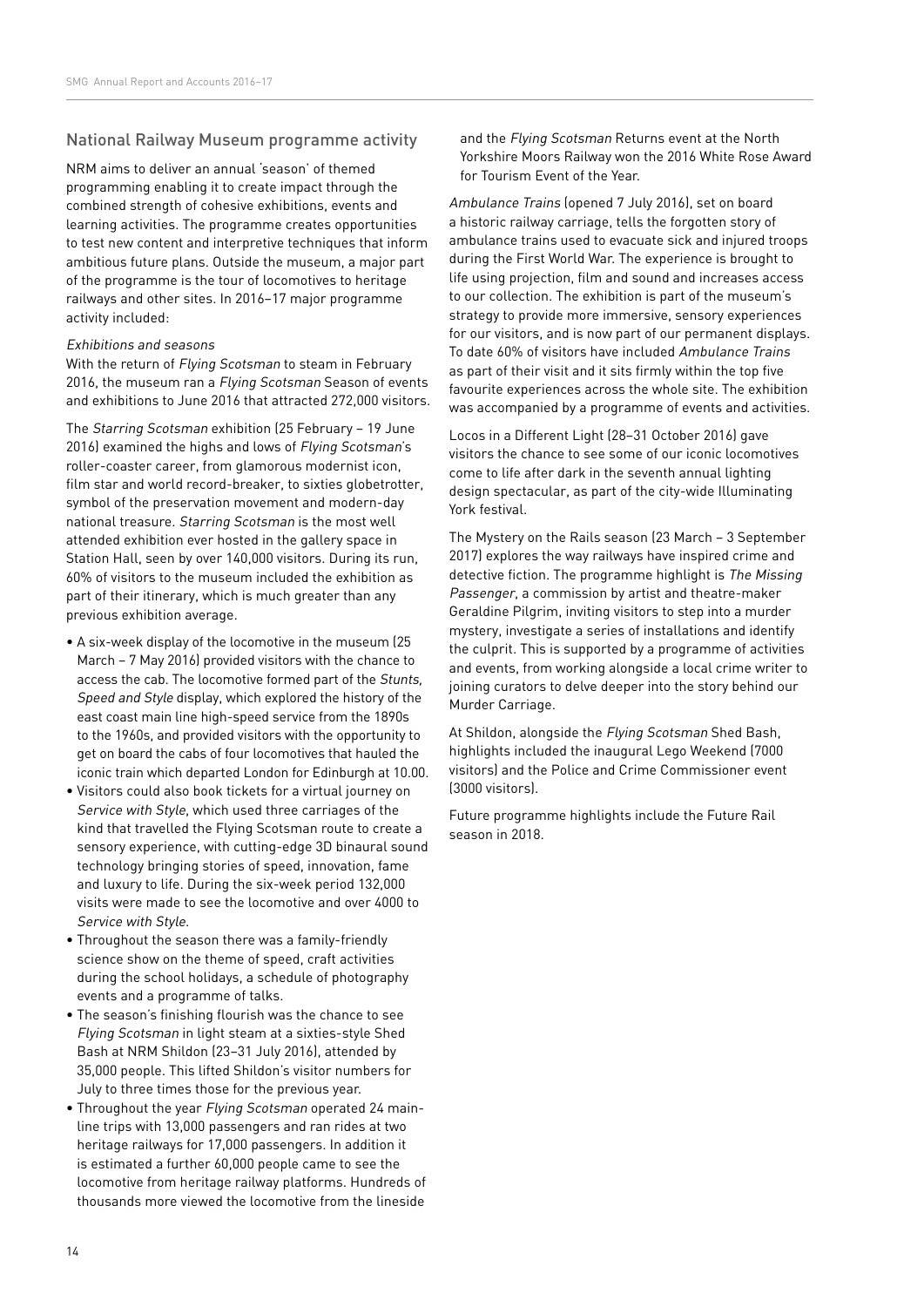## National Railway Museum programme activity

NRM aims to deliver an annual 'season' of themed programming enabling it to create impact through the combined strength of cohesive exhibitions, events and learning activities. The programme creates opportunities to test new content and interpretive techniques that inform ambitious future plans. Outside the museum, a major part of the programme is the tour of locomotives to heritage railways and other sites. In 2016–17 major programme activity included:

*Exhibitions and seasons*

With the return of *Flying Scotsman* to steam in February 2016, the museum ran a *Flying Scotsman* Season of events and exhibitions to June 2016 that attracted 272,000 visitors.

The *Starring Scotsman* exhibition (25 February – 19 June 2016) examined the highs and lows of *Flying Scotsman*'s roller-coaster career, from glamorous modernist icon, film star and world record-breaker, to sixties globetrotter, symbol of the preservation movement and modern-day national treasure. *Starring Scotsman* is the most well attended exhibition ever hosted in the gallery space in Station Hall, seen by over 140,000 visitors. During its run, 60% of visitors to the museum included the exhibition as part of their itinerary, which is much greater than any previous exhibition average.

- A six-week display of the locomotive in the museum (25 March – 7 May 2016) provided visitors with the chance to access the cab. The locomotive formed part of the *Stunts, Speed and Style* display, which explored the history of the east coast main line high-speed service from the 1890s to the 1960s, and provided visitors with the opportunity to get on board the cabs of four locomotives that hauled the iconic train which departed London for Edinburgh at 10.00.
- Visitors could also book tickets for a virtual journey on *Service with Style*, which used three carriages of the kind that travelled the Flying Scotsman route to create a sensory experience, with cutting-edge 3D binaural sound technology bringing stories of speed, innovation, fame and luxury to life. During the six-week period 132,000 visits were made to see the locomotive and over 4000 to *Service with Style*.
- Throughout the season there was a family-friendly science show on the theme of speed, craft activities during the school holidays, a schedule of photography events and a programme of talks.
- The season's finishing flourish was the chance to see *Flying Scotsman* in light steam at a sixties-style Shed Bash at NRM Shildon (23–31 July 2016), attended by 35,000 people. This lifted Shildon's visitor numbers for July to three times those for the previous year.
- Throughout the year *Flying Scotsman* operated 24 main-line trips with 13,000 passengers and ran rides at two heritage railways for 17,000 passengers. In addition it is estimated a further 60,000 people came to see the locomotive from heritage railway platforms. Hundreds of thousands more viewed the locomotive from the lineside and the *Flying Scotsman* Returns event at the North Yorkshire Moors Railway won the 2016 White Rose Award for Tourism Event of the Year.

*Ambulance Trains* (opened 7 July 2016), set on board a historic railway carriage, tells the forgotten story of ambulance trains used to evacuate sick and injured troops during the First World War. The experience is brought to life using projection, film and sound and increases access to our collection. The exhibition is part of the museum's strategy to provide more immersive, sensory experiences for our visitors, and is now part of our permanent displays. To date 60% of visitors have included *Ambulance Trains* as part of their visit and it sits firmly within the top five favourite experiences across the whole site. The exhibition was accompanied by a programme of events and activities.

Locos in a Different Light (28–31 October 2016) gave visitors the chance to see some of our iconic locomotives come to life after dark in the seventh annual lighting design spectacular, as part of the city-wide Illuminating York festival.

The Mystery on the Rails season (23 March – 3 September 2017) explores the way railways have inspired crime and detective fiction. The programme highlight is *The Missing Passenger*, a commission by artist and theatre-maker Geraldine Pilgrim, inviting visitors to step into a murder mystery, investigate a series of installations and identify the culprit. This is supported by a programme of activities and events, from working alongside a local crime writer to joining curators to delve deeper into the story behind our Murder Carriage.

At Shildon, alongside the *Flying Scotsman* Shed Bash, highlights included the inaugural Lego Weekend (7000 visitors) and the Police and Crime Commissioner event (3000 visitors).

Future programme highlights include the Future Rail season in 2018.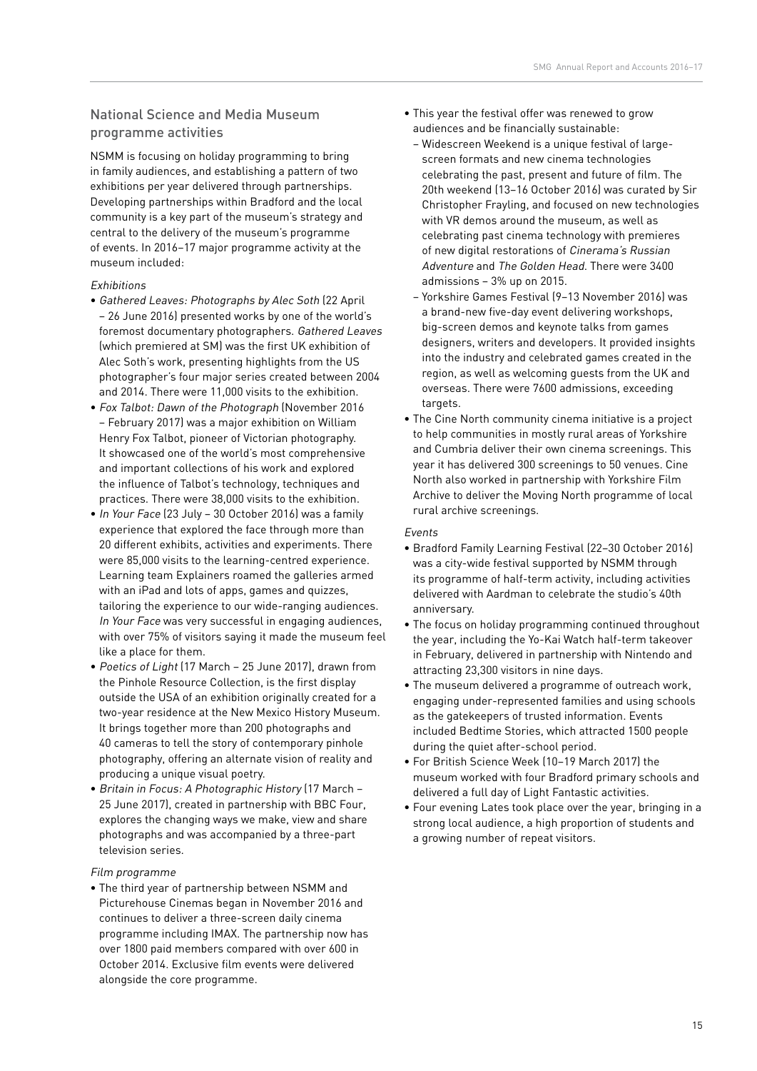## National Science and Media Museum programme activities

NSMM is focusing on holiday programming to bring in family audiences, and establishing a pattern of two exhibitions per year delivered through partnerships. Developing partnerships within Bradford and the local community is a key part of the museum's strategy and central to the delivery of the museum's programme of events. In 2016–17 major programme activity at the museum included:

*Exhibitions*

- *Gathered Leaves: Photographs by Alec Soth* (22 April – 26 June 2016) presented works by one of the world's foremost documentary photographers. *Gathered Leaves* (which premiered at SM) was the first UK exhibition of Alec Soth's work, presenting highlights from the US photographer's four major series created between 2004 and 2014. There were 11,000 visits to the exhibition.
- *Fox Talbot: Dawn of the Photograph* (November 2016 – February 2017) was a major exhibition on William Henry Fox Talbot, pioneer of Victorian photography. It showcased one of the world's most comprehensive and important collections of his work and explored the influence of Talbot's technology, techniques and practices. There were 38,000 visits to the exhibition.
- *In Your Face* (23 July – 30 October 2016) was a family experience that explored the face through more than 20 different exhibits, activities and experiments. There were 85,000 visits to the learning-centred experience. Learning team Explainers roamed the galleries armed with an iPad and lots of apps, games and quizzes, tailoring the experience to our wide-ranging audiences. *In Your Face* was very successful in engaging audiences, with over 75% of visitors saying it made the museum feel like a place for them.
- *Poetics of Light* (17 March – 25 June 2017), drawn from the Pinhole Resource Collection, is the first display outside the USA of an exhibition originally created for a two-year residence at the New Mexico History Museum. It brings together more than 200 photographs and 40 cameras to tell the story of contemporary pinhole photography, offering an alternate vision of reality and producing a unique visual poetry.
- *Britain in Focus: A Photographic History* (17 March – 25 June 2017), created in partnership with BBC Four, explores the changing ways we make, view and share photographs and was accompanied by a three-part television series.

*Film programme*

- The third year of partnership between NSMM and Picturehouse Cinemas began in November 2016 and continues to deliver a three-screen daily cinema programme including IMAX. The partnership now has over 1800 paid members compared with over 600 in October 2014. Exclusive film events were delivered alongside the core programme.
- This year the festival offer was renewed to grow audiences and be financially sustainable:
  - Widescreen Weekend is a unique festival of large-screen formats and new cinema technologies celebrating the past, present and future of film. The 20th weekend (13–16 October 2016) was curated by Sir Christopher Frayling, and focused on new technologies with VR demos around the museum, as well as celebrating past cinema technology with premieres of new digital restorations of *Cinerama's Russian Adventure* and *The Golden Head*. There were 3400 admissions – 3% up on 2015.
  - Yorkshire Games Festival (9–13 November 2016) was a brand-new five-day event delivering workshops, big-screen demos and keynote talks from games designers, writers and developers. It provided insights into the industry and celebrated games created in the region, as well as welcoming guests from the UK and overseas. There were 7600 admissions, exceeding targets.
- The Cine North community cinema initiative is a project to help communities in mostly rural areas of Yorkshire and Cumbria deliver their own cinema screenings. This year it has delivered 300 screenings to 50 venues. Cine North also worked in partnership with Yorkshire Film Archive to deliver the Moving North programme of local rural archive screenings.

*Events*

- Bradford Family Learning Festival (22–30 October 2016) was a city-wide festival supported by NSMM through its programme of half-term activity, including activities delivered with Aardman to celebrate the studio's 40th anniversary.
- The focus on holiday programming continued throughout the year, including the Yo-Kai Watch half-term takeover in February, delivered in partnership with Nintendo and attracting 23,300 visitors in nine days.
- The museum delivered a programme of outreach work, engaging under-represented families and using schools as the gatekeepers of trusted information. Events included Bedtime Stories, which attracted 1500 people during the quiet after-school period.
- For British Science Week (10–19 March 2017) the museum worked with four Bradford primary schools and delivered a full day of Light Fantastic activities.
- Four evening Lates took place over the year, bringing in a strong local audience, a high proportion of students and a growing number of repeat visitors.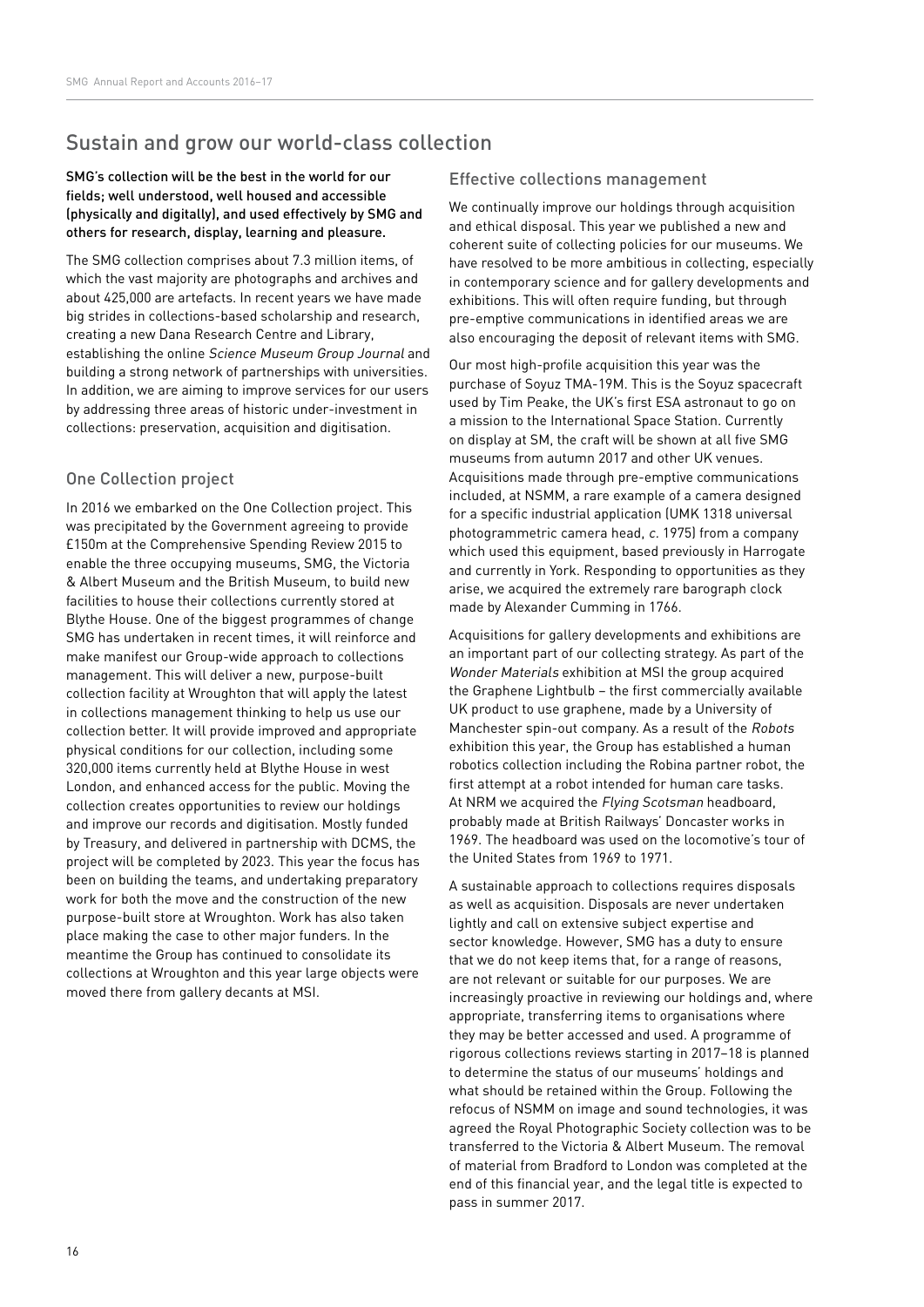## Sustain and grow our world-class collection

**SMG's collection will be the best in the world for our fields; well understood, well housed and accessible (physically and digitally), and used effectively by SMG and others for research, display, learning and pleasure.**

The SMG collection comprises about 7.3 million items, of which the vast majority are photographs and archives and about 425,000 are artefacts. In recent years we have made big strides in collections-based scholarship and research, creating a new Dana Research Centre and Library, establishing the online *Science Museum Group Journal* and building a strong network of partnerships with universities. In addition, we are aiming to improve services for our users by addressing three areas of historic under-investment in collections: preservation, acquisition and digitisation.

### One Collection project

In 2016 we embarked on the One Collection project. This was precipitated by the Government agreeing to provide £150m at the Comprehensive Spending Review 2015 to enable the three occupying museums, SMG, the Victoria & Albert Museum and the British Museum, to build new facilities to house their collections currently stored at Blythe House. One of the biggest programmes of change SMG has undertaken in recent times, it will reinforce and make manifest our Group-wide approach to collections management. This will deliver a new, purpose-built collection facility at Wroughton that will apply the latest in collections management thinking to help us use our collection better. It will provide improved and appropriate physical conditions for our collection, including some 320,000 items currently held at Blythe House in west London, and enhanced access for the public. Moving the collection creates opportunities to review our holdings and improve our records and digitisation. Mostly funded by Treasury, and delivered in partnership with DCMS, the project will be completed by 2023. This year the focus has been on building the teams, and undertaking preparatory work for both the move and the construction of the new purpose-built store at Wroughton. Work has also taken place making the case to other major funders. In the meantime the Group has continued to consolidate its collections at Wroughton and this year large objects were moved there from gallery decants at MSI.

### Effective collections management

We continually improve our holdings through acquisition and ethical disposal. This year we published a new and coherent suite of collecting policies for our museums. We have resolved to be more ambitious in collecting, especially in contemporary science and for gallery developments and exhibitions. This will often require funding, but through pre-emptive communications in identified areas we are also encouraging the deposit of relevant items with SMG.

Our most high-profile acquisition this year was the purchase of Soyuz TMA-19M. This is the Soyuz spacecraft used by Tim Peake, the UK's first ESA astronaut to go on a mission to the International Space Station. Currently on display at SM, the craft will be shown at all five SMG museums from autumn 2017 and other UK venues. Acquisitions made through pre-emptive communications included, at NSMM, a rare example of a camera designed for a specific industrial application (UMK 1318 universal photogrammetric camera head, *c.* 1975) from a company which used this equipment, based previously in Harrogate and currently in York. Responding to opportunities as they arise, we acquired the extremely rare barograph clock made by Alexander Cumming in 1766.

Acquisitions for gallery developments and exhibitions are an important part of our collecting strategy. As part of the *Wonder Materials* exhibition at MSI the group acquired the Graphene Lightbulb – the first commercially available UK product to use graphene, made by a University of Manchester spin-out company. As a result of the *Robots* exhibition this year, the Group has established a human robotics collection including the Robina partner robot, the first attempt at a robot intended for human care tasks. At NRM we acquired the *Flying Scotsman* headboard, probably made at British Railways' Doncaster works in 1969. The headboard was used on the locomotive's tour of the United States from 1969 to 1971.

A sustainable approach to collections requires disposals as well as acquisition. Disposals are never undertaken lightly and call on extensive subject expertise and sector knowledge. However, SMG has a duty to ensure that we do not keep items that, for a range of reasons, are not relevant or suitable for our purposes. We are increasingly proactive in reviewing our holdings and, where appropriate, transferring items to organisations where they may be better accessed and used. A programme of rigorous collections reviews starting in 2017–18 is planned to determine the status of our museums' holdings and what should be retained within the Group. Following the refocus of NSMM on image and sound technologies, it was agreed the Royal Photographic Society collection was to be transferred to the Victoria & Albert Museum. The removal of material from Bradford to London was completed at the end of this financial year, and the legal title is expected to pass in summer 2017.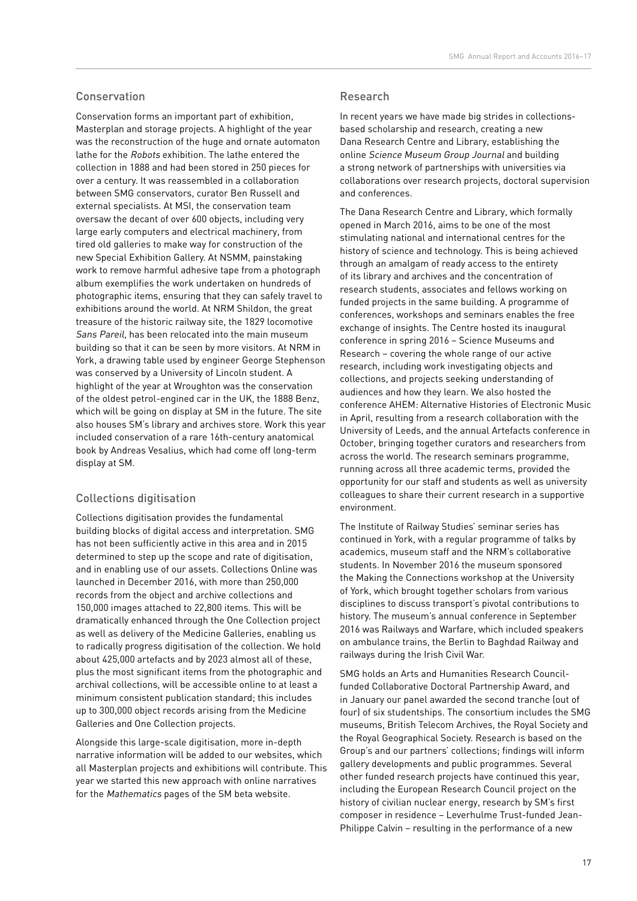## Conservation

Conservation forms an important part of exhibition, Masterplan and storage projects. A highlight of the year was the reconstruction of the huge and ornate automaton lathe for the *Robots* exhibition. The lathe entered the collection in 1888 and had been stored in 250 pieces for over a century. It was reassembled in a collaboration between SMG conservators, curator Ben Russell and external specialists. At MSI, the conservation team oversaw the decant of over 600 objects, including very large early computers and electrical machinery, from tired old galleries to make way for construction of the new Special Exhibition Gallery. At NSMM, painstaking work to remove harmful adhesive tape from a photograph album exemplifies the work undertaken on hundreds of photographic items, ensuring that they can safely travel to exhibitions around the world. At NRM Shildon, the great treasure of the historic railway site, the 1829 locomotive *Sans Pareil*, has been relocated into the main museum building so that it can be seen by more visitors. At NRM in York, a drawing table used by engineer George Stephenson was conserved by a University of Lincoln student. A highlight of the year at Wroughton was the conservation of the oldest petrol-engined car in the UK, the 1888 Benz, which will be going on display at SM in the future. The site also houses SM's library and archives store. Work this year included conservation of a rare 16th-century anatomical book by Andreas Vesalius, which had come off long-term display at SM.

## Collections digitisation

Collections digitisation provides the fundamental building blocks of digital access and interpretation. SMG has not been sufficiently active in this area and in 2015 determined to step up the scope and rate of digitisation, and in enabling use of our assets. Collections Online was launched in December 2016, with more than 250,000 records from the object and archive collections and 150,000 images attached to 22,800 items. This will be dramatically enhanced through the One Collection project as well as delivery of the Medicine Galleries, enabling us to radically progress digitisation of the collection. We hold about 425,000 artefacts and by 2023 almost all of these, plus the most significant items from the photographic and archival collections, will be accessible online to at least a minimum consistent publication standard; this includes up to 300,000 object records arising from the Medicine Galleries and One Collection projects.

Alongside this large-scale digitisation, more in-depth narrative information will be added to our websites, which all Masterplan projects and exhibitions will contribute. This year we started this new approach with online narratives for the *Mathematics* pages of the SM beta website.

## Research

In recent years we have made big strides in collections-based scholarship and research, creating a new Dana Research Centre and Library, establishing the online *Science Museum Group Journal* and building a strong network of partnerships with universities via collaborations over research projects, doctoral supervision and conferences.

The Dana Research Centre and Library, which formally opened in March 2016, aims to be one of the most stimulating national and international centres for the history of science and technology. This is being achieved through an amalgam of ready access to the entirety of its library and archives and the concentration of research students, associates and fellows working on funded projects in the same building. A programme of conferences, workshops and seminars enables the free exchange of insights. The Centre hosted its inaugural conference in spring 2016 – Science Museums and Research – covering the whole range of our active research, including work investigating objects and collections, and projects seeking understanding of audiences and how they learn. We also hosted the conference AHEM: Alternative Histories of Electronic Music in April, resulting from a research collaboration with the University of Leeds, and the annual Artefacts conference in October, bringing together curators and researchers from across the world. The research seminars programme, running across all three academic terms, provided the opportunity for our staff and students as well as university colleagues to share their current research in a supportive environment.

The Institute of Railway Studies' seminar series has continued in York, with a regular programme of talks by academics, museum staff and the NRM's collaborative students. In November 2016 the museum sponsored the Making the Connections workshop at the University of York, which brought together scholars from various disciplines to discuss transport's pivotal contributions to history. The museum's annual conference in September 2016 was Railways and Warfare, which included speakers on ambulance trains, the Berlin to Baghdad Railway and railways during the Irish Civil War.

SMG holds an Arts and Humanities Research Council-funded Collaborative Doctoral Partnership Award, and in January our panel awarded the second tranche (out of four) of six studentships. The consortium includes the SMG museums, British Telecom Archives, the Royal Society and the Royal Geographical Society. Research is based on the Group's and our partners' collections; findings will inform gallery developments and public programmes. Several other funded research projects have continued this year, including the European Research Council project on the history of civilian nuclear energy, research by SM's first composer in residence – Leverhulme Trust-funded Jean-Philippe Calvin – resulting in the performance of a new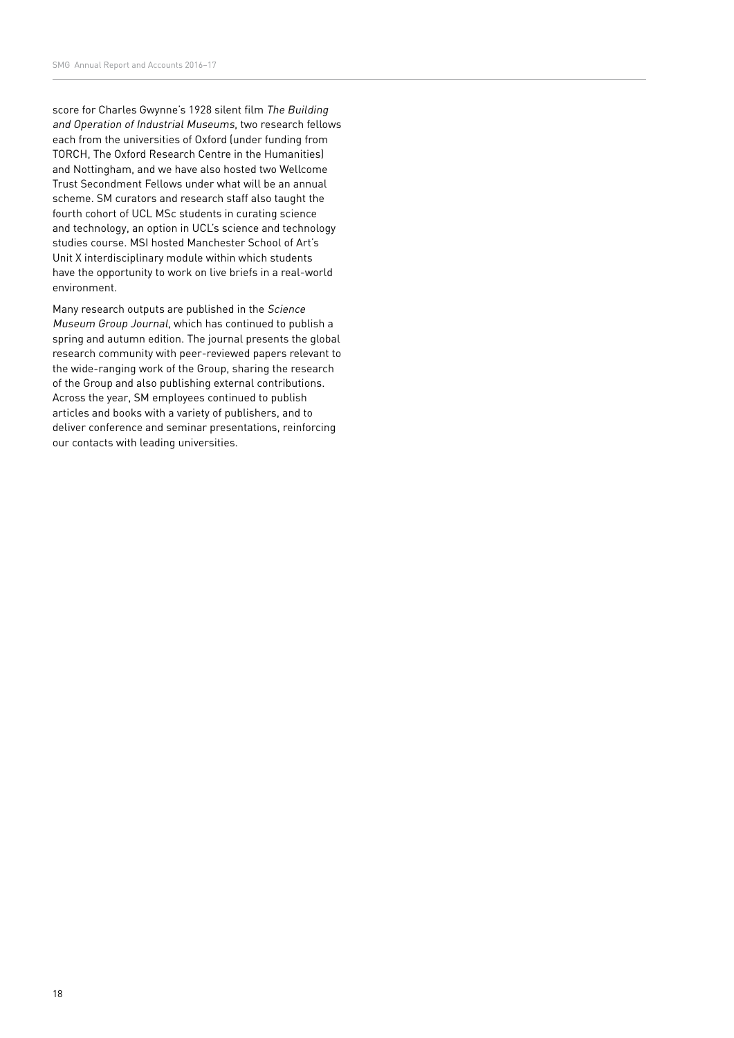score for Charles Gwynne's 1928 silent film *The Building and Operation of Industrial Museums*, two research fellows each from the universities of Oxford (under funding from TORCH, The Oxford Research Centre in the Humanities) and Nottingham, and we have also hosted two Wellcome Trust Secondment Fellows under what will be an annual scheme. SM curators and research staff also taught the fourth cohort of UCL MSc students in curating science and technology, an option in UCL's science and technology studies course. MSI hosted Manchester School of Art's Unit X interdisciplinary module within which students have the opportunity to work on live briefs in a real-world environment.

Many research outputs are published in the *Science Museum Group Journal*, which has continued to publish a spring and autumn edition. The journal presents the global research community with peer-reviewed papers relevant to the wide-ranging work of the Group, sharing the research of the Group and also publishing external contributions. Across the year, SM employees continued to publish articles and books with a variety of publishers, and to deliver conference and seminar presentations, reinforcing our contacts with leading universities.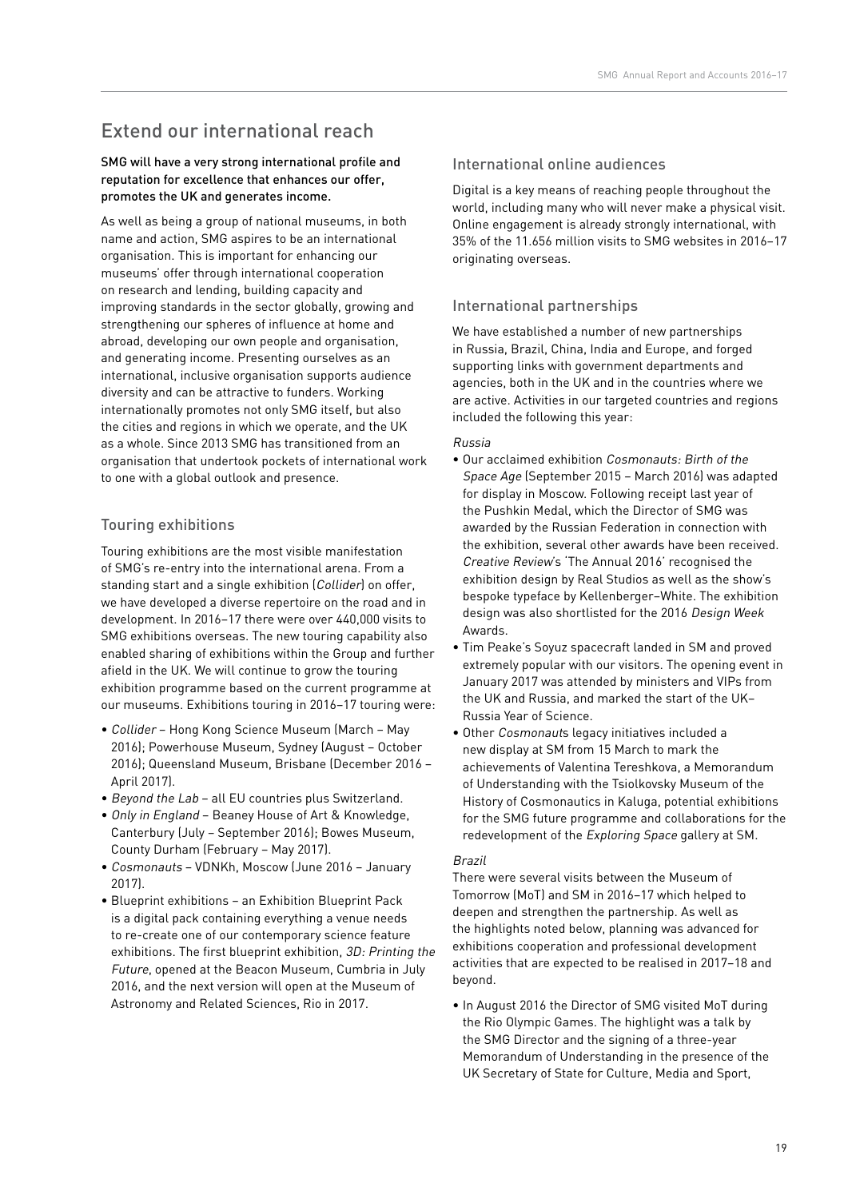## Extend our international reach

**SMG will have a very strong international profile and reputation for excellence that enhances our offer, promotes the UK and generates income.**

As well as being a group of national museums, in both name and action, SMG aspires to be an international organisation. This is important for enhancing our museums' offer through international cooperation on research and lending, building capacity and improving standards in the sector globally, growing and strengthening our spheres of influence at home and abroad, developing our own people and organisation, and generating income. Presenting ourselves as an international, inclusive organisation supports audience diversity and can be attractive to funders. Working internationally promotes not only SMG itself, but also the cities and regions in which we operate, and the UK as a whole. Since 2013 SMG has transitioned from an organisation that undertook pockets of international work to one with a global outlook and presence.

### Touring exhibitions

Touring exhibitions are the most visible manifestation of SMG's re-entry into the international arena. From a standing start and a single exhibition (*Collider*) on offer, we have developed a diverse repertoire on the road and in development. In 2016–17 there were over 440,000 visits to SMG exhibitions overseas. The new touring capability also enabled sharing of exhibitions within the Group and further afield in the UK. We will continue to grow the touring exhibition programme based on the current programme at our museums. Exhibitions touring in 2016–17 touring were:

- *Collider* – Hong Kong Science Museum (March – May 2016); Powerhouse Museum, Sydney (August – October 2016); Queensland Museum, Brisbane (December 2016 – April 2017).
- *Beyond the Lab* – all EU countries plus Switzerland.
- *Only in England* – Beaney House of Art & Knowledge, Canterbury (July – September 2016); Bowes Museum, County Durham (February – May 2017).
- *Cosmonauts* – VDNKh, Moscow (June 2016 – January 2017).
- Blueprint exhibitions – an Exhibition Blueprint Pack is a digital pack containing everything a venue needs to re-create one of our contemporary science feature exhibitions. The first blueprint exhibition, *3D: Printing the Future*, opened at the Beacon Museum, Cumbria in July 2016, and the next version will open at the Museum of Astronomy and Related Sciences, Rio in 2017.

### International online audiences

Digital is a key means of reaching people throughout the world, including many who will never make a physical visit. Online engagement is already strongly international, with 35% of the 11.656 million visits to SMG websites in 2016–17 originating overseas.

### International partnerships

We have established a number of new partnerships in Russia, Brazil, China, India and Europe, and forged supporting links with government departments and agencies, both in the UK and in the countries where we are active. Activities in our targeted countries and regions included the following this year:

*Russia*

- Our acclaimed exhibition *Cosmonauts: Birth of the Space Age* (September 2015 – March 2016) was adapted for display in Moscow. Following receipt last year of the Pushkin Medal, which the Director of SMG was awarded by the Russian Federation in connection with the exhibition, several other awards have been received. *Creative Review*'s 'The Annual 2016' recognised the exhibition design by Real Studios as well as the show's bespoke typeface by Kellenberger–White. The exhibition design was also shortlisted for the 2016 *Design Week* Awards.
- Tim Peake's Soyuz spacecraft landed in SM and proved extremely popular with our visitors. The opening event in January 2017 was attended by ministers and VIPs from the UK and Russia, and marked the start of the UK–Russia Year of Science.
- Other *Cosmonaut*s legacy initiatives included a new display at SM from 15 March to mark the achievements of Valentina Tereshkova, a Memorandum of Understanding with the Tsiolkovsky Museum of the History of Cosmonautics in Kaluga, potential exhibitions for the SMG future programme and collaborations for the redevelopment of the *Exploring Space* gallery at SM.

*Brazil*

There were several visits between the Museum of Tomorrow (MoT) and SM in 2016–17 which helped to deepen and strengthen the partnership. As well as the highlights noted below, planning was advanced for exhibitions cooperation and professional development activities that are expected to be realised in 2017–18 and beyond.

- In August 2016 the Director of SMG visited MoT during the Rio Olympic Games. The highlight was a talk by the SMG Director and the signing of a three-year Memorandum of Understanding in the presence of the UK Secretary of State for Culture, Media and Sport,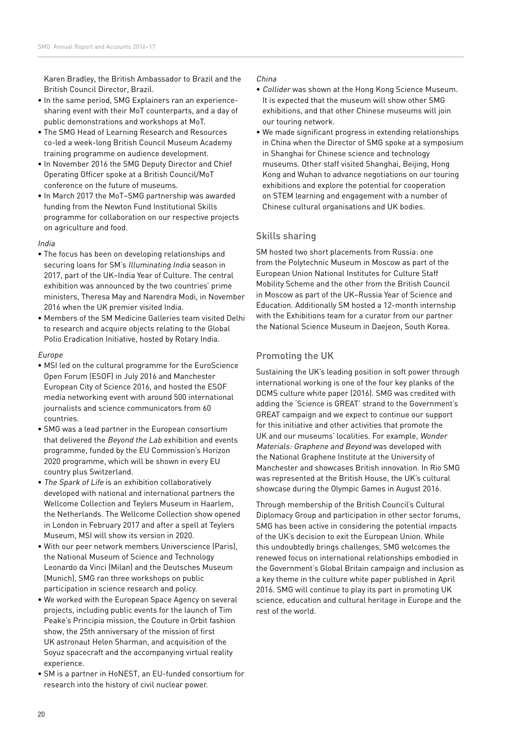Karen Bradley, the British Ambassador to Brazil and the British Council Director, Brazil.

- In the same period, SMG Explainers ran an experience-sharing event with their MoT counterparts, and a day of public demonstrations and workshops at MoT.
- The SMG Head of Learning Research and Resources co-led a week-long British Council Museum Academy training programme on audience development.
- In November 2016 the SMG Deputy Director and Chief Operating Officer spoke at a British Council/MoT conference on the future of museums.
- In March 2017 the MoT–SMG partnership was awarded funding from the Newton Fund Institutional Skills programme for collaboration on our respective projects on agriculture and food.

*India*

- The focus has been on developing relationships and securing loans for SM's *Illuminating India* season in 2017, part of the UK–India Year of Culture. The central exhibition was announced by the two countries' prime ministers, Theresa May and Narendra Modi, in November 2016 when the UK premier visited India.
- Members of the SM Medicine Galleries team visited Delhi to research and acquire objects relating to the Global Polio Eradication Initiative, hosted by Rotary India.

*Europe*

- MSI led on the cultural programme for the EuroScience Open Forum (ESOF) in July 2016 and Manchester European City of Science 2016, and hosted the ESOF media networking event with around 500 international journalists and science communicators from 60 countries.
- SMG was a lead partner in the European consortium that delivered the *Beyond the Lab* exhibition and events programme, funded by the EU Commission's Horizon 2020 programme, which will be shown in every EU country plus Switzerland.
- *The Spark of Life* is an exhibition collaboratively developed with national and international partners the Wellcome Collection and Teylers Museum in Haarlem, the Netherlands. The Wellcome Collection show opened in London in February 2017 and after a spell at Teylers Museum, MSI will show its version in 2020.
- With our peer network members Universcience (Paris), the National Museum of Science and Technology Leonardo da Vinci (Milan) and the Deutsches Museum (Munich), SMG ran three workshops on public participation in science research and policy.
- We worked with the European Space Agency on several projects, including public events for the launch of Tim Peake's Principia mission, the Couture in Orbit fashion show, the 25th anniversary of the mission of first UK astronaut Helen Sharman, and acquisition of the Soyuz spacecraft and the accompanying virtual reality experience.
- SM is a partner in HoNEST, an EU-funded consortium for research into the history of civil nuclear power.

*China*

- *Collider* was shown at the Hong Kong Science Museum. It is expected that the museum will show other SMG exhibitions, and that other Chinese museums will join our touring network.
- We made significant progress in extending relationships in China when the Director of SMG spoke at a symposium in Shanghai for Chinese science and technology museums. Other staff visited Shanghai, Beijing, Hong Kong and Wuhan to advance negotiations on our touring exhibitions and explore the potential for cooperation on STEM learning and engagement with a number of Chinese cultural organisations and UK bodies.

## Skills sharing

SM hosted two short placements from Russia: one from the Polytechnic Museum in Moscow as part of the European Union National Institutes for Culture Staff Mobility Scheme and the other from the British Council in Moscow as part of the UK–Russia Year of Science and Education. Additionally SM hosted a 12-month internship with the Exhibitions team for a curator from our partner the National Science Museum in Daejeon, South Korea.

## Promoting the UK

Sustaining the UK's leading position in soft power through international working is one of the four key planks of the DCMS culture white paper (2016). SMG was credited with adding the 'Science is GREAT' strand to the Government's GREAT campaign and we expect to continue our support for this initiative and other activities that promote the UK and our museums' localities. For example, *Wonder Materials: Graphene and Beyond* was developed with the National Graphene Institute at the University of Manchester and showcases British innovation. In Rio SMG was represented at the British House, the UK's cultural showcase during the Olympic Games in August 2016.

Through membership of the British Council's Cultural Diplomacy Group and participation in other sector forums, SMG has been active in considering the potential impacts of the UK's decision to exit the European Union. While this undoubtedly brings challenges, SMG welcomes the renewed focus on international relationships embodied in the Government's Global Britain campaign and inclusion as a key theme in the culture white paper published in April 2016. SMG will continue to play its part in promoting UK science, education and cultural heritage in Europe and the rest of the world.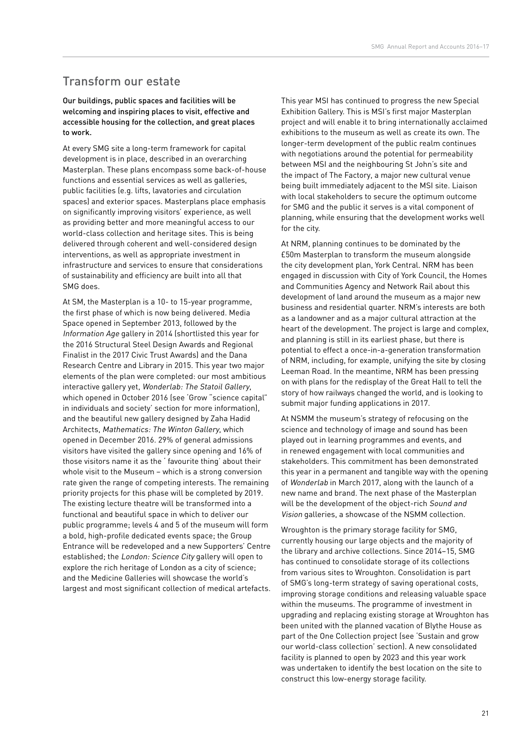## Transform our estate

**Our buildings, public spaces and facilities will be welcoming and inspiring places to visit, effective and accessible housing for the collection, and great places to work.**

At every SMG site a long-term framework for capital development is in place, described in an overarching Masterplan. These plans encompass some back-of-house functions and essential services as well as galleries, public facilities (e.g. lifts, lavatories and circulation spaces) and exterior spaces. Masterplans place emphasis on significantly improving visitors' experience, as well as providing better and more meaningful access to our world-class collection and heritage sites. This is being delivered through coherent and well-considered design interventions, as well as appropriate investment in infrastructure and services to ensure that considerations of sustainability and efficiency are built into all that SMG does.

At SM, the Masterplan is a 10- to 15-year programme, the first phase of which is now being delivered. Media Space opened in September 2013, followed by the *Information Age* gallery in 2014 (shortlisted this year for the 2016 Structural Steel Design Awards and Regional Finalist in the 2017 Civic Trust Awards) and the Dana Research Centre and Library in 2015. This year two major elements of the plan were completed: our most ambitious interactive gallery yet, *Wonderlab: The Statoil Gallery*, which opened in October 2016 (see 'Grow "science capital" in individuals and society' section for more information), and the beautiful new gallery designed by Zaha Hadid Architects, *Mathematics: The Winton Gallery*, which opened in December 2016. 29% of general admissions visitors have visited the gallery since opening and 16% of those visitors name it as the ' favourite thing' about their whole visit to the Museum – which is a strong conversion rate given the range of competing interests. The remaining priority projects for this phase will be completed by 2019. The existing lecture theatre will be transformed into a functional and beautiful space in which to deliver our public programme; levels 4 and 5 of the museum will form a bold, high-profile dedicated events space; the Group Entrance will be redeveloped and a new Supporters' Centre established; the *London: Science City* gallery will open to explore the rich heritage of London as a city of science; and the Medicine Galleries will showcase the world's largest and most significant collection of medical artefacts.

This year MSI has continued to progress the new Special Exhibition Gallery. This is MSI's first major Masterplan project and will enable it to bring internationally acclaimed exhibitions to the museum as well as create its own. The longer-term development of the public realm continues with negotiations around the potential for permeability between MSI and the neighbouring St John's site and the impact of The Factory, a major new cultural venue being built immediately adjacent to the MSI site. Liaison with local stakeholders to secure the optimum outcome for SMG and the public it serves is a vital component of planning, while ensuring that the development works well for the city.

At NRM, planning continues to be dominated by the £50m Masterplan to transform the museum alongside the city development plan, York Central. NRM has been engaged in discussion with City of York Council, the Homes and Communities Agency and Network Rail about this development of land around the museum as a major new business and residential quarter. NRM's interests are both as a landowner and as a major cultural attraction at the heart of the development. The project is large and complex, and planning is still in its earliest phase, but there is potential to effect a once-in-a-generation transformation of NRM, including, for example, unifying the site by closing Leeman Road. In the meantime, NRM has been pressing on with plans for the redisplay of the Great Hall to tell the story of how railways changed the world, and is looking to submit major funding applications in 2017.

At NSMM the museum's strategy of refocusing on the science and technology of image and sound has been played out in learning programmes and events, and in renewed engagement with local communities and stakeholders. This commitment has been demonstrated this year in a permanent and tangible way with the opening of *Wonderlab* in March 2017, along with the launch of a new name and brand. The next phase of the Masterplan will be the development of the object-rich *Sound and Vision* galleries, a showcase of the NSMM collection.

Wroughton is the primary storage facility for SMG, currently housing our large objects and the majority of the library and archive collections. Since 2014–15, SMG has continued to consolidate storage of its collections from various sites to Wroughton. Consolidation is part of SMG's long-term strategy of saving operational costs, improving storage conditions and releasing valuable space within the museums. The programme of investment in upgrading and replacing existing storage at Wroughton has been united with the planned vacation of Blythe House as part of the One Collection project (see 'Sustain and grow our world-class collection' section). A new consolidated facility is planned to open by 2023 and this year work was undertaken to identify the best location on the site to construct this low-energy storage facility.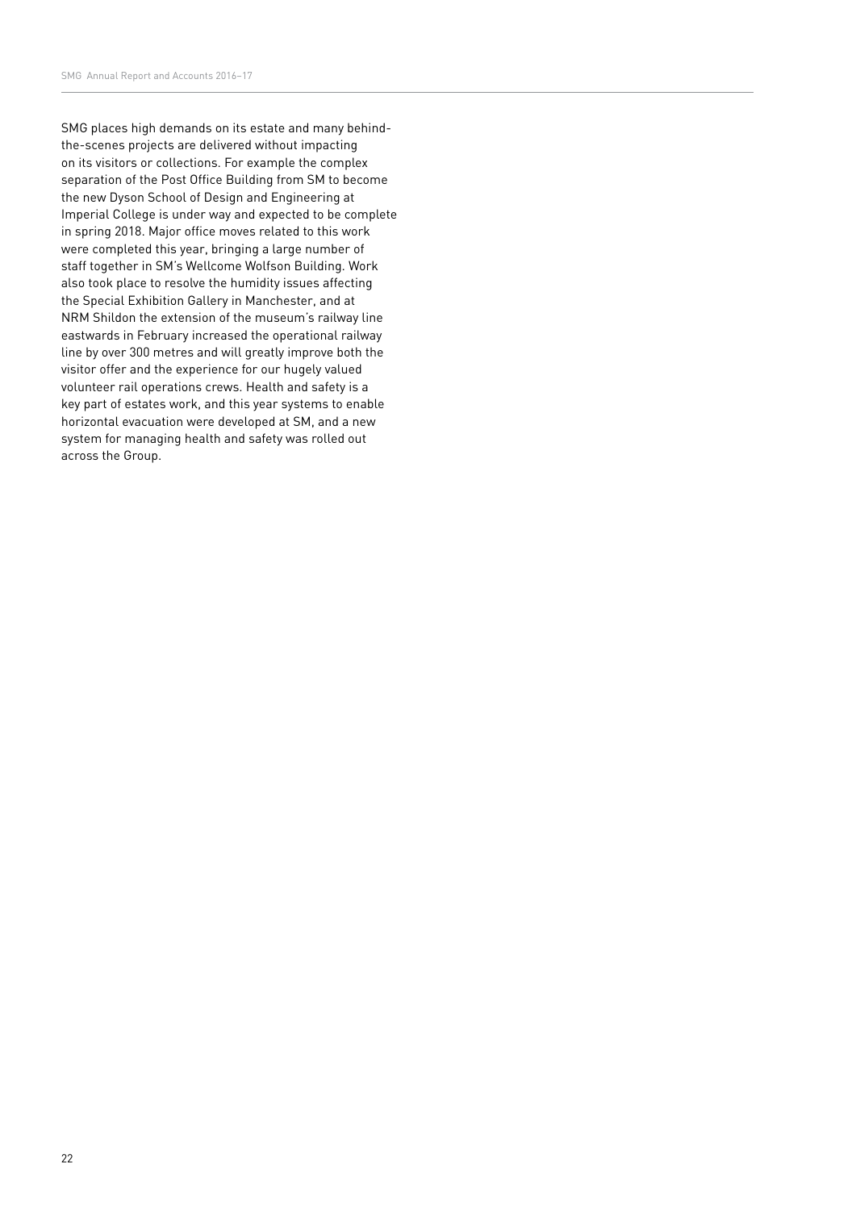SMG places high demands on its estate and many behind-the-scenes projects are delivered without impacting on its visitors or collections. For example the complex separation of the Post Office Building from SM to become the new Dyson School of Design and Engineering at Imperial College is under way and expected to be complete in spring 2018. Major office moves related to this work were completed this year, bringing a large number of staff together in SM's Wellcome Wolfson Building. Work also took place to resolve the humidity issues affecting the Special Exhibition Gallery in Manchester, and at NRM Shildon the extension of the museum's railway line eastwards in February increased the operational railway line by over 300 metres and will greatly improve both the visitor offer and the experience for our hugely valued volunteer rail operations crews. Health and safety is a key part of estates work, and this year systems to enable horizontal evacuation were developed at SM, and a new system for managing health and safety was rolled out across the Group.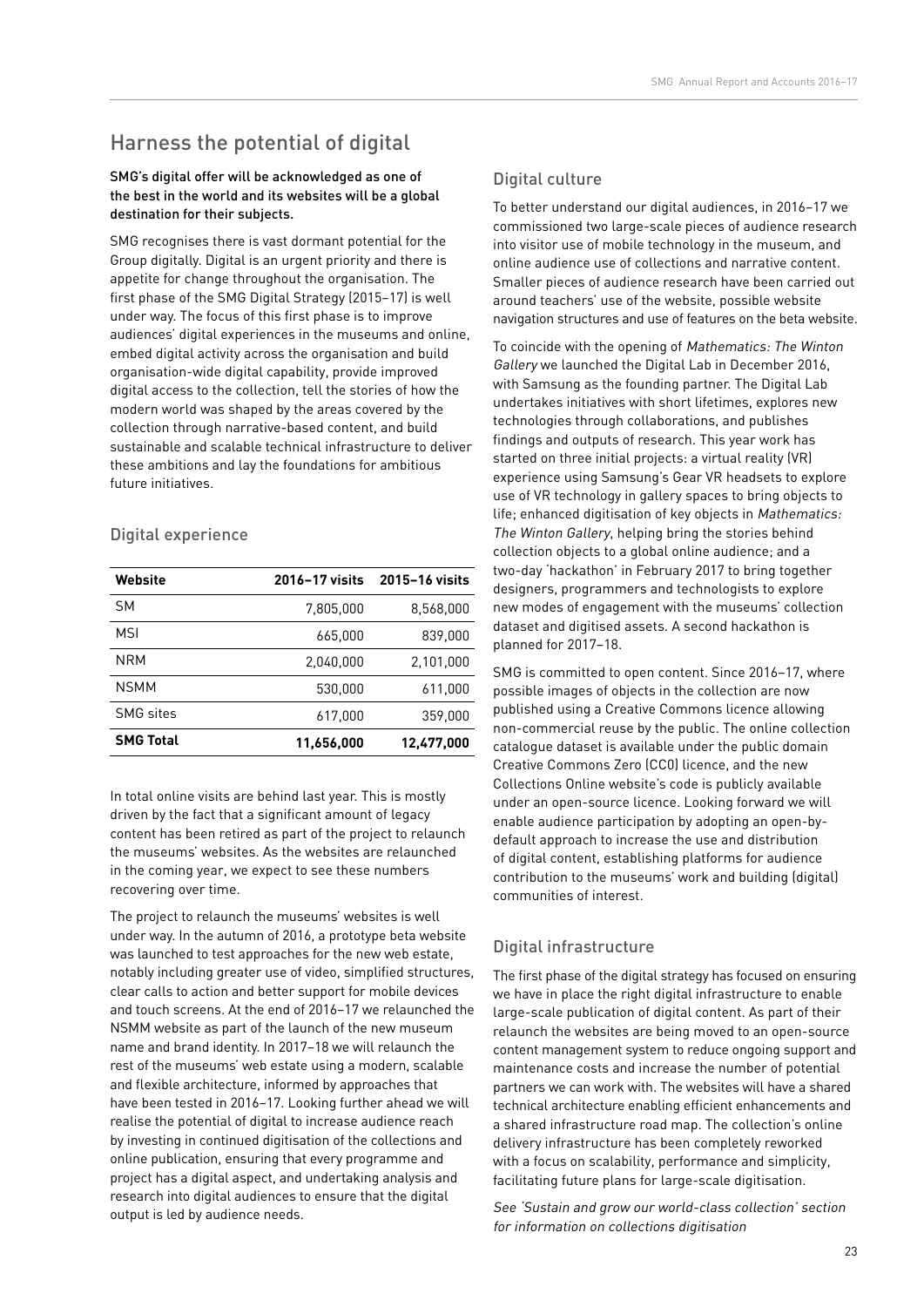# Harness the potential of digital

**SMG's digital offer will be acknowledged as one of the best in the world and its websites will be a global destination for their subjects.**

SMG recognises there is vast dormant potential for the Group digitally. Digital is an urgent priority and there is appetite for change throughout the organisation. The first phase of the SMG Digital Strategy (2015–17) is well under way. The focus of this first phase is to improve audiences' digital experiences in the museums and online, embed digital activity across the organisation and build organisation-wide digital capability, provide improved digital access to the collection, tell the stories of how the modern world was shaped by the areas covered by the collection through narrative-based content, and build sustainable and scalable technical infrastructure to deliver these ambitions and lay the foundations for ambitious future initiatives.

## Digital experience

| Website | 2016–17 visits | 2015–16 visits |
|---|---|---|
| SM | 7,805,000 | 8,568,000 |
| MSI | 665,000 | 839,000 |
| NRM | 2,040,000 | 2,101,000 |
| NSMM | 530,000 | 611,000 |
| SMG sites | 617,000 | 359,000 |
| **SMG Total** | **11,656,000** | **12,477,000** |

In total online visits are behind last year. This is mostly driven by the fact that a significant amount of legacy content has been retired as part of the project to relaunch the museums' websites. As the websites are relaunched in the coming year, we expect to see these numbers recovering over time.

The project to relaunch the museums' websites is well under way. In the autumn of 2016, a prototype beta website was launched to test approaches for the new web estate, notably including greater use of video, simplified structures, clear calls to action and better support for mobile devices and touch screens. At the end of 2016–17 we relaunched the NSMM website as part of the launch of the new museum name and brand identity. In 2017–18 we will relaunch the rest of the museums' web estate using a modern, scalable and flexible architecture, informed by approaches that have been tested in 2016–17. Looking further ahead we will realise the potential of digital to increase audience reach by investing in continued digitisation of the collections and online publication, ensuring that every programme and project has a digital aspect, and undertaking analysis and research into digital audiences to ensure that the digital output is led by audience needs.

## Digital culture

To better understand our digital audiences, in 2016–17 we commissioned two large-scale pieces of audience research into visitor use of mobile technology in the museum, and online audience use of collections and narrative content. Smaller pieces of audience research have been carried out around teachers' use of the website, possible website navigation structures and use of features on the beta website.

To coincide with the opening of *Mathematics: The Winton Gallery* we launched the Digital Lab in December 2016, with Samsung as the founding partner. The Digital Lab undertakes initiatives with short lifetimes, explores new technologies through collaborations, and publishes findings and outputs of research. This year work has started on three initial projects: a virtual reality (VR) experience using Samsung's Gear VR headsets to explore use of VR technology in gallery spaces to bring objects to life; enhanced digitisation of key objects in *Mathematics: The Winton Gallery*, helping bring the stories behind collection objects to a global online audience; and a two-day 'hackathon' in February 2017 to bring together designers, programmers and technologists to explore new modes of engagement with the museums' collection dataset and digitised assets. A second hackathon is planned for 2017–18.

SMG is committed to open content. Since 2016–17, where possible images of objects in the collection are now published using a Creative Commons licence allowing non-commercial reuse by the public. The online collection catalogue dataset is available under the public domain Creative Commons Zero (CC0) licence, and the new Collections Online website's code is publicly available under an open-source licence. Looking forward we will enable audience participation by adopting an open-by-default approach to increase the use and distribution of digital content, establishing platforms for audience contribution to the museums' work and building (digital) communities of interest.

## Digital infrastructure

The first phase of the digital strategy has focused on ensuring we have in place the right digital infrastructure to enable large-scale publication of digital content. As part of their relaunch the websites are being moved to an open-source content management system to reduce ongoing support and maintenance costs and increase the number of potential partners we can work with. The websites will have a shared technical architecture enabling efficient enhancements and a shared infrastructure road map. The collection's online delivery infrastructure has been completely reworked with a focus on scalability, performance and simplicity, facilitating future plans for large-scale digitisation.

*See 'Sustain and grow our world-class collection' section for information on collections digitisation*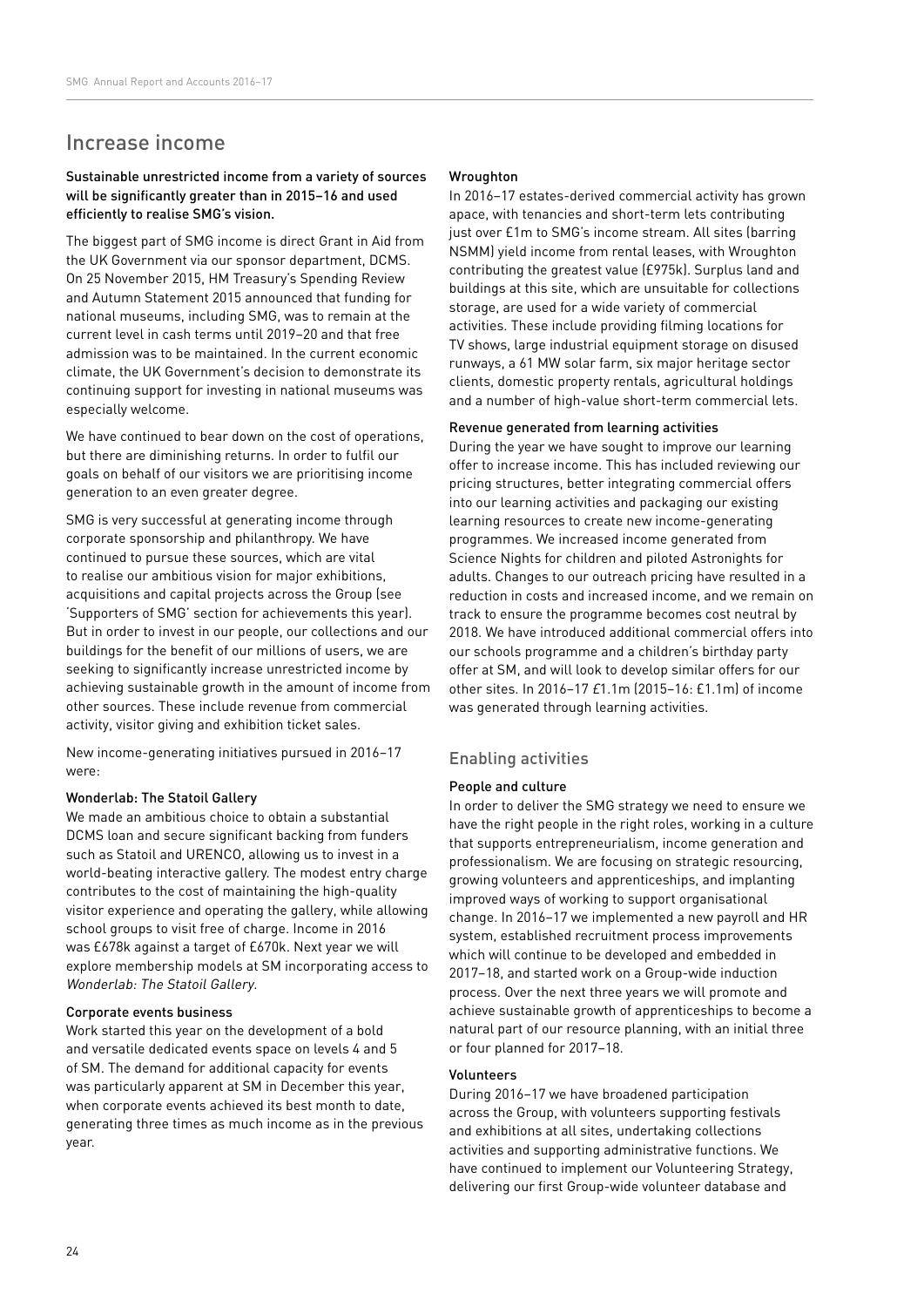## Increase income

**Sustainable unrestricted income from a variety of sources will be significantly greater than in 2015–16 and used efficiently to realise SMG's vision.**

The biggest part of SMG income is direct Grant in Aid from the UK Government via our sponsor department, DCMS. On 25 November 2015, HM Treasury's Spending Review and Autumn Statement 2015 announced that funding for national museums, including SMG, was to remain at the current level in cash terms until 2019–20 and that free admission was to be maintained. In the current economic climate, the UK Government's decision to demonstrate its continuing support for investing in national museums was especially welcome.

We have continued to bear down on the cost of operations, but there are diminishing returns. In order to fulfil our goals on behalf of our visitors we are prioritising income generation to an even greater degree.

SMG is very successful at generating income through corporate sponsorship and philanthropy. We have continued to pursue these sources, which are vital to realise our ambitious vision for major exhibitions, acquisitions and capital projects across the Group (see 'Supporters of SMG' section for achievements this year). But in order to invest in our people, our collections and our buildings for the benefit of our millions of users, we are seeking to significantly increase unrestricted income by achieving sustainable growth in the amount of income from other sources. These include revenue from commercial activity, visitor giving and exhibition ticket sales.

New income-generating initiatives pursued in 2016–17 were:

#### Wonderlab: The Statoil Gallery

We made an ambitious choice to obtain a substantial DCMS loan and secure significant backing from funders such as Statoil and URENCO, allowing us to invest in a world-beating interactive gallery. The modest entry charge contributes to the cost of maintaining the high-quality visitor experience and operating the gallery, while allowing school groups to visit free of charge. Income in 2016 was £678k against a target of £670k. Next year we will explore membership models at SM incorporating access to *Wonderlab: The Statoil Gallery*.

#### Corporate events business

Work started this year on the development of a bold and versatile dedicated events space on levels 4 and 5 of SM. The demand for additional capacity for events was particularly apparent at SM in December this year, when corporate events achieved its best month to date, generating three times as much income as in the previous year.

#### Wroughton

In 2016–17 estates-derived commercial activity has grown apace, with tenancies and short-term lets contributing just over £1m to SMG's income stream. All sites (barring NSMM) yield income from rental leases, with Wroughton contributing the greatest value (£975k). Surplus land and buildings at this site, which are unsuitable for collections storage, are used for a wide variety of commercial activities. These include providing filming locations for TV shows, large industrial equipment storage on disused runways, a 61 MW solar farm, six major heritage sector clients, domestic property rentals, agricultural holdings and a number of high-value short-term commercial lets.

#### Revenue generated from learning activities

During the year we have sought to improve our learning offer to increase income. This has included reviewing our pricing structures, better integrating commercial offers into our learning activities and packaging our existing learning resources to create new income-generating programmes. We increased income generated from Science Nights for children and piloted Astronights for adults. Changes to our outreach pricing have resulted in a reduction in costs and increased income, and we remain on track to ensure the programme becomes cost neutral by 2018. We have introduced additional commercial offers into our schools programme and a children's birthday party offer at SM, and will look to develop similar offers for our other sites. In 2016–17 £1.1m (2015–16: £1.1m) of income was generated through learning activities.

### Enabling activities

#### People and culture

In order to deliver the SMG strategy we need to ensure we have the right people in the right roles, working in a culture that supports entrepreneurialism, income generation and professionalism. We are focusing on strategic resourcing, growing volunteers and apprenticeships, and implanting improved ways of working to support organisational change. In 2016–17 we implemented a new payroll and HR system, established recruitment process improvements which will continue to be developed and embedded in 2017–18, and started work on a Group-wide induction process. Over the next three years we will promote and achieve sustainable growth of apprenticeships to become a natural part of our resource planning, with an initial three or four planned for 2017–18.

#### Volunteers

During 2016–17 we have broadened participation across the Group, with volunteers supporting festivals and exhibitions at all sites, undertaking collections activities and supporting administrative functions. We have continued to implement our Volunteering Strategy, delivering our first Group-wide volunteer database and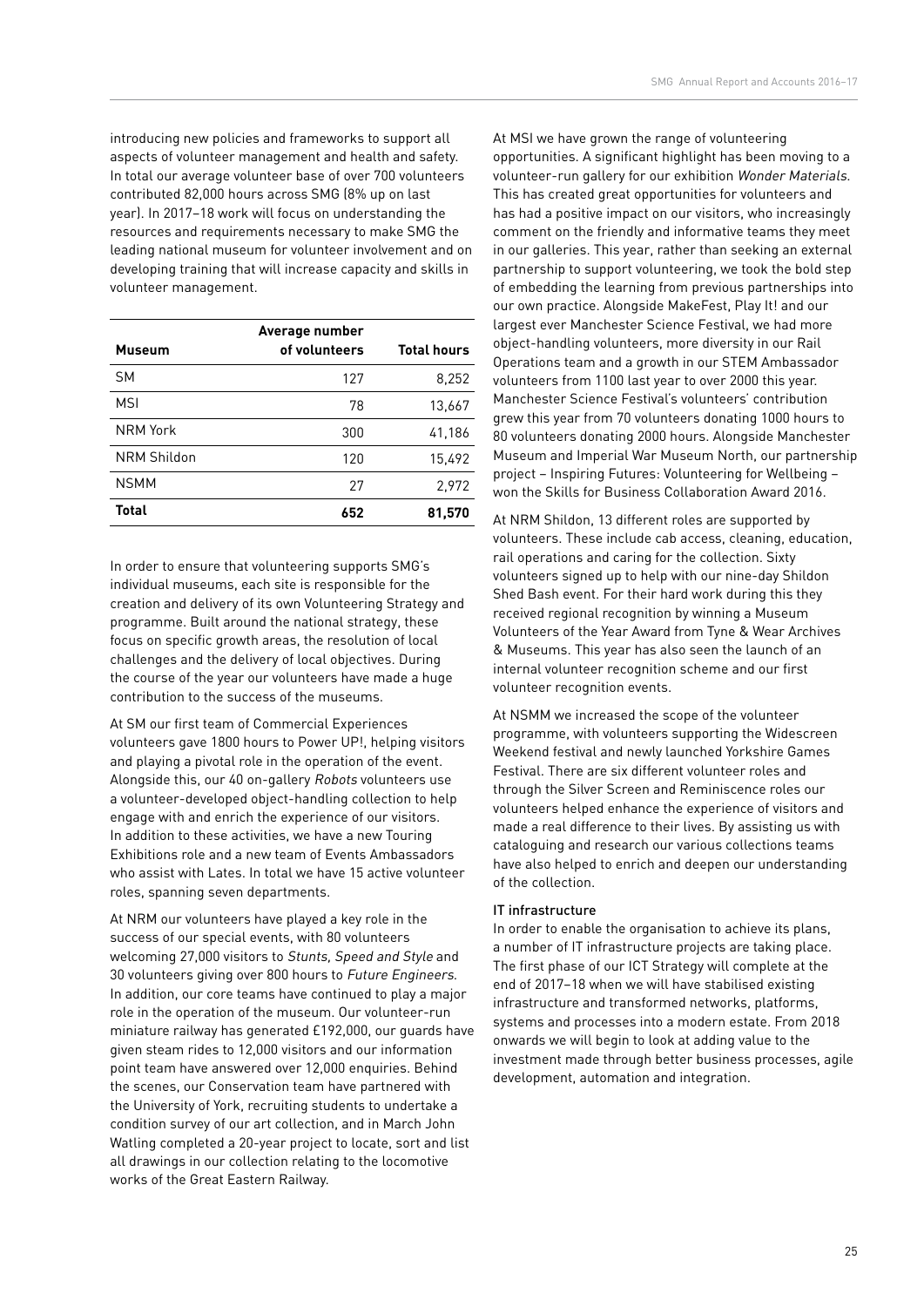introducing new policies and frameworks to support all aspects of volunteer management and health and safety. In total our average volunteer base of over 700 volunteers contributed 82,000 hours across SMG (8% up on last year). In 2017–18 work will focus on understanding the resources and requirements necessary to make SMG the leading national museum for volunteer involvement and on developing training that will increase capacity and skills in volunteer management.

| Museum | Average number of volunteers | Total hours |
|---|---|---|
| SM | 127 | 8,252 |
| MSI | 78 | 13,667 |
| NRM York | 300 | 41,186 |
| NRM Shildon | 120 | 15,492 |
| NSMM | 27 | 2,972 |
| **Total** | **652** | **81,570** |

In order to ensure that volunteering supports SMG's individual museums, each site is responsible for the creation and delivery of its own Volunteering Strategy and programme. Built around the national strategy, these focus on specific growth areas, the resolution of local challenges and the delivery of local objectives. During the course of the year our volunteers have made a huge contribution to the success of the museums.

At SM our first team of Commercial Experiences volunteers gave 1800 hours to Power UP!, helping visitors and playing a pivotal role in the operation of the event. Alongside this, our 40 on-gallery *Robots* volunteers use a volunteer-developed object-handling collection to help engage with and enrich the experience of our visitors. In addition to these activities, we have a new Touring Exhibitions role and a new team of Events Ambassadors who assist with Lates. In total we have 15 active volunteer roles, spanning seven departments.

At NRM our volunteers have played a key role in the success of our special events, with 80 volunteers welcoming 27,000 visitors to *Stunts, Speed and Style* and 30 volunteers giving over 800 hours to *Future Engineers*. In addition, our core teams have continued to play a major role in the operation of the museum. Our volunteer-run miniature railway has generated £192,000, our guards have given steam rides to 12,000 visitors and our information point team have answered over 12,000 enquiries. Behind the scenes, our Conservation team have partnered with the University of York, recruiting students to undertake a condition survey of our art collection, and in March John Watling completed a 20-year project to locate, sort and list all drawings in our collection relating to the locomotive works of the Great Eastern Railway.

At MSI we have grown the range of volunteering opportunities. A significant highlight has been moving to a volunteer-run gallery for our exhibition *Wonder Materials*. This has created great opportunities for volunteers and has had a positive impact on our visitors, who increasingly comment on the friendly and informative teams they meet in our galleries. This year, rather than seeking an external partnership to support volunteering, we took the bold step of embedding the learning from previous partnerships into our own practice. Alongside MakeFest, Play It! and our largest ever Manchester Science Festival, we had more object-handling volunteers, more diversity in our Rail Operations team and a growth in our STEM Ambassador volunteers from 1100 last year to over 2000 this year. Manchester Science Festival's volunteers' contribution grew this year from 70 volunteers donating 1000 hours to 80 volunteers donating 2000 hours. Alongside Manchester Museum and Imperial War Museum North, our partnership project – Inspiring Futures: Volunteering for Wellbeing – won the Skills for Business Collaboration Award 2016.

At NRM Shildon, 13 different roles are supported by volunteers. These include cab access, cleaning, education, rail operations and caring for the collection. Sixty volunteers signed up to help with our nine-day Shildon Shed Bash event. For their hard work during this they received regional recognition by winning a Museum Volunteers of the Year Award from Tyne & Wear Archives & Museums. This year has also seen the launch of an internal volunteer recognition scheme and our first volunteer recognition events.

At NSMM we increased the scope of the volunteer programme, with volunteers supporting the Widescreen Weekend festival and newly launched Yorkshire Games Festival. There are six different volunteer roles and through the Silver Screen and Reminiscence roles our volunteers helped enhance the experience of visitors and made a real difference to their lives. By assisting us with cataloguing and research our various collections teams have also helped to enrich and deepen our understanding of the collection.

### IT infrastructure

In order to enable the organisation to achieve its plans, a number of IT infrastructure projects are taking place. The first phase of our ICT Strategy will complete at the end of 2017–18 when we will have stabilised existing infrastructure and transformed networks, platforms, systems and processes into a modern estate. From 2018 onwards we will begin to look at adding value to the investment made through better business processes, agile development, automation and integration.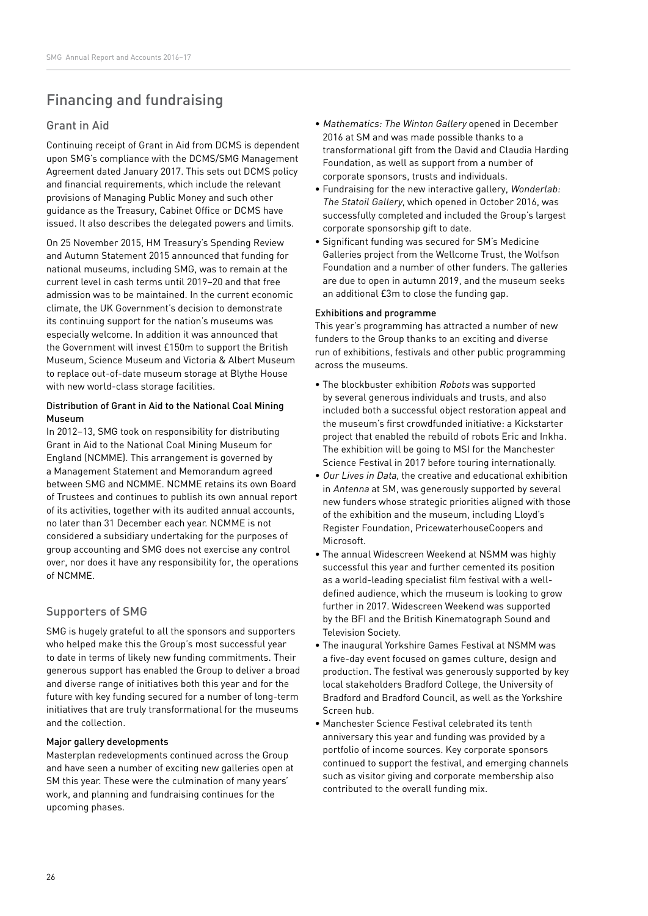# Financing and fundraising

## Grant in Aid

Continuing receipt of Grant in Aid from DCMS is dependent upon SMG's compliance with the DCMS/SMG Management Agreement dated January 2017. This sets out DCMS policy and financial requirements, which include the relevant provisions of Managing Public Money and such other guidance as the Treasury, Cabinet Office or DCMS have issued. It also describes the delegated powers and limits.

On 25 November 2015, HM Treasury's Spending Review and Autumn Statement 2015 announced that funding for national museums, including SMG, was to remain at the current level in cash terms until 2019–20 and that free admission was to be maintained. In the current economic climate, the UK Government's decision to demonstrate its continuing support for the nation's museums was especially welcome. In addition it was announced that the Government will invest £150m to support the British Museum, Science Museum and Victoria & Albert Museum to replace out-of-date museum storage at Blythe House with new world-class storage facilities.

### Distribution of Grant in Aid to the National Coal Mining Museum

In 2012–13, SMG took on responsibility for distributing Grant in Aid to the National Coal Mining Museum for England (NCMME). This arrangement is governed by a Management Statement and Memorandum agreed between SMG and NCMME. NCMME retains its own Board of Trustees and continues to publish its own annual report of its activities, together with its audited annual accounts, no later than 31 December each year. NCMME is not considered a subsidiary undertaking for the purposes of group accounting and SMG does not exercise any control over, nor does it have any responsibility for, the operations of NCMME.

## Supporters of SMG

SMG is hugely grateful to all the sponsors and supporters who helped make this the Group's most successful year to date in terms of likely new funding commitments. Their generous support has enabled the Group to deliver a broad and diverse range of initiatives both this year and for the future with key funding secured for a number of long-term initiatives that are truly transformational for the museums and the collection.

### Major gallery developments

Masterplan redevelopments continued across the Group and have seen a number of exciting new galleries open at SM this year. These were the culmination of many years' work, and planning and fundraising continues for the upcoming phases.

- *Mathematics: The Winton Gallery* opened in December 2016 at SM and was made possible thanks to a transformational gift from the David and Claudia Harding Foundation, as well as support from a number of corporate sponsors, trusts and individuals.
- Fundraising for the new interactive gallery, *Wonderlab: The Statoil Gallery*, which opened in October 2016, was successfully completed and included the Group's largest corporate sponsorship gift to date.
- Significant funding was secured for SM's Medicine Galleries project from the Wellcome Trust, the Wolfson Foundation and a number of other funders. The galleries are due to open in autumn 2019, and the museum seeks an additional £3m to close the funding gap.

### Exhibitions and programme

This year's programming has attracted a number of new funders to the Group thanks to an exciting and diverse run of exhibitions, festivals and other public programming across the museums.

- The blockbuster exhibition *Robots* was supported by several generous individuals and trusts, and also included both a successful object restoration appeal and the museum's first crowdfunded initiative: a Kickstarter project that enabled the rebuild of robots Eric and Inkha. The exhibition will be going to MSI for the Manchester Science Festival in 2017 before touring internationally.
- *Our Lives in Data*, the creative and educational exhibition in *Antenna* at SM, was generously supported by several new funders whose strategic priorities aligned with those of the exhibition and the museum, including Lloyd's Register Foundation, PricewaterhouseCoopers and Microsoft.
- The annual Widescreen Weekend at NSMM was highly successful this year and further cemented its position as a world-leading specialist film festival with a well-defined audience, which the museum is looking to grow further in 2017. Widescreen Weekend was supported by the BFI and the British Kinematograph Sound and Television Society.
- The inaugural Yorkshire Games Festival at NSMM was a five-day event focused on games culture, design and production. The festival was generously supported by key local stakeholders Bradford College, the University of Bradford and Bradford Council, as well as the Yorkshire Screen hub.
- Manchester Science Festival celebrated its tenth anniversary this year and funding was provided by a portfolio of income sources. Key corporate sponsors continued to support the festival, and emerging channels such as visitor giving and corporate membership also contributed to the overall funding mix.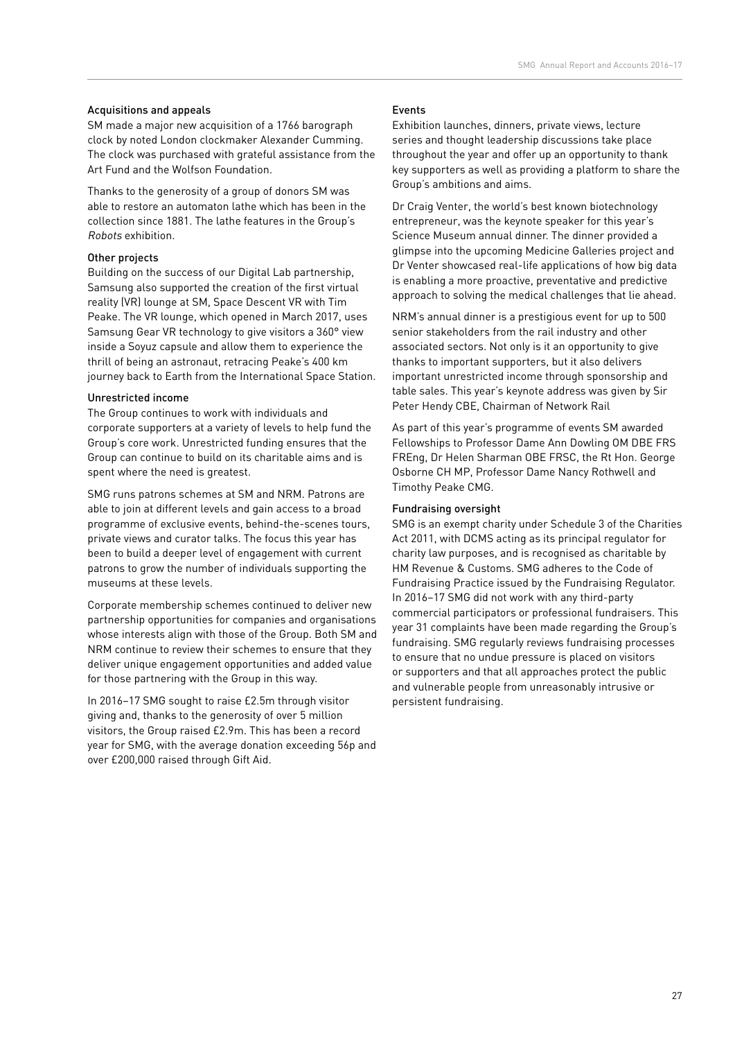### Acquisitions and appeals

SM made a major new acquisition of a 1766 barograph clock by noted London clockmaker Alexander Cumming. The clock was purchased with grateful assistance from the Art Fund and the Wolfson Foundation.

Thanks to the generosity of a group of donors SM was able to restore an automaton lathe which has been in the collection since 1881. The lathe features in the Group's *Robots* exhibition.

### Other projects

Building on the success of our Digital Lab partnership, Samsung also supported the creation of the first virtual reality (VR) lounge at SM, Space Descent VR with Tim Peake. The VR lounge, which opened in March 2017, uses Samsung Gear VR technology to give visitors a 360° view inside a Soyuz capsule and allow them to experience the thrill of being an astronaut, retracing Peake's 400 km journey back to Earth from the International Space Station.

### Unrestricted income

The Group continues to work with individuals and corporate supporters at a variety of levels to help fund the Group's core work. Unrestricted funding ensures that the Group can continue to build on its charitable aims and is spent where the need is greatest.

SMG runs patrons schemes at SM and NRM. Patrons are able to join at different levels and gain access to a broad programme of exclusive events, behind-the-scenes tours, private views and curator talks. The focus this year has been to build a deeper level of engagement with current patrons to grow the number of individuals supporting the museums at these levels.

Corporate membership schemes continued to deliver new partnership opportunities for companies and organisations whose interests align with those of the Group. Both SM and NRM continue to review their schemes to ensure that they deliver unique engagement opportunities and added value for those partnering with the Group in this way.

In 2016–17 SMG sought to raise £2.5m through visitor giving and, thanks to the generosity of over 5 million visitors, the Group raised £2.9m. This has been a record year for SMG, with the average donation exceeding 56p and over £200,000 raised through Gift Aid.

### Events

Exhibition launches, dinners, private views, lecture series and thought leadership discussions take place throughout the year and offer up an opportunity to thank key supporters as well as providing a platform to share the Group's ambitions and aims.

Dr Craig Venter, the world's best known biotechnology entrepreneur, was the keynote speaker for this year's Science Museum annual dinner. The dinner provided a glimpse into the upcoming Medicine Galleries project and Dr Venter showcased real-life applications of how big data is enabling a more proactive, preventative and predictive approach to solving the medical challenges that lie ahead.

NRM's annual dinner is a prestigious event for up to 500 senior stakeholders from the rail industry and other associated sectors. Not only is it an opportunity to give thanks to important supporters, but it also delivers important unrestricted income through sponsorship and table sales. This year's keynote address was given by Sir Peter Hendy CBE, Chairman of Network Rail

As part of this year's programme of events SM awarded Fellowships to Professor Dame Ann Dowling OM DBE FRS FREng, Dr Helen Sharman OBE FRSC, the Rt Hon. George Osborne CH MP, Professor Dame Nancy Rothwell and Timothy Peake CMG.

### Fundraising oversight

SMG is an exempt charity under Schedule 3 of the Charities Act 2011, with DCMS acting as its principal regulator for charity law purposes, and is recognised as charitable by HM Revenue & Customs. SMG adheres to the Code of Fundraising Practice issued by the Fundraising Regulator. In 2016–17 SMG did not work with any third-party commercial participators or professional fundraisers. This year 31 complaints have been made regarding the Group's fundraising. SMG regularly reviews fundraising processes to ensure that no undue pressure is placed on visitors or supporters and that all approaches protect the public and vulnerable people from unreasonably intrusive or persistent fundraising.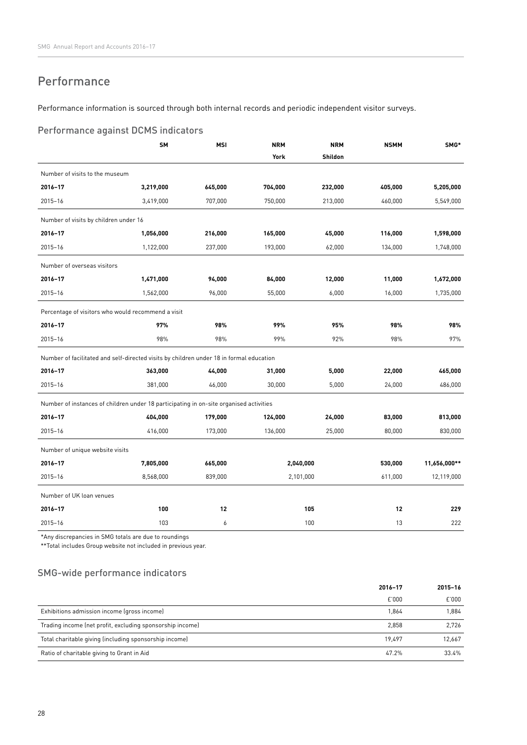# Performance

Performance information is sourced through both internal records and periodic independent visitor surveys.

## Performance against DCMS indicators

| | SM | MSI | NRM York | NRM Shildon | NSMM | SMG* |
|---|---|---|---|---|---|---|
| **Number of visits to the museum** | | | | | | |
| **2016–17** | **3,219,000** | **645,000** | **704,000** | **232,000** | **405,000** | **5,205,000** |
| 2015–16 | 3,419,000 | 707,000 | 750,000 | 213,000 | 460,000 | 5,549,000 |
| **Number of visits by children under 16** | | | | | | |
| **2016–17** | **1,056,000** | **216,000** | **165,000** | **45,000** | **116,000** | **1,598,000** |
| 2015–16 | 1,122,000 | 237,000 | 193,000 | 62,000 | 134,000 | 1,748,000 |
| **Number of overseas visitors** | | | | | | |
| **2016–17** | **1,471,000** | **94,000** | **84,000** | **12,000** | **11,000** | **1,672,000** |
| 2015–16 | 1,562,000 | 96,000 | 55,000 | 6,000 | 16,000 | 1,735,000 |
| **Percentage of visitors who would recommend a visit** | | | | | | |
| **2016–17** | **97%** | **98%** | **99%** | **95%** | **98%** | **98%** |
| 2015–16 | 98% | 98% | 99% | 92% | 98% | 97% |
| **Number of facilitated and self-directed visits by children under 18 in formal education** | | | | | | |
| **2016–17** | **363,000** | **44,000** | **31,000** | **5,000** | **22,000** | **465,000** |
| 2015–16 | 381,000 | 46,000 | 30,000 | 5,000 | 24,000 | 486,000 |
| **Number of instances of children under 18 participating in on-site organised activities** | | | | | | |
| **2016–17** | **404,000** | **179,000** | **124,000** | **24,000** | **83,000** | **813,000** |
| 2015–16 | 416,000 | 173,000 | 136,000 | 25,000 | 80,000 | 830,000 |
| **Number of unique website visits** | | | | | | |
| **2016–17** | **7,805,000** | **665,000** | **2,040,000** | | **530,000** | **11,656,000**** |
| 2015–16 | 8,568,000 | 839,000 | 2,101,000 | | 611,000 | 12,119,000 |
| **Number of UK loan venues** | | | | | | |
| **2016–17** | **100** | **12** | **105** | | **12** | **229** |
| 2015–16 | 103 | 6 | 100 | | 13 | 222 |

*Any discrepancies in SMG totals are due to roundings

**Total includes Group website not included in previous year.

## SMG-wide performance indicators

| | 2016–17 £'000 | 2015–16 £'000 |
|---|---|---|
| Exhibitions admission income (gross income) | 1,864 | 1,884 |
| Trading income (net profit, excluding sponsorship income) | 2,858 | 2,726 |
| Total charitable giving (including sponsorship income) | 19,497 | 12,667 |
| Ratio of charitable giving to Grant in Aid | 47.2% | 33.4% |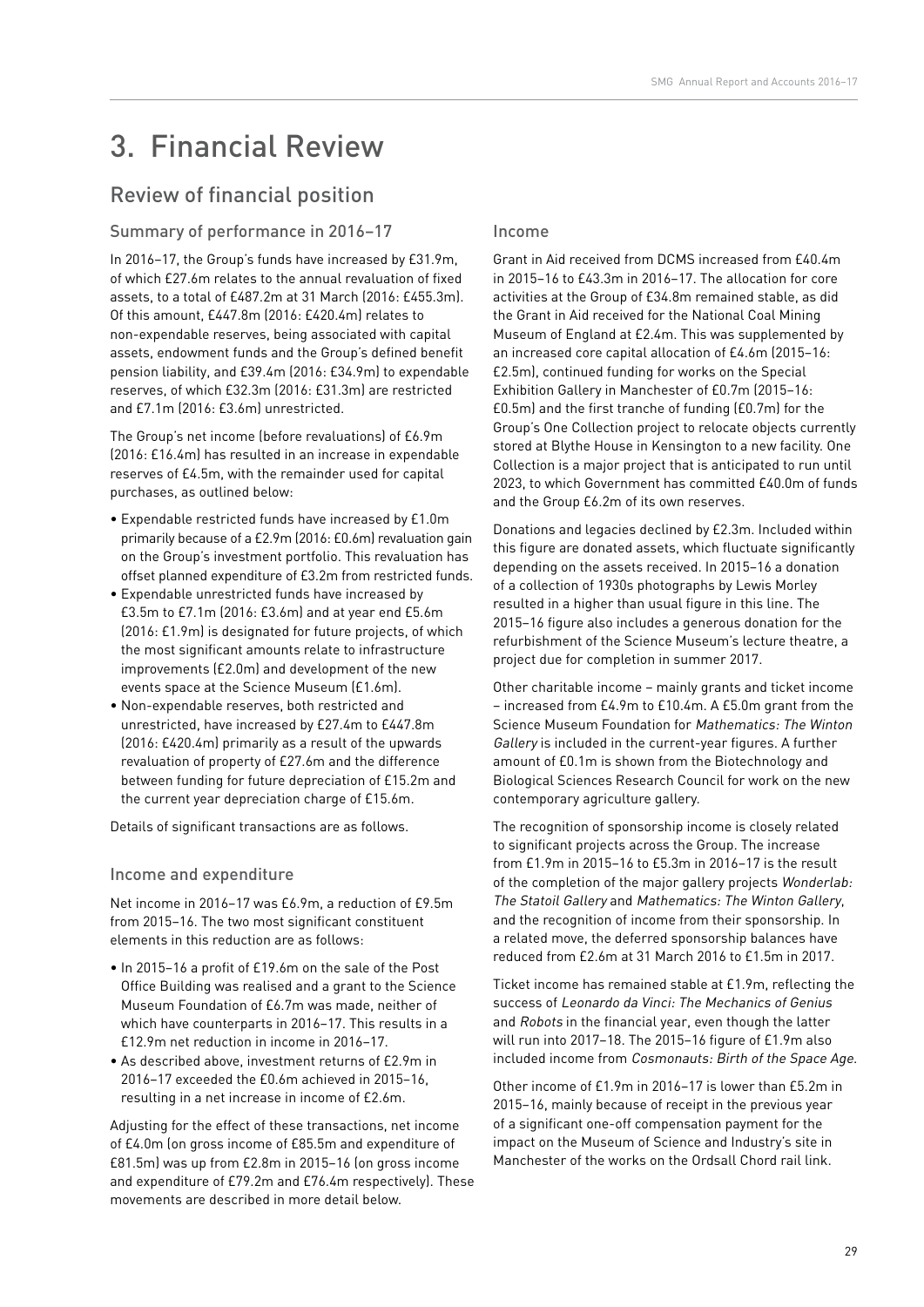# 3. Financial Review

## Review of financial position

### Summary of performance in 2016–17

In 2016–17, the Group's funds have increased by £31.9m, of which £27.6m relates to the annual revaluation of fixed assets, to a total of £487.2m at 31 March (2016: £455.3m). Of this amount, £447.8m (2016: £420.4m) relates to non-expendable reserves, being associated with capital assets, endowment funds and the Group's defined benefit pension liability, and £39.4m (2016: £34.9m) to expendable reserves, of which £32.3m (2016: £31.3m) are restricted and £7.1m (2016: £3.6m) unrestricted.

The Group's net income (before revaluations) of £6.9m (2016: £16.4m) has resulted in an increase in expendable reserves of £4.5m, with the remainder used for capital purchases, as outlined below:

- Expendable restricted funds have increased by £1.0m primarily because of a £2.9m (2016: £0.6m) revaluation gain on the Group's investment portfolio. This revaluation has offset planned expenditure of £3.2m from restricted funds.
- Expendable unrestricted funds have increased by £3.5m to £7.1m (2016: £3.6m) and at year end £5.6m (2016: £1.9m) is designated for future projects, of which the most significant amounts relate to infrastructure improvements (£2.0m) and development of the new events space at the Science Museum (£1.6m).
- Non-expendable reserves, both restricted and unrestricted, have increased by £27.4m to £447.8m (2016: £420.4m) primarily as a result of the upwards revaluation of property of £27.6m and the difference between funding for future depreciation of £15.2m and the current year depreciation charge of £15.6m.

Details of significant transactions are as follows.

### Income and expenditure

Net income in 2016–17 was £6.9m, a reduction of £9.5m from 2015–16. The two most significant constituent elements in this reduction are as follows:

- In 2015–16 a profit of £19.6m on the sale of the Post Office Building was realised and a grant to the Science Museum Foundation of £6.7m was made, neither of which have counterparts in 2016–17. This results in a £12.9m net reduction in income in 2016–17.
- As described above, investment returns of £2.9m in 2016–17 exceeded the £0.6m achieved in 2015–16, resulting in a net increase in income of £2.6m.

Adjusting for the effect of these transactions, net income of £4.0m (on gross income of £85.5m and expenditure of £81.5m) was up from £2.8m in 2015–16 (on gross income and expenditure of £79.2m and £76.4m respectively). These movements are described in more detail below.

### Income

Grant in Aid received from DCMS increased from £40.4m in 2015–16 to £43.3m in 2016–17. The allocation for core activities at the Group of £34.8m remained stable, as did the Grant in Aid received for the National Coal Mining Museum of England at £2.4m. This was supplemented by an increased core capital allocation of £4.6m (2015–16: £2.5m), continued funding for works on the Special Exhibition Gallery in Manchester of £0.7m (2015–16: £0.5m) and the first tranche of funding (£0.7m) for the Group's One Collection project to relocate objects currently stored at Blythe House in Kensington to a new facility. One Collection is a major project that is anticipated to run until 2023, to which Government has committed £40.0m of funds and the Group £6.2m of its own reserves.

Donations and legacies declined by £2.3m. Included within this figure are donated assets, which fluctuate significantly depending on the assets received. In 2015–16 a donation of a collection of 1930s photographs by Lewis Morley resulted in a higher than usual figure in this line. The 2015–16 figure also includes a generous donation for the refurbishment of the Science Museum's lecture theatre, a project due for completion in summer 2017.

Other charitable income – mainly grants and ticket income – increased from £4.9m to £10.4m. A £5.0m grant from the Science Museum Foundation for *Mathematics: The Winton Gallery* is included in the current-year figures. A further amount of £0.1m is shown from the Biotechnology and Biological Sciences Research Council for work on the new contemporary agriculture gallery.

The recognition of sponsorship income is closely related to significant projects across the Group. The increase from £1.9m in 2015–16 to £5.3m in 2016–17 is the result of the completion of the major gallery projects *Wonderlab: The Statoil Gallery* and *Mathematics: The Winton Gallery*, and the recognition of income from their sponsorship. In a related move, the deferred sponsorship balances have reduced from £2.6m at 31 March 2016 to £1.5m in 2017.

Ticket income has remained stable at £1.9m, reflecting the success of *Leonardo da Vinci: The Mechanics of Genius* and *Robots* in the financial year, even though the latter will run into 2017–18. The 2015–16 figure of £1.9m also included income from *Cosmonauts: Birth of the Space Age*.

Other income of £1.9m in 2016–17 is lower than £5.2m in 2015–16, mainly because of receipt in the previous year of a significant one-off compensation payment for the impact on the Museum of Science and Industry's site in Manchester of the works on the Ordsall Chord rail link.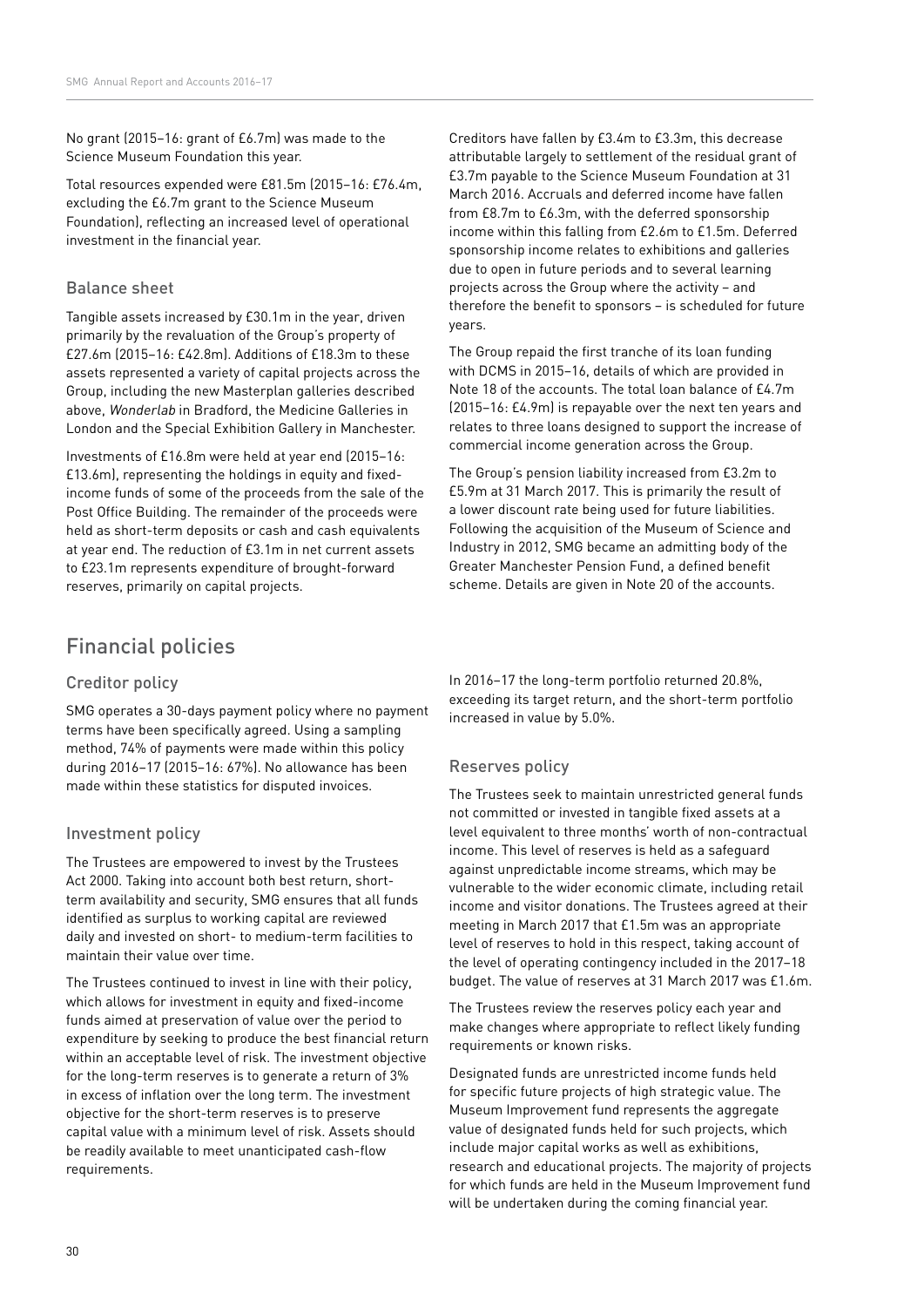No grant (2015–16: grant of £6.7m) was made to the Science Museum Foundation this year.

Total resources expended were £81.5m (2015–16: £76.4m, excluding the £6.7m grant to the Science Museum Foundation), reflecting an increased level of operational investment in the financial year.

### Balance sheet

Tangible assets increased by £30.1m in the year, driven primarily by the revaluation of the Group's property of £27.6m (2015–16: £42.8m). Additions of £18.3m to these assets represented a variety of capital projects across the Group, including the new Masterplan galleries described above, *Wonderlab* in Bradford, the Medicine Galleries in London and the Special Exhibition Gallery in Manchester.

Investments of £16.8m were held at year end (2015–16: £13.6m), representing the holdings in equity and fixed-income funds of some of the proceeds from the sale of the Post Office Building. The remainder of the proceeds were held as short-term deposits or cash and cash equivalents at year end. The reduction of £3.1m in net current assets to £23.1m represents expenditure of brought-forward reserves, primarily on capital projects.

Creditors have fallen by £3.4m to £3.3m, this decrease attributable largely to settlement of the residual grant of £3.7m payable to the Science Museum Foundation at 31 March 2016. Accruals and deferred income have fallen from £8.7m to £6.3m, with the deferred sponsorship income within this falling from £2.6m to £1.5m. Deferred sponsorship income relates to exhibitions and galleries due to open in future periods and to several learning projects across the Group where the activity – and therefore the benefit to sponsors – is scheduled for future years.

The Group repaid the first tranche of its loan funding with DCMS in 2015–16, details of which are provided in Note 18 of the accounts. The total loan balance of £4.7m (2015–16: £4.9m) is repayable over the next ten years and relates to three loans designed to support the increase of commercial income generation across the Group.

The Group's pension liability increased from £3.2m to £5.9m at 31 March 2017. This is primarily the result of a lower discount rate being used for future liabilities. Following the acquisition of the Museum of Science and Industry in 2012, SMG became an admitting body of the Greater Manchester Pension Fund, a defined benefit scheme. Details are given in Note 20 of the accounts.

## Financial policies

### Creditor policy

SMG operates a 30-days payment policy where no payment terms have been specifically agreed. Using a sampling method, 74% of payments were made within this policy during 2016–17 (2015–16: 67%). No allowance has been made within these statistics for disputed invoices.

### Investment policy

The Trustees are empowered to invest by the Trustees Act 2000. Taking into account both best return, short-term availability and security, SMG ensures that all funds identified as surplus to working capital are reviewed daily and invested on short- to medium-term facilities to maintain their value over time.

The Trustees continued to invest in line with their policy, which allows for investment in equity and fixed-income funds aimed at preservation of value over the period to expenditure by seeking to produce the best financial return within an acceptable level of risk. The investment objective for the long-term reserves is to generate a return of 3% in excess of inflation over the long term. The investment objective for the short-term reserves is to preserve capital value with a minimum level of risk. Assets should be readily available to meet unanticipated cash-flow requirements.

In 2016–17 the long-term portfolio returned 20.8%, exceeding its target return, and the short-term portfolio increased in value by 5.0%.

### Reserves policy

The Trustees seek to maintain unrestricted general funds not committed or invested in tangible fixed assets at a level equivalent to three months' worth of non-contractual income. This level of reserves is held as a safeguard against unpredictable income streams, which may be vulnerable to the wider economic climate, including retail income and visitor donations. The Trustees agreed at their meeting in March 2017 that £1.5m was an appropriate level of reserves to hold in this respect, taking account of the level of operating contingency included in the 2017–18 budget. The value of reserves at 31 March 2017 was £1.6m.

The Trustees review the reserves policy each year and make changes where appropriate to reflect likely funding requirements or known risks.

Designated funds are unrestricted income funds held for specific future projects of high strategic value. The Museum Improvement fund represents the aggregate value of designated funds held for such projects, which include major capital works as well as exhibitions, research and educational projects. The majority of projects for which funds are held in the Museum Improvement fund will be undertaken during the coming financial year.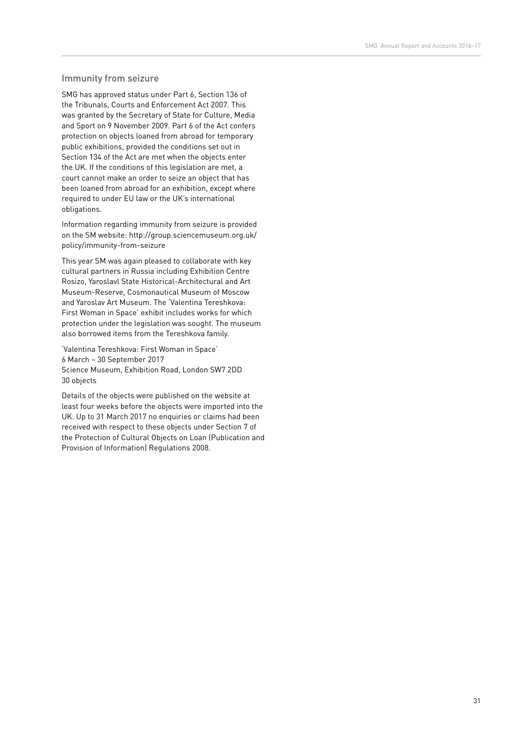## Immunity from seizure

SMG has approved status under Part 6, Section 136 of the Tribunals, Courts and Enforcement Act 2007. This was granted by the Secretary of State for Culture, Media and Sport on 9 November 2009. Part 6 of the Act confers protection on objects loaned from abroad for temporary public exhibitions, provided the conditions set out in Section 134 of the Act are met when the objects enter the UK. If the conditions of this legislation are met, a court cannot make an order to seize an object that has been loaned from abroad for an exhibition, except where required to under EU law or the UK's international obligations.

Information regarding immunity from seizure is provided on the SM website: http://group.sciencemuseum.org.uk/policy/immunity-from-seizure

This year SM was again pleased to collaborate with key cultural partners in Russia including Exhibition Centre Rosizo, Yaroslavl State Historical-Architectural and Art Museum-Reserve, Cosmonautical Museum of Moscow and Yaroslav Art Museum. The 'Valentina Tereshkova: First Woman in Space' exhibit includes works for which protection under the legislation was sought. The museum also borrowed items from the Tereshkova family.

'Valentina Tereshkova: First Woman in Space'
6 March – 30 September 2017
Science Museum, Exhibition Road, London SW7 2DD
30 objects

Details of the objects were published on the website at least four weeks before the objects were imported into the UK. Up to 31 March 2017 no enquiries or claims had been received with respect to these objects under Section 7 of the Protection of Cultural Objects on Loan (Publication and Provision of Information) Regulations 2008.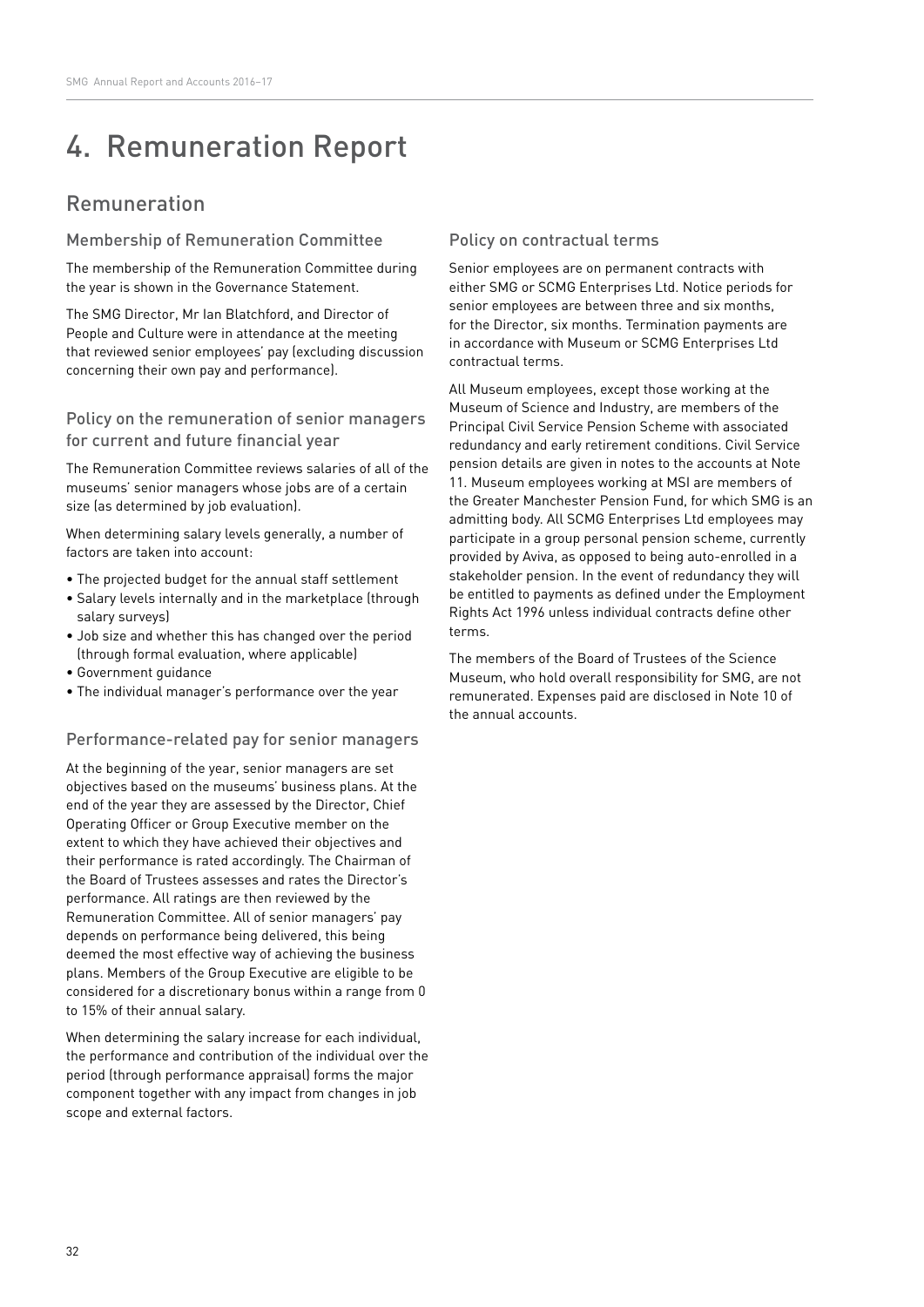# 4. Remuneration Report

## Remuneration

### Membership of Remuneration Committee

The membership of the Remuneration Committee during the year is shown in the Governance Statement.

The SMG Director, Mr Ian Blatchford, and Director of People and Culture were in attendance at the meeting that reviewed senior employees' pay (excluding discussion concerning their own pay and performance).

### Policy on the remuneration of senior managers for current and future financial year

The Remuneration Committee reviews salaries of all of the museums' senior managers whose jobs are of a certain size (as determined by job evaluation).

When determining salary levels generally, a number of factors are taken into account:

- The projected budget for the annual staff settlement
- Salary levels internally and in the marketplace (through salary surveys)
- Job size and whether this has changed over the period (through formal evaluation, where applicable)
- Government guidance
- The individual manager's performance over the year

### Performance-related pay for senior managers

At the beginning of the year, senior managers are set objectives based on the museums' business plans. At the end of the year they are assessed by the Director, Chief Operating Officer or Group Executive member on the extent to which they have achieved their objectives and their performance is rated accordingly. The Chairman of the Board of Trustees assesses and rates the Director's performance. All ratings are then reviewed by the Remuneration Committee. All of senior managers' pay depends on performance being delivered, this being deemed the most effective way of achieving the business plans. Members of the Group Executive are eligible to be considered for a discretionary bonus within a range from 0 to 15% of their annual salary.

When determining the salary increase for each individual, the performance and contribution of the individual over the period (through performance appraisal) forms the major component together with any impact from changes in job scope and external factors.

### Policy on contractual terms

Senior employees are on permanent contracts with either SMG or SCMG Enterprises Ltd. Notice periods for senior employees are between three and six months, for the Director, six months. Termination payments are in accordance with Museum or SCMG Enterprises Ltd contractual terms.

All Museum employees, except those working at the Museum of Science and Industry, are members of the Principal Civil Service Pension Scheme with associated redundancy and early retirement conditions. Civil Service pension details are given in notes to the accounts at Note 11. Museum employees working at MSI are members of the Greater Manchester Pension Fund, for which SMG is an admitting body. All SCMG Enterprises Ltd employees may participate in a group personal pension scheme, currently provided by Aviva, as opposed to being auto-enrolled in a stakeholder pension. In the event of redundancy they will be entitled to payments as defined under the Employment Rights Act 1996 unless individual contracts define other terms.

The members of the Board of Trustees of the Science Museum, who hold overall responsibility for SMG, are not remunerated. Expenses paid are disclosed in Note 10 of the annual accounts.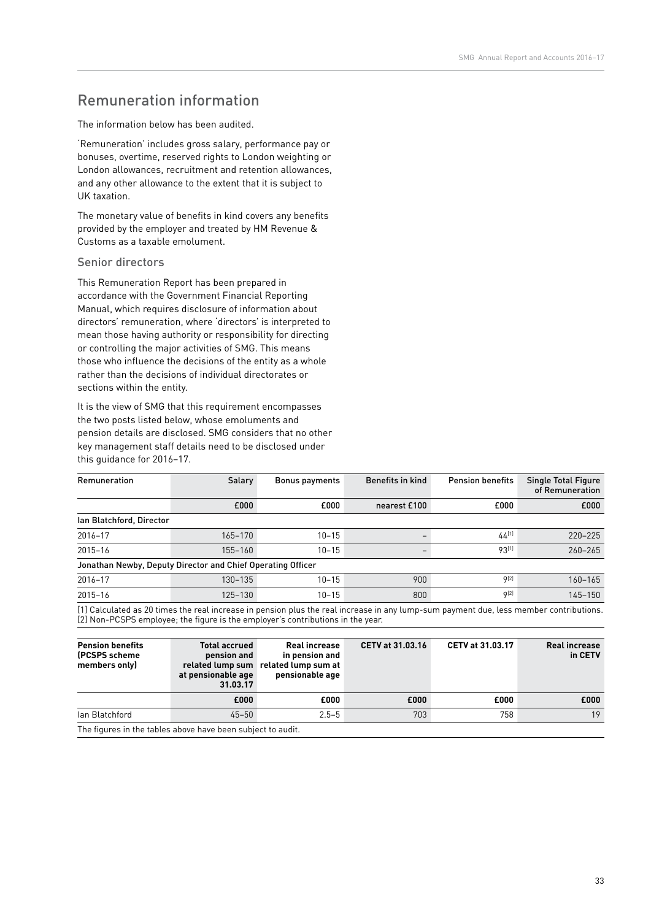## Remuneration information

The information below has been audited.

'Remuneration' includes gross salary, performance pay or bonuses, overtime, reserved rights to London weighting or London allowances, recruitment and retention allowances, and any other allowance to the extent that it is subject to UK taxation.

The monetary value of benefits in kind covers any benefits provided by the employer and treated by HM Revenue & Customs as a taxable emolument.

### Senior directors

This Remuneration Report has been prepared in accordance with the Government Financial Reporting Manual, which requires disclosure of information about directors' remuneration, where 'directors' is interpreted to mean those having authority or responsibility for directing or controlling the major activities of SMG. This means those who influence the decisions of the entity as a whole rather than the decisions of individual directorates or sections within the entity.

It is the view of SMG that this requirement encompasses the two posts listed below, whose emoluments and pension details are disclosed. SMG considers that no other key management staff details need to be disclosed under this guidance for 2016–17.

| Remuneration | Salary | Bonus payments | Benefits in kind | Pension benefits | Single Total Figure of Remuneration |
|---|---|---|---|---|---|
| | £000 | £000 | nearest £100 | £000 | £000 |
| **Ian Blatchford, Director** | | | | | |
| 2016–17 | 165–170 | 10–15 | – | 44[1] | 220–225 |
| 2015–16 | 155–160 | 10–15 | – | 93[1] | 260–265 |
| **Jonathan Newby, Deputy Director and Chief Operating Officer** | | | | | |
| 2016–17 | 130–135 | 10–15 | 900 | 9[2] | 160–165 |
| 2015–16 | 125–130 | 10–15 | 800 | 9[2] | 145–150 |

[1] Calculated as 20 times the real increase in pension plus the real increase in any lump-sum payment due, less member contributions.
[2] Non-PCSPS employee; the figure is the employer's contributions in the year.

| Pension benefits (PCSPS scheme members only) | Total accrued pension and related lump sum at pensionable age 31.03.17 | Real increase in pension and related lump sum at pensionable age | CETV at 31.03.16 | CETV at 31.03.17 | Real increase in CETV |
|---|---|---|---|---|---|
| | £000 | £000 | £000 | £000 | £000 |
| Ian Blatchford | 45–50 | 2.5–5 | 703 | 758 | 19 |

The figures in the tables above have been subject to audit.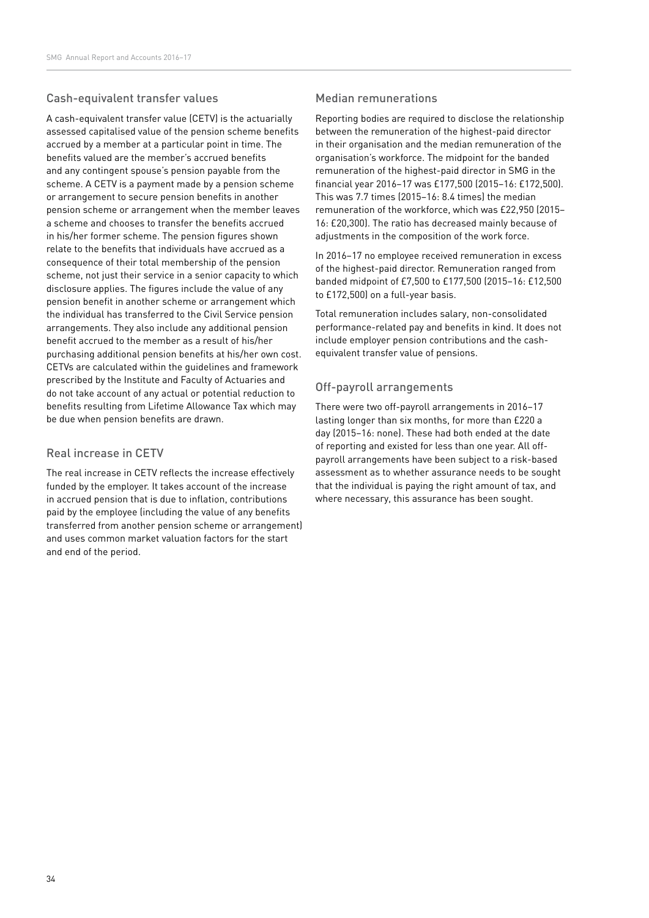## Cash-equivalent transfer values

A cash-equivalent transfer value (CETV) is the actuarially assessed capitalised value of the pension scheme benefits accrued by a member at a particular point in time. The benefits valued are the member's accrued benefits and any contingent spouse's pension payable from the scheme. A CETV is a payment made by a pension scheme or arrangement to secure pension benefits in another pension scheme or arrangement when the member leaves a scheme and chooses to transfer the benefits accrued in his/her former scheme. The pension figures shown relate to the benefits that individuals have accrued as a consequence of their total membership of the pension scheme, not just their service in a senior capacity to which disclosure applies. The figures include the value of any pension benefit in another scheme or arrangement which the individual has transferred to the Civil Service pension arrangements. They also include any additional pension benefit accrued to the member as a result of his/her purchasing additional pension benefits at his/her own cost. CETVs are calculated within the guidelines and framework prescribed by the Institute and Faculty of Actuaries and do not take account of any actual or potential reduction to benefits resulting from Lifetime Allowance Tax which may be due when pension benefits are drawn.

## Real increase in CETV

The real increase in CETV reflects the increase effectively funded by the employer. It takes account of the increase in accrued pension that is due to inflation, contributions paid by the employee (including the value of any benefits transferred from another pension scheme or arrangement) and uses common market valuation factors for the start and end of the period.

## Median remunerations

Reporting bodies are required to disclose the relationship between the remuneration of the highest-paid director in their organisation and the median remuneration of the organisation's workforce. The midpoint for the banded remuneration of the highest-paid director in SMG in the financial year 2016–17 was £177,500 (2015–16: £172,500). This was 7.7 times (2015–16: 8.4 times) the median remuneration of the workforce, which was £22,950 (2015–16: £20,300). The ratio has decreased mainly because of adjustments in the composition of the work force.

In 2016–17 no employee received remuneration in excess of the highest-paid director. Remuneration ranged from banded midpoint of £7,500 to £177,500 (2015–16: £12,500 to £172,500) on a full-year basis.

Total remuneration includes salary, non-consolidated performance-related pay and benefits in kind. It does not include employer pension contributions and the cash-equivalent transfer value of pensions.

## Off-payroll arrangements

There were two off-payroll arrangements in 2016–17 lasting longer than six months, for more than £220 a day (2015–16: none). These had both ended at the date of reporting and existed for less than one year. All off-payroll arrangements have been subject to a risk-based assessment as to whether assurance needs to be sought that the individual is paying the right amount of tax, and where necessary, this assurance has been sought.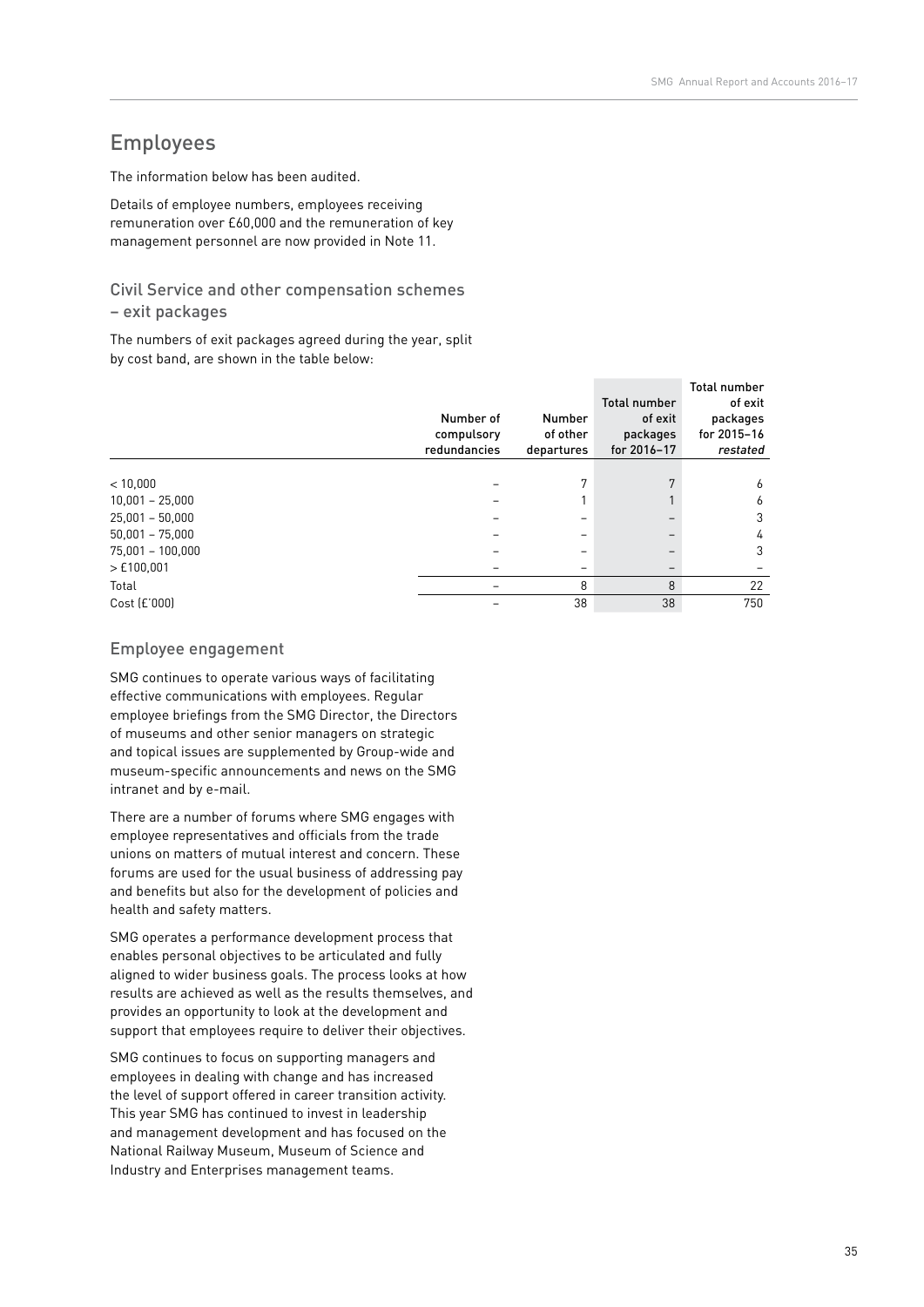# Employees

The information below has been audited.

Details of employee numbers, employees receiving remuneration over £60,000 and the remuneration of key management personnel are now provided in Note 11.

## Civil Service and other compensation schemes – exit packages

The numbers of exit packages agreed during the year, split by cost band, are shown in the table below:

| | Number of compulsory redundancies | Number of other departures | Total number of exit packages for 2016–17 | Total number of exit packages for 2015–16 *restated* |
|---|---|---|---|---|
| < 10,000 | – | 7 | 7 | 6 |
| 10,001 – 25,000 | – | 1 | 1 | 6 |
| 25,001 – 50,000 | – | – | – | 3 |
| 50,001 – 75,000 | – | – | – | 4 |
| 75,001 – 100,000 | – | – | – | 3 |
| > £100,001 | – | – | – | – |
| Total | – | 8 | 8 | 22 |
| Cost (£'000) | – | 38 | 38 | 750 |

## Employee engagement

SMG continues to operate various ways of facilitating effective communications with employees. Regular employee briefings from the SMG Director, the Directors of museums and other senior managers on strategic and topical issues are supplemented by Group-wide and museum-specific announcements and news on the SMG intranet and by e-mail.

There are a number of forums where SMG engages with employee representatives and officials from the trade unions on matters of mutual interest and concern. These forums are used for the usual business of addressing pay and benefits but also for the development of policies and health and safety matters.

SMG operates a performance development process that enables personal objectives to be articulated and fully aligned to wider business goals. The process looks at how results are achieved as well as the results themselves, and provides an opportunity to look at the development and support that employees require to deliver their objectives.

SMG continues to focus on supporting managers and employees in dealing with change and has increased the level of support offered in career transition activity. This year SMG has continued to invest in leadership and management development and has focused on the National Railway Museum, Museum of Science and Industry and Enterprises management teams.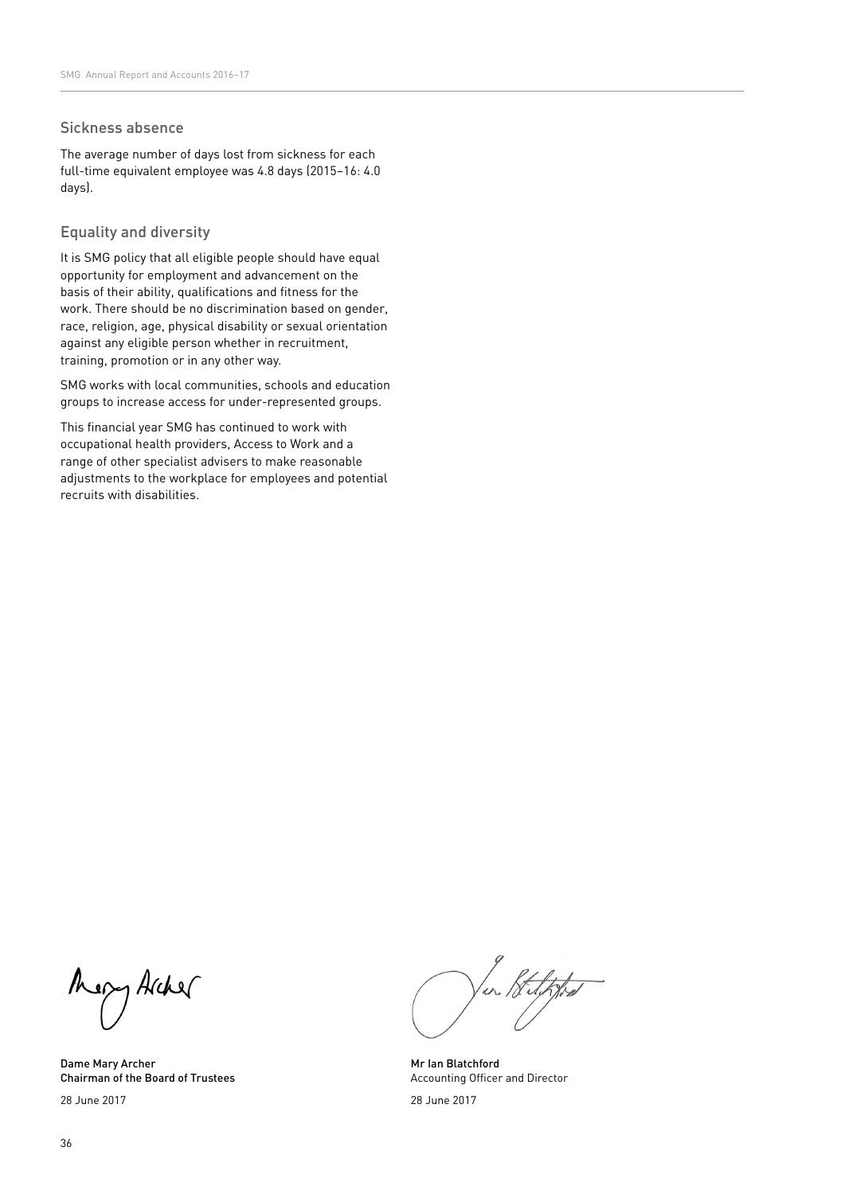## Sickness absence

The average number of days lost from sickness for each full-time equivalent employee was 4.8 days (2015–16: 4.0 days).

## Equality and diversity

It is SMG policy that all eligible people should have equal opportunity for employment and advancement on the basis of their ability, qualifications and fitness for the work. There should be no discrimination based on gender, race, religion, age, physical disability or sexual orientation against any eligible person whether in recruitment, training, promotion or in any other way.

SMG works with local communities, schools and education groups to increase access for under-represented groups.

This financial year SMG has continued to work with occupational health providers, Access to Work and a range of other specialist advisers to make reasonable adjustments to the workplace for employees and potential recruits with disabilities.

**Dame Mary Archer**
**Chairman of the Board of Trustees**
28 June 2017

**Mr Ian Blatchford**
Accounting Officer and Director
28 June 2017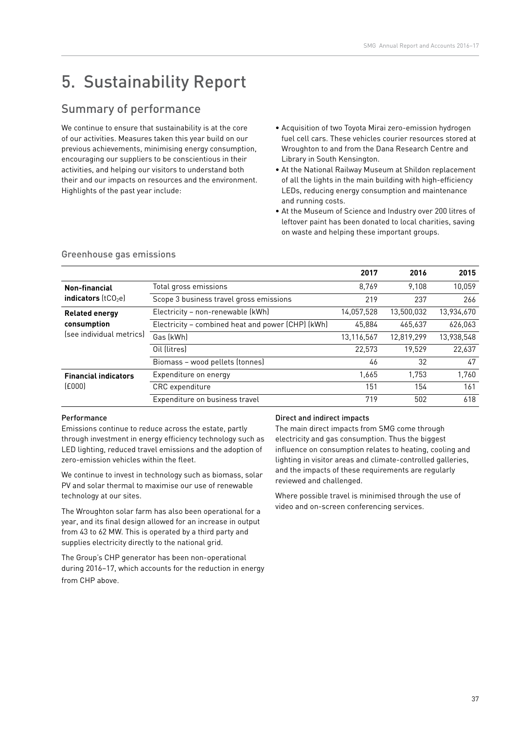# 5. Sustainability Report

## Summary of performance

We continue to ensure that sustainability is at the core of our activities. Measures taken this year build on our previous achievements, minimising energy consumption, encouraging our suppliers to be conscientious in their activities, and helping our visitors to understand both their and our impacts on resources and the environment. Highlights of the past year include:

- Acquisition of two Toyota Mirai zero-emission hydrogen fuel cell cars. These vehicles courier resources stored at Wroughton to and from the Dana Research Centre and Library in South Kensington.
- At the National Railway Museum at Shildon replacement of all the lights in the main building with high-efficiency LEDs, reducing energy consumption and maintenance and running costs.
- At the Museum of Science and Industry over 200 litres of leftover paint has been donated to local charities, saving on waste and helping these important groups.

### Greenhouse gas emissions

| | | 2017 | 2016 | 2015 |
|---|---|---|---|---|
| **Non-financial indicators** ($tCO_2e$) | Total gross emissions | 8,769 | 9,108 | 10,059 |
| | Scope 3 business travel gross emissions | 219 | 237 | 266 |
| **Related energy consumption** (see individual metrics) | Electricity – non-renewable (kWh) | 14,057,528 | 13,500,032 | 13,934,670 |
| | Electricity – combined heat and power (CHP) (kWh) | 45,884 | 465,637 | 626,063 |
| | Gas (kWh) | 13,116,567 | 12,819,299 | 13,938,548 |
| | Oil (litres) | 22,573 | 19,529 | 22,637 |
| | Biomass – wood pellets (tonnes) | 46 | 32 | 47 |
| **Financial indicators** (£000) | Expenditure on energy | 1,665 | 1,753 | 1,760 |
| | CRC expenditure | 151 | 154 | 161 |
| | Expenditure on business travel | 719 | 502 | 618 |

#### Performance

Emissions continue to reduce across the estate, partly through investment in energy efficiency technology such as LED lighting, reduced travel emissions and the adoption of zero-emission vehicles within the fleet.

We continue to invest in technology such as biomass, solar PV and solar thermal to maximise our use of renewable technology at our sites.

The Wroughton solar farm has also been operational for a year, and its final design allowed for an increase in output from 43 to 62 MW. This is operated by a third party and supplies electricity directly to the national grid.

The Group's CHP generator has been non-operational during 2016–17, which accounts for the reduction in energy from CHP above.

#### Direct and indirect impacts

The main direct impacts from SMG come through electricity and gas consumption. Thus the biggest influence on consumption relates to heating, cooling and lighting in visitor areas and climate-controlled galleries, and the impacts of these requirements are regularly reviewed and challenged.

Where possible travel is minimised through the use of video and on-screen conferencing services.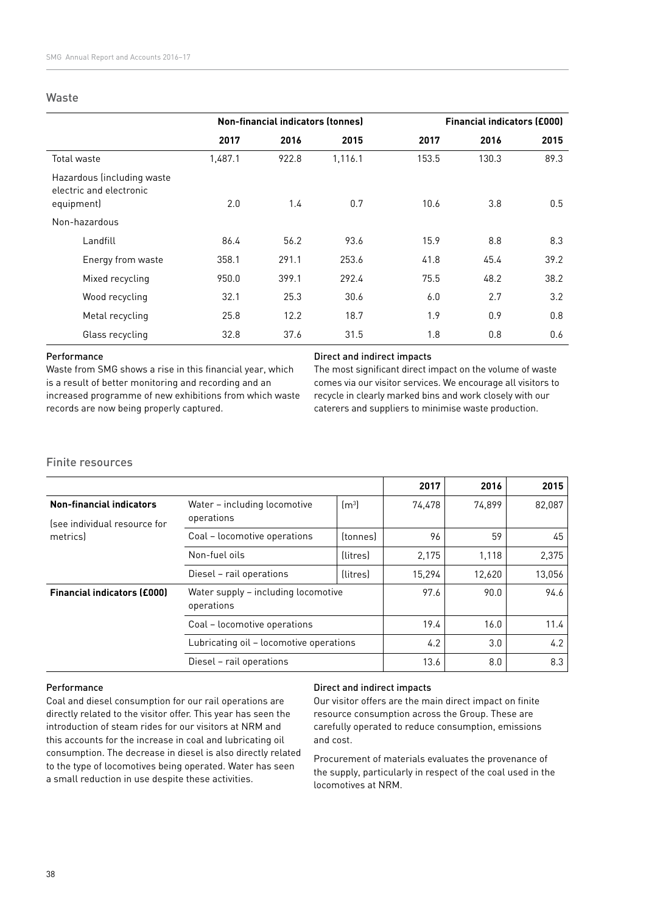## Waste

| | Non-financial indicators (tonnes) | | | Financial indicators (£000) | | |
|---|---|---|---|---|---|---|
| | 2017 | 2016 | 2015 | 2017 | 2016 | 2015 |
| Total waste | 1,487.1 | 922.8 | 1,116.1 | 153.5 | 130.3 | 89.3 |
| Hazardous (including waste electric and electronic equipment) | 2.0 | 1.4 | 0.7 | 10.6 | 3.8 | 0.5 |
| Non-hazardous | | | | | | |
| Landfill | 86.4 | 56.2 | 93.6 | 15.9 | 8.8 | 8.3 |
| Energy from waste | 358.1 | 291.1 | 253.6 | 41.8 | 45.4 | 39.2 |
| Mixed recycling | 950.0 | 399.1 | 292.4 | 75.5 | 48.2 | 38.2 |
| Wood recycling | 32.1 | 25.3 | 30.6 | 6.0 | 2.7 | 3.2 |
| Metal recycling | 25.8 | 12.2 | 18.7 | 1.9 | 0.9 | 0.8 |
| Glass recycling | 32.8 | 37.6 | 31.5 | 1.8 | 0.8 | 0.6 |

### Performance

Waste from SMG shows a rise in this financial year, which is a result of better monitoring and recording and an increased programme of new exhibitions from which waste records are now being properly captured.

### Direct and indirect impacts

The most significant direct impact on the volume of waste comes via our visitor services. We encourage all visitors to recycle in clearly marked bins and work closely with our caterers and suppliers to minimise waste production.

## Finite resources

| | | | 2017 | 2016 | 2015 |
|---|---|---|---|---|---|
| **Non-financial indicators** (see individual resource for metrics) | Water – including locomotive operations | ($m^3$) | 74,478 | 74,899 | 82,087 |
| | Coal – locomotive operations | (tonnes) | 96 | 59 | 45 |
| | Non-fuel oils | (litres) | 2,175 | 1,118 | 2,375 |
| | Diesel – rail operations | (litres) | 15,294 | 12,620 | 13,056 |
| **Financial indicators (£000)** | Water supply – including locomotive operations | | 97.6 | 90.0 | 94.6 |
| | Coal – locomotive operations | | 19.4 | 16.0 | 11.4 |
| | Lubricating oil – locomotive operations | | 4.2 | 3.0 | 4.2 |
| | Diesel – rail operations | | 13.6 | 8.0 | 8.3 |

### Performance

Coal and diesel consumption for our rail operations are directly related to the visitor offer. This year has seen the introduction of steam rides for our visitors at NRM and this accounts for the increase in coal and lubricating oil consumption. The decrease in diesel is also directly related to the type of locomotives being operated. Water has seen a small reduction in use despite these activities.

### Direct and indirect impacts

Our visitor offers are the main direct impact on finite resource consumption across the Group. These are carefully operated to reduce consumption, emissions and cost.

Procurement of materials evaluates the provenance of the supply, particularly in respect of the coal used in the locomotives at NRM.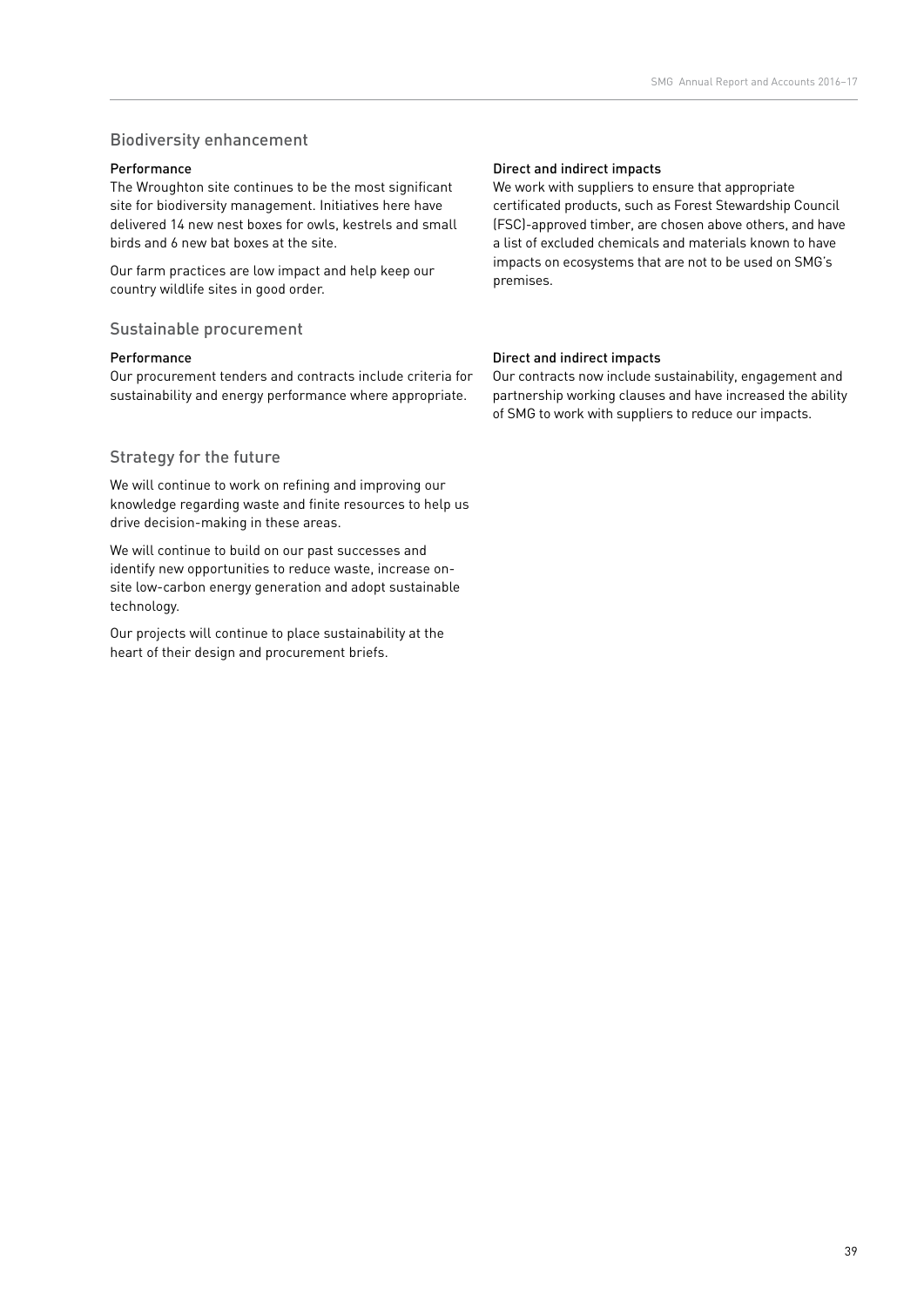## Biodiversity enhancement

### Performance

The Wroughton site continues to be the most significant site for biodiversity management. Initiatives here have delivered 14 new nest boxes for owls, kestrels and small birds and 6 new bat boxes at the site.

Our farm practices are low impact and help keep our country wildlife sites in good order.

### Direct and indirect impacts

We work with suppliers to ensure that appropriate certificated products, such as Forest Stewardship Council (FSC)-approved timber, are chosen above others, and have a list of excluded chemicals and materials known to have impacts on ecosystems that are not to be used on SMG's premises.

## Sustainable procurement

### Performance

Our procurement tenders and contracts include criteria for sustainability and energy performance where appropriate.

### Direct and indirect impacts

Our contracts now include sustainability, engagement and partnership working clauses and have increased the ability of SMG to work with suppliers to reduce our impacts.

## Strategy for the future

We will continue to work on refining and improving our knowledge regarding waste and finite resources to help us drive decision-making in these areas.

We will continue to build on our past successes and identify new opportunities to reduce waste, increase on-site low-carbon energy generation and adopt sustainable technology.

Our projects will continue to place sustainability at the heart of their design and procurement briefs.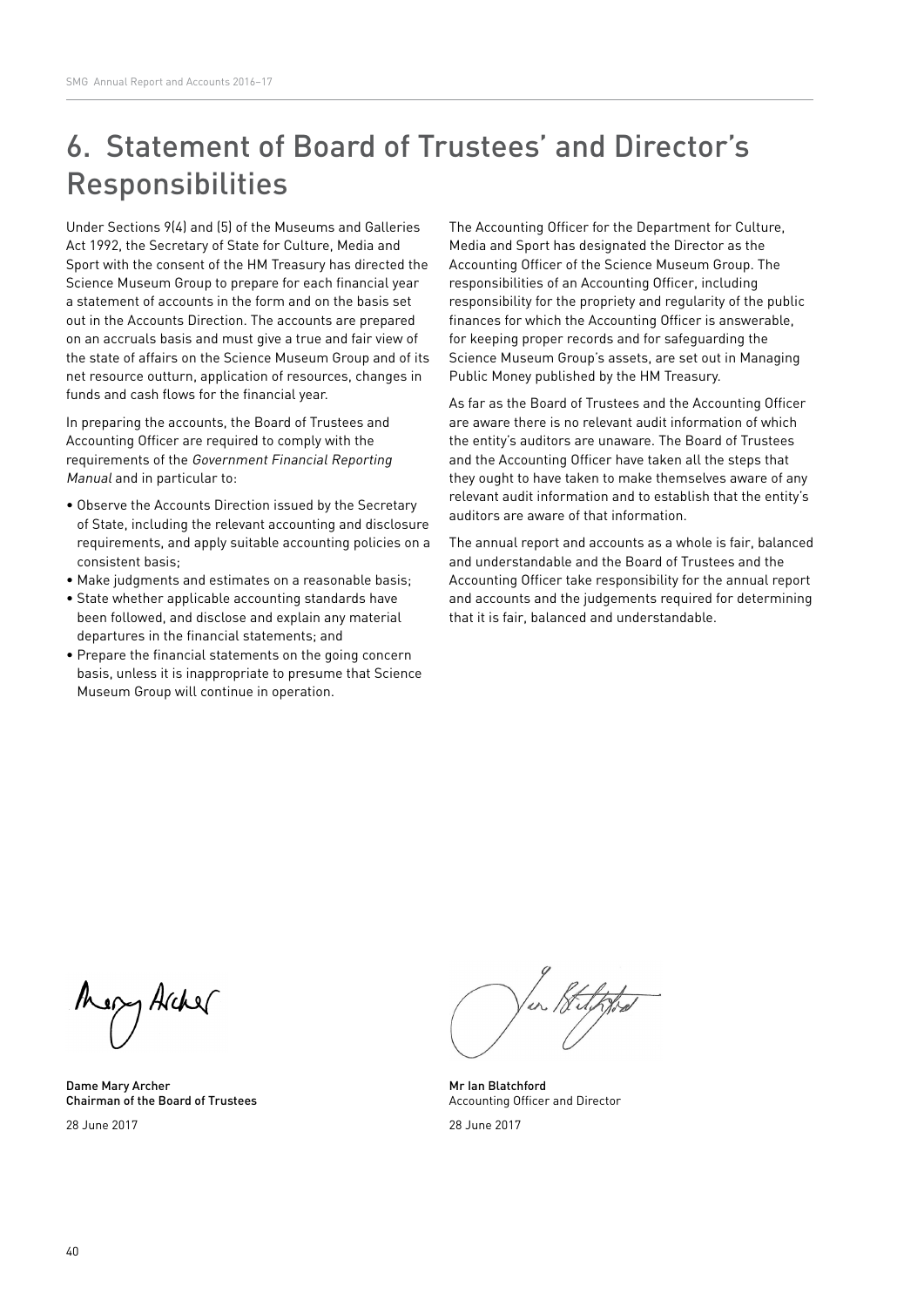# 6. Statement of Board of Trustees' and Director's Responsibilities

Under Sections 9(4) and (5) of the Museums and Galleries Act 1992, the Secretary of State for Culture, Media and Sport with the consent of the HM Treasury has directed the Science Museum Group to prepare for each financial year a statement of accounts in the form and on the basis set out in the Accounts Direction. The accounts are prepared on an accruals basis and must give a true and fair view of the state of affairs on the Science Museum Group and of its net resource outturn, application of resources, changes in funds and cash flows for the financial year.

In preparing the accounts, the Board of Trustees and Accounting Officer are required to comply with the requirements of the *Government Financial Reporting Manual* and in particular to:

- Observe the Accounts Direction issued by the Secretary of State, including the relevant accounting and disclosure requirements, and apply suitable accounting policies on a consistent basis;
- Make judgments and estimates on a reasonable basis;
- State whether applicable accounting standards have been followed, and disclose and explain any material departures in the financial statements; and
- Prepare the financial statements on the going concern basis, unless it is inappropriate to presume that Science Museum Group will continue in operation.

The Accounting Officer for the Department for Culture, Media and Sport has designated the Director as the Accounting Officer of the Science Museum Group. The responsibilities of an Accounting Officer, including responsibility for the propriety and regularity of the public finances for which the Accounting Officer is answerable, for keeping proper records and for safeguarding the Science Museum Group's assets, are set out in Managing Public Money published by the HM Treasury.

As far as the Board of Trustees and the Accounting Officer are aware there is no relevant audit information of which the entity's auditors are unaware. The Board of Trustees and the Accounting Officer have taken all the steps that they ought to have taken to make themselves aware of any relevant audit information and to establish that the entity's auditors are aware of that information.

The annual report and accounts as a whole is fair, balanced and understandable and the Board of Trustees and the Accounting Officer take responsibility for the annual report and accounts and the judgements required for determining that it is fair, balanced and understandable.

**Dame Mary Archer**
**Chairman of the Board of Trustees**

28 June 2017

**Mr Ian Blatchford**
Accounting Officer and Director

28 June 2017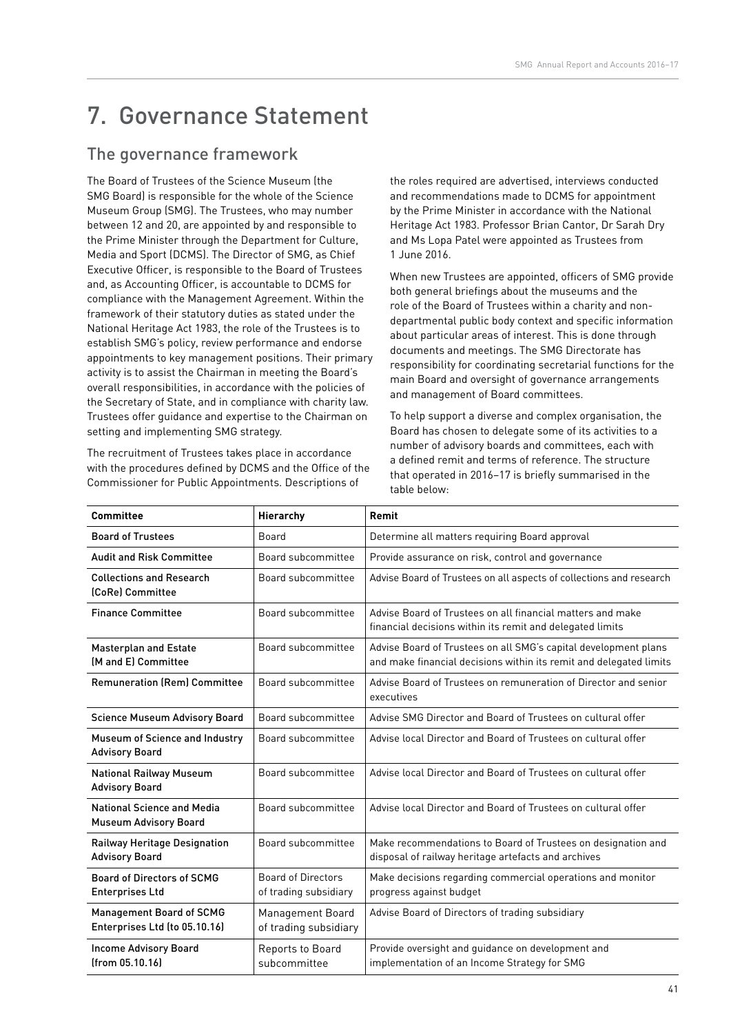# 7. Governance Statement

## The governance framework

The Board of Trustees of the Science Museum (the SMG Board) is responsible for the whole of the Science Museum Group (SMG). The Trustees, who may number between 12 and 20, are appointed by and responsible to the Prime Minister through the Department for Culture, Media and Sport (DCMS). The Director of SMG, as Chief Executive Officer, is responsible to the Board of Trustees and, as Accounting Officer, is accountable to DCMS for compliance with the Management Agreement. Within the framework of their statutory duties as stated under the National Heritage Act 1983, the role of the Trustees is to establish SMG's policy, review performance and endorse appointments to key management positions. Their primary activity is to assist the Chairman in meeting the Board's overall responsibilities, in accordance with the policies of the Secretary of State, and in compliance with charity law. Trustees offer guidance and expertise to the Chairman on setting and implementing SMG strategy.

The recruitment of Trustees takes place in accordance with the procedures defined by DCMS and the Office of the Commissioner for Public Appointments. Descriptions of the roles required are advertised, interviews conducted and recommendations made to DCMS for appointment by the Prime Minister in accordance with the National Heritage Act 1983. Professor Brian Cantor, Dr Sarah Dry and Ms Lopa Patel were appointed as Trustees from 1 June 2016.

When new Trustees are appointed, officers of SMG provide both general briefings about the museums and the role of the Board of Trustees within a charity and non-departmental public body context and specific information about particular areas of interest. This is done through documents and meetings. The SMG Directorate has responsibility for coordinating secretarial functions for the main Board and oversight of governance arrangements and management of Board committees.

To help support a diverse and complex organisation, the Board has chosen to delegate some of its activities to a number of advisory boards and committees, each with a defined remit and terms of reference. The structure that operated in 2016–17 is briefly summarised in the table below:

| Committee | Hierarchy | Remit |
|---|---|---|
| Board of Trustees | Board | Determine all matters requiring Board approval |
| Audit and Risk Committee | Board subcommittee | Provide assurance on risk, control and governance |
| Collections and Research (CoRe) Committee | Board subcommittee | Advise Board of Trustees on all aspects of collections and research |
| Finance Committee | Board subcommittee | Advise Board of Trustees on all financial matters and make financial decisions within its remit and delegated limits |
| Masterplan and Estate (M and E) Committee | Board subcommittee | Advise Board of Trustees on all SMG's capital development plans and make financial decisions within its remit and delegated limits |
| Remuneration (Rem) Committee | Board subcommittee | Advise Board of Trustees on remuneration of Director and senior executives |
| Science Museum Advisory Board | Board subcommittee | Advise SMG Director and Board of Trustees on cultural offer |
| Museum of Science and Industry Advisory Board | Board subcommittee | Advise local Director and Board of Trustees on cultural offer |
| National Railway Museum Advisory Board | Board subcommittee | Advise local Director and Board of Trustees on cultural offer |
| National Science and Media Museum Advisory Board | Board subcommittee | Advise local Director and Board of Trustees on cultural offer |
| Railway Heritage Designation Advisory Board | Board subcommittee | Make recommendations to Board of Trustees on designation and disposal of railway heritage artefacts and archives |
| Board of Directors of SCMG Enterprises Ltd | Board of Directors of trading subsidiary | Make decisions regarding commercial operations and monitor progress against budget |
| Management Board of SCMG Enterprises Ltd (to 05.10.16) | Management Board of trading subsidiary | Advise Board of Directors of trading subsidiary |
| Income Advisory Board (from 05.10.16) | Reports to Board subcommittee | Provide oversight and guidance on development and implementation of an Income Strategy for SMG |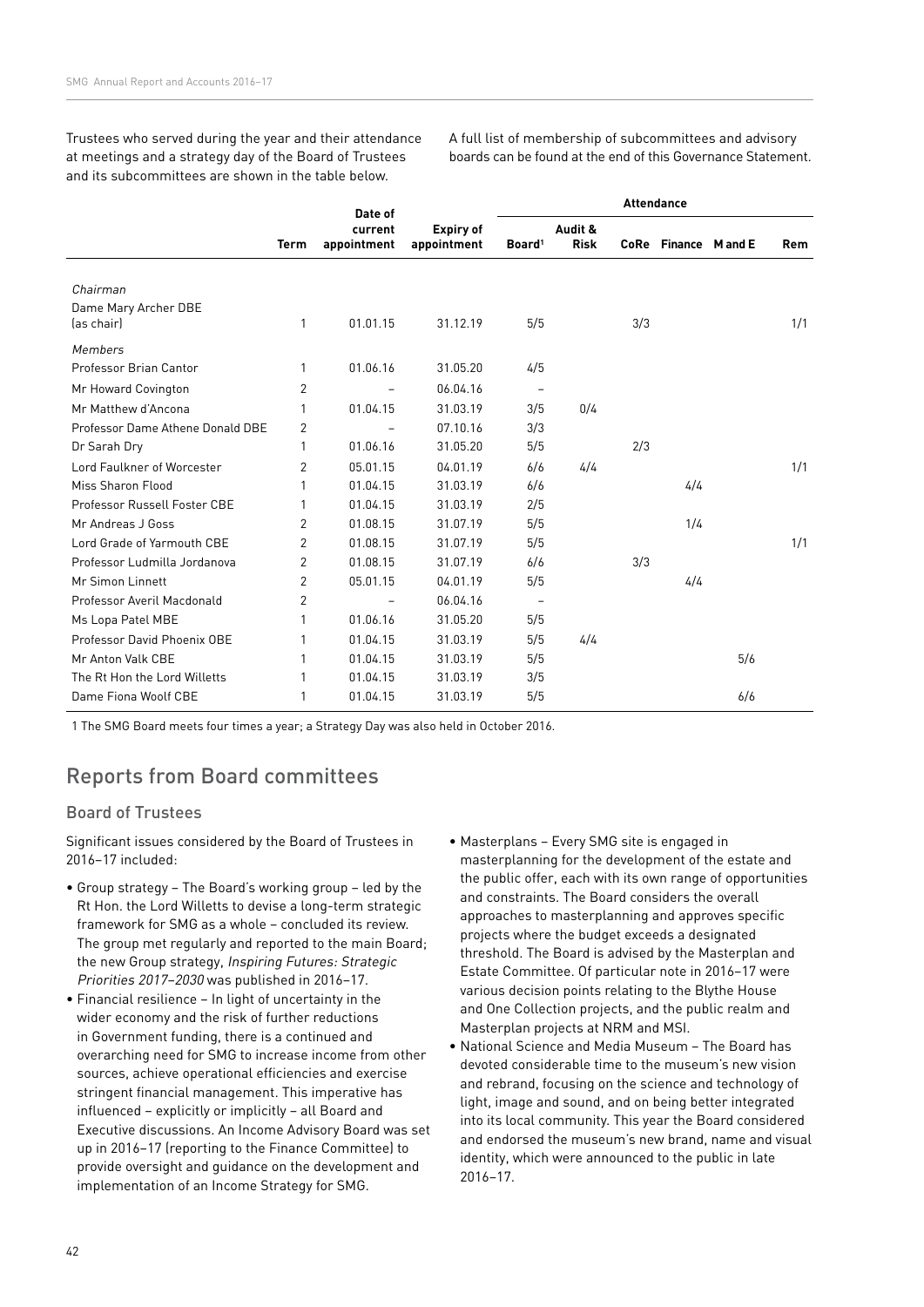Trustees who served during the year and their attendance at meetings and a strategy day of the Board of Trustees and its subcommittees are shown in the table below.

A full list of membership of subcommittees and advisory boards can be found at the end of this Governance Statement.

| | Term | Date of current appointment | Expiry of appointment | Attendance | | | | | |
|---|---|---|---|---|---|---|---|---|---|
| | | | | Board[1] | Audit & Risk | CoRe | Finance | M and E | Rem |
| *Chairman* | | | | | | | | | |
| Dame Mary Archer DBE (as chair) | 1 | 01.01.15 | 31.12.19 | 5/5 | | 3/3 | | | 1/1 |
| *Members* | | | | | | | | | |
| Professor Brian Cantor | 1 | 01.06.16 | 31.05.20 | 4/5 | | | | | |
| Mr Howard Covington | 2 | – | 06.04.16 | – | | | | | |
| Mr Matthew d'Ancona | 1 | 01.04.15 | 31.03.19 | 3/5 | 0/4 | | | | |
| Professor Dame Athene Donald DBE | 2 | – | 07.10.16 | 3/3 | | | | | |
| Dr Sarah Dry | 1 | 01.06.16 | 31.05.20 | 5/5 | | 2/3 | | | |
| Lord Faulkner of Worcester | 2 | 05.01.15 | 04.01.19 | 6/6 | 4/4 | | | | 1/1 |
| Miss Sharon Flood | 1 | 01.04.15 | 31.03.19 | 6/6 | | | 4/4 | | |
| Professor Russell Foster CBE | 1 | 01.04.15 | 31.03.19 | 2/5 | | | | | |
| Mr Andreas J Goss | 2 | 01.08.15 | 31.07.19 | 5/5 | | | 1/4 | | |
| Lord Grade of Yarmouth CBE | 2 | 01.08.15 | 31.07.19 | 5/5 | | | | | 1/1 |
| Professor Ludmilla Jordanova | 2 | 01.08.15 | 31.07.19 | 6/6 | | 3/3 | | | |
| Mr Simon Linnett | 2 | 05.01.15 | 04.01.19 | 5/5 | | | 4/4 | | |
| Professor Averil Macdonald | 2 | – | 06.04.16 | – | | | | | |
| Ms Lopa Patel MBE | 1 | 01.06.16 | 31.05.20 | 5/5 | | | | | |
| Professor David Phoenix OBE | 1 | 01.04.15 | 31.03.19 | 5/5 | 4/4 | | | | |
| Mr Anton Valk CBE | 1 | 01.04.15 | 31.03.19 | 5/5 | | | | 5/6 | |
| The Rt Hon the Lord Willetts | 1 | 01.04.15 | 31.03.19 | 3/5 | | | | | |
| Dame Fiona Woolf CBE | 1 | 01.04.15 | 31.03.19 | 5/5 | | | | 6/6 | |

1 The SMG Board meets four times a year; a Strategy Day was also held in October 2016.

## Reports from Board committees

### Board of Trustees

Significant issues considered by the Board of Trustees in 2016–17 included:

- Group strategy – The Board's working group – led by the Rt Hon. the Lord Willetts to devise a long-term strategic framework for SMG as a whole – concluded its review. The group met regularly and reported to the main Board; the new Group strategy, *Inspiring Futures: Strategic Priorities 2017–2030* was published in 2016–17.
- Financial resilience – In light of uncertainty in the wider economy and the risk of further reductions in Government funding, there is a continued and overarching need for SMG to increase income from other sources, achieve operational efficiencies and exercise stringent financial management. This imperative has influenced – explicitly or implicitly – all Board and Executive discussions. An Income Advisory Board was set up in 2016–17 (reporting to the Finance Committee) to provide oversight and guidance on the development and implementation of an Income Strategy for SMG.
- Masterplans – Every SMG site is engaged in masterplanning for the development of the estate and the public offer, each with its own range of opportunities and constraints. The Board considers the overall approaches to masterplanning and approves specific projects where the budget exceeds a designated threshold. The Board is advised by the Masterplan and Estate Committee. Of particular note in 2016–17 were various decision points relating to the Blythe House and One Collection projects, and the public realm and Masterplan projects at NRM and MSI.
- National Science and Media Museum – The Board has devoted considerable time to the museum's new vision and rebrand, focusing on the science and technology of light, image and sound, and on being better integrated into its local community. This year the Board considered and endorsed the museum's new brand, name and visual identity, which were announced to the public in late 2016–17.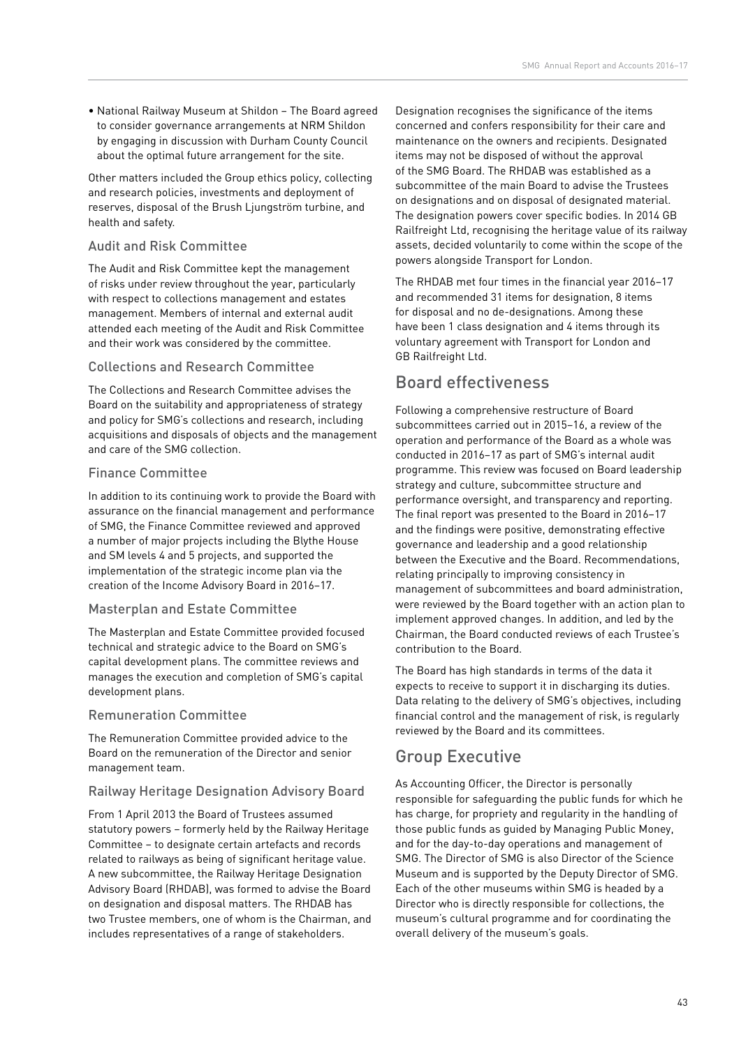- National Railway Museum at Shildon – The Board agreed to consider governance arrangements at NRM Shildon by engaging in discussion with Durham County Council about the optimal future arrangement for the site.

Other matters included the Group ethics policy, collecting and research policies, investments and deployment of reserves, disposal of the Brush Ljungström turbine, and health and safety.

### Audit and Risk Committee

The Audit and Risk Committee kept the management of risks under review throughout the year, particularly with respect to collections management and estates management. Members of internal and external audit attended each meeting of the Audit and Risk Committee and their work was considered by the committee.

### Collections and Research Committee

The Collections and Research Committee advises the Board on the suitability and appropriateness of strategy and policy for SMG's collections and research, including acquisitions and disposals of objects and the management and care of the SMG collection.

### Finance Committee

In addition to its continuing work to provide the Board with assurance on the financial management and performance of SMG, the Finance Committee reviewed and approved a number of major projects including the Blythe House and SM levels 4 and 5 projects, and supported the implementation of the strategic income plan via the creation of the Income Advisory Board in 2016–17.

### Masterplan and Estate Committee

The Masterplan and Estate Committee provided focused technical and strategic advice to the Board on SMG's capital development plans. The committee reviews and manages the execution and completion of SMG's capital development plans.

### Remuneration Committee

The Remuneration Committee provided advice to the Board on the remuneration of the Director and senior management team.

### Railway Heritage Designation Advisory Board

From 1 April 2013 the Board of Trustees assumed statutory powers – formerly held by the Railway Heritage Committee – to designate certain artefacts and records related to railways as being of significant heritage value. A new subcommittee, the Railway Heritage Designation Advisory Board (RHDAB), was formed to advise the Board on designation and disposal matters. The RHDAB has two Trustee members, one of whom is the Chairman, and includes representatives of a range of stakeholders.

Designation recognises the significance of the items concerned and confers responsibility for their care and maintenance on the owners and recipients. Designated items may not be disposed of without the approval of the SMG Board. The RHDAB was established as a subcommittee of the main Board to advise the Trustees on designations and on disposal of designated material. The designation powers cover specific bodies. In 2014 GB Railfreight Ltd, recognising the heritage value of its railway assets, decided voluntarily to come within the scope of the powers alongside Transport for London.

The RHDAB met four times in the financial year 2016–17 and recommended 31 items for designation, 8 items for disposal and no de-designations. Among these have been 1 class designation and 4 items through its voluntary agreement with Transport for London and GB Railfreight Ltd.

## Board effectiveness

Following a comprehensive restructure of Board subcommittees carried out in 2015–16, a review of the operation and performance of the Board as a whole was conducted in 2016–17 as part of SMG's internal audit programme. This review was focused on Board leadership strategy and culture, subcommittee structure and performance oversight, and transparency and reporting. The final report was presented to the Board in 2016–17 and the findings were positive, demonstrating effective governance and leadership and a good relationship between the Executive and the Board. Recommendations, relating principally to improving consistency in management of subcommittees and board administration, were reviewed by the Board together with an action plan to implement approved changes. In addition, and led by the Chairman, the Board conducted reviews of each Trustee's contribution to the Board.

The Board has high standards in terms of the data it expects to receive to support it in discharging its duties. Data relating to the delivery of SMG's objectives, including financial control and the management of risk, is regularly reviewed by the Board and its committees.

## Group Executive

As Accounting Officer, the Director is personally responsible for safeguarding the public funds for which he has charge, for propriety and regularity in the handling of those public funds as guided by Managing Public Money, and for the day-to-day operations and management of SMG. The Director of SMG is also Director of the Science Museum and is supported by the Deputy Director of SMG. Each of the other museums within SMG is headed by a Director who is directly responsible for collections, the museum's cultural programme and for coordinating the overall delivery of the museum's goals.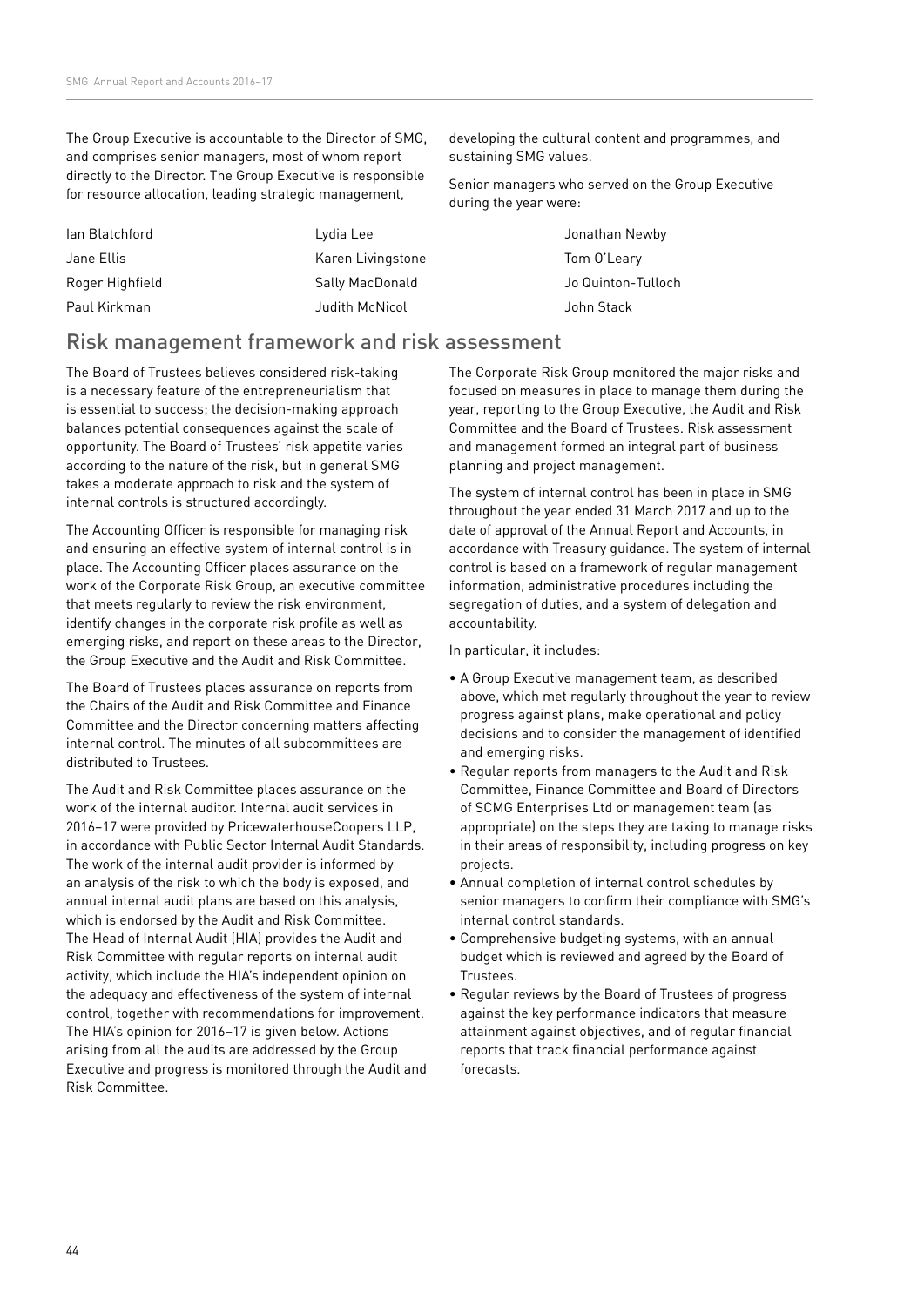The Group Executive is accountable to the Director of SMG, and comprises senior managers, most of whom report directly to the Director. The Group Executive is responsible for resource allocation, leading strategic management, developing the cultural content and programmes, and sustaining SMG values.

Senior managers who served on the Group Executive during the year were:

| | | |
|---|---|---|
| Ian Blatchford | Lydia Lee | Jonathan Newby |
| Jane Ellis | Karen Livingstone | Tom O'Leary |
| Roger Highfield | Sally MacDonald | Jo Quinton-Tulloch |
| Paul Kirkman | Judith McNicol | John Stack |

## Risk management framework and risk assessment

The Board of Trustees believes considered risk-taking is a necessary feature of the entrepreneurialism that is essential to success; the decision-making approach balances potential consequences against the scale of opportunity. The Board of Trustees' risk appetite varies according to the nature of the risk, but in general SMG takes a moderate approach to risk and the system of internal controls is structured accordingly.

The Accounting Officer is responsible for managing risk and ensuring an effective system of internal control is in place. The Accounting Officer places assurance on the work of the Corporate Risk Group, an executive committee that meets regularly to review the risk environment, identify changes in the corporate risk profile as well as emerging risks, and report on these areas to the Director, the Group Executive and the Audit and Risk Committee.

The Board of Trustees places assurance on reports from the Chairs of the Audit and Risk Committee and Finance Committee and the Director concerning matters affecting internal control. The minutes of all subcommittees are distributed to Trustees.

The Audit and Risk Committee places assurance on the work of the internal auditor. Internal audit services in 2016–17 were provided by PricewaterhouseCoopers LLP, in accordance with Public Sector Internal Audit Standards. The work of the internal audit provider is informed by an analysis of the risk to which the body is exposed, and annual internal audit plans are based on this analysis, which is endorsed by the Audit and Risk Committee. The Head of Internal Audit (HIA) provides the Audit and Risk Committee with regular reports on internal audit activity, which include the HIA's independent opinion on the adequacy and effectiveness of the system of internal control, together with recommendations for improvement. The HIA's opinion for 2016–17 is given below. Actions arising from all the audits are addressed by the Group Executive and progress is monitored through the Audit and Risk Committee.

The Corporate Risk Group monitored the major risks and focused on measures in place to manage them during the year, reporting to the Group Executive, the Audit and Risk Committee and the Board of Trustees. Risk assessment and management formed an integral part of business planning and project management.

The system of internal control has been in place in SMG throughout the year ended 31 March 2017 and up to the date of approval of the Annual Report and Accounts, in accordance with Treasury guidance. The system of internal control is based on a framework of regular management information, administrative procedures including the segregation of duties, and a system of delegation and accountability.

In particular, it includes:

- A Group Executive management team, as described above, which met regularly throughout the year to review progress against plans, make operational and policy decisions and to consider the management of identified and emerging risks.
- Regular reports from managers to the Audit and Risk Committee, Finance Committee and Board of Directors of SCMG Enterprises Ltd or management team (as appropriate) on the steps they are taking to manage risks in their areas of responsibility, including progress on key projects.
- Annual completion of internal control schedules by senior managers to confirm their compliance with SMG's internal control standards.
- Comprehensive budgeting systems, with an annual budget which is reviewed and agreed by the Board of Trustees.
- Regular reviews by the Board of Trustees of progress against the key performance indicators that measure attainment against objectives, and of regular financial reports that track financial performance against forecasts.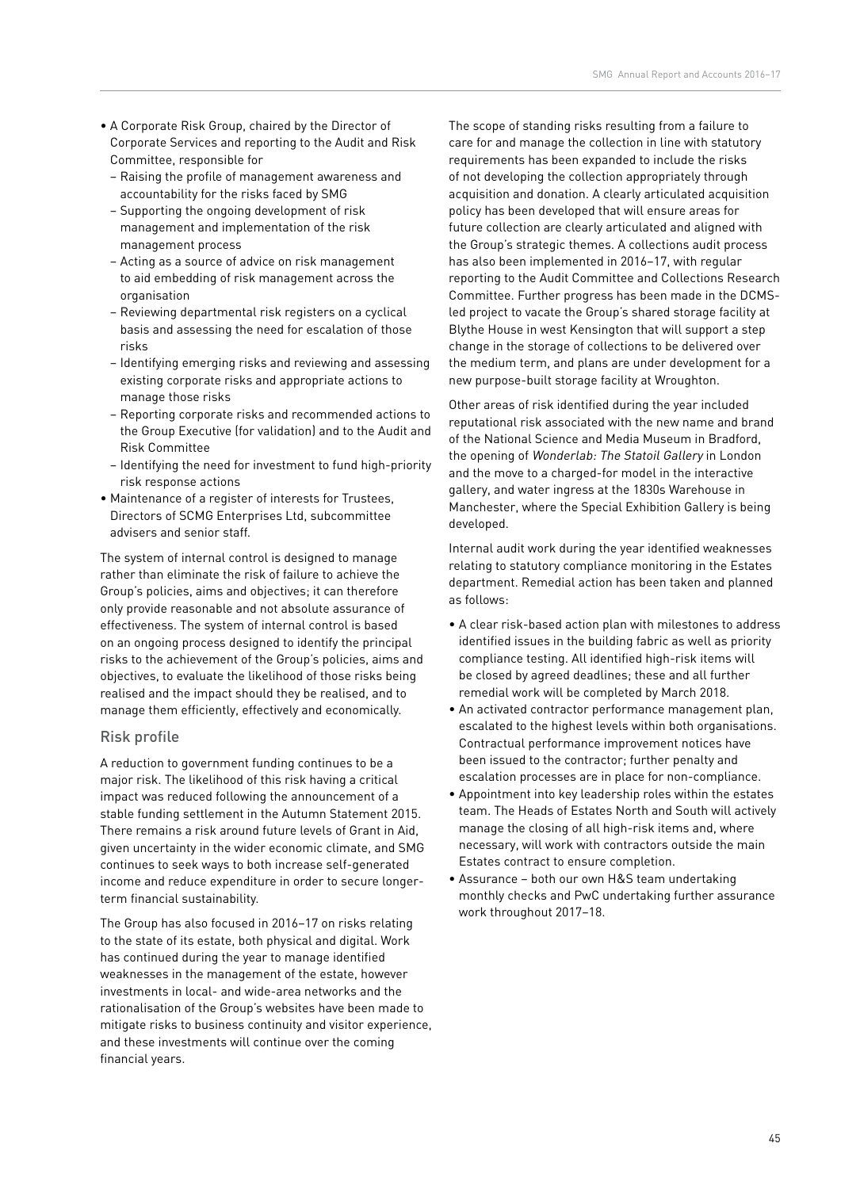- A Corporate Risk Group, chaired by the Director of Corporate Services and reporting to the Audit and Risk Committee, responsible for
  - Raising the profile of management awareness and accountability for the risks faced by SMG
  - Supporting the ongoing development of risk management and implementation of the risk management process
  - Acting as a source of advice on risk management to aid embedding of risk management across the organisation
  - Reviewing departmental risk registers on a cyclical basis and assessing the need for escalation of those risks
  - Identifying emerging risks and reviewing and assessing existing corporate risks and appropriate actions to manage those risks
  - Reporting corporate risks and recommended actions to the Group Executive (for validation) and to the Audit and Risk Committee
  - Identifying the need for investment to fund high-priority risk response actions
- Maintenance of a register of interests for Trustees, Directors of SCMG Enterprises Ltd, subcommittee advisers and senior staff.

The system of internal control is designed to manage rather than eliminate the risk of failure to achieve the Group's policies, aims and objectives; it can therefore only provide reasonable and not absolute assurance of effectiveness. The system of internal control is based on an ongoing process designed to identify the principal risks to the achievement of the Group's policies, aims and objectives, to evaluate the likelihood of those risks being realised and the impact should they be realised, and to manage them efficiently, effectively and economically.

## Risk profile

A reduction to government funding continues to be a major risk. The likelihood of this risk having a critical impact was reduced following the announcement of a stable funding settlement in the Autumn Statement 2015. There remains a risk around future levels of Grant in Aid, given uncertainty in the wider economic climate, and SMG continues to seek ways to both increase self-generated income and reduce expenditure in order to secure longer-term financial sustainability.

The Group has also focused in 2016–17 on risks relating to the state of its estate, both physical and digital. Work has continued during the year to manage identified weaknesses in the management of the estate, however investments in local- and wide-area networks and the rationalisation of the Group's websites have been made to mitigate risks to business continuity and visitor experience, and these investments will continue over the coming financial years.

The scope of standing risks resulting from a failure to care for and manage the collection in line with statutory requirements has been expanded to include the risks of not developing the collection appropriately through acquisition and donation. A clearly articulated acquisition policy has been developed that will ensure areas for future collection are clearly articulated and aligned with the Group's strategic themes. A collections audit process has also been implemented in 2016–17, with regular reporting to the Audit Committee and Collections Research Committee. Further progress has been made in the DCMS-led project to vacate the Group's shared storage facility at Blythe House in west Kensington that will support a step change in the storage of collections to be delivered over the medium term, and plans are under development for a new purpose-built storage facility at Wroughton.

Other areas of risk identified during the year included reputational risk associated with the new name and brand of the National Science and Media Museum in Bradford, the opening of *Wonderlab: The Statoil Gallery* in London and the move to a charged-for model in the interactive gallery, and water ingress at the 1830s Warehouse in Manchester, where the Special Exhibition Gallery is being developed.

Internal audit work during the year identified weaknesses relating to statutory compliance monitoring in the Estates department. Remedial action has been taken and planned as follows:

- A clear risk-based action plan with milestones to address identified issues in the building fabric as well as priority compliance testing. All identified high-risk items will be closed by agreed deadlines; these and all further remedial work will be completed by March 2018.
- An activated contractor performance management plan, escalated to the highest levels within both organisations. Contractual performance improvement notices have been issued to the contractor; further penalty and escalation processes are in place for non-compliance.
- Appointment into key leadership roles within the estates team. The Heads of Estates North and South will actively manage the closing of all high-risk items and, where necessary, will work with contractors outside the main Estates contract to ensure completion.
- Assurance – both our own H&S team undertaking monthly checks and PwC undertaking further assurance work throughout 2017–18.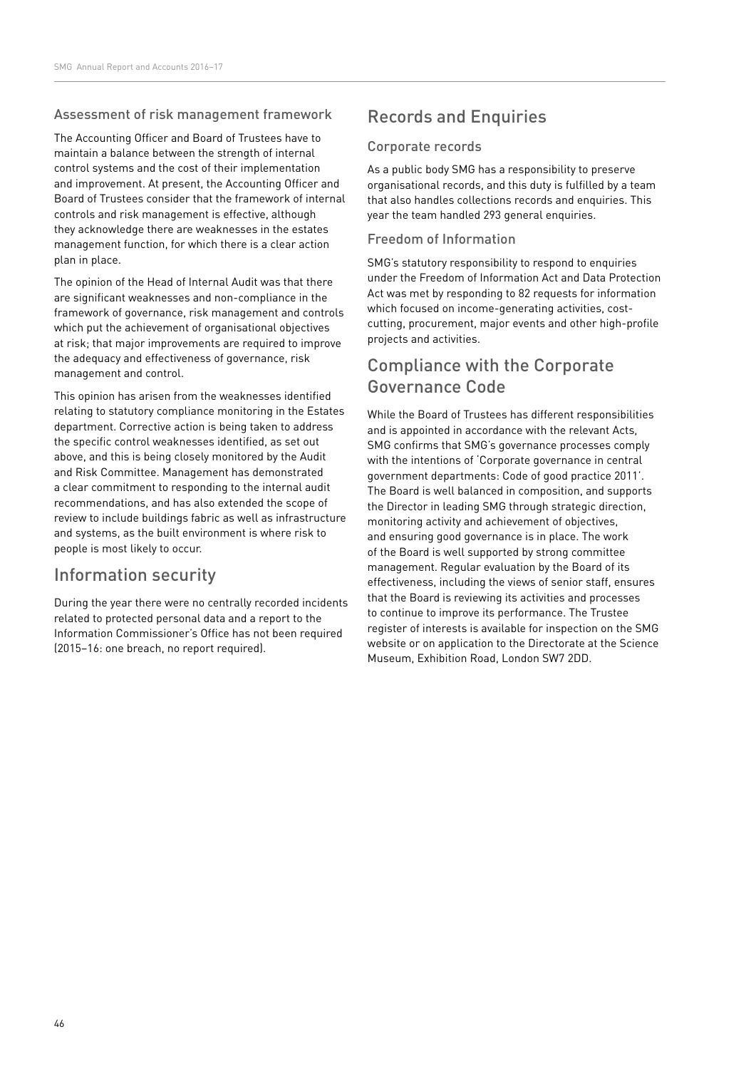### Assessment of risk management framework

The Accounting Officer and Board of Trustees have to maintain a balance between the strength of internal control systems and the cost of their implementation and improvement. At present, the Accounting Officer and Board of Trustees consider that the framework of internal controls and risk management is effective, although they acknowledge there are weaknesses in the estates management function, for which there is a clear action plan in place.

The opinion of the Head of Internal Audit was that there are significant weaknesses and non-compliance in the framework of governance, risk management and controls which put the achievement of organisational objectives at risk; that major improvements are required to improve the adequacy and effectiveness of governance, risk management and control.

This opinion has arisen from the weaknesses identified relating to statutory compliance monitoring in the Estates department. Corrective action is being taken to address the specific control weaknesses identified, as set out above, and this is being closely monitored by the Audit and Risk Committee. Management has demonstrated a clear commitment to responding to the internal audit recommendations, and has also extended the scope of review to include buildings fabric as well as infrastructure and systems, as the built environment is where risk to people is most likely to occur.

## Information security

During the year there were no centrally recorded incidents related to protected personal data and a report to the Information Commissioner's Office has not been required (2015–16: one breach, no report required).

## Records and Enquiries

### Corporate records

As a public body SMG has a responsibility to preserve organisational records, and this duty is fulfilled by a team that also handles collections records and enquiries. This year the team handled 293 general enquiries.

### Freedom of Information

SMG's statutory responsibility to respond to enquiries under the Freedom of Information Act and Data Protection Act was met by responding to 82 requests for information which focused on income-generating activities, cost-cutting, procurement, major events and other high-profile projects and activities.

## Compliance with the Corporate Governance Code

While the Board of Trustees has different responsibilities and is appointed in accordance with the relevant Acts, SMG confirms that SMG's governance processes comply with the intentions of 'Corporate governance in central government departments: Code of good practice 2011'. The Board is well balanced in composition, and supports the Director in leading SMG through strategic direction, monitoring activity and achievement of objectives, and ensuring good governance is in place. The work of the Board is well supported by strong committee management. Regular evaluation by the Board of its effectiveness, including the views of senior staff, ensures that the Board is reviewing its activities and processes to continue to improve its performance. The Trustee register of interests is available for inspection on the SMG website or on application to the Directorate at the Science Museum, Exhibition Road, London SW7 2DD.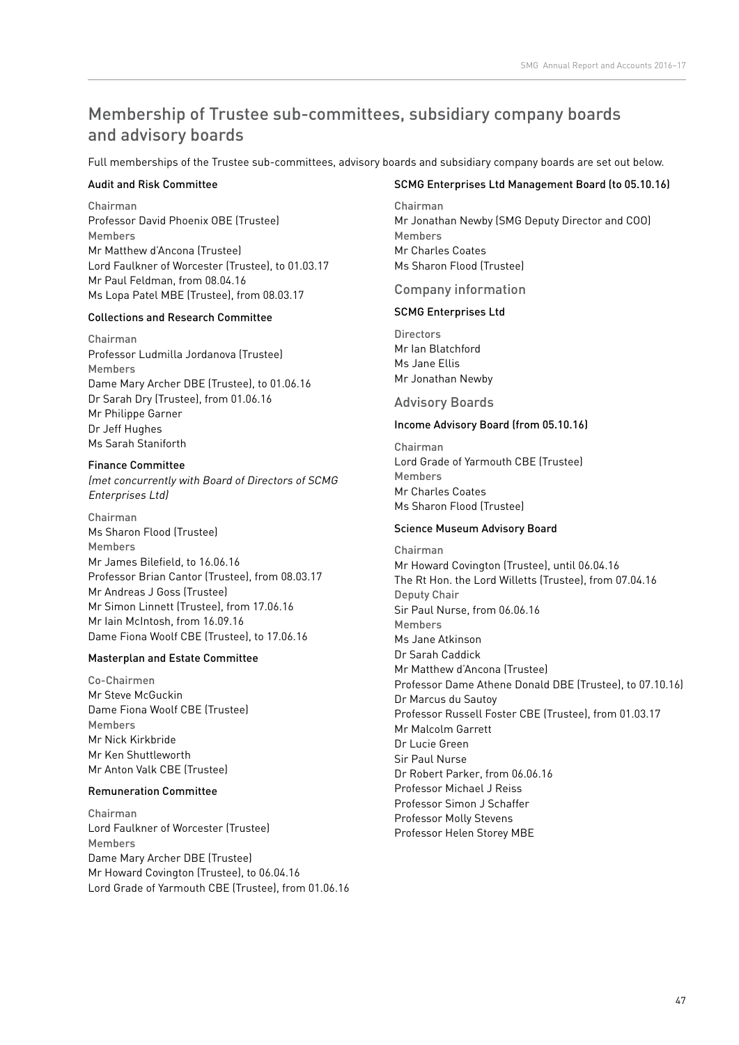# Membership of Trustee sub-committees, subsidiary company boards and advisory boards

Full memberships of the Trustee sub-committees, advisory boards and subsidiary company boards are set out below.

### Audit and Risk Committee

Chairman
Professor David Phoenix OBE (Trustee)
Members
Mr Matthew d'Ancona (Trustee)
Lord Faulkner of Worcester (Trustee), to 01.03.17
Mr Paul Feldman, from 08.04.16
Ms Lopa Patel MBE (Trustee), from 08.03.17

### Collections and Research Committee

Chairman
Professor Ludmilla Jordanova (Trustee)
Members
Dame Mary Archer DBE (Trustee), to 01.06.16
Dr Sarah Dry (Trustee), from 01.06.16
Mr Philippe Garner
Dr Jeff Hughes
Ms Sarah Staniforth

### Finance Committee

*(met concurrently with Board of Directors of SCMG Enterprises Ltd)*

Chairman
Ms Sharon Flood (Trustee)
Members
Mr James Bilefield, to 16.06.16
Professor Brian Cantor (Trustee), from 08.03.17
Mr Andreas J Goss (Trustee)
Mr Simon Linnett (Trustee), from 17.06.16
Mr Iain McIntosh, from 16.09.16
Dame Fiona Woolf CBE (Trustee), to 17.06.16

### Masterplan and Estate Committee

Co-Chairmen
Mr Steve McGuckin
Dame Fiona Woolf CBE (Trustee)
Members
Mr Nick Kirkbride
Mr Ken Shuttleworth
Mr Anton Valk CBE (Trustee)

### Remuneration Committee

Chairman
Lord Faulkner of Worcester (Trustee)
Members
Dame Mary Archer DBE (Trustee)
Mr Howard Covington (Trustee), to 06.04.16
Lord Grade of Yarmouth CBE (Trustee), from 01.06.16

### SCMG Enterprises Ltd Management Board (to 05.10.16)

Chairman
Mr Jonathan Newby (SMG Deputy Director and COO)
Members
Mr Charles Coates
Ms Sharon Flood (Trustee)

## Company information

### SCMG Enterprises Ltd

Directors
Mr Ian Blatchford
Ms Jane Ellis
Mr Jonathan Newby

## Advisory Boards

### Income Advisory Board (from 05.10.16)

Chairman
Lord Grade of Yarmouth CBE (Trustee)
Members
Mr Charles Coates
Ms Sharon Flood (Trustee)

### Science Museum Advisory Board

Chairman
Mr Howard Covington (Trustee), until 06.04.16
The Rt Hon. the Lord Willetts (Trustee), from 07.04.16
Deputy Chair
Sir Paul Nurse, from 06.06.16
Members
Ms Jane Atkinson
Dr Sarah Caddick
Mr Matthew d'Ancona (Trustee)
Professor Dame Athene Donald DBE (Trustee), to 07.10.16)
Dr Marcus du Sautoy
Professor Russell Foster CBE (Trustee), from 01.03.17
Mr Malcolm Garrett
Dr Lucie Green
Sir Paul Nurse
Dr Robert Parker, from 06.06.16
Professor Michael J Reiss
Professor Simon J Schaffer
Professor Molly Stevens
Professor Helen Storey MBE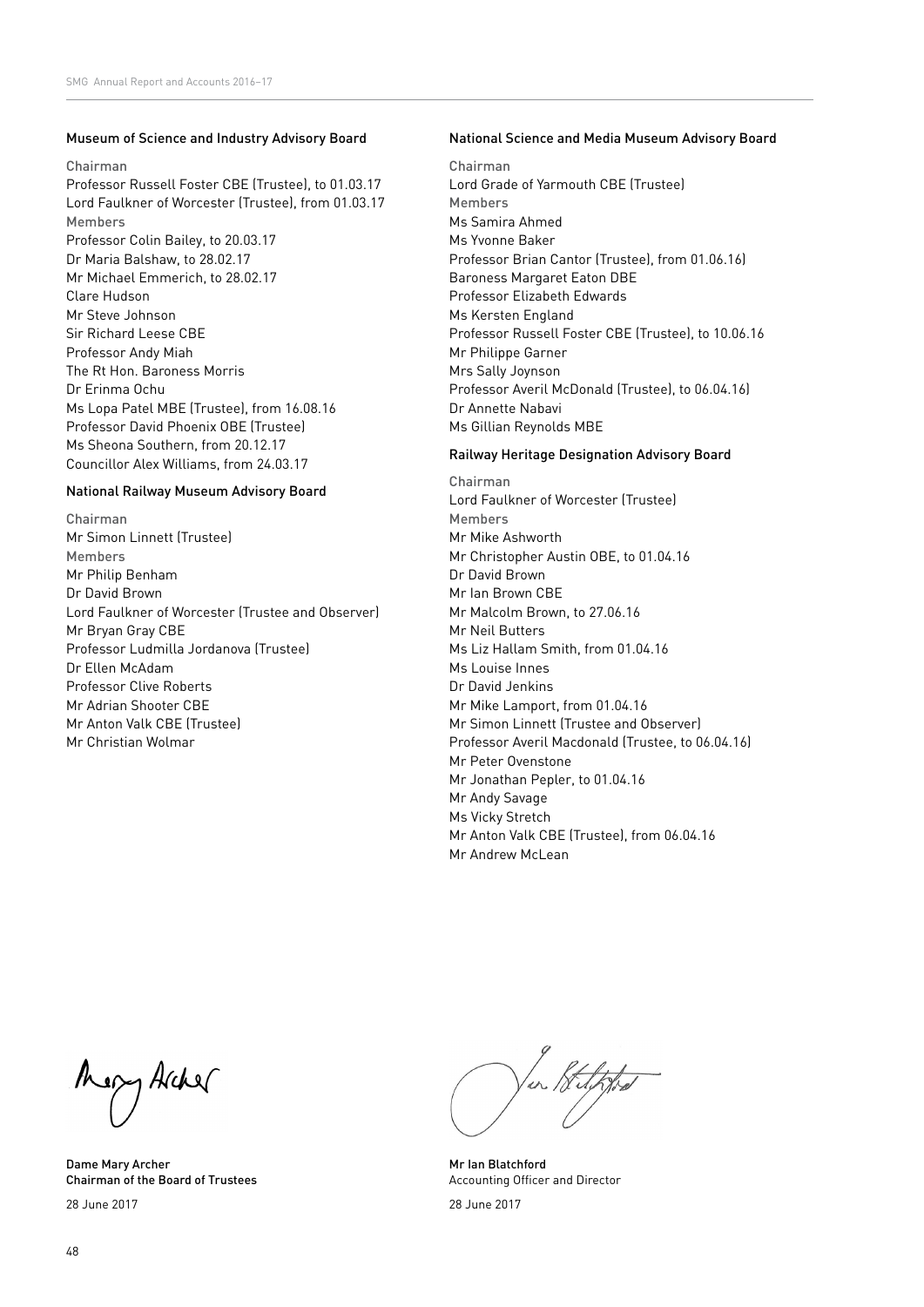### Museum of Science and Industry Advisory Board

Chairman
Professor Russell Foster CBE (Trustee), to 01.03.17
Lord Faulkner of Worcester (Trustee), from 01.03.17

Members
Professor Colin Bailey, to 20.03.17
Dr Maria Balshaw, to 28.02.17
Mr Michael Emmerich, to 28.02.17
Clare Hudson
Mr Steve Johnson
Sir Richard Leese CBE
Professor Andy Miah
The Rt Hon. Baroness Morris
Dr Erinma Ochu
Ms Lopa Patel MBE (Trustee), from 16.08.16
Professor David Phoenix OBE (Trustee)
Ms Sheona Southern, from 20.12.17
Councillor Alex Williams, from 24.03.17

### National Railway Museum Advisory Board

Chairman
Mr Simon Linnett (Trustee)

Members
Mr Philip Benham
Dr David Brown
Lord Faulkner of Worcester (Trustee and Observer)
Mr Bryan Gray CBE
Professor Ludmilla Jordanova (Trustee)
Dr Ellen McAdam
Professor Clive Roberts
Mr Adrian Shooter CBE
Mr Anton Valk CBE (Trustee)
Mr Christian Wolmar

### National Science and Media Museum Advisory Board

Chairman
Lord Grade of Yarmouth CBE (Trustee)

Members
Ms Samira Ahmed
Ms Yvonne Baker
Professor Brian Cantor (Trustee), from 01.06.16
Baroness Margaret Eaton DBE
Professor Elizabeth Edwards
Ms Kersten England
Professor Russell Foster CBE (Trustee), to 10.06.16
Mr Philippe Garner
Mrs Sally Joynson
Professor Averil McDonald (Trustee), to 06.04.16
Dr Annette Nabavi
Ms Gillian Reynolds MBE

### Railway Heritage Designation Advisory Board

Chairman
Lord Faulkner of Worcester (Trustee)

Members
Mr Mike Ashworth
Mr Christopher Austin OBE, to 01.04.16
Dr David Brown
Mr Ian Brown CBE
Mr Malcolm Brown, to 27.06.16
Mr Neil Butters
Ms Liz Hallam Smith, from 01.04.16
Ms Louise Innes
Dr David Jenkins
Mr Mike Lamport, from 01.04.16
Mr Simon Linnett (Trustee and Observer)
Professor Averil Macdonald (Trustee, to 06.04.16)
Mr Peter Ovenstone
Mr Jonathan Pepler, to 01.04.16
Mr Andy Savage
Ms Vicky Stretch
Mr Anton Valk CBE (Trustee), from 06.04.16
Mr Andrew McLean

**Dame Mary Archer**
**Chairman of the Board of Trustees**
28 June 2017

**Mr Ian Blatchford**
Accounting Officer and Director
28 June 2017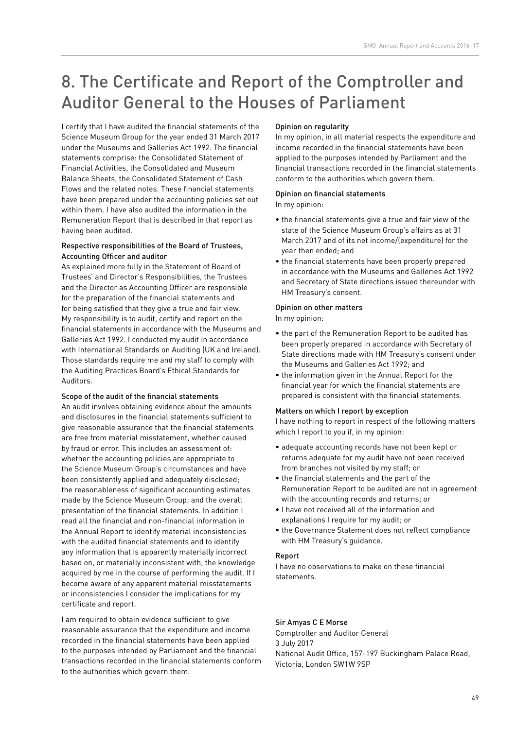# 8. The Certificate and Report of the Comptroller and Auditor General to the Houses of Parliament

I certify that I have audited the financial statements of the Science Museum Group for the year ended 31 March 2017 under the Museums and Galleries Act 1992. The financial statements comprise: the Consolidated Statement of Financial Activities, the Consolidated and Museum Balance Sheets, the Consolidated Statement of Cash Flows and the related notes. These financial statements have been prepared under the accounting policies set out within them. I have also audited the information in the Remuneration Report that is described in that report as having been audited.

### Respective responsibilities of the Board of Trustees, Accounting Officer and auditor

As explained more fully in the Statement of Board of Trustees' and Director's Responsibilities, the Trustees and the Director as Accounting Officer are responsible for the preparation of the financial statements and for being satisfied that they give a true and fair view. My responsibility is to audit, certify and report on the financial statements in accordance with the Museums and Galleries Act 1992. I conducted my audit in accordance with International Standards on Auditing (UK and Ireland). Those standards require me and my staff to comply with the Auditing Practices Board's Ethical Standards for Auditors.

### Scope of the audit of the financial statements

An audit involves obtaining evidence about the amounts and disclosures in the financial statements sufficient to give reasonable assurance that the financial statements are free from material misstatement, whether caused by fraud or error. This includes an assessment of: whether the accounting policies are appropriate to the Science Museum Group's circumstances and have been consistently applied and adequately disclosed; the reasonableness of significant accounting estimates made by the Science Museum Group; and the overall presentation of the financial statements. In addition I read all the financial and non-financial information in the Annual Report to identify material inconsistencies with the audited financial statements and to identify any information that is apparently materially incorrect based on, or materially inconsistent with, the knowledge acquired by me in the course of performing the audit. If I become aware of any apparent material misstatements or inconsistencies I consider the implications for my certificate and report.

I am required to obtain evidence sufficient to give reasonable assurance that the expenditure and income recorded in the financial statements have been applied to the purposes intended by Parliament and the financial transactions recorded in the financial statements conform to the authorities which govern them.

### Opinion on regularity

In my opinion, in all material respects the expenditure and income recorded in the financial statements have been applied to the purposes intended by Parliament and the financial transactions recorded in the financial statements conform to the authorities which govern them.

### Opinion on financial statements

In my opinion:

- the financial statements give a true and fair view of the state of the Science Museum Group's affairs as at 31 March 2017 and of its net income/(expenditure) for the year then ended; and
- the financial statements have been properly prepared in accordance with the Museums and Galleries Act 1992 and Secretary of State directions issued thereunder with HM Treasury's consent.

### Opinion on other matters

In my opinion:

- the part of the Remuneration Report to be audited has been properly prepared in accordance with Secretary of State directions made with HM Treasury's consent under the Museums and Galleries Act 1992; and
- the information given in the Annual Report for the financial year for which the financial statements are prepared is consistent with the financial statements.

### Matters on which I report by exception

I have nothing to report in respect of the following matters which I report to you if, in my opinion:

- adequate accounting records have not been kept or returns adequate for my audit have not been received from branches not visited by my staff; or
- the financial statements and the part of the Remuneration Report to be audited are not in agreement with the accounting records and returns; or
- I have not received all of the information and explanations I require for my audit; or
- the Governance Statement does not reflect compliance with HM Treasury's guidance.

### Report

I have no observations to make on these financial statements.

Sir Amyas C E Morse
Comptroller and Auditor General
3 July 2017
National Audit Office, 157-197 Buckingham Palace Road, Victoria, London SW1W 9SP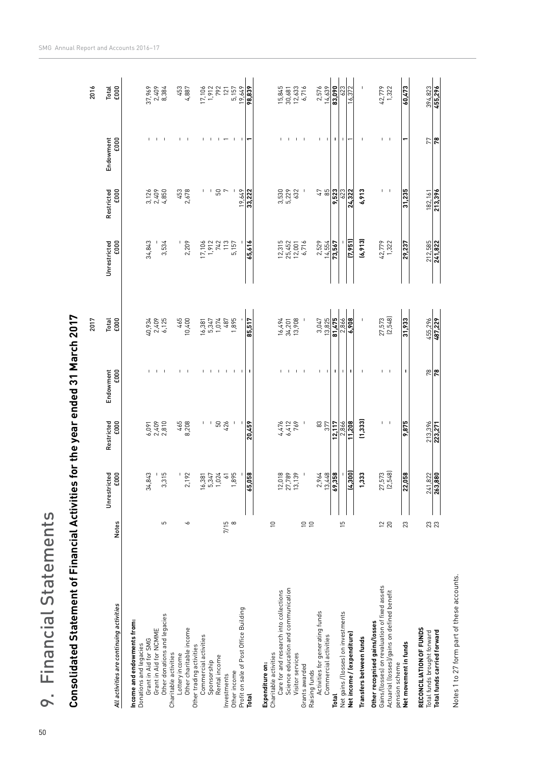# 9. Financial Statements

## Consolidated Statement of Financial Activities for the year ended 31 March 2017

| *All activities are continuing activities* | Notes | 2017 Unrestricted £000 | 2017 Restricted £000 | 2017 Endowment £000 | 2017 Total £000 | 2016 Unrestricted £000 | 2016 Restricted £000 | 2016 Endowment £000 | 2016 Total £000 |
|---|---|---|---|---|---|---|---|---|---|
| **Income and endowments from:** | | | | | | | | | |
| Donations and legacies | | | | | | | | | |
| Grant in Aid for SMG | | 34,843 | 6,091 | - | 40,934 | 34,843 | 3,126 | - | 37,969 |
| Grant in Aid for NCMME | | - | 2,409 | - | 2,409 | - | 2,409 | - | 2,409 |
| Other donations and legacies | 5 | 3,315 | 2,810 | - | 6,125 | 3,534 | 4,850 | - | 8,384 |
| Charitable activities | | | | | | | | | |
| Lottery income | | - | 465 | - | 465 | - | 453 | - | 453 |
| Other charitable income | 6 | 2,192 | 8,208 | - | 10,400 | 2,209 | 2,678 | - | 4,887 |
| Other trading activities | | | | | | | | | |
| Commercial activities | | 16,381 | - | - | 16,381 | 17,106 | - | - | 17,106 |
| Sponsorship | | 5,347 | - | - | 5,347 | 1,912 | - | - | 1,912 |
| Rental income | | 1,024 | 50 | - | 1,074 | 742 | 50 | - | 792 |
| Investments | 7/15 | 61 | 426 | - | 487 | 113 | 7 | 1 | 121 |
| Other income | 8 | 1,895 | - | - | 1,895 | 5,157 | - | - | 5,157 |
| Profit on sale of Post Office Building | | - | - | - | - | - | 19,649 | - | 19,649 |
| **Total** | | **65,058** | **20,459** | **-** | **85,517** | **65,616** | **33,222** | **1** | **98,839** |
| **Expenditure on:** | | | | | | | | | |
| Charitable activities | 10 | | | | | | | | |
| Care for and research into collections | | 12,018 | 4,476 | - | 16,494 | 12,315 | 3,530 | - | 15,845 |
| Science education and communication | | 27,789 | 6,412 | - | 34,201 | 25,452 | 5,229 | - | 30,681 |
| Visitor services | | 13,139 | 769 | - | 13,908 | 12,001 | 632 | - | 12,633 |
| Grants awarded | 10 | - | - | - | - | 6,716 | - | - | 6,716 |
| Raising funds | 10 | | | | | | | | |
| Activities for generating funds | | 2,964 | 83 | - | 3,047 | 2,529 | 47 | - | 2,576 |
| Commercial activities | | 13,448 | 377 | - | 13,825 | 14,554 | 85 | - | 14,639 |
| **Total** | | **69,358** | **12,117** | **-** | **81,475** | **73,567** | **9,523** | **-** | **83,090** |
| Net gains /(losses) on investments | 15 | - | 2,866 | - | 2,866 | - | 623 | - | 623 |
| **Net income / (expenditure)** | | **(4,300)** | **11,208** | **-** | **6,908** | **(7,951)** | **24,322** | **1** | **16,372** |
| **Transfers between funds** | | **1,333** | **(1,333)** | - | - | **(6,913)** | **6,913** | - | - |
| **Other recognised gains/losses** | | | | | | | | | |
| Gains/(losses) on revaluation of fixed assets | 12 | 27,573 | - | - | 27,573 | 42,779 | - | - | 42,779 |
| Actuarial (losses)/gains on defined benefit pension scheme | 20 | (2,548) | - | - | (2,548) | 1,322 | - | - | 1,322 |
| **Net movement in funds** | 23 | **22,058** | **9,875** | **-** | **31,933** | **29,237** | **31,235** | **1** | **60,473** |
| **RECONCILIATION OF FUNDS** | | | | | | | | | |
| Total funds brought forward | 23 | 241,822 | 213,396 | 78 | 455,296 | 212,585 | 182,161 | 77 | 394,823 |
| **Total funds carried forward** | 23 | **263,880** | **223,271** | **78** | **487,229** | **241,822** | **213,396** | **78** | **455,296** |

Notes 1 to 27 form part of these accounts.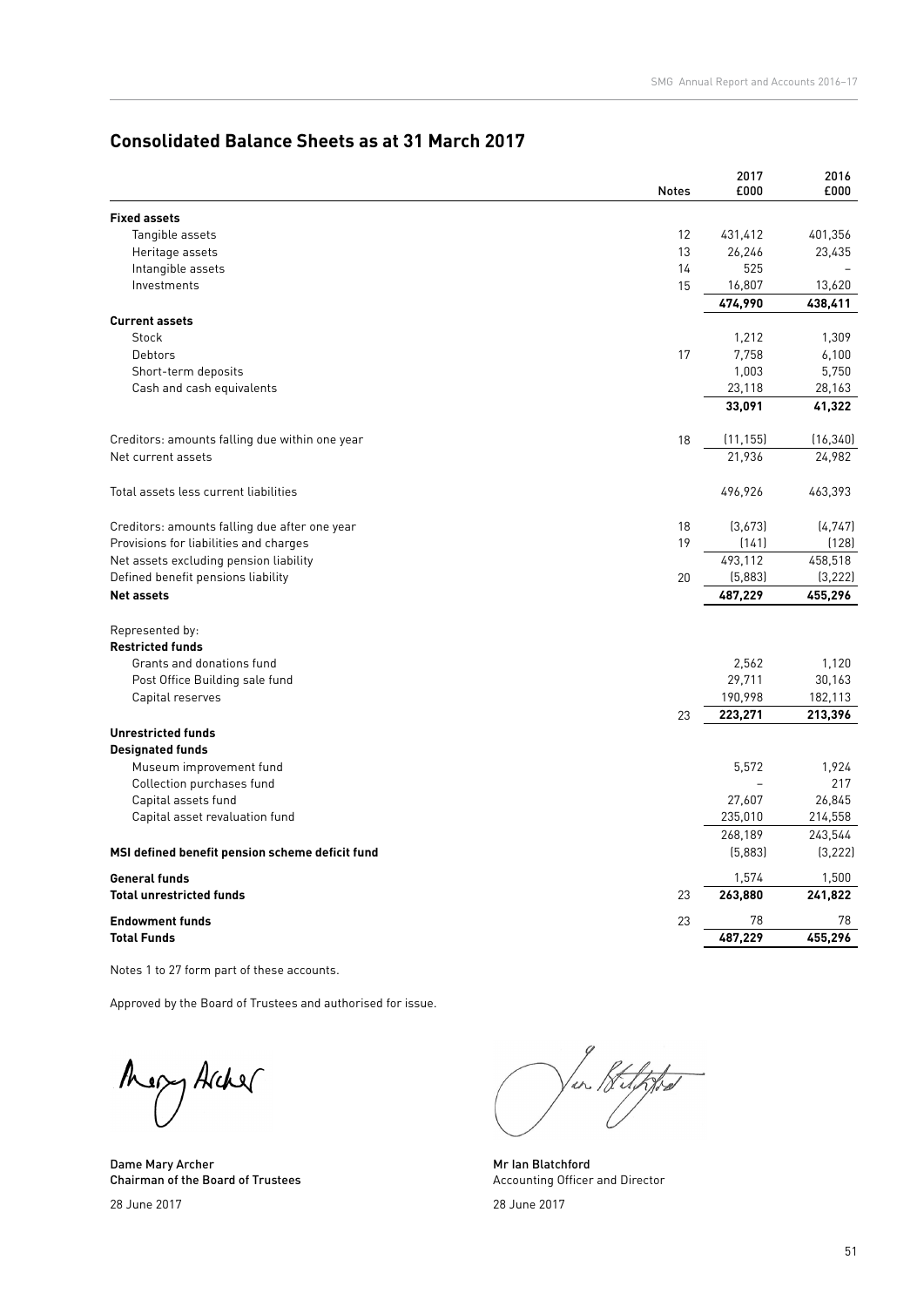## Consolidated Balance Sheets as at 31 March 2017

| | Notes | 2017 £000 | 2016 £000 |
|---|---|---|---|
| **Fixed assets** | | | |
| Tangible assets | 12 | 431,412 | 401,356 |
| Heritage assets | 13 | 26,246 | 23,435 |
| Intangible assets | 14 | 525 | – |
| Investments | 15 | 16,807 | 13,620 |
| | | **474,990** | **438,411** |
| **Current assets** | | | |
| Stock | | 1,212 | 1,309 |
| Debtors | 17 | 7,758 | 6,100 |
| Short-term deposits | | 1,003 | 5,750 |
| Cash and cash equivalents | | 23,118 | 28,163 |
| | | **33,091** | **41,322** |
| Creditors: amounts falling due within one year | 18 | (11,155) | (16,340) |
| Net current assets | | 21,936 | 24,982 |
| Total assets less current liabilities | | 496,926 | 463,393 |
| Creditors: amounts falling due after one year | 18 | (3,673) | (4,747) |
| Provisions for liabilities and charges | 19 | (141) | (128) |
| Net assets excluding pension liability | | 493,112 | 458,518 |
| Defined benefit pensions liability | 20 | (5,883) | (3,222) |
| **Net assets** | | **487,229** | **455,296** |
| Represented by: | | | |
| **Restricted funds** | | | |
| Grants and donations fund | | 2,562 | 1,120 |
| Post Office Building sale fund | | 29,711 | 30,163 |
| Capital reserves | | 190,998 | 182,113 |
| | 23 | **223,271** | **213,396** |
| **Unrestricted funds** | | | |
| **Designated funds** | | | |
| Museum improvement fund | | 5,572 | 1,924 |
| Collection purchases fund | | – | 217 |
| Capital assets fund | | 27,607 | 26,845 |
| Capital asset revaluation fund | | 235,010 | 214,558 |
| | | 268,189 | 243,544 |
| **MSI defined benefit pension scheme deficit fund** | | (5,883) | (3,222) |
| **General funds** | | 1,574 | 1,500 |
| **Total unrestricted funds** | 23 | **263,880** | **241,822** |
| **Endowment funds** | 23 | 78 | 78 |
| **Total Funds** | | **487,229** | **455,296** |

Notes 1 to 27 form part of these accounts.

Approved by the Board of Trustees and authorised for issue.

Mary Archer

**Dame Mary Archer**
**Chairman of the Board of Trustees**
28 June 2017

Ian Blatchford

**Mr Ian Blatchford**
Accounting Officer and Director
28 June 2017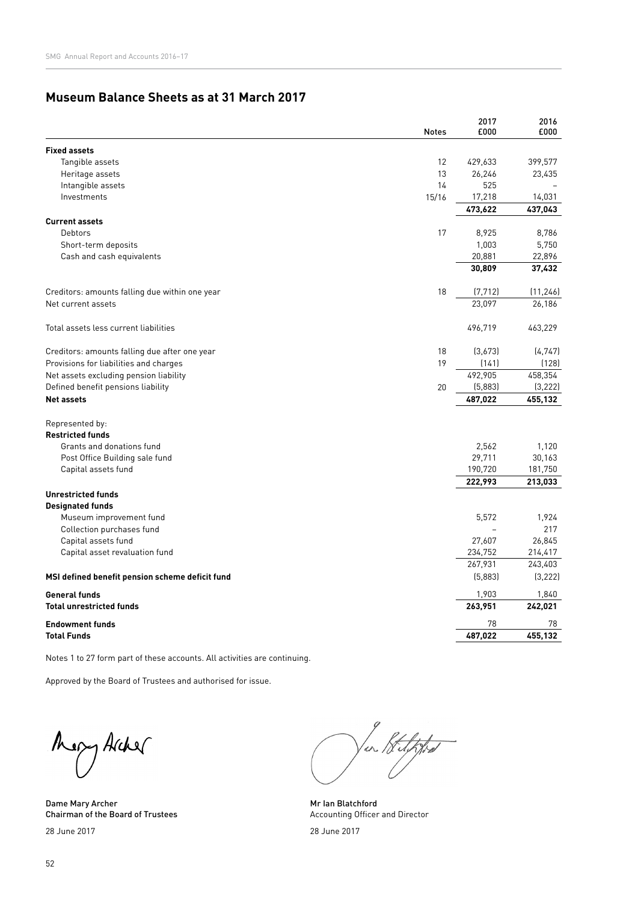## Museum Balance Sheets as at 31 March 2017

| | Notes | 2017 £000 | 2016 £000 |
|---|---|---|---|
| **Fixed assets** | | | |
| Tangible assets | 12 | 429,633 | 399,577 |
| Heritage assets | 13 | 26,246 | 23,435 |
| Intangible assets | 14 | 525 | – |
| Investments | 15/16 | 17,218 | 14,031 |
| | | **473,622** | **437,043** |
| **Current assets** | | | |
| Debtors | 17 | 8,925 | 8,786 |
| Short-term deposits | | 1,003 | 5,750 |
| Cash and cash equivalents | | 20,881 | 22,896 |
| | | **30,809** | **37,432** |
| Creditors: amounts falling due within one year | 18 | (7,712) | (11,246) |
| Net current assets | | 23,097 | 26,186 |
| Total assets less current liabilities | | 496,719 | 463,229 |
| Creditors: amounts falling due after one year | 18 | (3,673) | (4,747) |
| Provisions for liabilities and charges | 19 | (141) | (128) |
| Net assets excluding pension liability | | 492,905 | 458,354 |
| Defined benefit pensions liability | 20 | (5,883) | (3,222) |
| **Net assets** | | **487,022** | **455,132** |
| Represented by: | | | |
| **Restricted funds** | | | |
| Grants and donations fund | | 2,562 | 1,120 |
| Post Office Building sale fund | | 29,711 | 30,163 |
| Capital assets fund | | 190,720 | 181,750 |
| | | **222,993** | **213,033** |
| **Unrestricted funds** | | | |
| **Designated funds** | | | |
| Museum improvement fund | | 5,572 | 1,924 |
| Collection purchases fund | | – | 217 |
| Capital assets fund | | 27,607 | 26,845 |
| Capital asset revaluation fund | | 234,752 | 214,417 |
| | | 267,931 | 243,403 |
| **MSI defined benefit pension scheme deficit fund** | | (5,883) | (3,222) |
| **General funds** | | 1,903 | 1,840 |
| **Total unrestricted funds** | | **263,951** | **242,021** |
| **Endowment funds** | | 78 | 78 |
| **Total Funds** | | **487,022** | **455,132** |

Notes 1 to 27 form part of these accounts. All activities are continuing.

Approved by the Board of Trustees and authorised for issue.

**Dame Mary Archer**
**Chairman of the Board of Trustees**
28 June 2017

**Mr Ian Blatchford**
Accounting Officer and Director
28 June 2017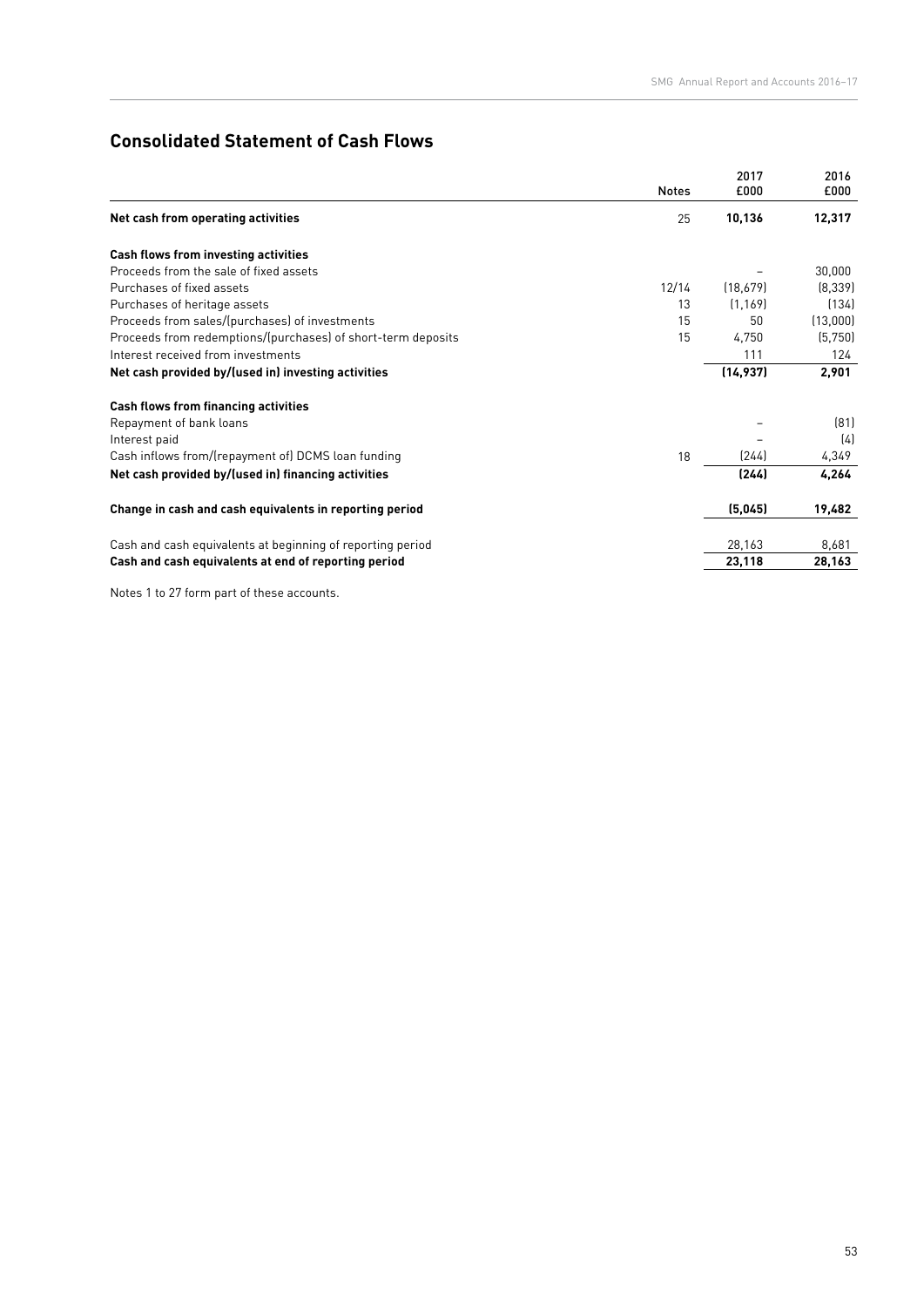## Consolidated Statement of Cash Flows

| | Notes | 2017 £000 | 2016 £000 |
|---|---|---|---|
| **Net cash from operating activities** | 25 | **10,136** | **12,317** |
| | | | |
| **Cash flows from investing activities** | | | |
| Proceeds from the sale of fixed assets | | – | 30,000 |
| Purchases of fixed assets | 12/14 | (18,679) | (8,339) |
| Purchases of heritage assets | 13 | (1,169) | (134) |
| Proceeds from sales/(purchases) of investments | 15 | 50 | (13,000) |
| Proceeds from redemptions/(purchases) of short-term deposits | 15 | 4,750 | (5,750) |
| Interest received from investments | | 111 | 124 |
| **Net cash provided by/(used in) investing activities** | | **(14,937)** | **2,901** |
| | | | |
| **Cash flows from financing activities** | | | |
| Repayment of bank loans | | – | (81) |
| Interest paid | | – | (4) |
| Cash inflows from/(repayment of) DCMS loan funding | 18 | (244) | 4,349 |
| **Net cash provided by/(used in) financing activities** | | **(244)** | **4,264** |
| | | | |
| **Change in cash and cash equivalents in reporting period** | | **(5,045)** | **19,482** |
| | | | |
| Cash and cash equivalents at beginning of reporting period | | 28,163 | 8,681 |
| **Cash and cash equivalents at end of reporting period** | | **23,118** | **28,163** |

Notes 1 to 27 form part of these accounts.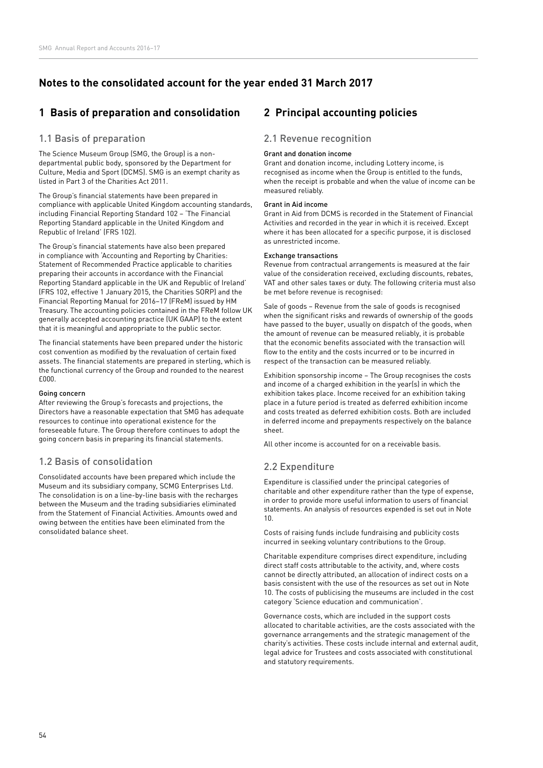# Notes to the consolidated account for the year ended 31 March 2017

## 1 Basis of preparation and consolidation

### 1.1 Basis of preparation

The Science Museum Group (SMG, the Group) is a non-departmental public body, sponsored by the Department for Culture, Media and Sport (DCMS). SMG is an exempt charity as listed in Part 3 of the Charities Act 2011.

The Group's financial statements have been prepared in compliance with applicable United Kingdom accounting standards, including Financial Reporting Standard 102 – 'The Financial Reporting Standard applicable in the United Kingdom and Republic of Ireland' (FRS 102).

The Group's financial statements have also been prepared in compliance with 'Accounting and Reporting by Charities: Statement of Recommended Practice applicable to charities preparing their accounts in accordance with the Financial Reporting Standard applicable in the UK and Republic of Ireland' (FRS 102, effective 1 January 2015, the Charities SORP) and the Financial Reporting Manual for 2016–17 (FReM) issued by HM Treasury. The accounting policies contained in the FReM follow UK generally accepted accounting practice (UK GAAP) to the extent that it is meaningful and appropriate to the public sector.

The financial statements have been prepared under the historic cost convention as modified by the revaluation of certain fixed assets. The financial statements are prepared in sterling, which is the functional currency of the Group and rounded to the nearest £000.

#### Going concern

After reviewing the Group's forecasts and projections, the Directors have a reasonable expectation that SMG has adequate resources to continue into operational existence for the foreseeable future. The Group therefore continues to adopt the going concern basis in preparing its financial statements.

### 1.2 Basis of consolidation

Consolidated accounts have been prepared which include the Museum and its subsidiary company, SCMG Enterprises Ltd. The consolidation is on a line-by-line basis with the recharges between the Museum and the trading subsidiaries eliminated from the Statement of Financial Activities. Amounts owed and owing between the entities have been eliminated from the consolidated balance sheet.

## 2 Principal accounting policies

### 2.1 Revenue recognition

#### Grant and donation income

Grant and donation income, including Lottery income, is recognised as income when the Group is entitled to the funds, when the receipt is probable and when the value of income can be measured reliably.

#### Grant in Aid income

Grant in Aid from DCMS is recorded in the Statement of Financial Activities and recorded in the year in which it is received. Except where it has been allocated for a specific purpose, it is disclosed as unrestricted income.

#### Exchange transactions

Revenue from contractual arrangements is measured at the fair value of the consideration received, excluding discounts, rebates, VAT and other sales taxes or duty. The following criteria must also be met before revenue is recognised:

Sale of goods – Revenue from the sale of goods is recognised when the significant risks and rewards of ownership of the goods have passed to the buyer, usually on dispatch of the goods, when the amount of revenue can be measured reliably, it is probable that the economic benefits associated with the transaction will flow to the entity and the costs incurred or to be incurred in respect of the transaction can be measured reliably.

Exhibition sponsorship income – The Group recognises the costs and income of a charged exhibition in the year(s) in which the exhibition takes place. Income received for an exhibition taking place in a future period is treated as deferred exhibition income and costs treated as deferred exhibition costs. Both are included in deferred income and prepayments respectively on the balance sheet.

All other income is accounted for on a receivable basis.

### 2.2 Expenditure

Expenditure is classified under the principal categories of charitable and other expenditure rather than the type of expense, in order to provide more useful information to users of financial statements. An analysis of resources expended is set out in Note 10.

Costs of raising funds include fundraising and publicity costs incurred in seeking voluntary contributions to the Group.

Charitable expenditure comprises direct expenditure, including direct staff costs attributable to the activity, and, where costs cannot be directly attributed, an allocation of indirect costs on a basis consistent with the use of the resources as set out in Note 10. The costs of publicising the museums are included in the cost category 'Science education and communication'.

Governance costs, which are included in the support costs allocated to charitable activities, are the costs associated with the governance arrangements and the strategic management of the charity's activities. These costs include internal and external audit, legal advice for Trustees and costs associated with constitutional and statutory requirements.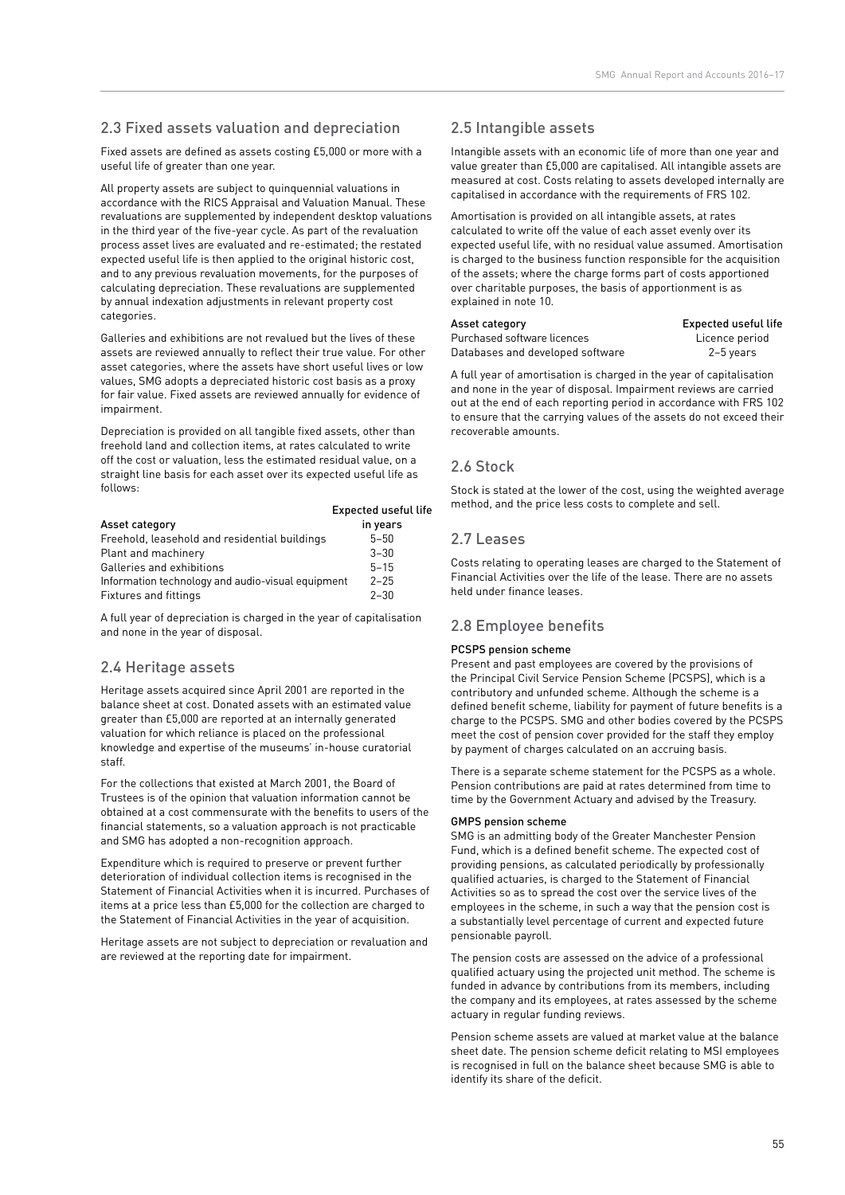## 2.3 Fixed assets valuation and depreciation

Fixed assets are defined as assets costing £5,000 or more with a useful life of greater than one year.

All property assets are subject to quinquennial valuations in accordance with the RICS Appraisal and Valuation Manual. These revaluations are supplemented by independent desktop valuations in the third year of the five-year cycle. As part of the revaluation process asset lives are evaluated and re-estimated; the restated expected useful life is then applied to the original historic cost, and to any previous revaluation movements, for the purposes of calculating depreciation. These revaluations are supplemented by annual indexation adjustments in relevant property cost categories.

Galleries and exhibitions are not revalued but the lives of these assets are reviewed annually to reflect their true value. For other asset categories, where the assets have short useful lives or low values, SMG adopts a depreciated historic cost basis as a proxy for fair value. Fixed assets are reviewed annually for evidence of impairment.

Depreciation is provided on all tangible fixed assets, other than freehold land and collection items, at rates calculated to write off the cost or valuation, less the estimated residual value, on a straight line basis for each asset over its expected useful life as follows:

| Asset category | Expected useful life in years |
|---|---|
| Freehold, leasehold and residential buildings | 5–50 |
| Plant and machinery | 3–30 |
| Galleries and exhibitions | 5–15 |
| Information technology and audio-visual equipment | 2–25 |
| Fixtures and fittings | 2–30 |

A full year of depreciation is charged in the year of capitalisation and none in the year of disposal.

## 2.4 Heritage assets

Heritage assets acquired since April 2001 are reported in the balance sheet at cost. Donated assets with an estimated value greater than £5,000 are reported at an internally generated valuation for which reliance is placed on the professional knowledge and expertise of the museums' in-house curatorial staff.

For the collections that existed at March 2001, the Board of Trustees is of the opinion that valuation information cannot be obtained at a cost commensurate with the benefits to users of the financial statements, so a valuation approach is not practicable and SMG has adopted a non-recognition approach.

Expenditure which is required to preserve or prevent further deterioration of individual collection items is recognised in the Statement of Financial Activities when it is incurred. Purchases of items at a price less than £5,000 for the collection are charged to the Statement of Financial Activities in the year of acquisition.

Heritage assets are not subject to depreciation or revaluation and are reviewed at the reporting date for impairment.

## 2.5 Intangible assets

Intangible assets with an economic life of more than one year and value greater than £5,000 are capitalised. All intangible assets are measured at cost. Costs relating to assets developed internally are capitalised in accordance with the requirements of FRS 102.

Amortisation is provided on all intangible assets, at rates calculated to write off the value of each asset evenly over its expected useful life, with no residual value assumed. Amortisation is charged to the business function responsible for the acquisition of the assets; where the charge forms part of costs apportioned over charitable purposes, the basis of apportionment is as explained in note 10.

| Asset category | Expected useful life |
|---|---|
| Purchased software licences | Licence period |
| Databases and developed software | 2–5 years |

A full year of amortisation is charged in the year of capitalisation and none in the year of disposal. Impairment reviews are carried out at the end of each reporting period in accordance with FRS 102 to ensure that the carrying values of the assets do not exceed their recoverable amounts.

## 2.6 Stock

Stock is stated at the lower of the cost, using the weighted average method, and the price less costs to complete and sell.

## 2.7 Leases

Costs relating to operating leases are charged to the Statement of Financial Activities over the life of the lease. There are no assets held under finance leases.

## 2.8 Employee benefits

### PCSPS pension scheme

Present and past employees are covered by the provisions of the Principal Civil Service Pension Scheme (PCSPS), which is a contributory and unfunded scheme. Although the scheme is a defined benefit scheme, liability for payment of future benefits is a charge to the PCSPS. SMG and other bodies covered by the PCSPS meet the cost of pension cover provided for the staff they employ by payment of charges calculated on an accruing basis.

There is a separate scheme statement for the PCSPS as a whole. Pension contributions are paid at rates determined from time to time by the Government Actuary and advised by the Treasury.

### GMPS pension scheme

SMG is an admitting body of the Greater Manchester Pension Fund, which is a defined benefit scheme. The expected cost of providing pensions, as calculated periodically by professionally qualified actuaries, is charged to the Statement of Financial Activities so as to spread the cost over the service lives of the employees in the scheme, in such a way that the pension cost is a substantially level percentage of current and expected future pensionable payroll.

The pension costs are assessed on the advice of a professional qualified actuary using the projected unit method. The scheme is funded in advance by contributions from its members, including the company and its employees, at rates assessed by the scheme actuary in regular funding reviews.

Pension scheme assets are valued at market value at the balance sheet date. The pension scheme deficit relating to MSI employees is recognised in full on the balance sheet because SMG is able to identify its share of the deficit.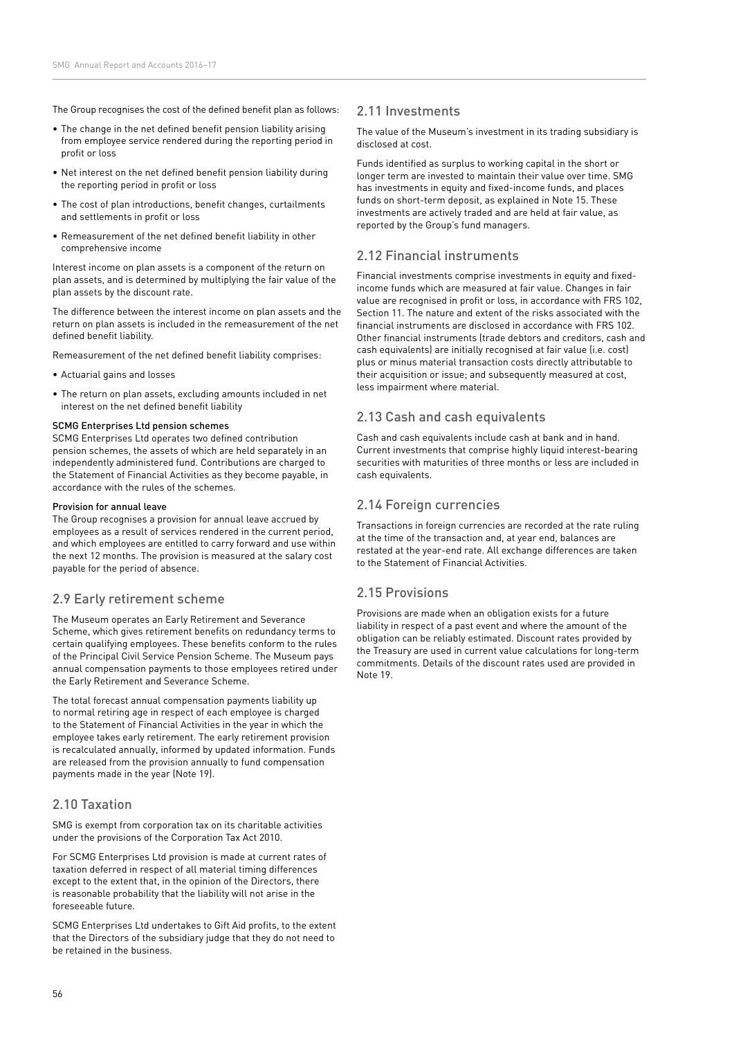The Group recognises the cost of the defined benefit plan as follows:

- The change in the net defined benefit pension liability arising from employee service rendered during the reporting period in profit or loss
- Net interest on the net defined benefit pension liability during the reporting period in profit or loss
- The cost of plan introductions, benefit changes, curtailments and settlements in profit or loss
- Remeasurement of the net defined benefit liability in other comprehensive income

Interest income on plan assets is a component of the return on plan assets, and is determined by multiplying the fair value of the plan assets by the discount rate.

The difference between the interest income on plan assets and the return on plan assets is included in the remeasurement of the net defined benefit liability.

Remeasurement of the net defined benefit liability comprises:

- Actuarial gains and losses
- The return on plan assets, excluding amounts included in net interest on the net defined benefit liability

#### SCMG Enterprises Ltd pension schemes

SCMG Enterprises Ltd operates two defined contribution pension schemes, the assets of which are held separately in an independently administered fund. Contributions are charged to the Statement of Financial Activities as they become payable, in accordance with the rules of the schemes.

#### Provision for annual leave

The Group recognises a provision for annual leave accrued by employees as a result of services rendered in the current period, and which employees are entitled to carry forward and use within the next 12 months. The provision is measured at the salary cost payable for the period of absence.

## 2.9 Early retirement scheme

The Museum operates an Early Retirement and Severance Scheme, which gives retirement benefits on redundancy terms to certain qualifying employees. These benefits conform to the rules of the Principal Civil Service Pension Scheme. The Museum pays annual compensation payments to those employees retired under the Early Retirement and Severance Scheme.

The total forecast annual compensation payments liability up to normal retiring age in respect of each employee is charged to the Statement of Financial Activities in the year in which the employee takes early retirement. The early retirement provision is recalculated annually, informed by updated information. Funds are released from the provision annually to fund compensation payments made in the year (Note 19).

## 2.10 Taxation

SMG is exempt from corporation tax on its charitable activities under the provisions of the Corporation Tax Act 2010.

For SCMG Enterprises Ltd provision is made at current rates of taxation deferred in respect of all material timing differences except to the extent that, in the opinion of the Directors, there is reasonable probability that the liability will not arise in the foreseeable future.

SCMG Enterprises Ltd undertakes to Gift Aid profits, to the extent that the Directors of the subsidiary judge that they do not need to be retained in the business.

## 2.11 Investments

The value of the Museum's investment in its trading subsidiary is disclosed at cost.

Funds identified as surplus to working capital in the short or longer term are invested to maintain their value over time. SMG has investments in equity and fixed-income funds, and places funds on short-term deposit, as explained in Note 15. These investments are actively traded and are held at fair value, as reported by the Group's fund managers.

## 2.12 Financial instruments

Financial investments comprise investments in equity and fixed-income funds which are measured at fair value. Changes in fair value are recognised in profit or loss, in accordance with FRS 102, Section 11. The nature and extent of the risks associated with the financial instruments are disclosed in accordance with FRS 102. Other financial instruments (trade debtors and creditors, cash and cash equivalents) are initially recognised at fair value (i.e. cost) plus or minus material transaction costs directly attributable to their acquisition or issue; and subsequently measured at cost, less impairment where material.

## 2.13 Cash and cash equivalents

Cash and cash equivalents include cash at bank and in hand. Current investments that comprise highly liquid interest-bearing securities with maturities of three months or less are included in cash equivalents.

## 2.14 Foreign currencies

Transactions in foreign currencies are recorded at the rate ruling at the time of the transaction and, at year end, balances are restated at the year-end rate. All exchange differences are taken to the Statement of Financial Activities.

## 2.15 Provisions

Provisions are made when an obligation exists for a future liability in respect of a past event and where the amount of the obligation can be reliably estimated. Discount rates provided by the Treasury are used in current value calculations for long-term commitments. Details of the discount rates used are provided in Note 19.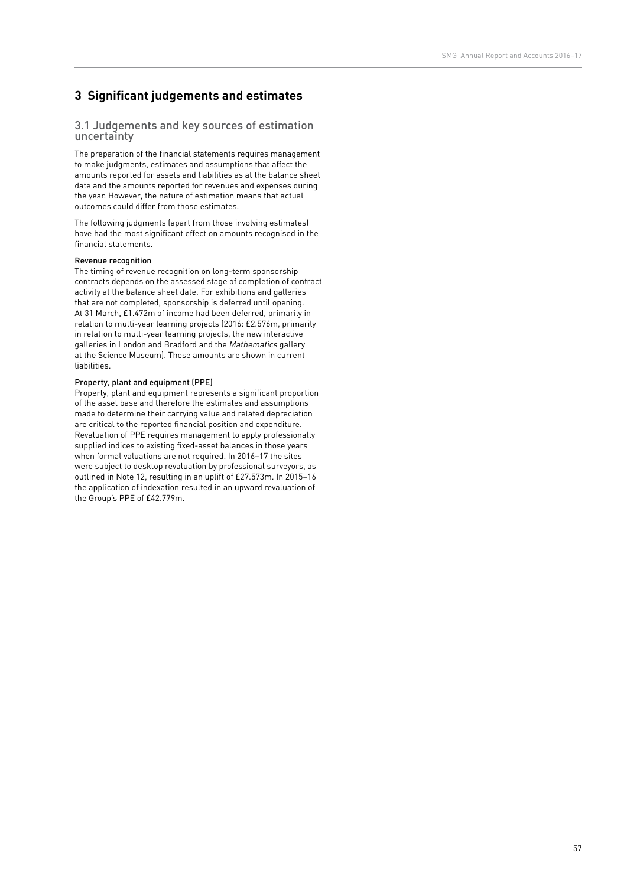## 3 Significant judgements and estimates

### 3.1 Judgements and key sources of estimation uncertainty

The preparation of the financial statements requires management to make judgments, estimates and assumptions that affect the amounts reported for assets and liabilities as at the balance sheet date and the amounts reported for revenues and expenses during the year. However, the nature of estimation means that actual outcomes could differ from those estimates.

The following judgments (apart from those involving estimates) have had the most significant effect on amounts recognised in the financial statements.

#### Revenue recognition

The timing of revenue recognition on long-term sponsorship contracts depends on the assessed stage of completion of contract activity at the balance sheet date. For exhibitions and galleries that are not completed, sponsorship is deferred until opening. At 31 March, £1.472m of income had been deferred, primarily in relation to multi-year learning projects (2016: £2.576m, primarily in relation to multi-year learning projects, the new interactive galleries in London and Bradford and the *Mathematics* gallery at the Science Museum). These amounts are shown in current liabilities.

#### Property, plant and equipment (PPE)

Property, plant and equipment represents a significant proportion of the asset base and therefore the estimates and assumptions made to determine their carrying value and related depreciation are critical to the reported financial position and expenditure. Revaluation of PPE requires management to apply professionally supplied indices to existing fixed-asset balances in those years when formal valuations are not required. In 2016–17 the sites were subject to desktop revaluation by professional surveyors, as outlined in Note 12, resulting in an uplift of £27.573m. In 2015–16 the application of indexation resulted in an upward revaluation of the Group's PPE of £42.779m.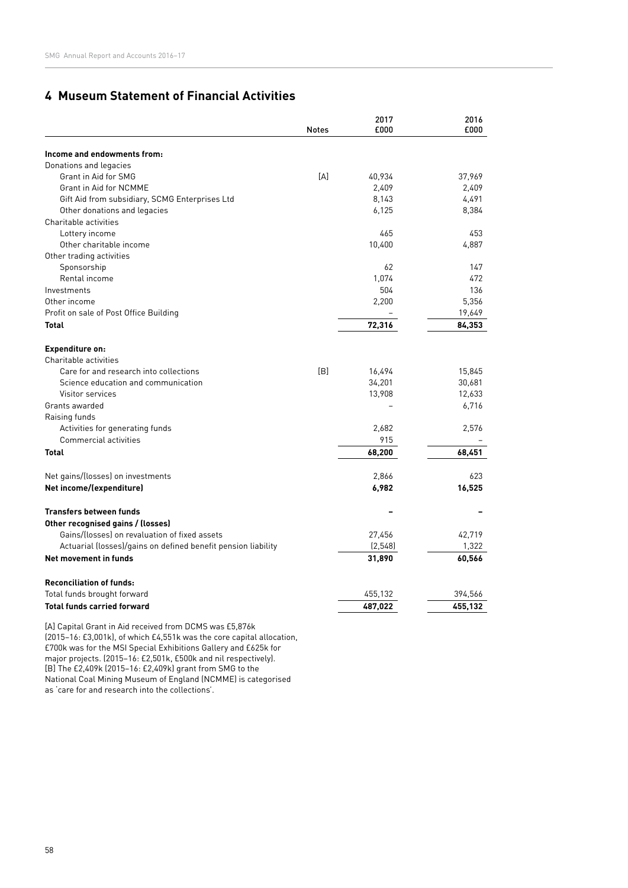## 4 Museum Statement of Financial Activities

| | Notes | 2017 £000 | 2016 £000 |
|---|---|---|---|
| **Income and endowments from:** | | | |
| Donations and legacies | | | |
| Grant in Aid for SMG | [A] | 40,934 | 37,969 |
| Grant in Aid for NCMME | | 2,409 | 2,409 |
| Gift Aid from subsidiary, SCMG Enterprises Ltd | | 8,143 | 4,491 |
| Other donations and legacies | | 6,125 | 8,384 |
| Charitable activities | | | |
| Lottery income | | 465 | 453 |
| Other charitable income | | 10,400 | 4,887 |
| Other trading activities | | | |
| Sponsorship | | 62 | 147 |
| Rental income | | 1,074 | 472 |
| Investments | | 504 | 136 |
| Other income | | 2,200 | 5,356 |
| Profit on sale of Post Office Building | | – | 19,649 |
| **Total** | | **72,316** | **84,353** |
| **Expenditure on:** | | | |
| Charitable activities | | | |
| Care for and research into collections | [B] | 16,494 | 15,845 |
| Science education and communication | | 34,201 | 30,681 |
| Visitor services | | 13,908 | 12,633 |
| Grants awarded | | – | 6,716 |
| Raising funds | | | |
| Activities for generating funds | | 2,682 | 2,576 |
| Commercial activities | | 915 | – |
| **Total** | | **68,200** | **68,451** |
| Net gains/(losses) on investments | | 2,866 | 623 |
| **Net income/(expenditure)** | | **6,982** | **16,525** |
| **Transfers between funds** | | **–** | **–** |
| **Other recognised gains / (losses)** | | | |
| Gains/(losses) on revaluation of fixed assets | | 27,456 | 42,719 |
| Actuarial (losses)/gains on defined benefit pension liability | | (2,548) | 1,322 |
| **Net movement in funds** | | **31,890** | **60,566** |
| **Reconciliation of funds:** | | | |
| Total funds brought forward | | 455,132 | 394,566 |
| **Total funds carried forward** | | **487,022** | **455,132** |

[A] Capital Grant in Aid received from DCMS was £5,876k (2015–16: £3,001k), of which £4,551k was the core capital allocation, £700k was for the MSI Special Exhibitions Gallery and £625k for major projects. (2015–16: £2,501k, £500k and nil respectively).
[B] The £2,409k (2015–16: £2,409k) grant from SMG to the National Coal Mining Museum of England (NCMME) is categorised as 'care for and research into the collections'.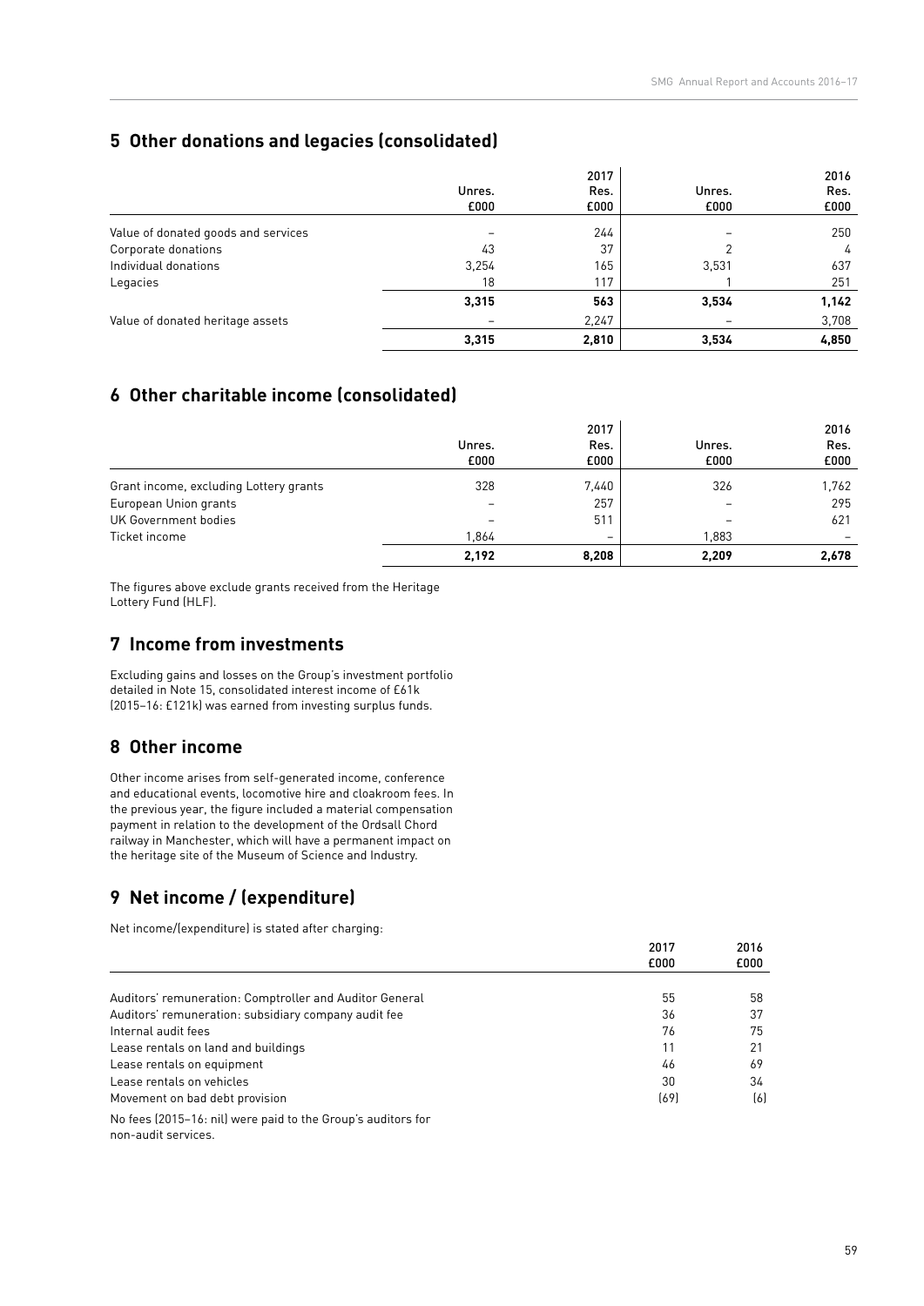## 5 Other donations and legacies (consolidated)

| | 2017 | | 2016 | |
|---|---|---|---|---|
| | Unres. £000 | Res. £000 | Unres. £000 | Res. £000 |
| Value of donated goods and services | – | 244 | – | 250 |
| Corporate donations | 43 | 37 | 2 | 4 |
| Individual donations | 3,254 | 165 | 3,531 | 637 |
| Legacies | 18 | 117 | 1 | 251 |
| | **3,315** | **563** | **3,534** | **1,142** |
| Value of donated heritage assets | – | 2,247 | – | 3,708 |
| | **3,315** | **2,810** | **3,534** | **4,850** |

## 6 Other charitable income (consolidated)

| | 2017 | | 2016 | |
|---|---|---|---|---|
| | Unres. £000 | Res. £000 | Unres. £000 | Res. £000 |
| Grant income, excluding Lottery grants | 328 | 7,440 | 326 | 1,762 |
| European Union grants | – | 257 | – | 295 |
| UK Government bodies | – | 511 | – | 621 |
| Ticket income | 1,864 | – | 1,883 | – |
| | **2,192** | **8,208** | **2,209** | **2,678** |

The figures above exclude grants received from the Heritage Lottery Fund (HLF).

## 7 Income from investments

Excluding gains and losses on the Group's investment portfolio detailed in Note 15, consolidated interest income of £61k (2015–16: £121k) was earned from investing surplus funds.

## 8 Other income

Other income arises from self-generated income, conference and educational events, locomotive hire and cloakroom fees. In the previous year, the figure included a material compensation payment in relation to the development of the Ordsall Chord railway in Manchester, which will have a permanent impact on the heritage site of the Museum of Science and Industry.

## 9 Net income / (expenditure)

Net income/(expenditure) is stated after charging:

| | 2017 £000 | 2016 £000 |
|---|---|---|
| Auditors' remuneration: Comptroller and Auditor General | 55 | 58 |
| Auditors' remuneration: subsidiary company audit fee | 36 | 37 |
| Internal audit fees | 76 | 75 |
| Lease rentals on land and buildings | 11 | 21 |
| Lease rentals on equipment | 46 | 69 |
| Lease rentals on vehicles | 30 | 34 |
| Movement on bad debt provision | (69) | (6) |

No fees (2015–16: nil) were paid to the Group's auditors for non-audit services.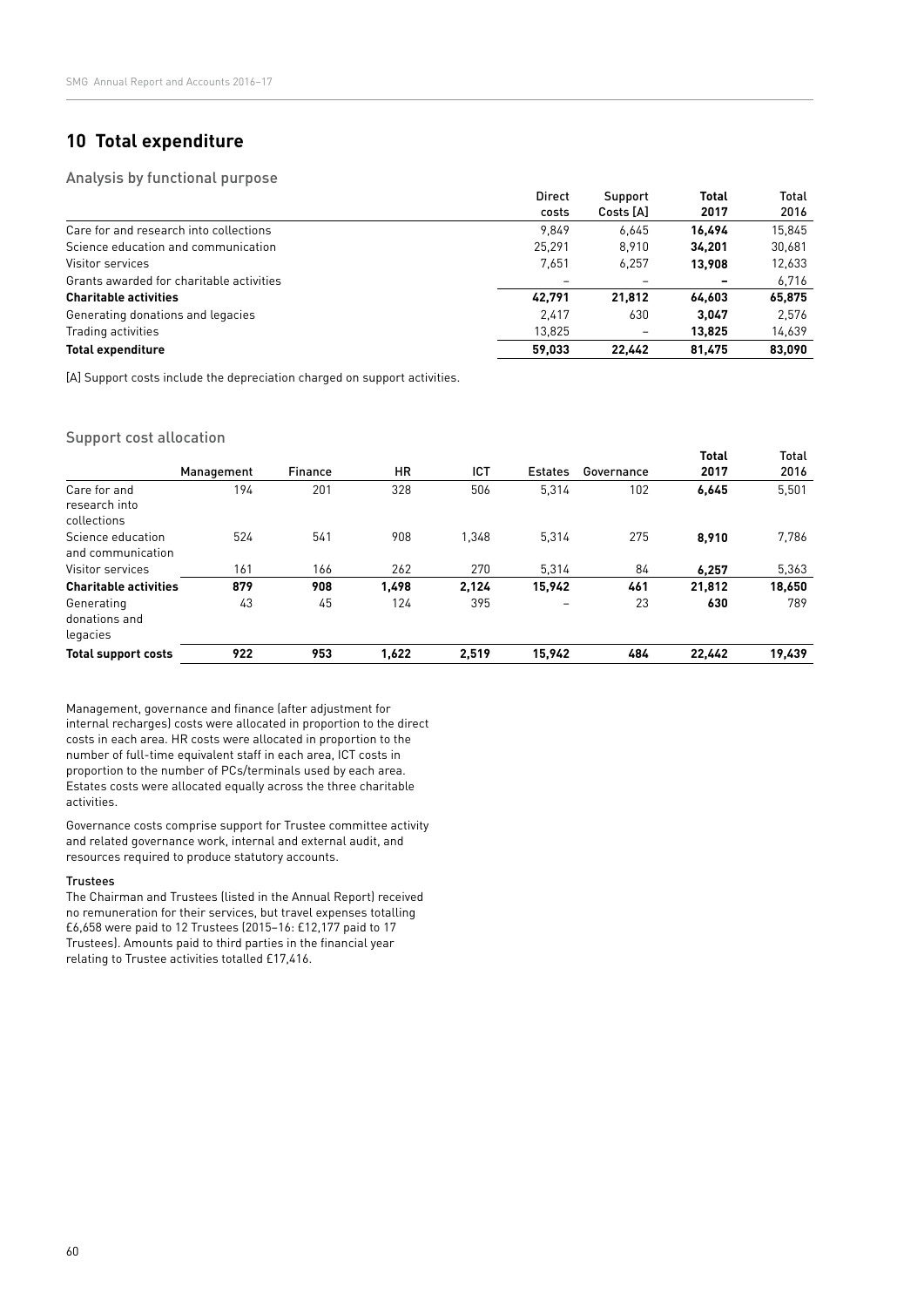## 10 Total expenditure

### Analysis by functional purpose

| | Direct costs | Support Costs [A] | Total 2017 | Total 2016 |
|---|---|---|---|---|
| Care for and research into collections | 9,849 | 6,645 | **16,494** | 15,845 |
| Science education and communication | 25,291 | 8,910 | **34,201** | 30,681 |
| Visitor services | 7,651 | 6,257 | **13,908** | 12,633 |
| Grants awarded for charitable activities | – | – | **–** | 6,716 |
| **Charitable activities** | **42,791** | **21,812** | **64,603** | **65,875** |
| Generating donations and legacies | 2,417 | 630 | **3,047** | 2,576 |
| Trading activities | 13,825 | – | **13,825** | 14,639 |
| **Total expenditure** | **59,033** | **22,442** | **81,475** | **83,090** |

[A] Support costs include the depreciation charged on support activities.

### Support cost allocation

| | Management | Finance | HR | ICT | Estates | Governance | Total 2017 | Total 2016 |
|---|---|---|---|---|---|---|---|---|
| Care for and research into collections | 194 | 201 | 328 | 506 | 5,314 | 102 | **6,645** | 5,501 |
| Science education and communication | 524 | 541 | 908 | 1,348 | 5,314 | 275 | **8,910** | 7,786 |
| Visitor services | 161 | 166 | 262 | 270 | 5,314 | 84 | **6,257** | 5,363 |
| **Charitable activities** | **879** | **908** | **1,498** | **2,124** | **15,942** | **461** | **21,812** | **18,650** |
| Generating donations and legacies | 43 | 45 | 124 | 395 | – | 23 | **630** | 789 |
| **Total support costs** | **922** | **953** | **1,622** | **2,519** | **15,942** | **484** | **22,442** | **19,439** |

Management, governance and finance (after adjustment for internal recharges) costs were allocated in proportion to the direct costs in each area. HR costs were allocated in proportion to the number of full-time equivalent staff in each area, ICT costs in proportion to the number of PCs/terminals used by each area. Estates costs were allocated equally across the three charitable activities.

Governance costs comprise support for Trustee committee activity and related governance work, internal and external audit, and resources required to produce statutory accounts.

#### Trustees

The Chairman and Trustees (listed in the Annual Report) received no remuneration for their services, but travel expenses totalling £6,658 were paid to 12 Trustees (2015–16: £12,177 paid to 17 Trustees). Amounts paid to third parties in the financial year relating to Trustee activities totalled £17,416.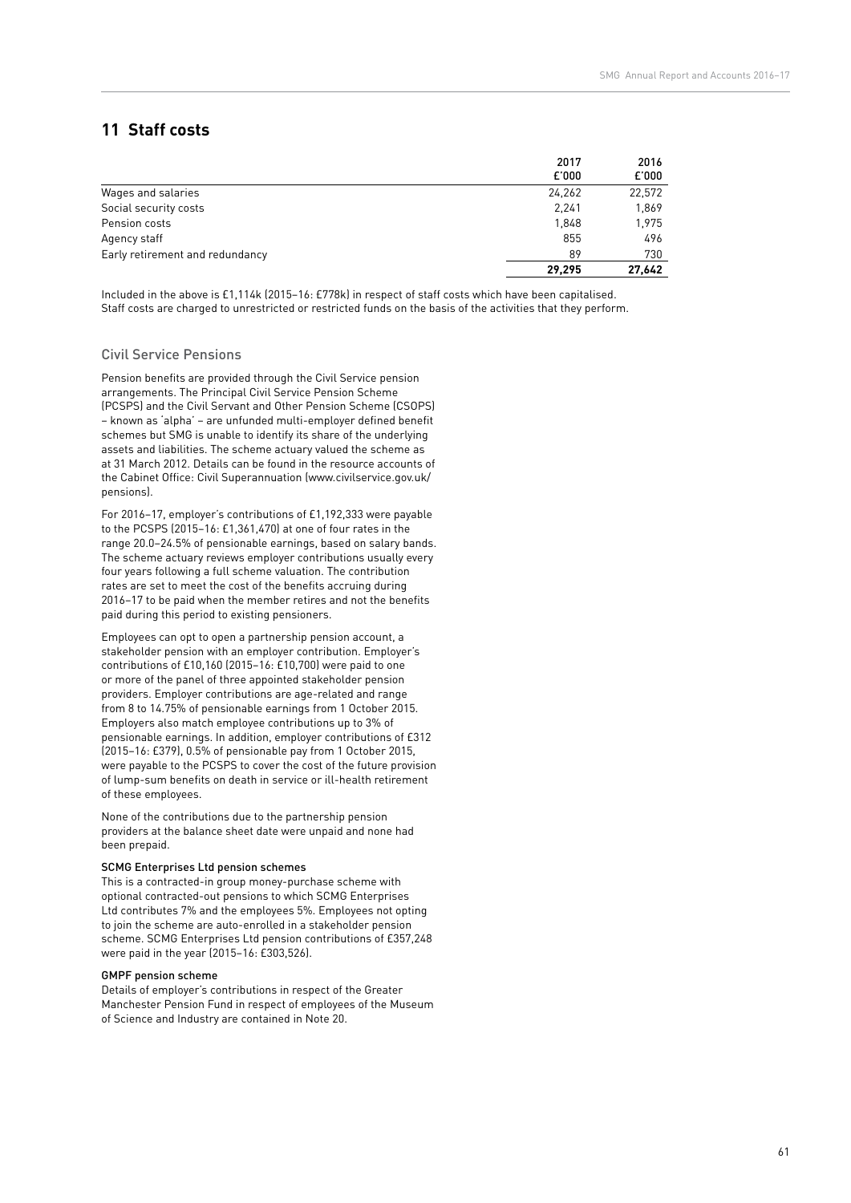## 11 Staff costs

| | 2017 £'000 | 2016 £'000 |
|---|---|---|
| Wages and salaries | 24,262 | 22,572 |
| Social security costs | 2,241 | 1,869 |
| Pension costs | 1,848 | 1,975 |
| Agency staff | 855 | 496 |
| Early retirement and redundancy | 89 | 730 |
| | **29,295** | **27,642** |

Included in the above is £1,114k (2015–16: £778k) in respect of staff costs which have been capitalised. Staff costs are charged to unrestricted or restricted funds on the basis of the activities that they perform.

### Civil Service Pensions

Pension benefits are provided through the Civil Service pension arrangements. The Principal Civil Service Pension Scheme (PCSPS) and the Civil Servant and Other Pension Scheme (CSOPS) – known as 'alpha' – are unfunded multi-employer defined benefit schemes but SMG is unable to identify its share of the underlying assets and liabilities. The scheme actuary valued the scheme as at 31 March 2012. Details can be found in the resource accounts of the Cabinet Office: Civil Superannuation (www.civilservice.gov.uk/pensions).

For 2016–17, employer's contributions of £1,192,333 were payable to the PCSPS (2015–16: £1,361,470) at one of four rates in the range 20.0–24.5% of pensionable earnings, based on salary bands. The scheme actuary reviews employer contributions usually every four years following a full scheme valuation. The contribution rates are set to meet the cost of the benefits accruing during 2016–17 to be paid when the member retires and not the benefits paid during this period to existing pensioners.

Employees can opt to open a partnership pension account, a stakeholder pension with an employer contribution. Employer's contributions of £10,160 (2015–16: £10,700) were paid to one or more of the panel of three appointed stakeholder pension providers. Employer contributions are age-related and range from 8 to 14.75% of pensionable earnings from 1 October 2015. Employers also match employee contributions up to 3% of pensionable earnings. In addition, employer contributions of £312 (2015–16: £379), 0.5% of pensionable pay from 1 October 2015, were payable to the PCSPS to cover the cost of the future provision of lump-sum benefits on death in service or ill-health retirement of these employees.

None of the contributions due to the partnership pension providers at the balance sheet date were unpaid and none had been prepaid.

#### SCMG Enterprises Ltd pension schemes

This is a contracted-in group money-purchase scheme with optional contracted-out pensions to which SCMG Enterprises Ltd contributes 7% and the employees 5%. Employees not opting to join the scheme are auto-enrolled in a stakeholder pension scheme. SCMG Enterprises Ltd pension contributions of £357,248 were paid in the year (2015–16: £303,526).

#### GMPF pension scheme

Details of employer's contributions in respect of the Greater Manchester Pension Fund in respect of employees of the Museum of Science and Industry are contained in Note 20.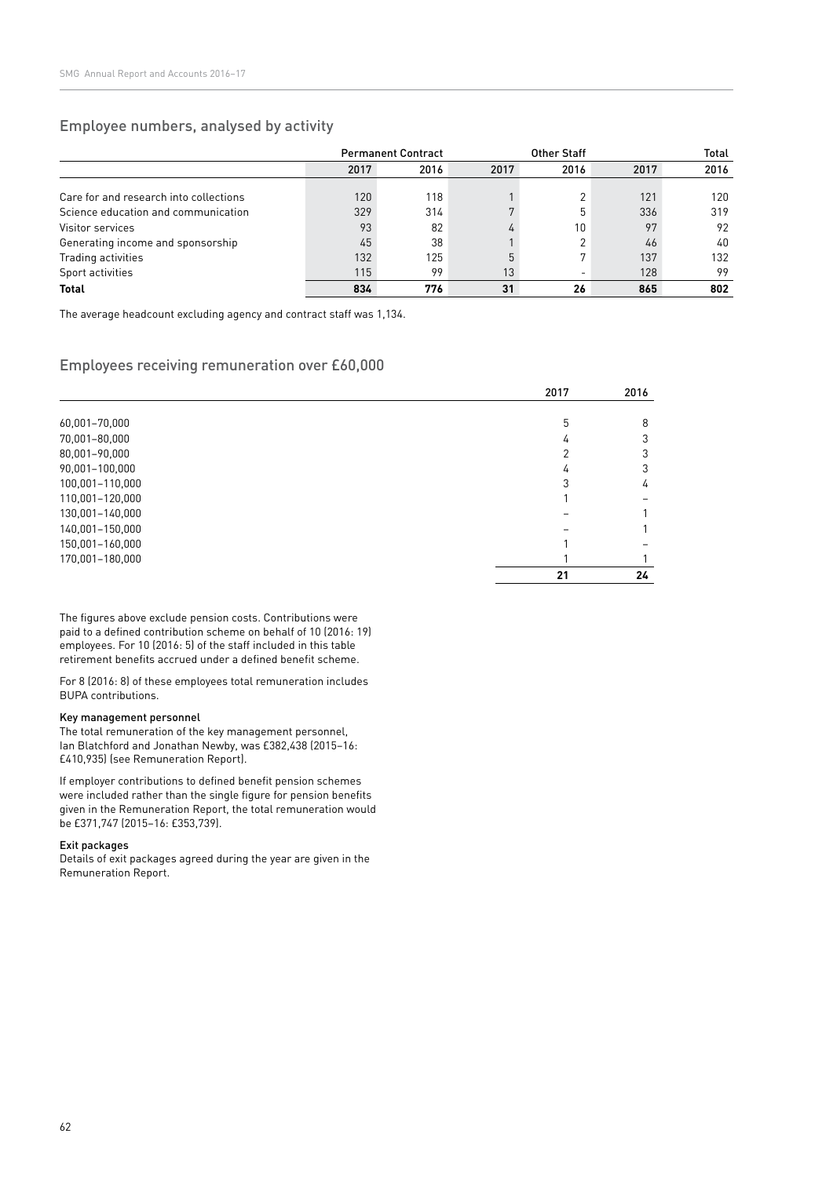## Employee numbers, analysed by activity

| | Permanent Contract | | Other Staff | | Total | |
|---|---|---|---|---|---|---|
| | 2017 | 2016 | 2017 | 2016 | 2017 | 2016 |
| Care for and research into collections | 120 | 118 | 1 | 2 | 121 | 120 |
| Science education and communication | 329 | 314 | 7 | 5 | 336 | 319 |
| Visitor services | 93 | 82 | 4 | 10 | 97 | 92 |
| Generating income and sponsorship | 45 | 38 | 1 | 2 | 46 | 40 |
| Trading activities | 132 | 125 | 5 | 7 | 137 | 132 |
| Sport activities | 115 | 99 | 13 | – | 128 | 99 |
| **Total** | **834** | **776** | **31** | **26** | **865** | **802** |

The average headcount excluding agency and contract staff was 1,134.

## Employees receiving remuneration over £60,000

| | 2017 | 2016 |
|---|---|---|
| 60,001–70,000 | 5 | 8 |
| 70,001–80,000 | 4 | 3 |
| 80,001–90,000 | 2 | 3 |
| 90,001–100,000 | 4 | 3 |
| 100,001–110,000 | 3 | 4 |
| 110,001–120,000 | 1 | – |
| 130,001–140,000 | – | 1 |
| 140,001–150,000 | – | 1 |
| 150,001–160,000 | 1 | – |
| 170,001–180,000 | 1 | 1 |
| | **21** | **24** |

The figures above exclude pension costs. Contributions were paid to a defined contribution scheme on behalf of 10 (2016: 19) employees. For 10 (2016: 5) of the staff included in this table retirement benefits accrued under a defined benefit scheme.

For 8 (2016: 8) of these employees total remuneration includes BUPA contributions.

### Key management personnel

The total remuneration of the key management personnel, Ian Blatchford and Jonathan Newby, was £382,438 (2015–16: £410,935) (see Remuneration Report).

If employer contributions to defined benefit pension schemes were included rather than the single figure for pension benefits given in the Remuneration Report, the total remuneration would be £371,747 (2015–16: £353,739).

### Exit packages

Details of exit packages agreed during the year are given in the Remuneration Report.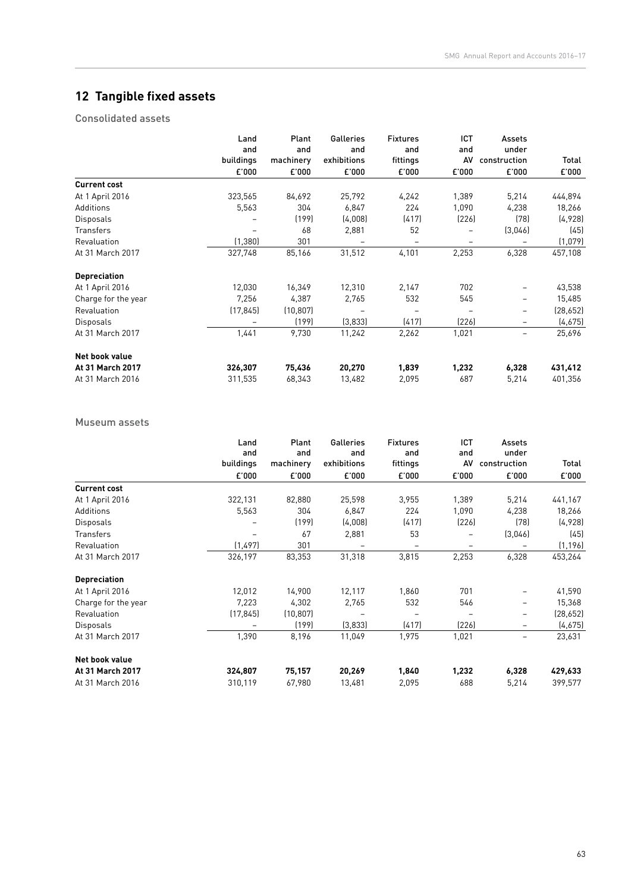## 12 Tangible fixed assets

### Consolidated assets

| | Land and buildings £'000 | Plant and machinery £'000 | Galleries and exhibitions £'000 | Fixtures and fittings £'000 | ICT and AV £'000 | Assets under construction £'000 | Total £'000 |
|---|---|---|---|---|---|---|---|
| **Current cost** | | | | | | | |
| At 1 April 2016 | 323,565 | 84,692 | 25,792 | 4,242 | 1,389 | 5,214 | 444,894 |
| Additions | 5,563 | 304 | 6,847 | 224 | 1,090 | 4,238 | 18,266 |
| Disposals | – | (199) | (4,008) | (417) | (226) | (78) | (4,928) |
| Transfers | – | 68 | 2,881 | 52 | – | (3,046) | (45) |
| Revaluation | (1,380) | 301 | – | – | – | – | (1,079) |
| At 31 March 2017 | 327,748 | 85,166 | 31,512 | 4,101 | 2,253 | 6,328 | 457,108 |
| **Depreciation** | | | | | | | |
| At 1 April 2016 | 12,030 | 16,349 | 12,310 | 2,147 | 702 | – | 43,538 |
| Charge for the year | 7,256 | 4,387 | 2,765 | 532 | 545 | – | 15,485 |
| Revaluation | (17,845) | (10,807) | – | – | – | – | (28,652) |
| Disposals | – | (199) | (3,833) | (417) | (226) | – | (4,675) |
| At 31 March 2017 | 1,441 | 9,730 | 11,242 | 2,262 | 1,021 | – | 25,696 |
| **Net book value** | | | | | | | |
| **At 31 March 2017** | **326,307** | **75,436** | **20,270** | **1,839** | **1,232** | **6,328** | **431,412** |
| At 31 March 2016 | 311,535 | 68,343 | 13,482 | 2,095 | 687 | 5,214 | 401,356 |

### Museum assets

| | Land and buildings £'000 | Plant and machinery £'000 | Galleries and exhibitions £'000 | Fixtures and fittings £'000 | ICT and AV £'000 | Assets under construction £'000 | Total £'000 |
|---|---|---|---|---|---|---|---|
| **Current cost** | | | | | | | |
| At 1 April 2016 | 322,131 | 82,880 | 25,598 | 3,955 | 1,389 | 5,214 | 441,167 |
| Additions | 5,563 | 304 | 6,847 | 224 | 1,090 | 4,238 | 18,266 |
| Disposals | – | (199) | (4,008) | (417) | (226) | (78) | (4,928) |
| Transfers | – | 67 | 2,881 | 53 | – | (3,046) | (45) |
| Revaluation | (1,497) | 301 | – | – | – | – | (1,196) |
| At 31 March 2017 | 326,197 | 83,353 | 31,318 | 3,815 | 2,253 | 6,328 | 453,264 |
| **Depreciation** | | | | | | | |
| At 1 April 2016 | 12,012 | 14,900 | 12,117 | 1,860 | 701 | – | 41,590 |
| Charge for the year | 7,223 | 4,302 | 2,765 | 532 | 546 | – | 15,368 |
| Revaluation | (17,845) | (10,807) | – | – | – | – | (28,652) |
| Disposals | – | (199) | (3,833) | (417) | (226) | – | (4,675) |
| At 31 March 2017 | 1,390 | 8,196 | 11,049 | 1,975 | 1,021 | – | 23,631 |
| **Net book value** | | | | | | | |
| **At 31 March 2017** | **324,807** | **75,157** | **20,269** | **1,840** | **1,232** | **6,328** | **429,633** |
| At 31 March 2016 | 310,119 | 67,980 | 13,481 | 2,095 | 688 | 5,214 | 399,577 |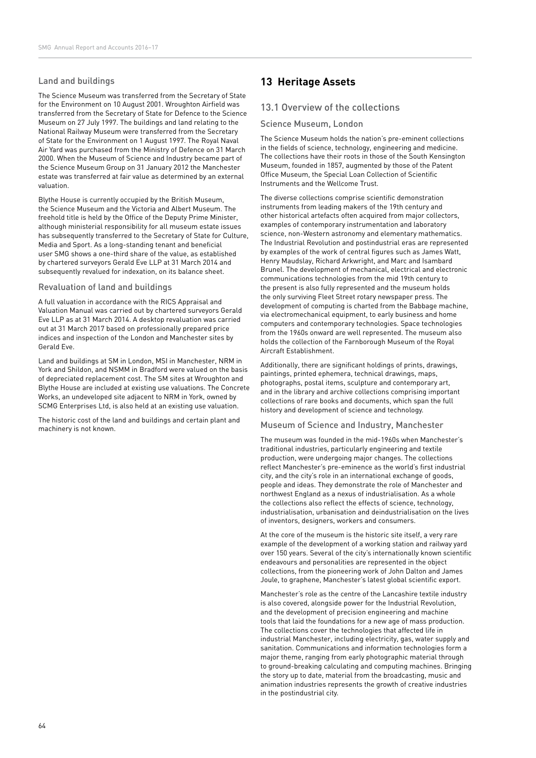### Land and buildings

The Science Museum was transferred from the Secretary of State for the Environment on 10 August 2001. Wroughton Airfield was transferred from the Secretary of State for Defence to the Science Museum on 27 July 1997. The buildings and land relating to the National Railway Museum were transferred from the Secretary of State for the Environment on 1 August 1997. The Royal Naval Air Yard was purchased from the Ministry of Defence on 31 March 2000. When the Museum of Science and Industry became part of the Science Museum Group on 31 January 2012 the Manchester estate was transferred at fair value as determined by an external valuation.

Blythe House is currently occupied by the British Museum, the Science Museum and the Victoria and Albert Museum. The freehold title is held by the Office of the Deputy Prime Minister, although ministerial responsibility for all museum estate issues has subsequently transferred to the Secretary of State for Culture, Media and Sport. As a long-standing tenant and beneficial user SMG shows a one-third share of the value, as established by chartered surveyors Gerald Eve LLP at 31 March 2014 and subsequently revalued for indexation, on its balance sheet.

### Revaluation of land and buildings

A full valuation in accordance with the RICS Appraisal and Valuation Manual was carried out by chartered surveyors Gerald Eve LLP as at 31 March 2014. A desktop revaluation was carried out at 31 March 2017 based on professionally prepared price indices and inspection of the London and Manchester sites by Gerald Eve.

Land and buildings at SM in London, MSI in Manchester, NRM in York and Shildon, and NSMM in Bradford were valued on the basis of depreciated replacement cost. The SM sites at Wroughton and Blythe House are included at existing use valuations. The Concrete Works, an undeveloped site adjacent to NRM in York, owned by SCMG Enterprises Ltd, is also held at an existing use valuation.

The historic cost of the land and buildings and certain plant and machinery is not known.

## 13 Heritage Assets

### 13.1 Overview of the collections

#### Science Museum, London

The Science Museum holds the nation's pre-eminent collections in the fields of science, technology, engineering and medicine. The collections have their roots in those of the South Kensington Museum, founded in 1857, augmented by those of the Patent Office Museum, the Special Loan Collection of Scientific Instruments and the Wellcome Trust.

The diverse collections comprise scientific demonstration instruments from leading makers of the 19th century and other historical artefacts often acquired from major collectors, examples of contemporary instrumentation and laboratory science, non-Western astronomy and elementary mathematics. The Industrial Revolution and postindustrial eras are represented by examples of the work of central figures such as James Watt, Henry Maudslay, Richard Arkwright, and Marc and Isambard Brunel. The development of mechanical, electrical and electronic communications technologies from the mid 19th century to the present is also fully represented and the museum holds the only surviving Fleet Street rotary newspaper press. The development of computing is charted from the Babbage machine, via electromechanical equipment, to early business and home computers and contemporary technologies. Space technologies from the 1960s onward are well represented. The museum also holds the collection of the Farnborough Museum of the Royal Aircraft Establishment.

Additionally, there are significant holdings of prints, drawings, paintings, printed ephemera, technical drawings, maps, photographs, postal items, sculpture and contemporary art, and in the library and archive collections comprising important collections of rare books and documents, which span the full history and development of science and technology.

#### Museum of Science and Industry, Manchester

The museum was founded in the mid-1960s when Manchester's traditional industries, particularly engineering and textile production, were undergoing major changes. The collections reflect Manchester's pre-eminence as the world's first industrial city, and the city's role in an international exchange of goods, people and ideas. They demonstrate the role of Manchester and northwest England as a nexus of industrialisation. As a whole the collections also reflect the effects of science, technology, industrialisation, urbanisation and deindustrialisation on the lives of inventors, designers, workers and consumers.

At the core of the museum is the historic site itself, a very rare example of the development of a working station and railway yard over 150 years. Several of the city's internationally known scientific endeavours and personalities are represented in the object collections, from the pioneering work of John Dalton and James Joule, to graphene, Manchester's latest global scientific export.

Manchester's role as the centre of the Lancashire textile industry is also covered, alongside power for the Industrial Revolution, and the development of precision engineering and machine tools that laid the foundations for a new age of mass production. The collections cover the technologies that affected life in industrial Manchester, including electricity, gas, water supply and sanitation. Communications and information technologies form a major theme, ranging from early photographic material through to ground-breaking calculating and computing machines. Bringing the story up to date, material from the broadcasting, music and animation industries represents the growth of creative industries in the postindustrial city.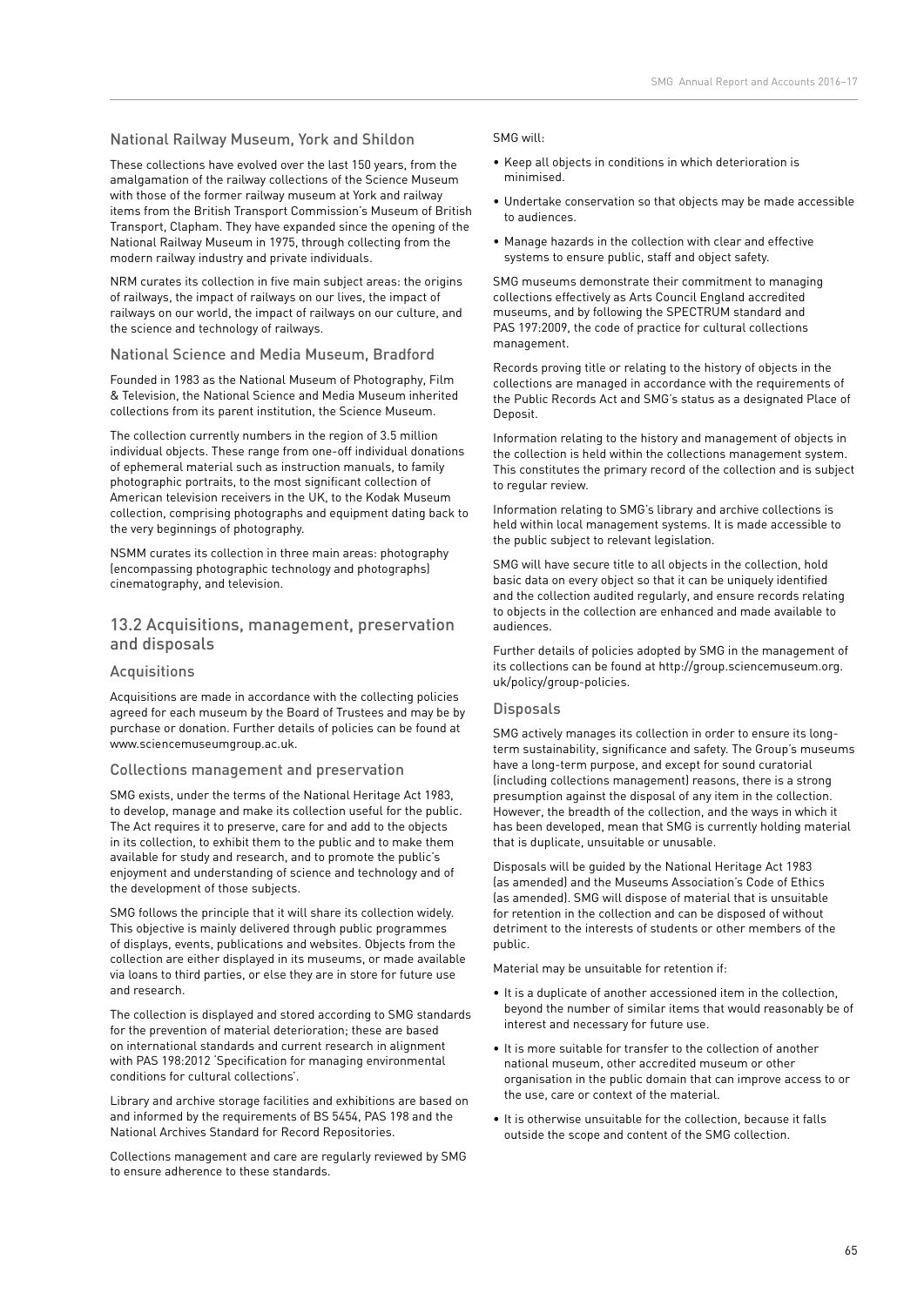### National Railway Museum, York and Shildon

These collections have evolved over the last 150 years, from the amalgamation of the railway collections of the Science Museum with those of the former railway museum at York and railway items from the British Transport Commission's Museum of British Transport, Clapham. They have expanded since the opening of the National Railway Museum in 1975, through collecting from the modern railway industry and private individuals.

NRM curates its collection in five main subject areas: the origins of railways, the impact of railways on our lives, the impact of railways on our world, the impact of railways on our culture, and the science and technology of railways.

### National Science and Media Museum, Bradford

Founded in 1983 as the National Museum of Photography, Film & Television, the National Science and Media Museum inherited collections from its parent institution, the Science Museum.

The collection currently numbers in the region of 3.5 million individual objects. These range from one-off individual donations of ephemeral material such as instruction manuals, to family photographic portraits, to the most significant collection of American television receivers in the UK, to the Kodak Museum collection, comprising photographs and equipment dating back to the very beginnings of photography.

NSMM curates its collection in three main areas: photography (encompassing photographic technology and photographs) cinematography, and television.

## 13.2 Acquisitions, management, preservation and disposals

### Acquisitions

Acquisitions are made in accordance with the collecting policies agreed for each museum by the Board of Trustees and may be by purchase or donation. Further details of policies can be found at www.sciencemuseumgroup.ac.uk.

### Collections management and preservation

SMG exists, under the terms of the National Heritage Act 1983, to develop, manage and make its collection useful for the public. The Act requires it to preserve, care for and add to the objects in its collection, to exhibit them to the public and to make them available for study and research, and to promote the public's enjoyment and understanding of science and technology and of the development of those subjects.

SMG follows the principle that it will share its collection widely. This objective is mainly delivered through public programmes of displays, events, publications and websites. Objects from the collection are either displayed in its museums, or made available via loans to third parties, or else they are in store for future use and research.

The collection is displayed and stored according to SMG standards for the prevention of material deterioration; these are based on international standards and current research in alignment with PAS 198:2012 'Specification for managing environmental conditions for cultural collections'.

Library and archive storage facilities and exhibitions are based on and informed by the requirements of BS 5454, PAS 198 and the National Archives Standard for Record Repositories.

Collections management and care are regularly reviewed by SMG to ensure adherence to these standards.

SMG will:

- Keep all objects in conditions in which deterioration is minimised.
- Undertake conservation so that objects may be made accessible to audiences.
- Manage hazards in the collection with clear and effective systems to ensure public, staff and object safety.

SMG museums demonstrate their commitment to managing collections effectively as Arts Council England accredited museums, and by following the SPECTRUM standard and PAS 197:2009, the code of practice for cultural collections management.

Records proving title or relating to the history of objects in the collections are managed in accordance with the requirements of the Public Records Act and SMG's status as a designated Place of Deposit.

Information relating to the history and management of objects in the collection is held within the collections management system. This constitutes the primary record of the collection and is subject to regular review.

Information relating to SMG's library and archive collections is held within local management systems. It is made accessible to the public subject to relevant legislation.

SMG will have secure title to all objects in the collection, hold basic data on every object so that it can be uniquely identified and the collection audited regularly, and ensure records relating to objects in the collection are enhanced and made available to audiences.

Further details of policies adopted by SMG in the management of its collections can be found at http://group.sciencemuseum.org.uk/policy/group-policies.

### Disposals

SMG actively manages its collection in order to ensure its long-term sustainability, significance and safety. The Group's museums have a long-term purpose, and except for sound curatorial (including collections management) reasons, there is a strong presumption against the disposal of any item in the collection. However, the breadth of the collection, and the ways in which it has been developed, mean that SMG is currently holding material that is duplicate, unsuitable or unusable.

Disposals will be guided by the National Heritage Act 1983 (as amended) and the Museums Association's Code of Ethics (as amended). SMG will dispose of material that is unsuitable for retention in the collection and can be disposed of without detriment to the interests of students or other members of the public.

Material may be unsuitable for retention if:

- It is a duplicate of another accessioned item in the collection, beyond the number of similar items that would reasonably be of interest and necessary for future use.
- It is more suitable for transfer to the collection of another national museum, other accredited museum or other organisation in the public domain that can improve access to or the use, care or context of the material.
- It is otherwise unsuitable for the collection, because it falls outside the scope and content of the SMG collection.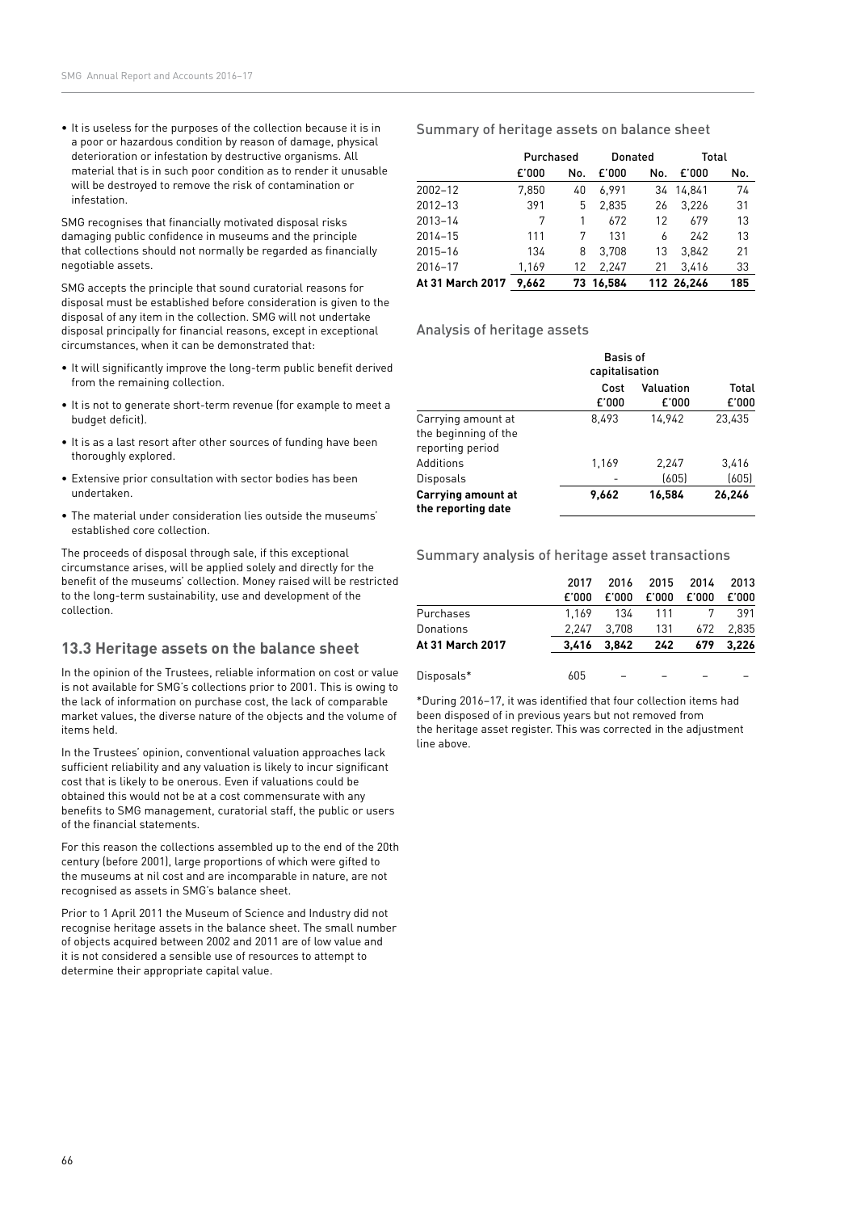- It is useless for the purposes of the collection because it is in a poor or hazardous condition by reason of damage, physical deterioration or infestation by destructive organisms. All material that is in such poor condition as to render it unusable will be destroyed to remove the risk of contamination or infestation.

SMG recognises that financially motivated disposal risks damaging public confidence in museums and the principle that collections should not normally be regarded as financially negotiable assets.

SMG accepts the principle that sound curatorial reasons for disposal must be established before consideration is given to the disposal of any item in the collection. SMG will not undertake disposal principally for financial reasons, except in exceptional circumstances, when it can be demonstrated that:

- It will significantly improve the long-term public benefit derived from the remaining collection.
- It is not to generate short-term revenue (for example to meet a budget deficit).
- It is as a last resort after other sources of funding have been thoroughly explored.
- Extensive prior consultation with sector bodies has been undertaken.
- The material under consideration lies outside the museums' established core collection.

The proceeds of disposal through sale, if this exceptional circumstance arises, will be applied solely and directly for the benefit of the museums' collection. Money raised will be restricted to the long-term sustainability, use and development of the collection.

## 13.3 Heritage assets on the balance sheet

In the opinion of the Trustees, reliable information on cost or value is not available for SMG's collections prior to 2001. This is owing to the lack of information on purchase cost, the lack of comparable market values, the diverse nature of the objects and the volume of items held.

In the Trustees' opinion, conventional valuation approaches lack sufficient reliability and any valuation is likely to incur significant cost that is likely to be onerous. Even if valuations could be obtained this would not be at a cost commensurate with any benefits to SMG management, curatorial staff, the public or users of the financial statements.

For this reason the collections assembled up to the end of the 20th century (before 2001), large proportions of which were gifted to the museums at nil cost and are incomparable in nature, are not recognised as assets in SMG's balance sheet.

Prior to 1 April 2011 the Museum of Science and Industry did not recognise heritage assets in the balance sheet. The small number of objects acquired between 2002 and 2011 are of low value and it is not considered a sensible use of resources to attempt to determine their appropriate capital value.

### Summary of heritage assets on balance sheet

| | Purchased | | Donated | | Total | |
|---|---|---|---|---|---|---|
| | £'000 | No. | £'000 | No. | £'000 | No. |
| 2002–12 | 7,850 | 40 | 6,991 | 34 | 14,841 | 74 |
| 2012–13 | 391 | 5 | 2,835 | 26 | 3,226 | 31 |
| 2013–14 | 7 | 1 | 672 | 12 | 679 | 13 |
| 2014–15 | 111 | 7 | 131 | 6 | 242 | 13 |
| 2015–16 | 134 | 8 | 3,708 | 13 | 3,842 | 21 |
| 2016–17 | 1,169 | 12 | 2,247 | 21 | 3,416 | 33 |
| **At 31 March 2017** | **9,662** | **73** | **16,584** | **112** | **26,246** | **185** |

### Analysis of heritage assets

| | Basis of capitalisation | | |
|---|---|---|---|
| | Cost £'000 | Valuation £'000 | Total £'000 |
| Carrying amount at the beginning of the reporting period | 8,493 | 14,942 | 23,435 |
| Additions | 1,169 | 2,247 | 3,416 |
| Disposals | - | (605) | (605) |
| **Carrying amount at the reporting date** | **9,662** | **16,584** | **26,246** |

### Summary analysis of heritage asset transactions

| | 2017 £'000 | 2016 £'000 | 2015 £'000 | 2014 £'000 | 2013 £'000 |
|---|---|---|---|---|---|
| Purchases | 1,169 | 134 | 111 | 7 | 391 |
| Donations | 2,247 | 3,708 | 131 | 672 | 2,835 |
| **At 31 March 2017** | **3,416** | **3,842** | **242** | **679** | **3,226** |
| Disposals* | 605 | – | – | – | – |

*During 2016–17, it was identified that four collection items had been disposed of in previous years but not removed from the heritage asset register. This was corrected in the adjustment line above.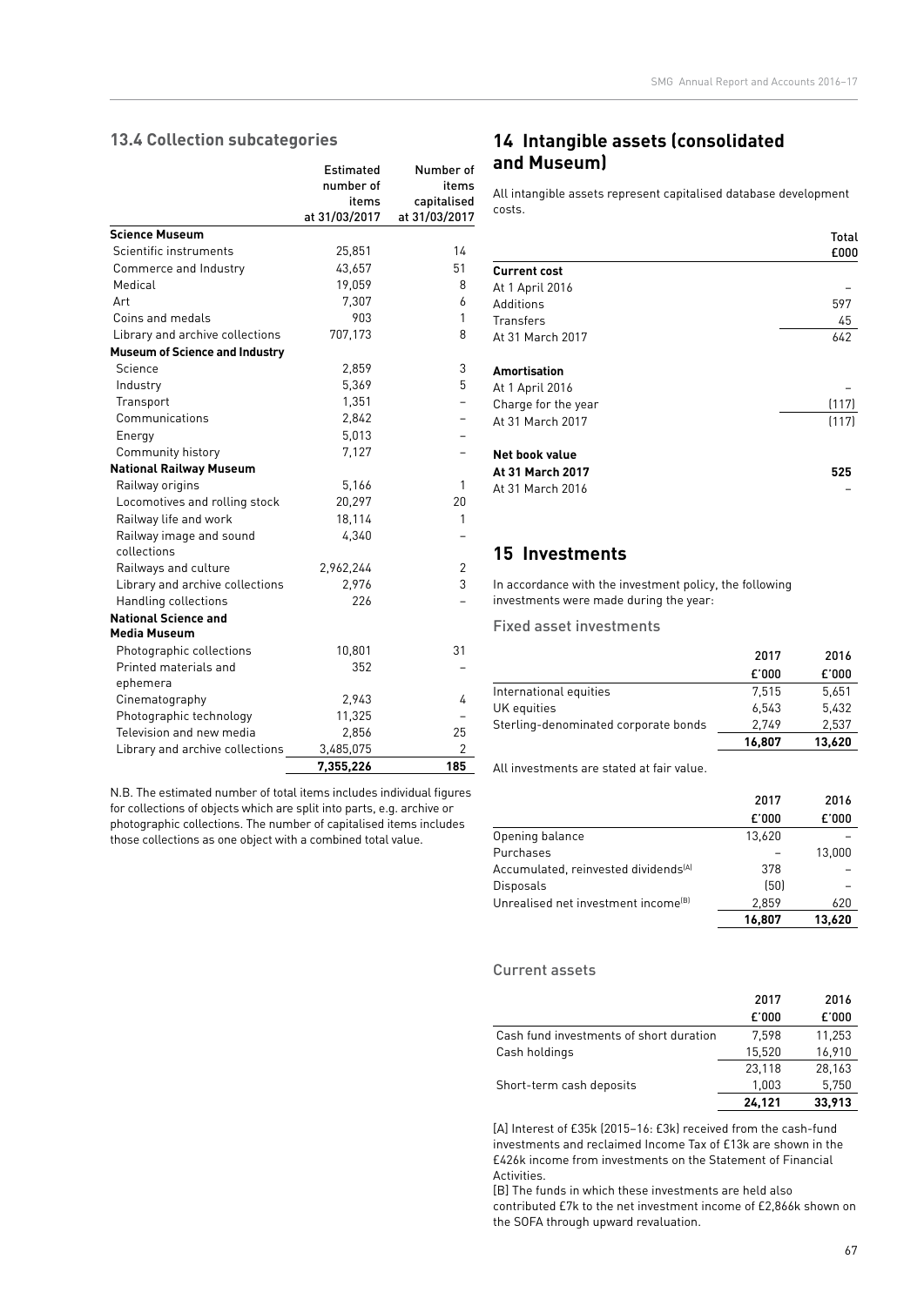## 13.4 Collection subcategories

| | Estimated number of items at 31/03/2017 | Number of items capitalised at 31/03/2017 |
|---|---|---|
| **Science Museum** | | |
| Scientific instruments | 25,851 | 14 |
| Commerce and Industry | 43,657 | 51 |
| Medical | 19,059 | 8 |
| Art | 7,307 | 6 |
| Coins and medals | 903 | 1 |
| Library and archive collections | 707,173 | 8 |
| **Museum of Science and Industry** | | |
| Science | 2,859 | 3 |
| Industry | 5,369 | 5 |
| Transport | 1,351 | – |
| Communications | 2,842 | – |
| Energy | 5,013 | – |
| Community history | 7,127 | – |
| **National Railway Museum** | | |
| Railway origins | 5,166 | 1 |
| Locomotives and rolling stock | 20,297 | 20 |
| Railway life and work | 18,114 | 1 |
| Railway image and sound collections | 4,340 | – |
| Railways and culture | 2,962,244 | 2 |
| Library and archive collections | 2,976 | 3 |
| Handling collections | 226 | – |
| **National Science and Media Museum** | | |
| Photographic collections | 10,801 | 31 |
| Printed materials and ephemera | 352 | – |
| Cinematography | 2,943 | 4 |
| Photographic technology | 11,325 | – |
| Television and new media | 2,856 | 25 |
| Library and archive collections | 3,485,075 | 2 |
| | **7,355,226** | **185** |

N.B. The estimated number of total items includes individual figures for collections of objects which are split into parts, e.g. archive or photographic collections. The number of capitalised items includes those collections as one object with a combined total value.

## 14 Intangible assets (consolidated and Museum)

All intangible assets represent capitalised database development costs.

| | Total £000 |
|---|---|
| **Current cost** | |
| At 1 April 2016 | – |
| Additions | 597 |
| Transfers | 45 |
| At 31 March 2017 | 642 |
| | |
| **Amortisation** | |
| At 1 April 2016 | – |
| Charge for the year | (117) |
| At 31 March 2017 | (117) |
| | |
| **Net book value** | |
| **At 31 March 2017** | **525** |
| At 31 March 2016 | – |

## 15 Investments

In accordance with the investment policy, the following investments were made during the year:

### Fixed asset investments

| | 2017 £'000 | 2016 £'000 |
|---|---|---|
| International equities | 7,515 | 5,651 |
| UK equities | 6,543 | 5,432 |
| Sterling-denominated corporate bonds | 2,749 | 2,537 |
| | **16,807** | **13,620** |

All investments are stated at fair value.

| | 2017 £'000 | 2016 £'000 |
|---|---|---|
| Opening balance | 13,620 | – |
| Purchases | – | 13,000 |
| Accumulated, reinvested dividends[A] | 378 | – |
| Disposals | (50) | – |
| Unrealised net investment income[B] | 2,859 | 620 |
| | **16,807** | **13,620** |

### Current assets

| | 2017 £'000 | 2016 £'000 |
|---|---|---|
| Cash fund investments of short duration | 7,598 | 11,253 |
| Cash holdings | 15,520 | 16,910 |
| | 23,118 | 28,163 |
| Short-term cash deposits | 1,003 | 5,750 |
| | **24,121** | **33,913** |

[A] Interest of £35k (2015–16: £3k) received from the cash-fund investments and reclaimed Income Tax of £13k are shown in the £426k income from investments on the Statement of Financial Activities.

[B] The funds in which these investments are held also contributed £7k to the net investment income of £2,866k shown on the SOFA through upward revaluation.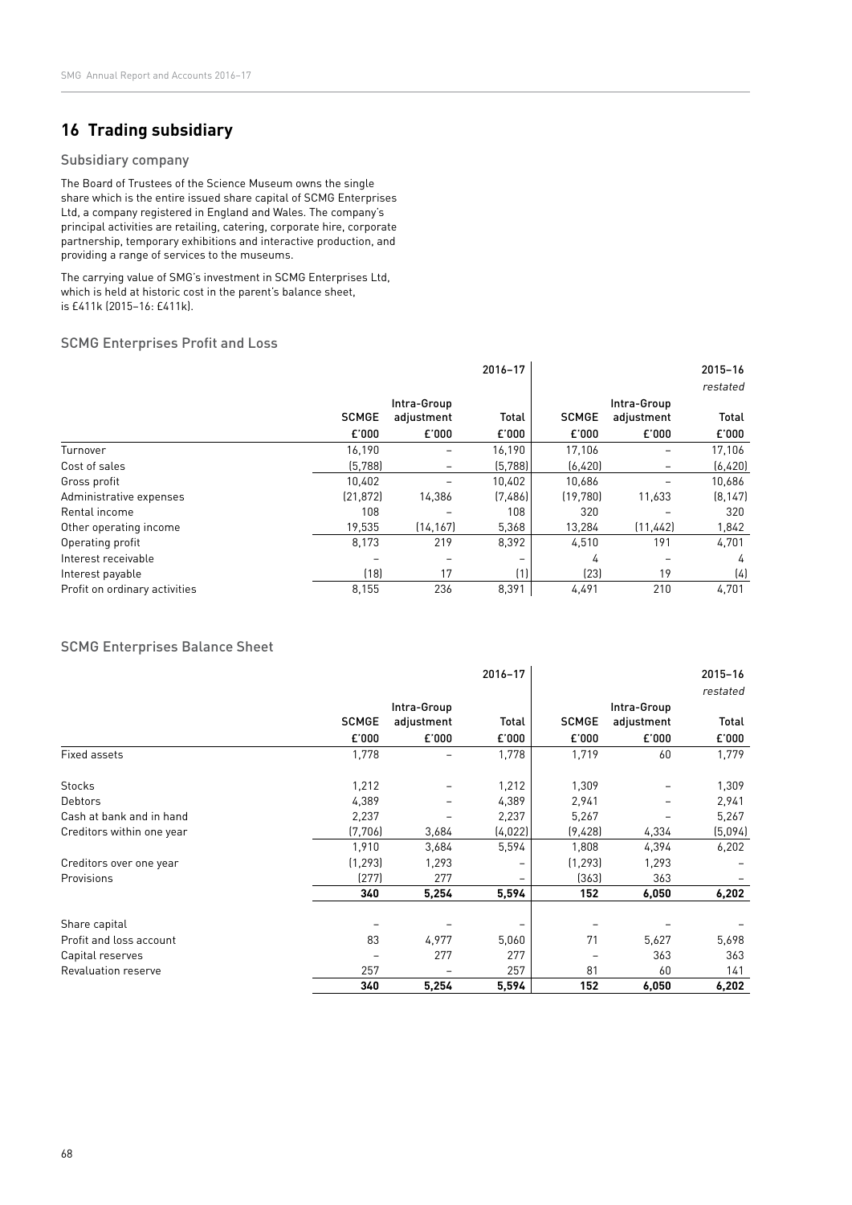## 16 Trading subsidiary

### Subsidiary company

The Board of Trustees of the Science Museum owns the single share which is the entire issued share capital of SCMG Enterprises Ltd, a company registered in England and Wales. The company's principal activities are retailing, catering, corporate hire, corporate partnership, temporary exhibitions and interactive production, and providing a range of services to the museums.

The carrying value of SMG's investment in SCMG Enterprises Ltd, which is held at historic cost in the parent's balance sheet, is £411k (2015–16: £411k).

### SCMG Enterprises Profit and Loss

| | | | 2016–17 | | | 2015–16 *restated* |
|---|---|---|---|---|---|---|
| | SCMGE | Intra-Group adjustment | Total | SCMGE | Intra-Group adjustment | Total |
| | £'000 | £'000 | £'000 | £'000 | £'000 | £'000 |
| Turnover | 16,190 | – | 16,190 | 17,106 | – | 17,106 |
| Cost of sales | (5,788) | – | (5,788) | (6,420) | – | (6,420) |
| Gross profit | 10,402 | – | 10,402 | 10,686 | – | 10,686 |
| Administrative expenses | (21,872) | 14,386 | (7,486) | (19,780) | 11,633 | (8,147) |
| Rental income | 108 | – | 108 | 320 | – | 320 |
| Other operating income | 19,535 | (14,167) | 5,368 | 13,284 | (11,442) | 1,842 |
| Operating profit | 8,173 | 219 | 8,392 | 4,510 | 191 | 4,701 |
| Interest receivable | – | – | – | 4 | – | 4 |
| Interest payable | (18) | 17 | (1) | (23) | 19 | (4) |
| Profit on ordinary activities | 8,155 | 236 | 8,391 | 4,491 | 210 | 4,701 |

### SCMG Enterprises Balance Sheet

| | | | 2016–17 | | | 2015–16 *restated* |
|---|---|---|---|---|---|---|
| | SCMGE | Intra-Group adjustment | Total | SCMGE | Intra-Group adjustment | Total |
| | £'000 | £'000 | £'000 | £'000 | £'000 | £'000 |
| Fixed assets | 1,778 | – | 1,778 | 1,719 | 60 | 1,779 |
| Stocks | 1,212 | – | 1,212 | 1,309 | – | 1,309 |
| Debtors | 4,389 | – | 4,389 | 2,941 | – | 2,941 |
| Cash at bank and in hand | 2,237 | – | 2,237 | 5,267 | – | 5,267 |
| Creditors within one year | (7,706) | 3,684 | (4,022) | (9,428) | 4,334 | (5,094) |
| | 1,910 | 3,684 | 5,594 | 1,808 | 4,394 | 6,202 |
| Creditors over one year | (1,293) | 1,293 | – | (1,293) | 1,293 | – |
| Provisions | (277) | 277 | – | (363) | 363 | – |
| | **340** | **5,254** | **5,594** | **152** | **6,050** | **6,202** |
| Share capital | – | – | – | – | – | – |
| Profit and loss account | 83 | 4,977 | 5,060 | 71 | 5,627 | 5,698 |
| Capital reserves | – | 277 | 277 | – | 363 | 363 |
| Revaluation reserve | 257 | – | 257 | 81 | 60 | 141 |
| | **340** | **5,254** | **5,594** | **152** | **6,050** | **6,202** |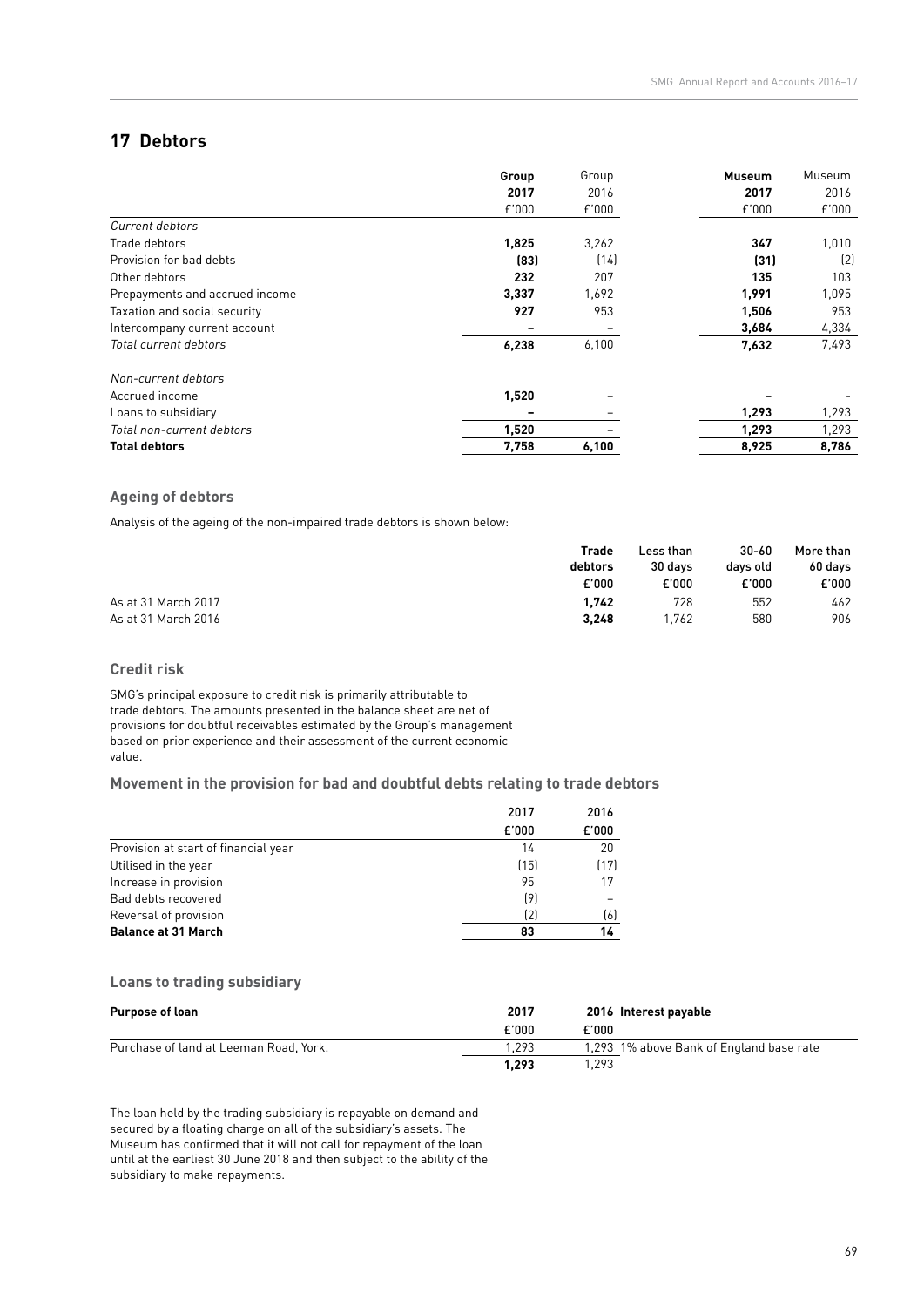## 17 Debtors

| | Group 2017 £'000 | Group 2016 £'000 | Museum 2017 £'000 | Museum 2016 £'000 |
|---|---|---|---|---|
| *Current debtors* | | | | |
| Trade debtors | **1,825** | 3,262 | **347** | 1,010 |
| Provision for bad debts | **(83)** | (14) | **(31)** | (2) |
| Other debtors | **232** | 207 | **135** | 103 |
| Prepayments and accrued income | **3,337** | 1,692 | **1,991** | 1,095 |
| Taxation and social security | **927** | 953 | **1,506** | 953 |
| Intercompany current account | **–** | – | **3,684** | 4,334 |
| *Total current debtors* | **6,238** | 6,100 | **7,632** | 7,493 |
| *Non-current debtors* | | | | |
| Accrued income | **1,520** | – | **–** | - |
| Loans to subsidiary | **–** | – | **1,293** | 1,293 |
| *Total non-current debtors* | **1,520** | – | **1,293** | 1,293 |
| **Total debtors** | **7,758** | **6,100** | **8,925** | **8,786** |

### Ageing of debtors

Analysis of the ageing of the non-impaired trade debtors is shown below:

| | Trade debtors £'000 | Less than 30 days £'000 | 30-60 days old £'000 | More than 60 days £'000 |
|---|---|---|---|---|
| As at 31 March 2017 | **1,742** | 728 | 552 | 462 |
| As at 31 March 2016 | **3,248** | 1,762 | 580 | 906 |

### Credit risk

SMG's principal exposure to credit risk is primarily attributable to trade debtors. The amounts presented in the balance sheet are net of provisions for doubtful receivables estimated by the Group's management based on prior experience and their assessment of the current economic value.

### Movement in the provision for bad and doubtful debts relating to trade debtors

| | 2017 £'000 | 2016 £'000 |
|---|---|---|
| Provision at start of financial year | 14 | 20 |
| Utilised in the year | (15) | (17) |
| Increase in provision | 95 | 17 |
| Bad debts recovered | (9) | – |
| Reversal of provision | (2) | (6) |
| **Balance at 31 March** | **83** | **14** |

### Loans to trading subsidiary

| **Purpose of loan** | **2017 £'000** | **2016 £'000** | **Interest payable** |
|---|---|---|---|
| Purchase of land at Leeman Road, York. | 1,293 | 1,293 | 1% above Bank of England base rate |
| | **1,293** | 1,293 | |

The loan held by the trading subsidiary is repayable on demand and secured by a floating charge on all of the subsidiary's assets. The Museum has confirmed that it will not call for repayment of the loan until at the earliest 30 June 2018 and then subject to the ability of the subsidiary to make repayments.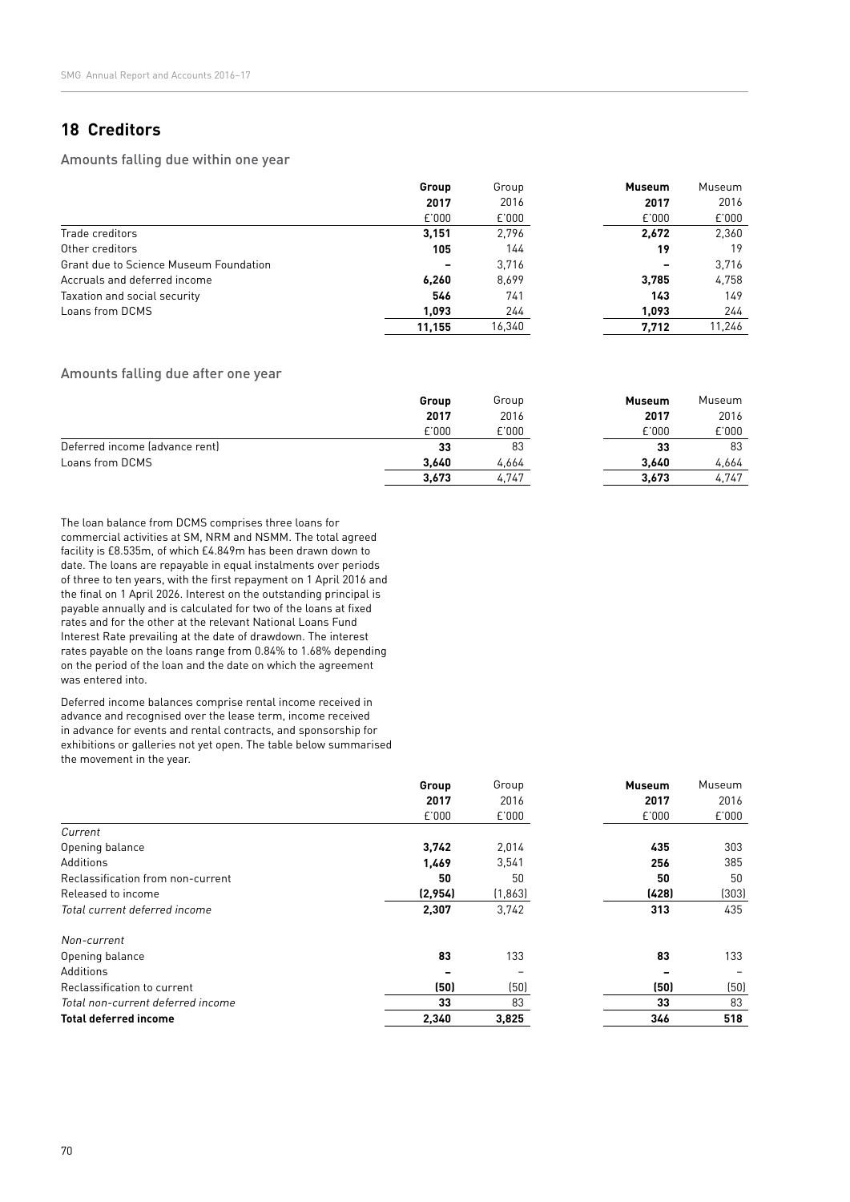## 18 Creditors

### Amounts falling due within one year

| | **Group 2017 £'000** | Group 2016 £'000 | **Museum 2017 £'000** | Museum 2016 £'000 |
|---|---|---|---|---|
| Trade creditors | **3,151** | 2,796 | **2,672** | 2,360 |
| Other creditors | **105** | 144 | **19** | 19 |
| Grant due to Science Museum Foundation | **–** | 3,716 | **–** | 3,716 |
| Accruals and deferred income | **6,260** | 8,699 | **3,785** | 4,758 |
| Taxation and social security | **546** | 741 | **143** | 149 |
| Loans from DCMS | **1,093** | 244 | **1,093** | 244 |
| | **11,155** | 16,340 | **7,712** | 11,246 |

### Amounts falling due after one year

| | **Group 2017 £'000** | Group 2016 £'000 | **Museum 2017 £'000** | Museum 2016 £'000 |
|---|---|---|---|---|
| Deferred income (advance rent) | **33** | 83 | **33** | 83 |
| Loans from DCMS | **3,640** | 4,664 | **3,640** | 4,664 |
| | **3,673** | 4,747 | **3,673** | 4,747 |

The loan balance from DCMS comprises three loans for commercial activities at SM, NRM and NSMM. The total agreed facility is £8.535m, of which £4.849m has been drawn down to date. The loans are repayable in equal instalments over periods of three to ten years, with the first repayment on 1 April 2016 and the final on 1 April 2026. Interest on the outstanding principal is payable annually and is calculated for two of the loans at fixed rates and for the other at the relevant National Loans Fund Interest Rate prevailing at the date of drawdown. The interest rates payable on the loans range from 0.84% to 1.68% depending on the period of the loan and the date on which the agreement was entered into.

Deferred income balances comprise rental income received in advance and recognised over the lease term, income received in advance for events and rental contracts, and sponsorship for exhibitions or galleries not yet open. The table below summarised the movement in the year.

| | **Group 2017 £'000** | Group 2016 £'000 | **Museum 2017 £'000** | Museum 2016 £'000 |
|---|---|---|---|---|
| *Current* | | | | |
| Opening balance | **3,742** | 2,014 | **435** | 303 |
| Additions | **1,469** | 3,541 | **256** | 385 |
| Reclassification from non-current | **50** | 50 | **50** | 50 |
| Released to income | **(2,954)** | (1,863) | **(428)** | (303) |
| *Total current deferred income* | **2,307** | 3,742 | **313** | 435 |
| *Non-current* | | | | |
| Opening balance | **83** | 133 | **83** | 133 |
| Additions | **–** | – | **–** | – |
| Reclassification to current | **(50)** | (50) | **(50)** | (50) |
| *Total non-current deferred income* | **33** | 83 | **33** | 83 |
| **Total deferred income** | **2,340** | **3,825** | **346** | **518** |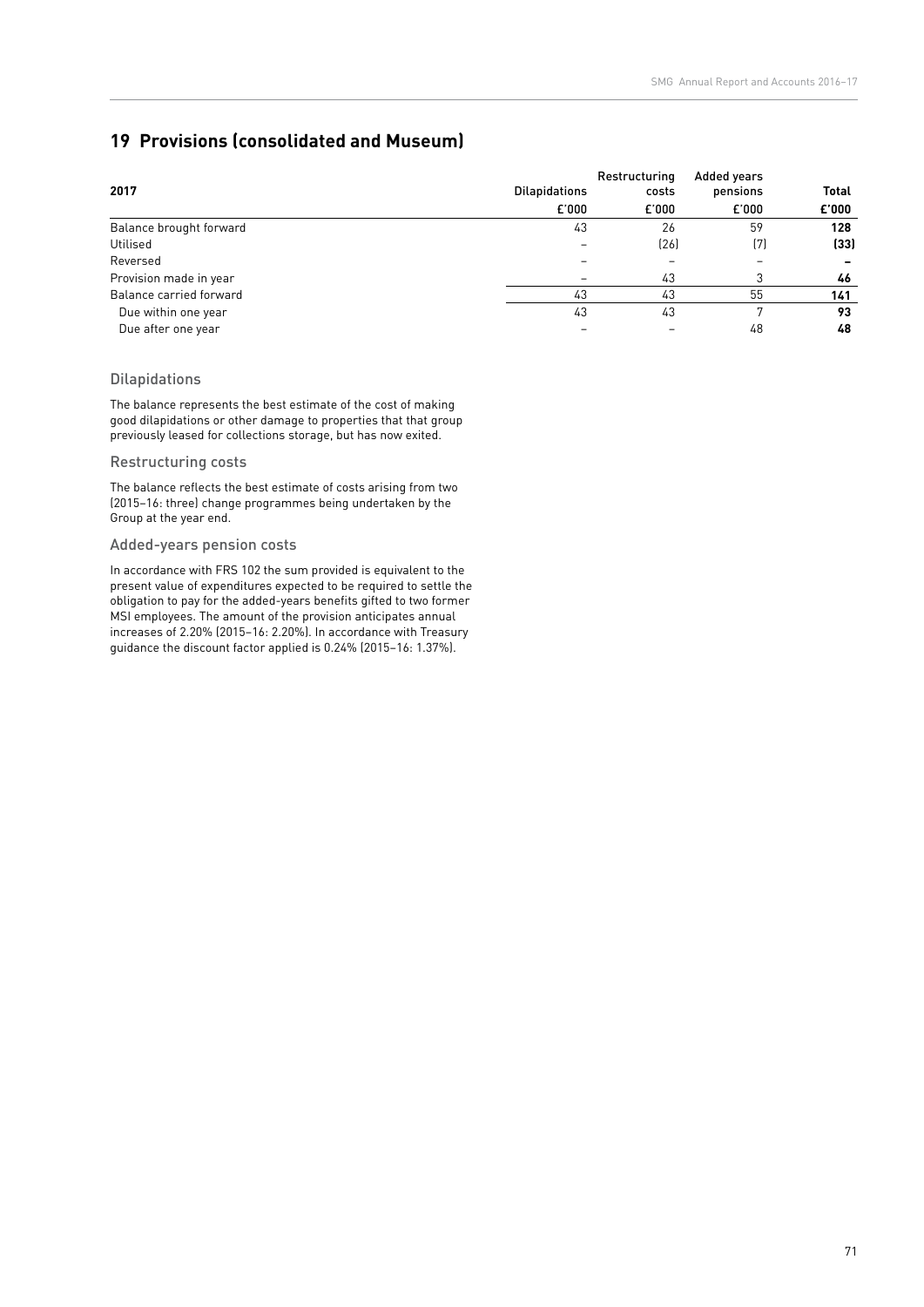## 19 Provisions (consolidated and Museum)

| 2017 | Dilapidations | Restructuring costs | Added years pensions | Total |
|---|---|---|---|---|
| | £'000 | £'000 | £'000 | £'000 |
| Balance brought forward | 43 | 26 | 59 | **128** |
| Utilised | – | (26) | (7) | **(33)** |
| Reversed | – | – | – | **–** |
| Provision made in year | – | 43 | 3 | **46** |
| Balance carried forward | 43 | 43 | 55 | **141** |
| Due within one year | 43 | 43 | 7 | **93** |
| Due after one year | – | – | 48 | **48** |

### Dilapidations

The balance represents the best estimate of the cost of making good dilapidations or other damage to properties that that group previously leased for collections storage, but has now exited.

### Restructuring costs

The balance reflects the best estimate of costs arising from two (2015–16: three) change programmes being undertaken by the Group at the year end.

### Added-years pension costs

In accordance with FRS 102 the sum provided is equivalent to the present value of expenditures expected to be required to settle the obligation to pay for the added-years benefits gifted to two former MSI employees. The amount of the provision anticipates annual increases of 2.20% (2015–16: 2.20%). In accordance with Treasury guidance the discount factor applied is 0.24% (2015–16: 1.37%).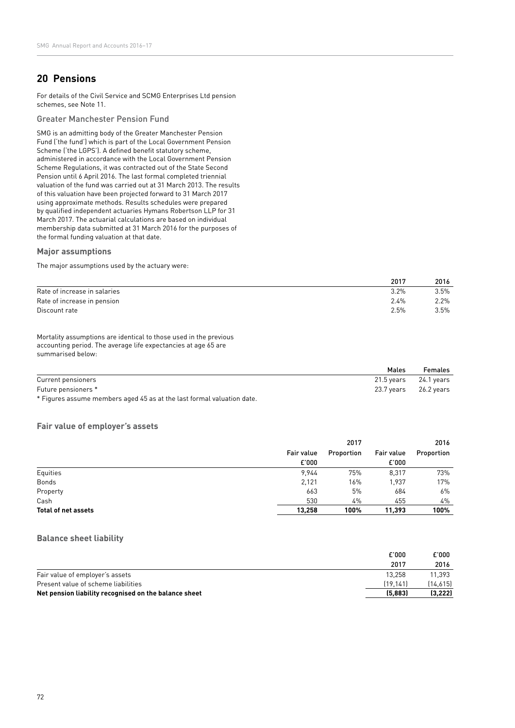## 20 Pensions

For details of the Civil Service and SCMG Enterprises Ltd pension schemes, see Note 11.

### Greater Manchester Pension Fund

SMG is an admitting body of the Greater Manchester Pension Fund ('the fund') which is part of the Local Government Pension Scheme ('the LGPS'). A defined benefit statutory scheme, administered in accordance with the Local Government Pension Scheme Regulations, it was contracted out of the State Second Pension until 6 April 2016. The last formal completed triennial valuation of the fund was carried out at 31 March 2013. The results of this valuation have been projected forward to 31 March 2017 using approximate methods. Results schedules were prepared by qualified independent actuaries Hymans Robertson LLP for 31 March 2017. The actuarial calculations are based on individual membership data submitted at 31 March 2016 for the purposes of the formal funding valuation at that date.

### Major assumptions

The major assumptions used by the actuary were:

| | 2017 | 2016 |
|---|---|---|
| Rate of increase in salaries | 3.2% | 3.5% |
| Rate of increase in pension | 2.4% | 2.2% |
| Discount rate | 2.5% | 3.5% |

Mortality assumptions are identical to those used in the previous accounting period. The average life expectancies at age 65 are summarised below:

| | Males | Females |
|---|---|---|
| Current pensioners | 21.5 years | 24.1 years |
| Future pensioners * | 23.7 years | 26.2 years |

* Figures assume members aged 45 as at the last formal valuation date.

### Fair value of employer's assets

| | 2017 | | 2016 | |
|---|---|---|---|---|
| | Fair value £'000 | Proportion | Fair value £'000 | Proportion |
| Equities | 9,944 | 75% | 8,317 | 73% |
| Bonds | 2,121 | 16% | 1,937 | 17% |
| Property | 663 | 5% | 684 | 6% |
| Cash | 530 | 4% | 455 | 4% |
| **Total of net assets** | **13,258** | **100%** | **11,393** | **100%** |

### Balance sheet liability

| | £'000 2017 | £'000 2016 |
|---|---|---|
| Fair value of employer's assets | 13,258 | 11,393 |
| Present value of scheme liabilities | (19,141) | (14,615) |
| **Net pension liability recognised on the balance sheet** | **(5,883)** | **(3,222)** |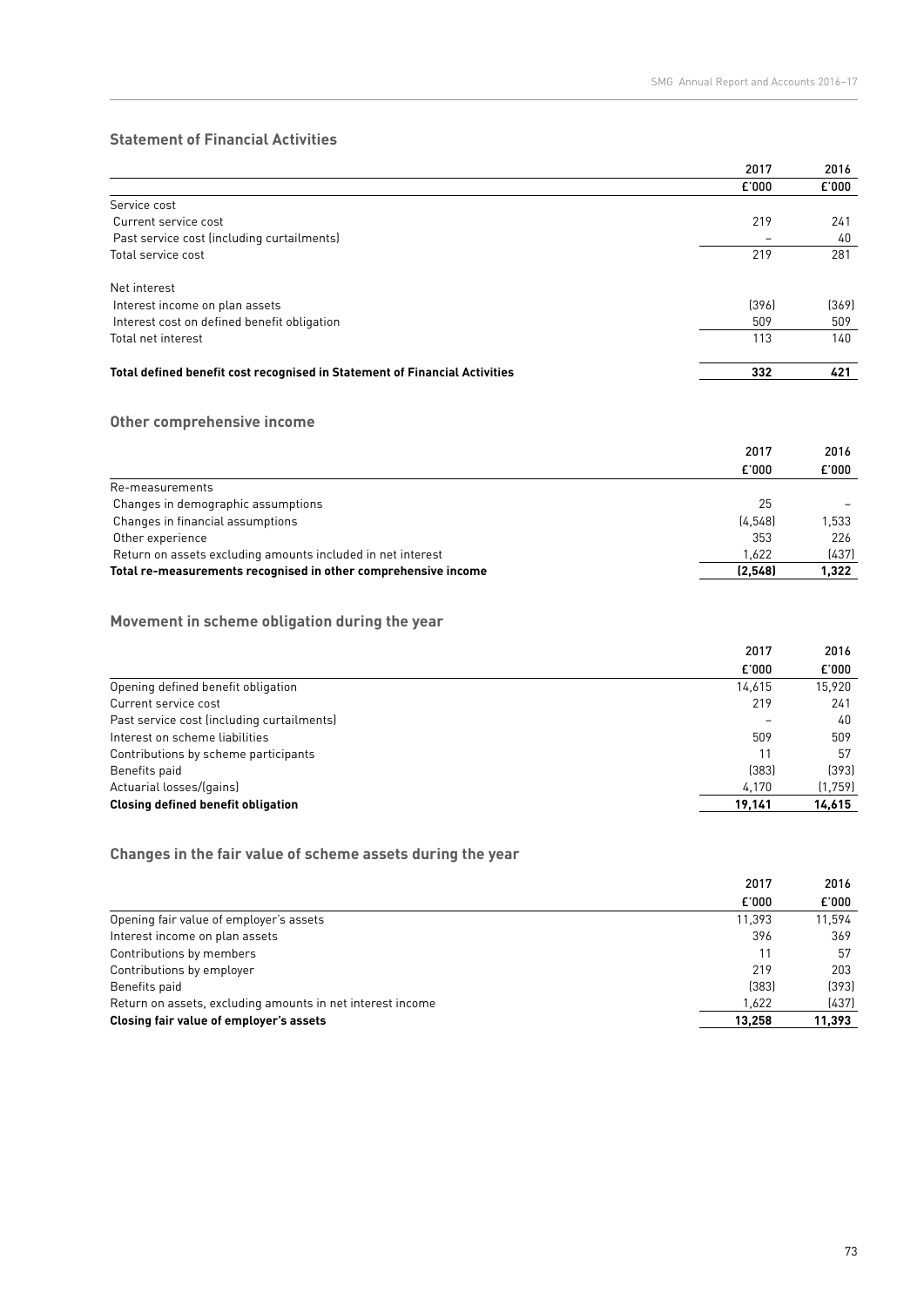## Statement of Financial Activities

| | 2017 | 2016 |
|---|---|---|
| | £'000 | £'000 |
| Service cost | | |
| Current service cost | 219 | 241 |
| Past service cost (including curtailments) | – | 40 |
| Total service cost | 219 | 281 |
| Net interest | | |
| Interest income on plan assets | (396) | (369) |
| Interest cost on defined benefit obligation | 509 | 509 |
| Total net interest | 113 | 140 |
| **Total defined benefit cost recognised in Statement of Financial Activities** | **332** | **421** |

## Other comprehensive income

| | 2017 | 2016 |
|---|---|---|
| | £'000 | £'000 |
| Re-measurements | | |
| Changes in demographic assumptions | 25 | – |
| Changes in financial assumptions | (4,548) | 1,533 |
| Other experience | 353 | 226 |
| Return on assets excluding amounts included in net interest | 1,622 | (437) |
| **Total re-measurements recognised in other comprehensive income** | **(2,548)** | **1,322** |

## Movement in scheme obligation during the year

| | 2017 | 2016 |
|---|---|---|
| | £'000 | £'000 |
| Opening defined benefit obligation | 14,615 | 15,920 |
| Current service cost | 219 | 241 |
| Past service cost (including curtailments) | – | 40 |
| Interest on scheme liabilities | 509 | 509 |
| Contributions by scheme participants | 11 | 57 |
| Benefits paid | (383) | (393) |
| Actuarial losses/(gains) | 4,170 | (1,759) |
| **Closing defined benefit obligation** | **19,141** | **14,615** |

## Changes in the fair value of scheme assets during the year

| | 2017 | 2016 |
|---|---|---|
| | £'000 | £'000 |
| Opening fair value of employer's assets | 11,393 | 11,594 |
| Interest income on plan assets | 396 | 369 |
| Contributions by members | 11 | 57 |
| Contributions by employer | 219 | 203 |
| Benefits paid | (383) | (393) |
| Return on assets, excluding amounts in net interest income | 1,622 | (437) |
| **Closing fair value of employer's assets** | **13,258** | **11,393** |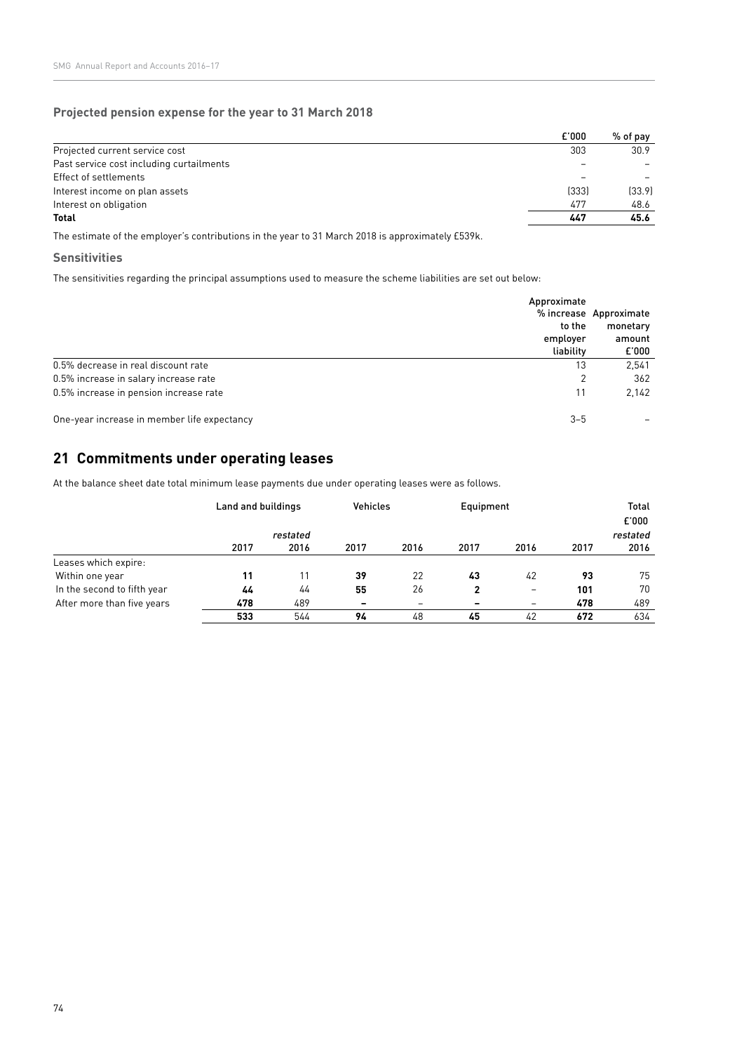### Projected pension expense for the year to 31 March 2018

| | £'000 | % of pay |
|---|---|---|
| Projected current service cost | 303 | 30.9 |
| Past service cost including curtailments | – | – |
| Effect of settlements | – | – |
| Interest income on plan assets | (333) | (33.9) |
| Interest on obligation | 477 | 48.6 |
| **Total** | **447** | **45.6** |

The estimate of the employer's contributions in the year to 31 March 2018 is approximately £539k.

### Sensitivities

The sensitivities regarding the principal assumptions used to measure the scheme liabilities are set out below:

| | Approximate % increase to the employer liability | Approximate monetary amount £'000 |
|---|---|---|
| 0.5% decrease in real discount rate | 13 | 2,541 |
| 0.5% increase in salary increase rate | 2 | 362 |
| 0.5% increase in pension increase rate | 11 | 2,142 |
| One-year increase in member life expectancy | 3–5 | – |

## 21 Commitments under operating leases

At the balance sheet date total minimum lease payments due under operating leases were as follows.

| | Land and buildings | | Vehicles | | Equipment | | Total £'000 | |
|---|---|---|---|---|---|---|---|---|
| | 2017 | *restated* 2016 | 2017 | 2016 | 2017 | 2016 | 2017 | *restated* 2016 |
| Leases which expire: | | | | | | | | |
| Within one year | **11** | 11 | **39** | 22 | **43** | 42 | **93** | 75 |
| In the second to fifth year | **44** | 44 | **55** | 26 | **2** | – | **101** | 70 |
| After more than five years | **478** | 489 | **–** | – | **–** | – | **478** | 489 |
| | **533** | 544 | **94** | 48 | **45** | 42 | **672** | 634 |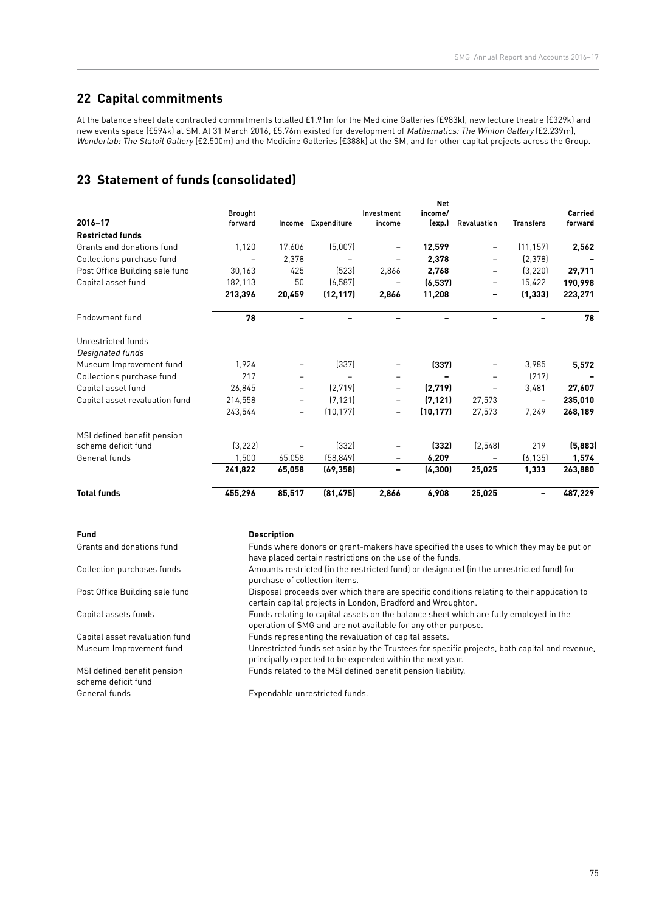## 22 Capital commitments

At the balance sheet date contracted commitments totalled £1.91m for the Medicine Galleries (£983k), new lecture theatre (£329k) and new events space (£594k) at SM. At 31 March 2016, £5.76m existed for development of *Mathematics: The Winton Gallery* (£2.239m), *Wonderlab: The Statoil Gallery* (£2.500m) and the Medicine Galleries (£388k) at the SM, and for other capital projects across the Group.

## 23 Statement of funds (consolidated)

| 2016–17 | Brought forward | Income | Expenditure | Investment income | Net income/ (exp.) | Revaluation | Transfers | Carried forward |
|---|---|---|---|---|---|---|---|---|
| **Restricted funds** | | | | | | | | |
| Grants and donations fund | 1,120 | 17,606 | (5,007) | – | **12,599** | – | (11,157) | **2,562** |
| Collections purchase fund | – | 2,378 | – | – | **2,378** | – | (2,378) | **–** |
| Post Office Building sale fund | 30,163 | 425 | (523) | 2,866 | **2,768** | – | (3,220) | **29,711** |
| Capital asset fund | 182,113 | 50 | (6,587) | – | **(6,537)** | – | 15,422 | **190,998** |
| | **213,396** | **20,459** | **(12,117)** | **2,866** | **11,208** | **–** | **(1,333)** | **223,271** |
| Endowment fund | **78** | **–** | **–** | **–** | **–** | **–** | **–** | **78** |
| Unrestricted funds | | | | | | | | |
| *Designated funds* | | | | | | | | |
| Museum Improvement fund | 1,924 | – | (337) | – | **(337)** | – | 3,985 | **5,572** |
| Collections purchase fund | 217 | – | – | – | **–** | – | (217) | **–** |
| Capital asset fund | 26,845 | – | (2,719) | – | **(2,719)** | – | 3,481 | **27,607** |
| Capital asset revaluation fund | 214,558 | – | (7,121) | – | **(7,121)** | 27,573 | – | **235,010** |
| | 243,544 | – | (10,177) | – | **(10,177)** | 27,573 | 7,249 | **268,189** |
| MSI defined benefit pension scheme deficit fund | (3,222) | – | (332) | – | **(332)** | (2,548) | 219 | **(5,883)** |
| General funds | 1,500 | 65,058 | (58,849) | – | **6,209** | – | (6,135) | **1,574** |
| | **241,822** | **65,058** | **(69,358)** | **–** | **(4,300)** | **25,025** | **1,333** | **263,880** |
| **Total funds** | **455,296** | **85,517** | **(81,475)** | **2,866** | **6,908** | **25,025** | **–** | **487,229** |

| Fund | Description |
|---|---|
| Grants and donations fund | Funds where donors or grant-makers have specified the uses to which they may be put or have placed certain restrictions on the use of the funds. |
| Collection purchases funds | Amounts restricted (in the restricted fund) or designated (in the unrestricted fund) for purchase of collection items. |
| Post Office Building sale fund | Disposal proceeds over which there are specific conditions relating to their application to certain capital projects in London, Bradford and Wroughton. |
| Capital assets funds | Funds relating to capital assets on the balance sheet which are fully employed in the operation of SMG and are not available for any other purpose. |
| Capital asset revaluation fund | Funds representing the revaluation of capital assets. |
| Museum Improvement fund | Unrestricted funds set aside by the Trustees for specific projects, both capital and revenue, principally expected to be expended within the next year. |
| MSI defined benefit pension scheme deficit fund | Funds related to the MSI defined benefit pension liability. |
| General funds | Expendable unrestricted funds. |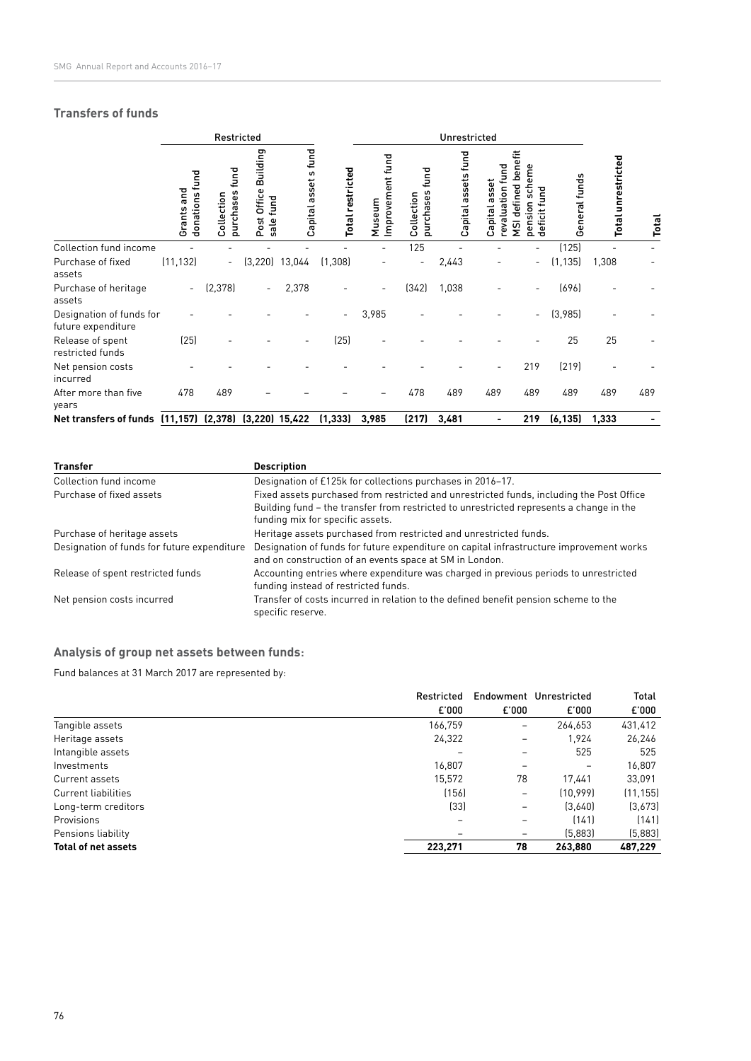## Transfers of funds

| | Restricted | | | | | Unrestricted | | | | | | | |
|---|---|---|---|---|---|---|---|---|---|---|---|---|---|
| | Grants and donations fund | Collection purchases fund | Post Office Building sale fund | Capital asset s fund | Total restricted | Museum Improvement fund | Collection purchases fund | Capital assets fund | Capital asset revaluation fund | MSI defined benefit pension scheme deficit fund | General funds | Total unrestricted | Total |
| Collection fund income | - | - | - | - | - | - | 125 | - | - | - | (125) | - | - |
| Purchase of fixed assets | (11,132) | - | (3,220) | 13,044 | (1,308) | - | - | 2,443 | - | - | (1,135) | 1,308 | - |
| Purchase of heritage assets | - | (2,378) | - | 2,378 | - | - | (342) | 1,038 | - | - | (696) | - | - |
| Designation of funds for future expenditure | - | - | - | - | - | 3,985 | - | - | - | - | (3,985) | - | - |
| Release of spent restricted funds | (25) | - | - | - | (25) | - | - | - | - | - | 25 | 25 | - |
| Net pension costs incurred | - | - | - | - | - | - | - | - | - | 219 | (219) | - | - |
| After more than five years | 478 | 489 | – | – | – | – | 478 | 489 | 489 | 489 | 489 | 489 | 489 |
| **Net transfers of funds** | **(11,157)** | **(2,378)** | **(3,220)** | **15,422** | **(1,333)** | **3,985** | **(217)** | **3,481** | **-** | **219** | **(6,135)** | **1,333** | **-** |

| Transfer | Description |
|---|---|
| Collection fund income | Designation of £125k for collections purchases in 2016–17. |
| Purchase of fixed assets | Fixed assets purchased from restricted and unrestricted funds, including the Post Office Building fund – the transfer from restricted to unrestricted represents a change in the funding mix for specific assets. |
| Purchase of heritage assets | Heritage assets purchased from restricted and unrestricted funds. |
| Designation of funds for future expenditure | Designation of funds for future expenditure on capital infrastructure improvement works and on construction of an events space at SM in London. |
| Release of spent restricted funds | Accounting entries where expenditure was charged in previous periods to unrestricted funding instead of restricted funds. |
| Net pension costs incurred | Transfer of costs incurred in relation to the defined benefit pension scheme to the specific reserve. |

## Analysis of group net assets between funds:

Fund balances at 31 March 2017 are represented by:

| | Restricted £'000 | Endowment £'000 | Unrestricted £'000 | Total £'000 |
|---|---|---|---|---|
| Tangible assets | 166,759 | – | 264,653 | 431,412 |
| Heritage assets | 24,322 | – | 1,924 | 26,246 |
| Intangible assets | – | – | 525 | 525 |
| Investments | 16,807 | – | – | 16,807 |
| Current assets | 15,572 | 78 | 17,441 | 33,091 |
| Current liabilities | (156) | – | (10,999) | (11,155) |
| Long-term creditors | (33) | – | (3,640) | (3,673) |
| Provisions | – | – | (141) | (141) |
| Pensions liability | – | – | (5,883) | (5,883) |
| **Total of net assets** | **223,271** | **78** | **263,880** | **487,229** |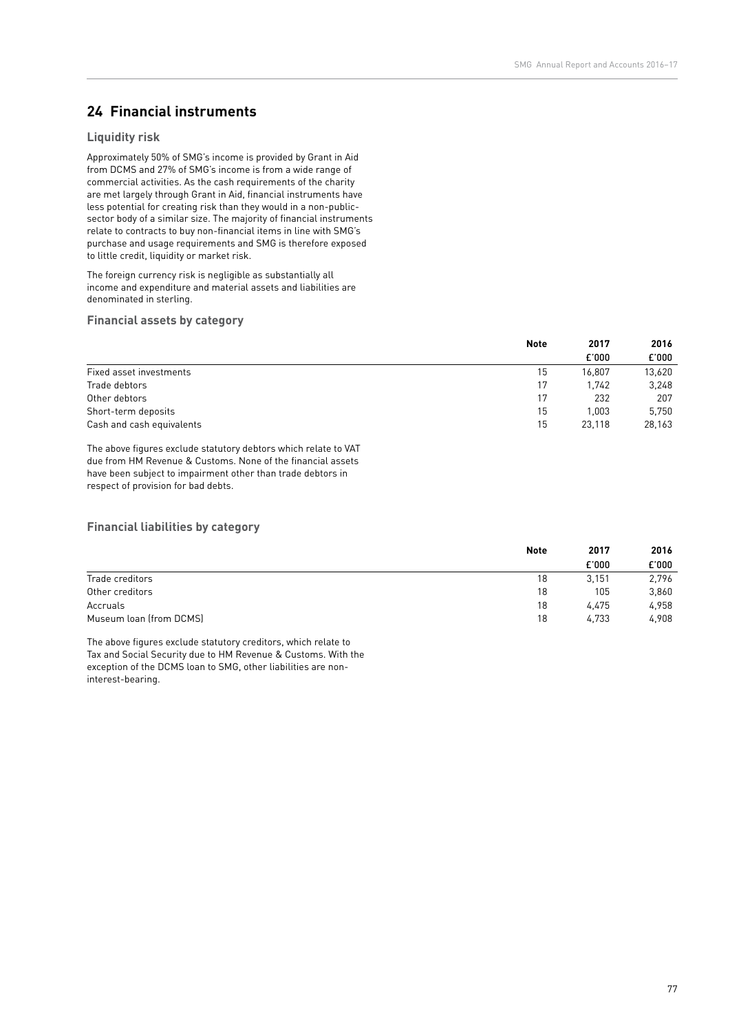## 24 Financial instruments

### Liquidity risk

Approximately 50% of SMG's income is provided by Grant in Aid from DCMS and 27% of SMG's income is from a wide range of commercial activities. As the cash requirements of the charity are met largely through Grant in Aid, financial instruments have less potential for creating risk than they would in a non-public-sector body of a similar size. The majority of financial instruments relate to contracts to buy non-financial items in line with SMG's purchase and usage requirements and SMG is therefore exposed to little credit, liquidity or market risk.

The foreign currency risk is negligible as substantially all income and expenditure and material assets and liabilities are denominated in sterling.

### Financial assets by category

| | Note | 2017 £'000 | 2016 £'000 |
|---|---|---|---|
| Fixed asset investments | 15 | 16,807 | 13,620 |
| Trade debtors | 17 | 1,742 | 3,248 |
| Other debtors | 17 | 232 | 207 |
| Short-term deposits | 15 | 1,003 | 5,750 |
| Cash and cash equivalents | 15 | 23,118 | 28,163 |

The above figures exclude statutory debtors which relate to VAT due from HM Revenue & Customs. None of the financial assets have been subject to impairment other than trade debtors in respect of provision for bad debts.

### Financial liabilities by category

| | Note | 2017 £'000 | 2016 £'000 |
|---|---|---|---|
| Trade creditors | 18 | 3,151 | 2,796 |
| Other creditors | 18 | 105 | 3,860 |
| Accruals | 18 | 4,475 | 4,958 |
| Museum loan (from DCMS) | 18 | 4,733 | 4,908 |

The above figures exclude statutory creditors, which relate to Tax and Social Security due to HM Revenue & Customs. With the exception of the DCMS loan to SMG, other liabilities are non-interest-bearing.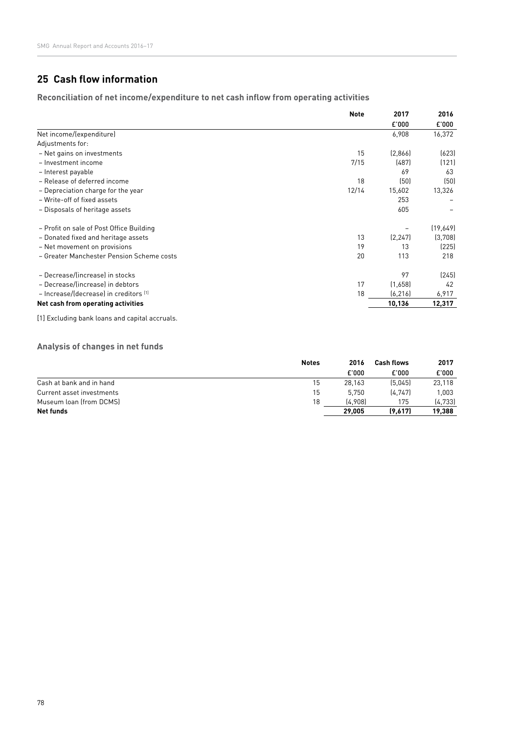## 25 Cash flow information

### Reconciliation of net income/expenditure to net cash inflow from operating activities

| | Note | 2017 | 2016 |
|---|---|---|---|
| | | £'000 | £'000 |
| Net income/(expenditure) | | 6,908 | 16,372 |
| Adjustments for: | | | |
| – Net gains on investments | 15 | (2,866) | (623) |
| – Investment income | 7/15 | (487) | (121) |
| – Interest payable | | 69 | 63 |
| – Release of deferred income | 18 | (50) | (50) |
| – Depreciation charge for the year | 12/14 | 15,602 | 13,326 |
| – Write-off of fixed assets | | 253 | – |
| – Disposals of heritage assets | | 605 | – |
| – Profit on sale of Post Office Building | | – | (19,649) |
| – Donated fixed and heritage assets | 13 | (2,247) | (3,708) |
| – Net movement on provisions | 19 | 13 | (225) |
| – Greater Manchester Pension Scheme costs | 20 | 113 | 218 |
| – Decrease/(increase) in stocks | | 97 | (245) |
| – Decrease/(increase) in debtors | 17 | (1,658) | 42 |
| – Increase/(decrease) in creditors [1] | 18 | (6,216) | 6,917 |
| **Net cash from operating activities** | | **10,136** | **12,317** |

[1] Excluding bank loans and capital accruals.

### Analysis of changes in net funds

| | Notes | 2016 | Cash flows | 2017 |
|---|---|---|---|---|
| | | £'000 | £'000 | £'000 |
| Cash at bank and in hand | 15 | 28,163 | (5,045) | 23,118 |
| Current asset investments | 15 | 5,750 | (4,747) | 1,003 |
| Museum loan (from DCMS) | 18 | (4,908) | 175 | (4,733) |
| **Net funds** | | **29,005** | **(9,617)** | **19,388** |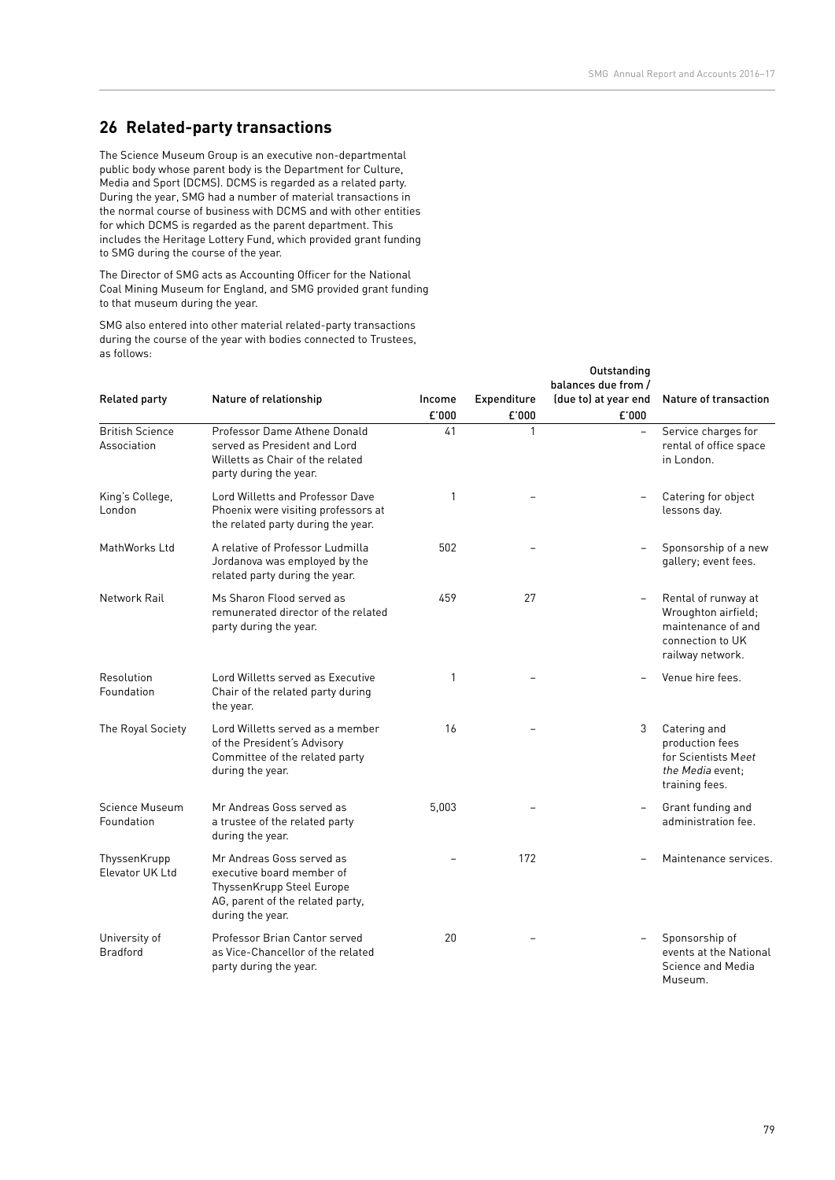## 26 Related-party transactions

The Science Museum Group is an executive non-departmental public body whose parent body is the Department for Culture, Media and Sport (DCMS). DCMS is regarded as a related party. During the year, SMG had a number of material transactions in the normal course of business with DCMS and with other entities for which DCMS is regarded as the parent department. This includes the Heritage Lottery Fund, which provided grant funding to SMG during the course of the year.

The Director of SMG acts as Accounting Officer for the National Coal Mining Museum for England, and SMG provided grant funding to that museum during the year.

SMG also entered into other material related-party transactions during the course of the year with bodies connected to Trustees, as follows:

| Related party | Nature of relationship | Income £'000 | Expenditure £'000 | Outstanding balances due from / (due to) at year end £'000 | Nature of transaction |
|---|---|---|---|---|---|
| British Science Association | Professor Dame Athene Donald served as President and Lord Willetts as Chair of the related party during the year. | 41 | 1 | – | Service charges for rental of office space in London. |
| King's College, London | Lord Willetts and Professor Dave Phoenix were visiting professors at the related party during the year. | 1 | – | – | Catering for object lessons day. |
| MathWorks Ltd | A relative of Professor Ludmilla Jordanova was employed by the related party during the year. | 502 | – | – | Sponsorship of a new gallery; event fees. |
| Network Rail | Ms Sharon Flood served as remunerated director of the related party during the year. | 459 | 27 | – | Rental of runway at Wroughton airfield; maintenance of and connection to UK railway network. |
| Resolution Foundation | Lord Willetts served as Executive Chair of the related party during the year. | 1 | – | – | Venue hire fees. |
| The Royal Society | Lord Willetts served as a member of the President's Advisory Committee of the related party during the year. | 16 | – | 3 | Catering and production fees for Scientists *Meet the Media* event; training fees. |
| Science Museum Foundation | Mr Andreas Goss served as a trustee of the related party during the year. | 5,003 | – | – | Grant funding and administration fee. |
| ThyssenKrupp Elevator UK Ltd | Mr Andreas Goss served as executive board member of ThyssenKrupp Steel Europe AG, parent of the related party, during the year. | – | 172 | – | Maintenance services. |
| University of Bradford | Professor Brian Cantor served as Vice-Chancellor of the related party during the year. | 20 | – | – | Sponsorship of events at the National Science and Media Museum. |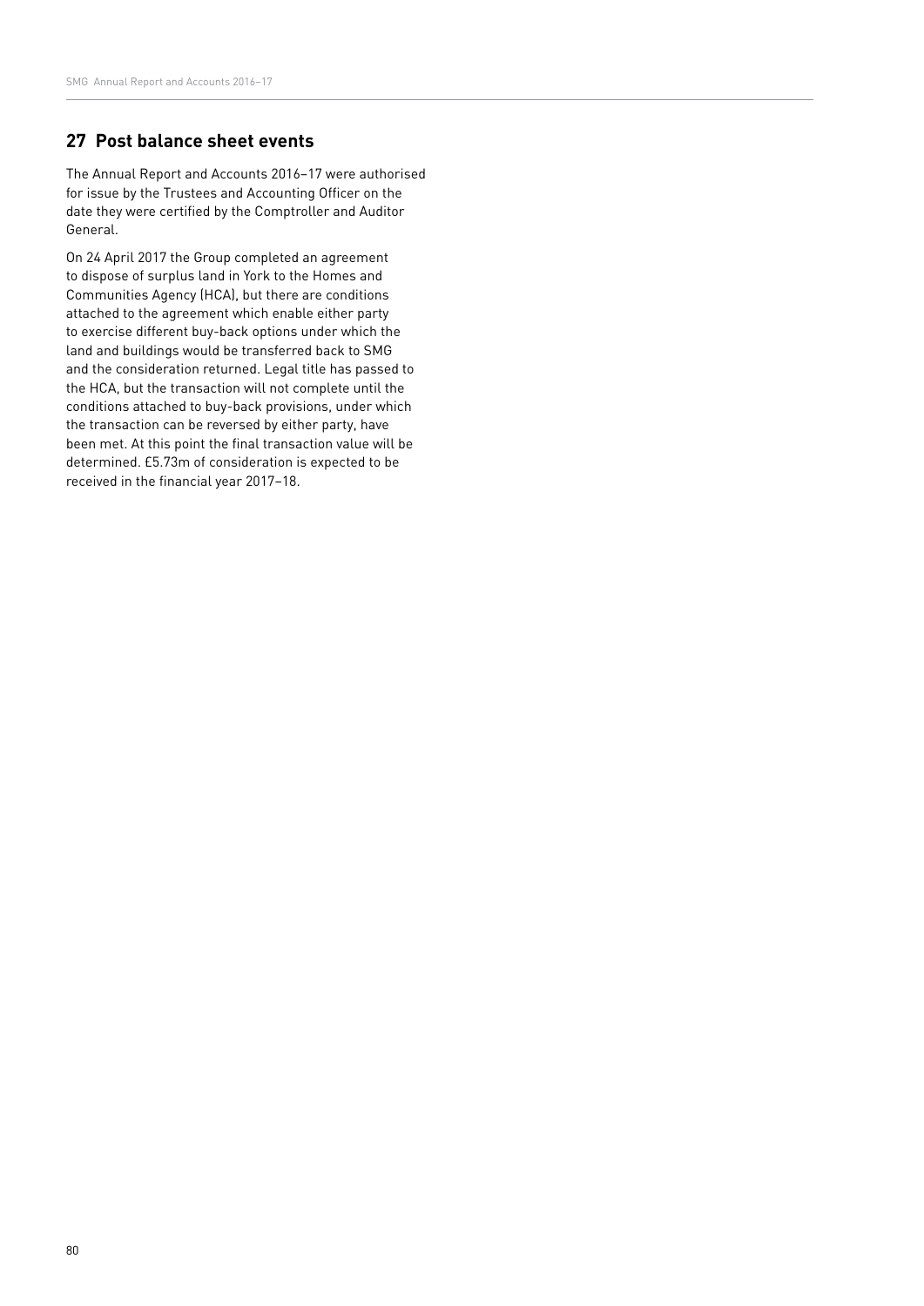## 27 Post balance sheet events

The Annual Report and Accounts 2016–17 were authorised for issue by the Trustees and Accounting Officer on the date they were certified by the Comptroller and Auditor General.

On 24 April 2017 the Group completed an agreement to dispose of surplus land in York to the Homes and Communities Agency (HCA), but there are conditions attached to the agreement which enable either party to exercise different buy-back options under which the land and buildings would be transferred back to SMG and the consideration returned. Legal title has passed to the HCA, but the transaction will not complete until the conditions attached to buy-back provisions, under which the transaction can be reversed by either party, have been met. At this point the final transaction value will be determined. £5.73m of consideration is expected to be received in the financial year 2017–18.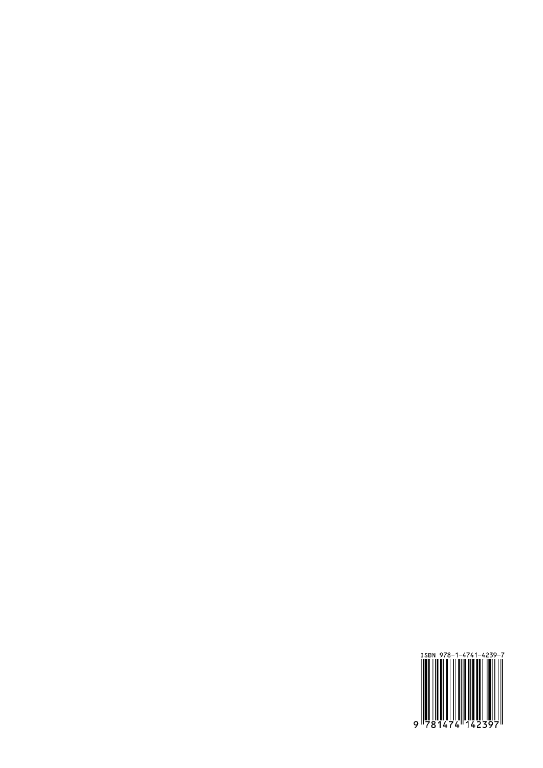ISBN 978-1-4741-4239-7

9 781474 142397